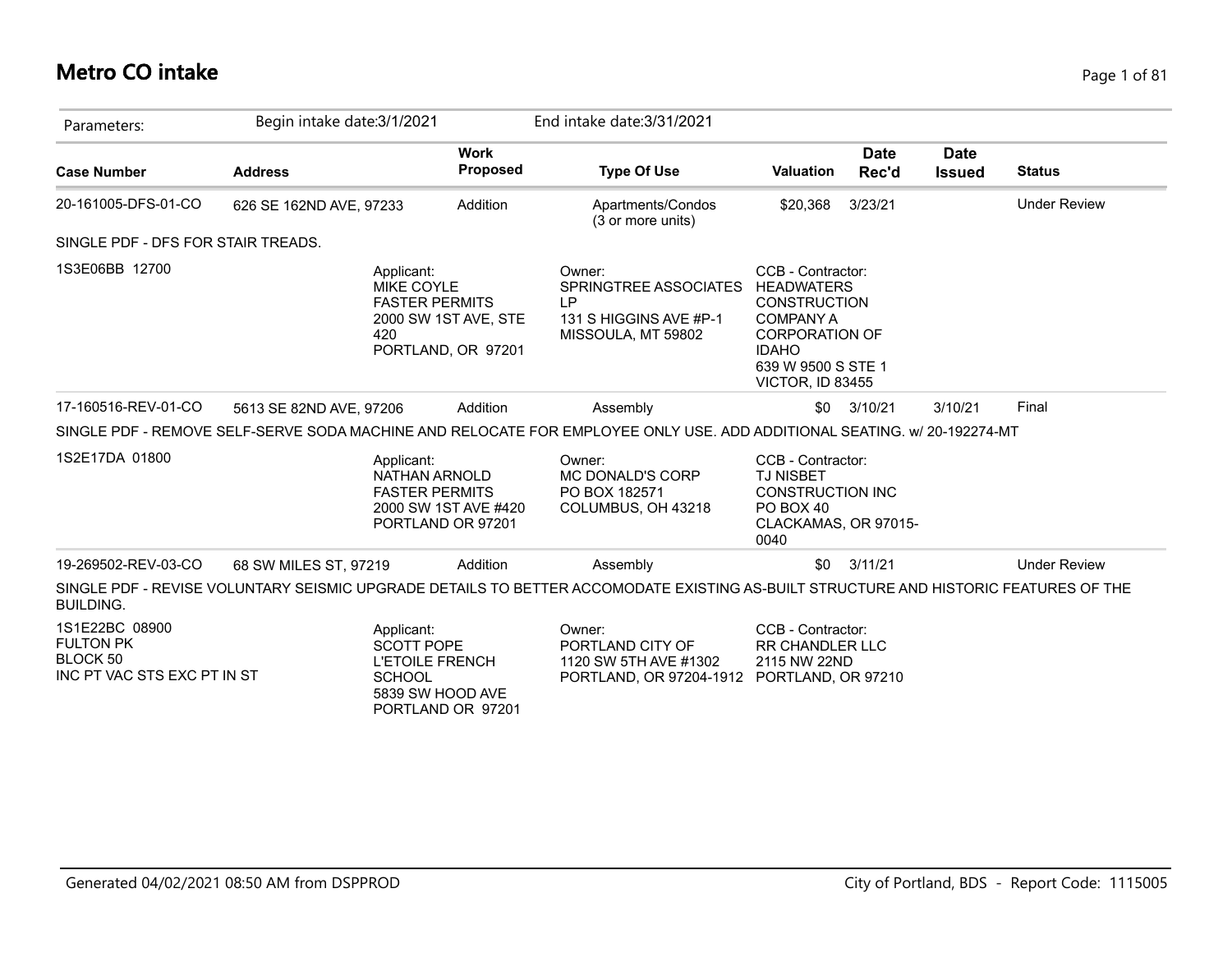# Metro CO intake

Parameters: Begin intake date:3/1/2021 End intake date:3/31/2021

| Case Number | Address | Work Proposed | Type Of Use | Valuation | Date Rec'd | Date Issued | Status |
|---|---|---|---|---|---|---|---|
| 20-161005-DFS-01-CO | 626 SE 162ND AVE, 97233 | Addition | Apartments/Condos (3 or more units) | $20,368 | 3/23/21 | | Under Review |

SINGLE PDF - DFS FOR STAIR TREADS.

1S3E06BB 12700

Applicant:
MIKE COYLE
FASTER PERMITS
2000 SW 1ST AVE, STE 420
PORTLAND, OR 97201

Owner:
SPRINGTREE ASSOCIATES LP
131 S HIGGINS AVE #P-1
MISSOULA, MT 59802

CCB - Contractor:
HEADWATERS CONSTRUCTION COMPANY A CORPORATION OF IDAHO
639 W 9500 S STE 1
VICTOR, ID 83455

| Case Number | Address | Work Proposed | Type Of Use | Valuation | Date Rec'd | Date Issued | Status |
|---|---|---|---|---|---|---|---|
| 17-160516-REV-01-CO | 5613 SE 82ND AVE, 97206 | Addition | Assembly | $0 | 3/10/21 | 3/10/21 | Final |

SINGLE PDF - REMOVE SELF-SERVE SODA MACHINE AND RELOCATE FOR EMPLOYEE ONLY USE. ADD ADDITIONAL SEATING. w/ 20-192274-MT

1S2E17DA 01800

Applicant:
NATHAN ARNOLD
FASTER PERMITS
2000 SW 1ST AVE #420
PORTLAND OR 97201

Owner:
MC DONALD'S CORP
PO BOX 182571
COLUMBUS, OH 43218

CCB - Contractor:
TJ NISBET CONSTRUCTION INC
PO BOX 40
CLACKAMAS, OR 97015-0040

| Case Number | Address | Work Proposed | Type Of Use | Valuation | Date Rec'd | Date Issued | Status |
|---|---|---|---|---|---|---|---|
| 19-269502-REV-03-CO | 68 SW MILES ST, 97219 | Addition | Assembly | $0 | 3/11/21 | | Under Review |

SINGLE PDF - REVISE VOLUNTARY SEISMIC UPGRADE DETAILS TO BETTER ACCOMODATE EXISTING AS-BUILT STRUCTURE AND HISTORIC FEATURES OF THE BUILDING.

1S1E22BC 08900
FULTON PK
BLOCK 50
INC PT VAC STS EXC PT IN ST

Applicant:
SCOTT POPE
L'ETOILE FRENCH SCHOOL
5839 SW HOOD AVE
PORTLAND OR 97201

Owner:
PORTLAND CITY OF
1120 SW 5TH AVE #1302
PORTLAND, OR 97204-1912

CCB - Contractor:
RR CHANDLER LLC
2115 NW 22ND
PORTLAND, OR 97210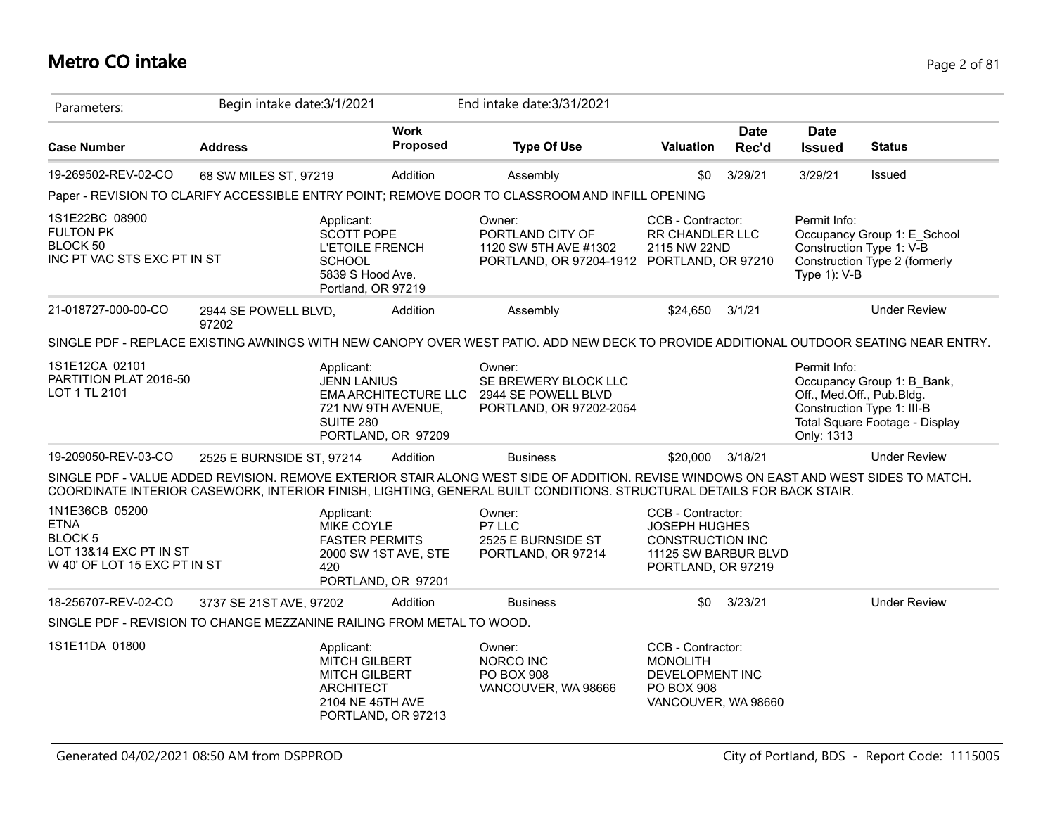# Metro CO intake

Parameters: Begin intake date:3/1/2021 End intake date:3/31/2021

| Case Number | Address | Work Proposed | Type Of Use | Valuation | Date Rec'd | Date Issued | Status |
|---|---|---|---|---|---|---|---|
| 19-269502-REV-02-CO | 68 SW MILES ST, 97219 | Addition | Assembly | $0 | 3/29/21 | 3/29/21 | Issued |

Paper - REVISION TO CLARIFY ACCESSIBLE ENTRY POINT; REMOVE DOOR TO CLASSROOM AND INFILL OPENING

1S1E22BC 08900
FULTON PK
BLOCK 50
INC PT VAC STS EXC PT IN ST

Applicant:
SCOTT POPE
L'ETOILE FRENCH SCHOOL
5839 S Hood Ave.
Portland, OR 97219

Owner:
PORTLAND CITY OF
1120 SW 5TH AVE #1302
PORTLAND, OR 97204-1912

CCB - Contractor:
RR CHANDLER LLC
2115 NW 22ND
PORTLAND, OR 97210

Permit Info:
Occupancy Group 1: E_School
Construction Type 1: V-B
Construction Type 2 (formerly Type 1): V-B

| Case Number | Address | Work Proposed | Type Of Use | Valuation | Date Rec'd | Date Issued | Status |
|---|---|---|---|---|---|---|---|
| 21-018727-000-00-CO | 2944 SE POWELL BLVD, 97202 | Addition | Assembly | $24,650 | 3/1/21 | | Under Review |

SINGLE PDF - REPLACE EXISTING AWNINGS WITH NEW CANOPY OVER WEST PATIO. ADD NEW DECK TO PROVIDE ADDITIONAL OUTDOOR SEATING NEAR ENTRY.

1S1E12CA 02101
PARTITION PLAT 2016-50
LOT 1 TL 2101

Applicant:
JENN LANIUS
EMA ARCHITECTURE LLC
721 NW 9TH AVENUE, SUITE 280
PORTLAND, OR 97209

Owner:
SE BREWERY BLOCK LLC
2944 SE POWELL BLVD
PORTLAND, OR 97202-2054

Permit Info:
Occupancy Group 1: B_Bank, Off., Med.Off., Pub.Bldg.
Construction Type 1: III-B
Total Square Footage - Display Only: 1313

| Case Number | Address | Work Proposed | Type Of Use | Valuation | Date Rec'd | Date Issued | Status |
|---|---|---|---|---|---|---|---|
| 19-209050-REV-03-CO | 2525 E BURNSIDE ST, 97214 | Addition | Business | $20,000 | 3/18/21 | | Under Review |

SINGLE PDF - VALUE ADDED REVISION. REMOVE EXTERIOR STAIR ALONG WEST SIDE OF ADDITION. REVISE WINDOWS ON EAST AND WEST SIDES TO MATCH. COORDINATE INTERIOR CASEWORK, INTERIOR FINISH, LIGHTING, GENERAL BUILT CONDITIONS. STRUCTURAL DETAILS FOR BACK STAIR.

1N1E36CB 05200
ETNA
BLOCK 5
LOT 13&14 EXC PT IN ST
W 40' OF LOT 15 EXC PT IN ST

Applicant:
MIKE COYLE
FASTER PERMITS
2000 SW 1ST AVE, STE 420
PORTLAND, OR 97201

Owner:
P7 LLC
2525 E BURNSIDE ST
PORTLAND, OR 97214

CCB - Contractor:
JOSEPH HUGHES CONSTRUCTION INC
11125 SW BARBUR BLVD
PORTLAND, OR 97219

| Case Number | Address | Work Proposed | Type Of Use | Valuation | Date Rec'd | Date Issued | Status |
|---|---|---|---|---|---|---|---|
| 18-256707-REV-02-CO | 3737 SE 21ST AVE, 97202 | Addition | Business | $0 | 3/23/21 | | Under Review |

SINGLE PDF - REVISION TO CHANGE MEZZANINE RAILING FROM METAL TO WOOD.

1S1E11DA 01800

Applicant:
MITCH GILBERT
MITCH GILBERT ARCHITECT
2104 NE 45TH AVE
PORTLAND, OR 97213

Owner:
NORCO INC
PO BOX 908
VANCOUVER, WA 98666

CCB - Contractor:
MONOLITH DEVELOPMENT INC
PO BOX 908
VANCOUVER, WA 98660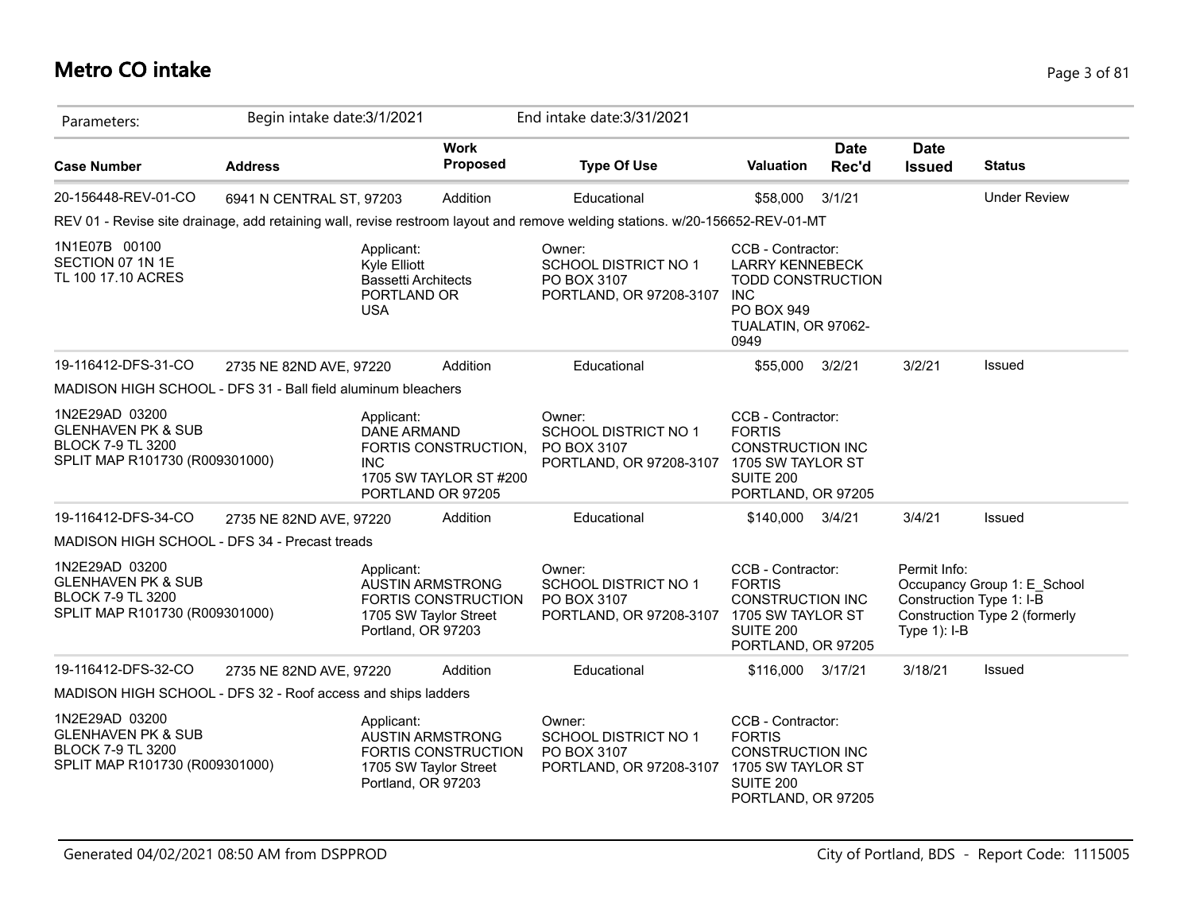# Metro CO intake

Parameters: Begin intake date:3/1/2021 End intake date:3/31/2021

| Case Number | Address | Work Proposed | Type Of Use | Valuation | Date Rec'd | Date Issued | Status |
|---|---|---|---|---|---|---|---|
| 20-156448-REV-01-CO | 6941 N CENTRAL ST, 97203 | Addition | Educational | $58,000 | 3/1/21 | | Under Review |

REV 01 - Revise site drainage, add retaining wall, revise restroom layout and remove welding stations. w/20-156652-REV-01-MT

1N1E07B 00100
SECTION 07 1N 1E
TL 100 17.10 ACRES

Applicant:
Kyle Elliott
Bassetti Architects
PORTLAND OR
USA

Owner:
SCHOOL DISTRICT NO 1
PO BOX 3107
PORTLAND, OR 97208-3107

CCB - Contractor:
LARRY KENNEBECK
TODD CONSTRUCTION INC
PO BOX 949
TUALATIN, OR 97062-0949

| Case Number | Address | Work Proposed | Type Of Use | Valuation | Date Rec'd | Date Issued | Status |
|---|---|---|---|---|---|---|---|
| 19-116412-DFS-31-CO | 2735 NE 82ND AVE, 97220 | Addition | Educational | $55,000 | 3/2/21 | 3/2/21 | Issued |

MADISON HIGH SCHOOL - DFS 31 - Ball field aluminum bleachers

1N2E29AD 03200
GLENHAVEN PK & SUB
BLOCK 7-9 TL 3200
SPLIT MAP R101730 (R009301000)

Applicant:
DANE ARMAND
FORTIS CONSTRUCTION, INC
1705 SW TAYLOR ST #200
PORTLAND OR 97205

Owner:
SCHOOL DISTRICT NO 1
PO BOX 3107
PORTLAND, OR 97208-3107

CCB - Contractor:
FORTIS CONSTRUCTION INC
1705 SW TAYLOR ST
SUITE 200
PORTLAND, OR 97205

| Case Number | Address | Work Proposed | Type Of Use | Valuation | Date Rec'd | Date Issued | Status |
|---|---|---|---|---|---|---|---|
| 19-116412-DFS-34-CO | 2735 NE 82ND AVE, 97220 | Addition | Educational | $140,000 | 3/4/21 | 3/4/21 | Issued |

MADISON HIGH SCHOOL - DFS 34 - Precast treads

1N2E29AD 03200
GLENHAVEN PK & SUB
BLOCK 7-9 TL 3200
SPLIT MAP R101730 (R009301000)

Applicant:
AUSTIN ARMSTRONG
FORTIS CONSTRUCTION
1705 SW Taylor Street
Portland, OR 97203

Owner:
SCHOOL DISTRICT NO 1
PO BOX 3107
PORTLAND, OR 97208-3107

CCB - Contractor:
FORTIS CONSTRUCTION INC
1705 SW TAYLOR ST
SUITE 200
PORTLAND, OR 97205

Permit Info:
Occupancy Group 1: E_School
Construction Type 1: I-B
Construction Type 2 (formerly Type 1): I-B

| Case Number | Address | Work Proposed | Type Of Use | Valuation | Date Rec'd | Date Issued | Status |
|---|---|---|---|---|---|---|---|
| 19-116412-DFS-32-CO | 2735 NE 82ND AVE, 97220 | Addition | Educational | $116,000 | 3/17/21 | 3/18/21 | Issued |

MADISON HIGH SCHOOL - DFS 32 - Roof access and ships ladders

1N2E29AD 03200
GLENHAVEN PK & SUB
BLOCK 7-9 TL 3200
SPLIT MAP R101730 (R009301000)

Applicant:
AUSTIN ARMSTRONG
FORTIS CONSTRUCTION
1705 SW Taylor Street
Portland, OR 97203

Owner:
SCHOOL DISTRICT NO 1
PO BOX 3107
PORTLAND, OR 97208-3107

CCB - Contractor:
FORTIS CONSTRUCTION INC
1705 SW TAYLOR ST
SUITE 200
PORTLAND, OR 97205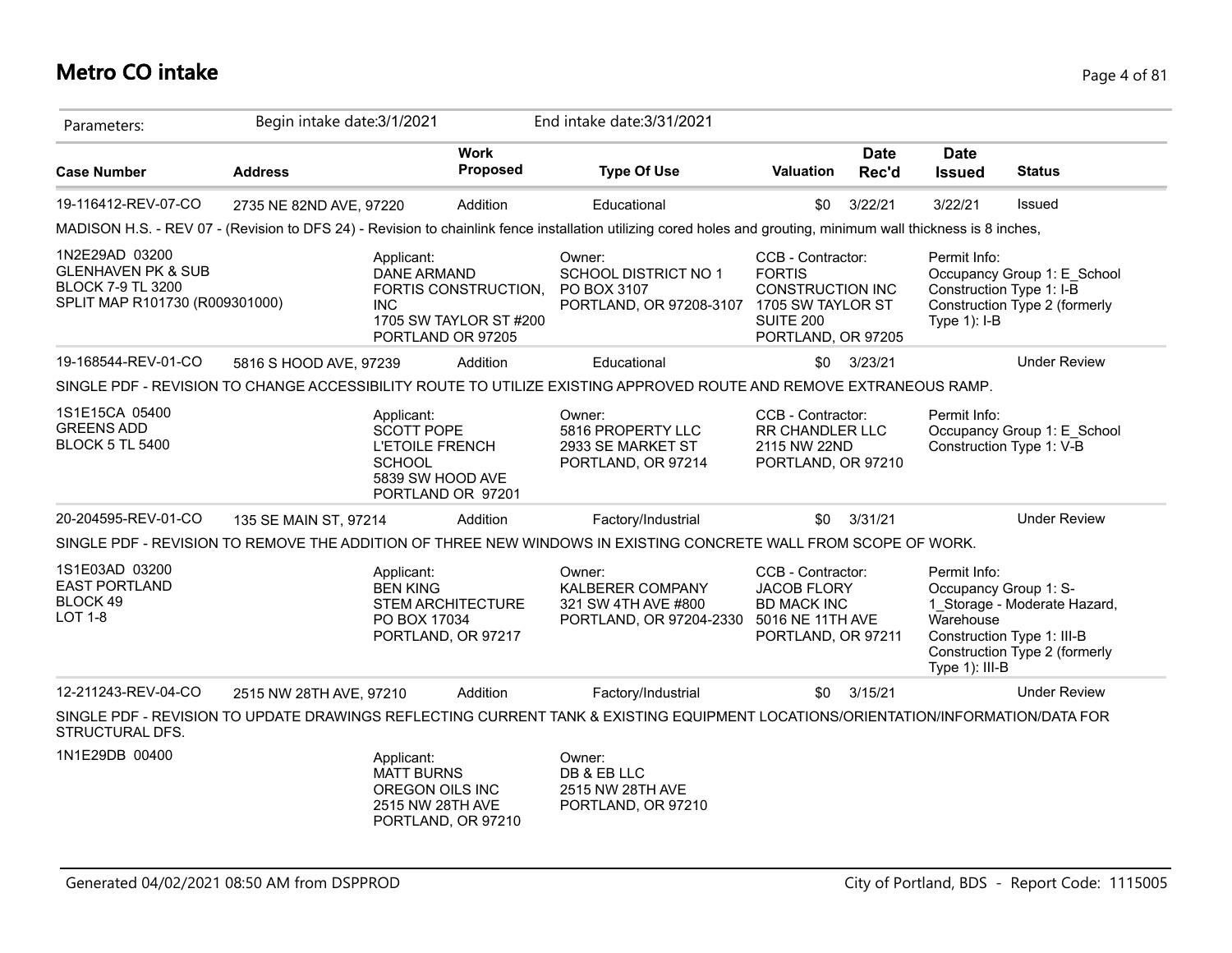# Metro CO intake

Parameters: Begin intake date:3/1/2021 End intake date:3/31/2021

| Case Number | Address | Work Proposed | Type Of Use | Valuation | Date Rec'd | Date Issued | Status |
|---|---|---|---|---|---|---|---|
| 19-116412-REV-07-CO | 2735 NE 82ND AVE, 97220 | Addition | Educational | $0 | 3/22/21 | 3/22/21 | Issued |

MADISON H.S. - REV 07 - (Revision to DFS 24) - Revision to chainlink fence installation utilizing cored holes and grouting, minimum wall thickness is 8 inches,

1N2E29AD 03200
GLENHAVEN PK & SUB
BLOCK 7-9 TL 3200
SPLIT MAP R101730 (R009301000)

Applicant:
DANE ARMAND
FORTIS CONSTRUCTION, INC
1705 SW TAYLOR ST #200
PORTLAND OR 97205

Owner:
SCHOOL DISTRICT NO 1
PO BOX 3107
PORTLAND, OR 97208-3107

CCB - Contractor:
FORTIS CONSTRUCTION INC
1705 SW TAYLOR ST SUITE 200
PORTLAND, OR 97205

Permit Info:
Occupancy Group 1: E_School
Construction Type 1: I-B
Construction Type 2 (formerly Type 1): I-B

| Case Number | Address | Work Proposed | Type Of Use | Valuation | Date Rec'd | Date Issued | Status |
|---|---|---|---|---|---|---|---|
| 19-168544-REV-01-CO | 5816 S HOOD AVE, 97239 | Addition | Educational | $0 | 3/23/21 | | Under Review |

SINGLE PDF - REVISION TO CHANGE ACCESSIBILITY ROUTE TO UTILIZE EXISTING APPROVED ROUTE AND REMOVE EXTRANEOUS RAMP.

1S1E15CA 05400
GREENS ADD
BLOCK 5 TL 5400

Applicant:
SCOTT POPE
L'ETOILE FRENCH SCHOOL
5839 SW HOOD AVE
PORTLAND OR 97201

Owner:
5816 PROPERTY LLC
2933 SE MARKET ST
PORTLAND, OR 97214

CCB - Contractor:
RR CHANDLER LLC
2115 NW 22ND
PORTLAND, OR 97210

Permit Info:
Occupancy Group 1: E_School
Construction Type 1: V-B

| Case Number | Address | Work Proposed | Type Of Use | Valuation | Date Rec'd | Date Issued | Status |
|---|---|---|---|---|---|---|---|
| 20-204595-REV-01-CO | 135 SE MAIN ST, 97214 | Addition | Factory/Industrial | $0 | 3/31/21 | | Under Review |

SINGLE PDF - REVISION TO REMOVE THE ADDITION OF THREE NEW WINDOWS IN EXISTING CONCRETE WALL FROM SCOPE OF WORK.

1S1E03AD 03200
EAST PORTLAND
BLOCK 49
LOT 1-8

Applicant:
BEN KING
STEM ARCHITECTURE
PO BOX 17034
PORTLAND, OR 97217

Owner:
KALBERER COMPANY
321 SW 4TH AVE #800
PORTLAND, OR 97204-2330

CCB - Contractor:
JACOB FLORY
BD MACK INC
5016 NE 11TH AVE
PORTLAND, OR 97211

Permit Info:
Occupancy Group 1: S-1_Storage - Moderate Hazard, Warehouse
Construction Type 1: III-B
Construction Type 2 (formerly Type 1): III-B

| Case Number | Address | Work Proposed | Type Of Use | Valuation | Date Rec'd | Date Issued | Status |
|---|---|---|---|---|---|---|---|
| 12-211243-REV-04-CO | 2515 NW 28TH AVE, 97210 | Addition | Factory/Industrial | $0 | 3/15/21 | | Under Review |

SINGLE PDF - REVISION TO UPDATE DRAWINGS REFLECTING CURRENT TANK & EXISTING EQUIPMENT LOCATIONS/ORIENTATION/INFORMATION/DATA FOR STRUCTURAL DFS.

1N1E29DB 00400

Applicant:
MATT BURNS
OREGON OILS INC
2515 NW 28TH AVE
PORTLAND, OR 97210

Owner:
DB & EB LLC
2515 NW 28TH AVE
PORTLAND, OR 97210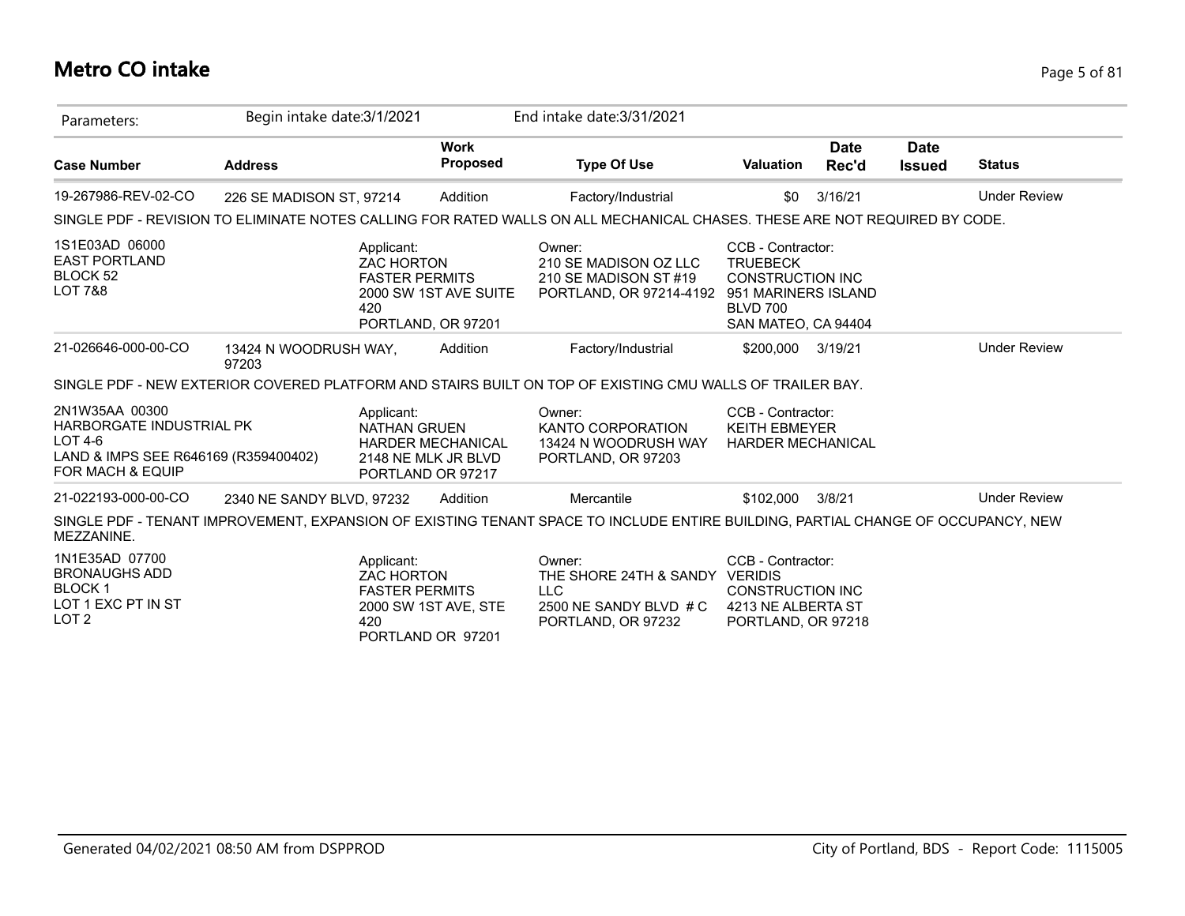# Metro CO intake

| Parameters: | Begin intake date:3/1/2021 | | End intake date:3/31/2021 | | | | |
|---|---|---|---|---|---|---|---|
| **Case Number** | **Address** | **Work Proposed** | **Type Of Use** | **Valuation** | **Date Rec'd** | **Date Issued** | **Status** |
| 19-267986-REV-02-CO | 226 SE MADISON ST, 97214 | Addition | Factory/Industrial | $0 | 3/16/21 | | Under Review |
| SINGLE PDF - REVISION TO ELIMINATE NOTES CALLING FOR RATED WALLS ON ALL MECHANICAL CHASES. THESE ARE NOT REQUIRED BY CODE. | | | | | | | |
| 1S1E03AD 06000<br>EAST PORTLAND<br>BLOCK 52<br>LOT 7&8 | | Applicant:<br>ZAC HORTON<br>FASTER PERMITS<br>2000 SW 1ST AVE SUITE 420<br>PORTLAND, OR 97201 | Owner:<br>210 SE MADISON OZ LLC<br>210 SE MADISON ST #19<br>PORTLAND, OR 97214-4192 | CCB - Contractor:<br>TRUEBECK CONSTRUCTION INC<br>951 MARINERS ISLAND BLVD 700<br>SAN MATEO, CA 94404 | | | |
| 21-026646-000-00-CO | 13424 N WOODRUSH WAY, 97203 | Addition | Factory/Industrial | $200,000 | 3/19/21 | | Under Review |
| SINGLE PDF - NEW EXTERIOR COVERED PLATFORM AND STAIRS BUILT ON TOP OF EXISTING CMU WALLS OF TRAILER BAY. | | | | | | | |
| 2N1W35AA 00300<br>HARBORGATE INDUSTRIAL PK<br>LOT 4-6<br>LAND & IMPS SEE R646169 (R359400402) FOR MACH & EQUIP | | Applicant:<br>NATHAN GRUEN<br>HARDER MECHANICAL<br>2148 NE MLK JR BLVD<br>PORTLAND OR 97217 | Owner:<br>KANTO CORPORATION<br>13424 N WOODRUSH WAY<br>PORTLAND, OR 97203 | CCB - Contractor:<br>KEITH EBMEYER<br>HARDER MECHANICAL | | | |
| 21-022193-000-00-CO | 2340 NE SANDY BLVD, 97232 | Addition | Mercantile | $102,000 | 3/8/21 | | Under Review |
| SINGLE PDF - TENANT IMPROVEMENT, EXPANSION OF EXISTING TENANT SPACE TO INCLUDE ENTIRE BUILDING, PARTIAL CHANGE OF OCCUPANCY, NEW MEZZANINE. | | | | | | | |
| 1N1E35AD 07700<br>BRONAUGHS ADD<br>BLOCK 1<br>LOT 1 EXC PT IN ST<br>LOT 2 | | Applicant:<br>ZAC HORTON<br>FASTER PERMITS<br>2000 SW 1ST AVE, STE 420<br>PORTLAND OR 97201 | Owner:<br>THE SHORE 24TH & SANDY LLC<br>2500 NE SANDY BLVD # C<br>PORTLAND, OR 97232 | CCB - Contractor:<br>VERIDIS CONSTRUCTION INC<br>4213 NE ALBERTA ST<br>PORTLAND, OR 97218 | | | |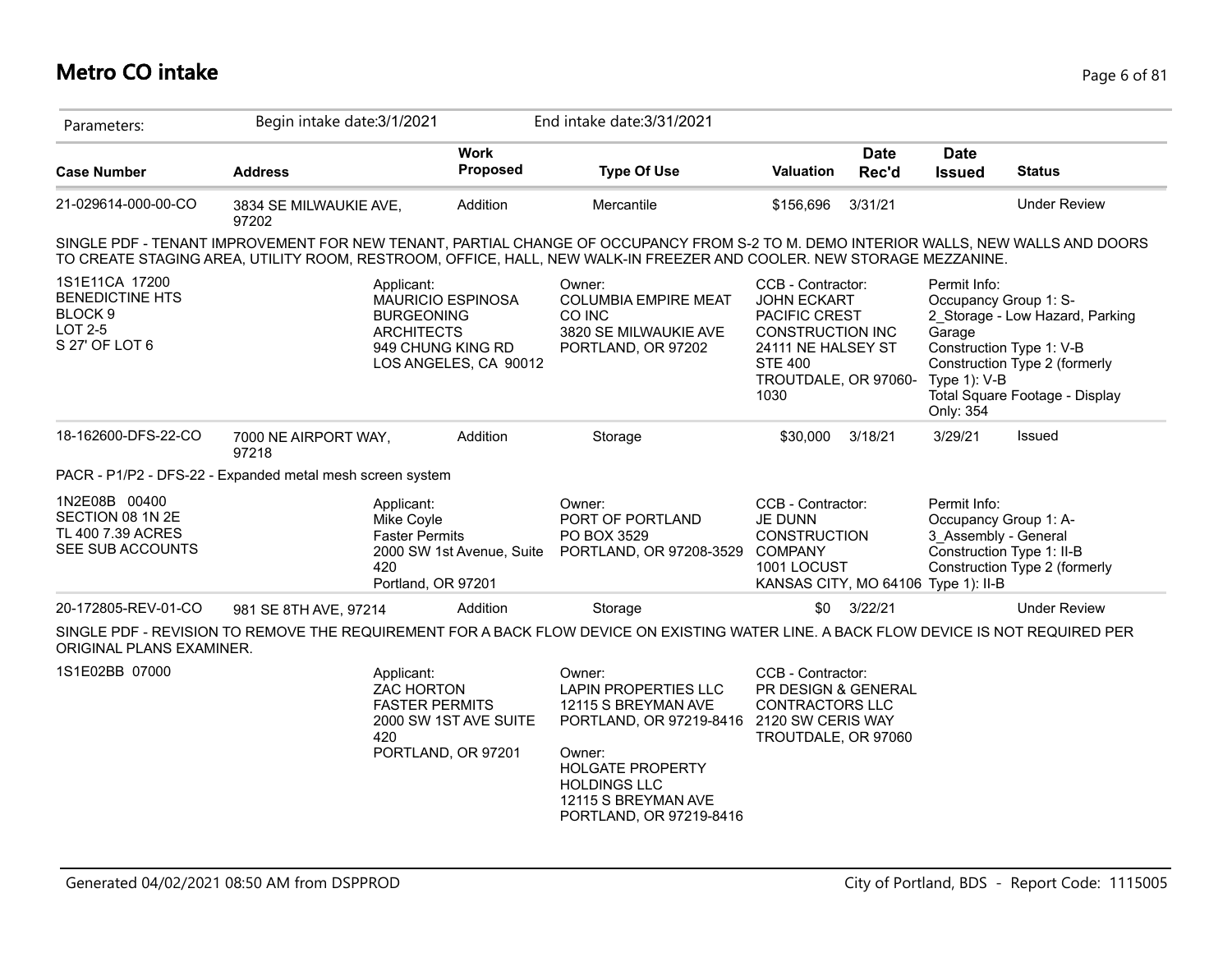# Metro CO intake

Parameters: Begin intake date:3/1/2021 End intake date:3/31/2021

| Case Number | Address | Work Proposed | Type Of Use | Valuation | Date Rec'd | Date Issued | Status |
|---|---|---|---|---|---|---|---|
| 21-029614-000-00-CO | 3834 SE MILWAUKIE AVE, 97202 | Addition | Mercantile | $156,696 | 3/31/21 | | Under Review |

SINGLE PDF - TENANT IMPROVEMENT FOR NEW TENANT, PARTIAL CHANGE OF OCCUPANCY FROM S-2 TO M. DEMO INTERIOR WALLS, NEW WALLS AND DOORS TO CREATE STAGING AREA, UTILITY ROOM, RESTROOM, OFFICE, HALL, NEW WALK-IN FREEZER AND COOLER. NEW STORAGE MEZZANINE.

1S1E11CA 17200
BENEDICTINE HTS
BLOCK 9
LOT 2-5
S 27' OF LOT 6

Applicant:
MAURICIO ESPINOSA
BURGEONING ARCHITECTS
949 CHUNG KING RD
LOS ANGELES, CA 90012

Owner:
COLUMBIA EMPIRE MEAT CO INC
3820 SE MILWAUKIE AVE
PORTLAND, OR 97202

CCB - Contractor:
JOHN ECKART
PACIFIC CREST CONSTRUCTION INC
24111 NE HALSEY ST STE 400
TROUTDALE, OR 97060-1030

Permit Info:
Occupancy Group 1: S-2_Storage - Low Hazard, Parking Garage
Construction Type 1: V-B
Construction Type 2 (formerly Type 1): V-B
Total Square Footage - Display Only: 354

| Case Number | Address | Work Proposed | Type Of Use | Valuation | Date Rec'd | Date Issued | Status |
|---|---|---|---|---|---|---|---|
| 18-162600-DFS-22-CO | 7000 NE AIRPORT WAY, 97218 | Addition | Storage | $30,000 | 3/18/21 | 3/29/21 | Issued |

PACR - P1/P2 - DFS-22 - Expanded metal mesh screen system

1N2E08B 00400
SECTION 08 1N 2E
TL 400 7.39 ACRES
SEE SUB ACCOUNTS

Applicant:
Mike Coyle
Faster Permits
2000 SW 1st Avenue, Suite 420
Portland, OR 97201

Owner:
PORT OF PORTLAND
PO BOX 3529
PORTLAND, OR 97208-3529

CCB - Contractor:
JE DUNN CONSTRUCTION COMPANY
1001 LOCUST
KANSAS CITY, MO 64106

Permit Info:
Occupancy Group 1: A-3_Assembly - General
Construction Type 1: II-B
Construction Type 2 (formerly Type 1): II-B

| Case Number | Address | Work Proposed | Type Of Use | Valuation | Date Rec'd | Date Issued | Status |
|---|---|---|---|---|---|---|---|
| 20-172805-REV-01-CO | 981 SE 8TH AVE, 97214 | Addition | Storage | $0 | 3/22/21 | | Under Review |

SINGLE PDF - REVISION TO REMOVE THE REQUIREMENT FOR A BACK FLOW DEVICE ON EXISTING WATER LINE. A BACK FLOW DEVICE IS NOT REQUIRED PER ORIGINAL PLANS EXAMINER.

1S1E02BB 07000

Applicant:
ZAC HORTON
FASTER PERMITS
2000 SW 1ST AVE SUITE 420
PORTLAND, OR 97201

Owner:
LAPIN PROPERTIES LLC
12115 S BREYMAN AVE
PORTLAND, OR 97219-8416

Owner:
HOLGATE PROPERTY HOLDINGS LLC
12115 S BREYMAN AVE
PORTLAND, OR 97219-8416

CCB - Contractor:
PR DESIGN & GENERAL CONTRACTORS LLC
2120 SW CERIS WAY
TROUTDALE, OR 97060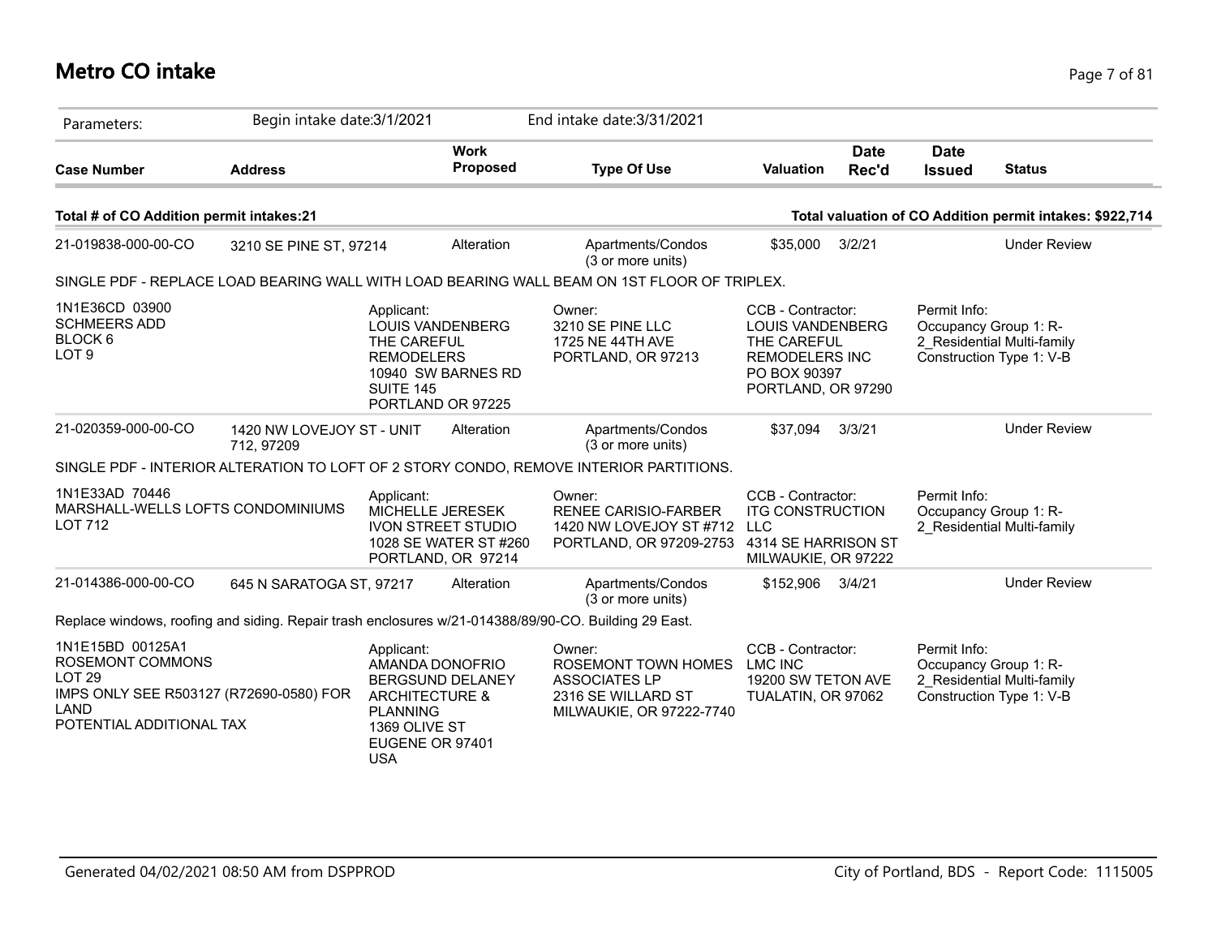# Metro CO intake

Parameters: Begin intake date:3/1/2021 End intake date:3/31/2021

| Case Number | Address | Work Proposed | Type Of Use | Valuation | Date Rec'd | Date Issued | Status |
|---|---|---|---|---|---|---|---|

**Total # of CO Addition permit intakes:21** **Total valuation of CO Addition permit intakes: $922,714**

| Case Number | Address | Work Proposed | Type Of Use | Valuation | Date Rec'd | Date Issued | Status |
|---|---|---|---|---|---|---|---|
| 21-019838-000-00-CO | 3210 SE PINE ST, 97214 | Alteration | Apartments/Condos (3 or more units) | $35,000 | 3/2/21 | | Under Review |

SINGLE PDF - REPLACE LOAD BEARING WALL WITH LOAD BEARING WALL BEAM ON 1ST FLOOR OF TRIPLEX.

| Property | Applicant | Owner | CCB - Contractor | Permit Info |
|---|---|---|---|---|
| 1N1E36CD 03900<br>SCHMEERS ADD<br>BLOCK 6<br>LOT 9 | Applicant:<br>LOUIS VANDENBERG<br>THE CAREFUL REMODELERS<br>10940 SW BARNES RD SUITE 145<br>PORTLAND OR 97225 | Owner:<br>3210 SE PINE LLC<br>1725 NE 44TH AVE<br>PORTLAND, OR 97213 | CCB - Contractor:<br>LOUIS VANDENBERG<br>THE CAREFUL REMODELERS INC<br>PO BOX 90397<br>PORTLAND, OR 97290 | Permit Info:<br>Occupancy Group 1: R-2_Residential Multi-family<br>Construction Type 1: V-B |

| Case Number | Address | Work Proposed | Type Of Use | Valuation | Date Rec'd | Date Issued | Status |
|---|---|---|---|---|---|---|---|
| 21-020359-000-00-CO | 1420 NW LOVEJOY ST - UNIT 712, 97209 | Alteration | Apartments/Condos (3 or more units) | $37,094 | 3/3/21 | | Under Review |

SINGLE PDF - INTERIOR ALTERATION TO LOFT OF 2 STORY CONDO, REMOVE INTERIOR PARTITIONS.

| Property | Applicant | Owner | CCB - Contractor | Permit Info |
|---|---|---|---|---|
| 1N1E33AD 70446<br>MARSHALL-WELLS LOFTS CONDOMINIUMS<br>LOT 712 | Applicant:<br>MICHELLE JERESEK<br>IVON STREET STUDIO<br>1028 SE WATER ST #260<br>PORTLAND, OR 97214 | Owner:<br>RENEE CARISIO-FARBER<br>1420 NW LOVEJOY ST #712<br>PORTLAND, OR 97209-2753 | CCB - Contractor:<br>ITG CONSTRUCTION LLC<br>4314 SE HARRISON ST<br>MILWAUKIE, OR 97222 | Permit Info:<br>Occupancy Group 1: R-2_Residential Multi-family |

| Case Number | Address | Work Proposed | Type Of Use | Valuation | Date Rec'd | Date Issued | Status |
|---|---|---|---|---|---|---|---|
| 21-014386-000-00-CO | 645 N SARATOGA ST, 97217 | Alteration | Apartments/Condos (3 or more units) | $152,906 | 3/4/21 | | Under Review |

Replace windows, roofing and siding. Repair trash enclosures w/21-014388/89/90-CO. Building 29 East.

| Property | Applicant | Owner | CCB - Contractor | Permit Info |
|---|---|---|---|---|
| 1N1E15BD 00125A1<br>ROSEMONT COMMONS<br>LOT 29<br>IMPS ONLY SEE R503127 (R72690-0580) FOR LAND<br>POTENTIAL ADDITIONAL TAX | Applicant:<br>AMANDA DONOFRIO<br>BERGSUND DELANEY ARCHITECTURE & PLANNING<br>1369 OLIVE ST<br>EUGENE OR 97401<br>USA | Owner:<br>ROSEMONT TOWN HOMES ASSOCIATES LP<br>2316 SE WILLARD ST<br>MILWAUKIE, OR 97222-7740 | CCB - Contractor:<br>LMC INC<br>19200 SW TETON AVE<br>TUALATIN, OR 97062 | Permit Info:<br>Occupancy Group 1: R-2_Residential Multi-family<br>Construction Type 1: V-B |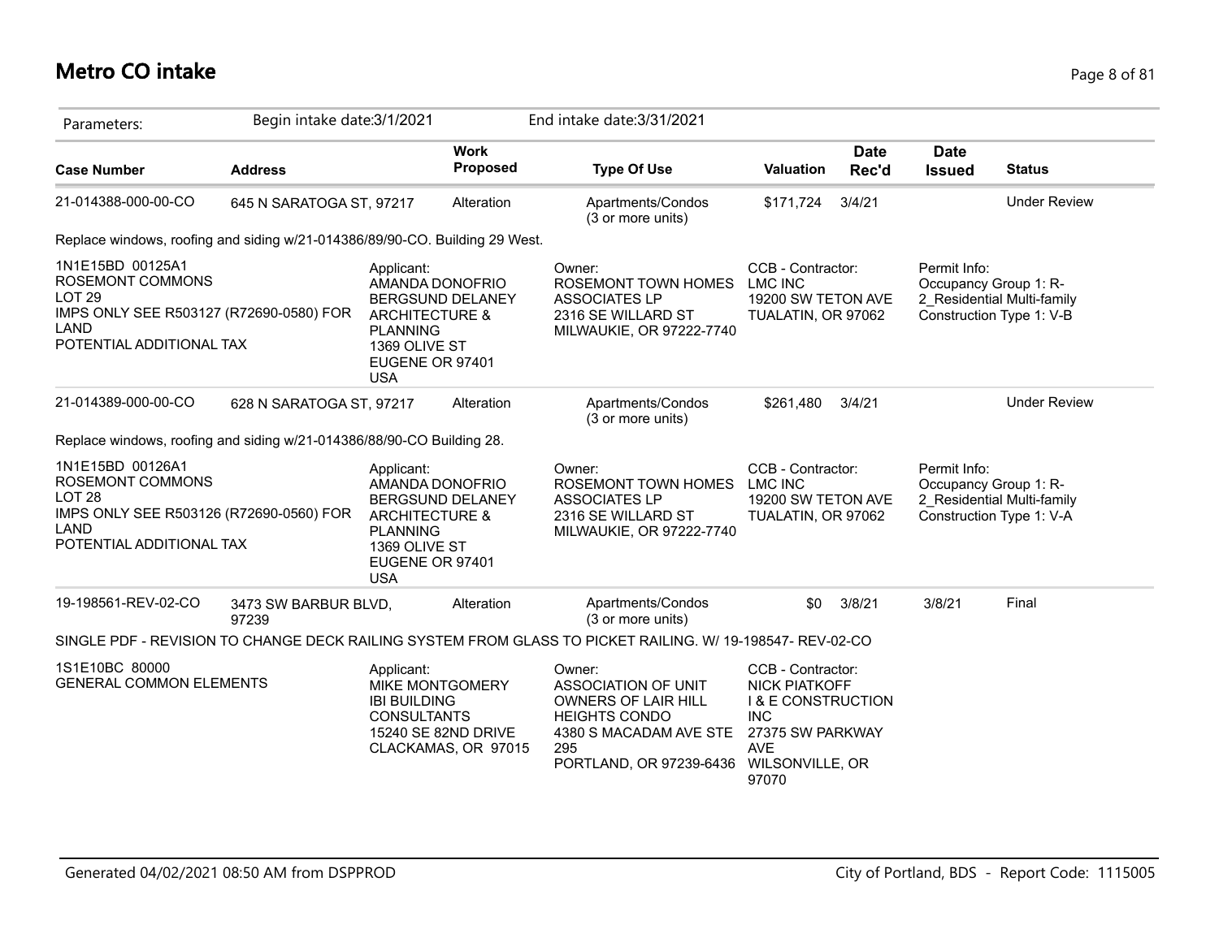# Metro CO intake

Parameters: Begin intake date:3/1/2021 End intake date:3/31/2021

| Case Number | Address | Work Proposed | Type Of Use | Valuation | Date Rec'd | Date Issued | Status |
|---|---|---|---|---|---|---|---|
| 21-014388-000-00-CO | 645 N SARATOGA ST, 97217 | Alteration | Apartments/Condos (3 or more units) | $171,724 | 3/4/21 | | Under Review |

Replace windows, roofing and siding w/21-014386/89/90-CO. Building 29 West.

1N1E15BD 00125A1
ROSEMONT COMMONS
LOT 29
IMPS ONLY SEE R503127 (R72690-0580) FOR LAND
POTENTIAL ADDITIONAL TAX

Applicant:
AMANDA DONOFRIO
BERGSUND DELANEY ARCHITECTURE & PLANNING
1369 OLIVE ST
EUGENE OR 97401
USA

Owner:
ROSEMONT TOWN HOMES ASSOCIATES LP
2316 SE WILLARD ST
MILWAUKIE, OR 97222-7740

CCB - Contractor:
LMC INC
19200 SW TETON AVE
TUALATIN, OR 97062

Permit Info:
Occupancy Group 1: R-2_Residential Multi-family
Construction Type 1: V-B

| Case Number | Address | Work Proposed | Type Of Use | Valuation | Date Rec'd | Date Issued | Status |
|---|---|---|---|---|---|---|---|
| 21-014389-000-00-CO | 628 N SARATOGA ST, 97217 | Alteration | Apartments/Condos (3 or more units) | $261,480 | 3/4/21 | | Under Review |

Replace windows, roofing and siding w/21-014386/88/90-CO Building 28.

1N1E15BD 00126A1
ROSEMONT COMMONS
LOT 28
IMPS ONLY SEE R503126 (R72690-0560) FOR LAND
POTENTIAL ADDITIONAL TAX

Applicant:
AMANDA DONOFRIO
BERGSUND DELANEY ARCHITECTURE & PLANNING
1369 OLIVE ST
EUGENE OR 97401
USA

Owner:
ROSEMONT TOWN HOMES ASSOCIATES LP
2316 SE WILLARD ST
MILWAUKIE, OR 97222-7740

CCB - Contractor:
LMC INC
19200 SW TETON AVE
TUALATIN, OR 97062

Permit Info:
Occupancy Group 1: R-2_Residential Multi-family
Construction Type 1: V-A

| Case Number | Address | Work Proposed | Type Of Use | Valuation | Date Rec'd | Date Issued | Status |
|---|---|---|---|---|---|---|---|
| 19-198561-REV-02-CO | 3473 SW BARBUR BLVD, 97239 | Alteration | Apartments/Condos (3 or more units) | $0 | 3/8/21 | 3/8/21 | Final |

SINGLE PDF - REVISION TO CHANGE DECK RAILING SYSTEM FROM GLASS TO PICKET RAILING. W/ 19-198547- REV-02-CO

1S1E10BC 80000
GENERAL COMMON ELEMENTS

Applicant:
MIKE MONTGOMERY
IBI BUILDING CONSULTANTS
15240 SE 82ND DRIVE
CLACKAMAS, OR 97015

Owner:
ASSOCIATION OF UNIT OWNERS OF LAIR HILL HEIGHTS CONDO
4380 S MACADAM AVE STE 295
PORTLAND, OR 97239-6436

CCB - Contractor:
NICK PIATKOFF
I & E CONSTRUCTION INC
27375 SW PARKWAY AVE
WILSONVILLE, OR 97070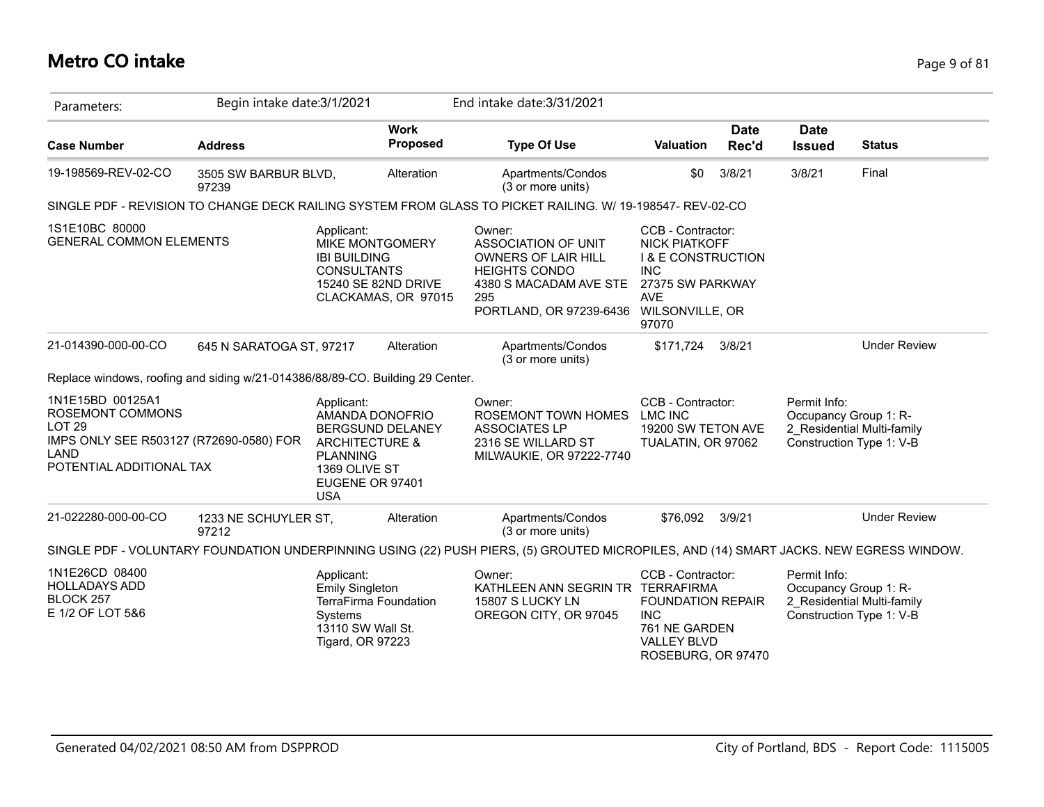# Metro CO intake

| Parameters: | Begin intake date:3/1/2021 | | End intake date:3/31/2021 | | | | |
|---|---|---|---|---|---|---|---|
| **Case Number** | **Address** | **Work Proposed** | **Type Of Use** | **Valuation** | **Date Rec'd** | **Date Issued** | **Status** |
| 19-198569-REV-02-CO | 3505 SW BARBUR BLVD, 97239 | Alteration | Apartments/Condos (3 or more units) | $0 | 3/8/21 | 3/8/21 | Final |

SINGLE PDF - REVISION TO CHANGE DECK RAILING SYSTEM FROM GLASS TO PICKET RAILING. W/ 19-198547- REV-02-CO

1S1E10BC 80000
GENERAL COMMON ELEMENTS

Applicant:
MIKE MONTGOMERY
IBI BUILDING CONSULTANTS
15240 SE 82ND DRIVE
CLACKAMAS, OR 97015

Owner:
ASSOCIATION OF UNIT OWNERS OF LAIR HILL HEIGHTS CONDO
4380 S MACADAM AVE STE 295
PORTLAND, OR 97239-6436

CCB - Contractor:
NICK PIATKOFF
I & E CONSTRUCTION INC
27375 SW PARKWAY AVE
WILSONVILLE, OR 97070

| Case Number | Address | Work Proposed | Type Of Use | Valuation | Date Rec'd | Date Issued | Status |
|---|---|---|---|---|---|---|---|
| 21-014390-000-00-CO | 645 N SARATOGA ST, 97217 | Alteration | Apartments/Condos (3 or more units) | $171,724 | 3/8/21 | | Under Review |

Replace windows, roofing and siding w/21-014386/88/89-CO. Building 29 Center.

1N1E15BD 00125A1
ROSEMONT COMMONS
LOT 29
IMPS ONLY SEE R503127 (R72690-0580) FOR LAND
POTENTIAL ADDITIONAL TAX

Applicant:
AMANDA DONOFRIO
BERGSUND DELANEY ARCHITECTURE & PLANNING
1369 OLIVE ST
EUGENE OR 97401
USA

Owner:
ROSEMONT TOWN HOMES ASSOCIATES LP
2316 SE WILLARD ST
MILWAUKIE, OR 97222-7740

CCB - Contractor:
LMC INC
19200 SW TETON AVE
TUALATIN, OR 97062

Permit Info:
Occupancy Group 1: R-2_Residential Multi-family
Construction Type 1: V-B

| Case Number | Address | Work Proposed | Type Of Use | Valuation | Date Rec'd | Date Issued | Status |
|---|---|---|---|---|---|---|---|
| 21-022280-000-00-CO | 1233 NE SCHUYLER ST, 97212 | Alteration | Apartments/Condos (3 or more units) | $76,092 | 3/9/21 | | Under Review |

SINGLE PDF - VOLUNTARY FOUNDATION UNDERPINNING USING (22) PUSH PIERS, (5) GROUTED MICROPILES, AND (14) SMART JACKS. NEW EGRESS WINDOW.

1N1E26CD 08400
HOLLADAYS ADD
BLOCK 257
E 1/2 OF LOT 5&6

Applicant:
Emily Singleton
TerraFirma Foundation Systems
13110 SW Wall St.
Tigard, OR 97223

Owner:
KATHLEEN ANN SEGRIN TR
15807 S LUCKY LN
OREGON CITY, OR 97045

CCB - Contractor:
TERRAFIRMA FOUNDATION REPAIR INC
761 NE GARDEN VALLEY BLVD
ROSEBURG, OR 97470

Permit Info:
Occupancy Group 1: R-2_Residential Multi-family
Construction Type 1: V-B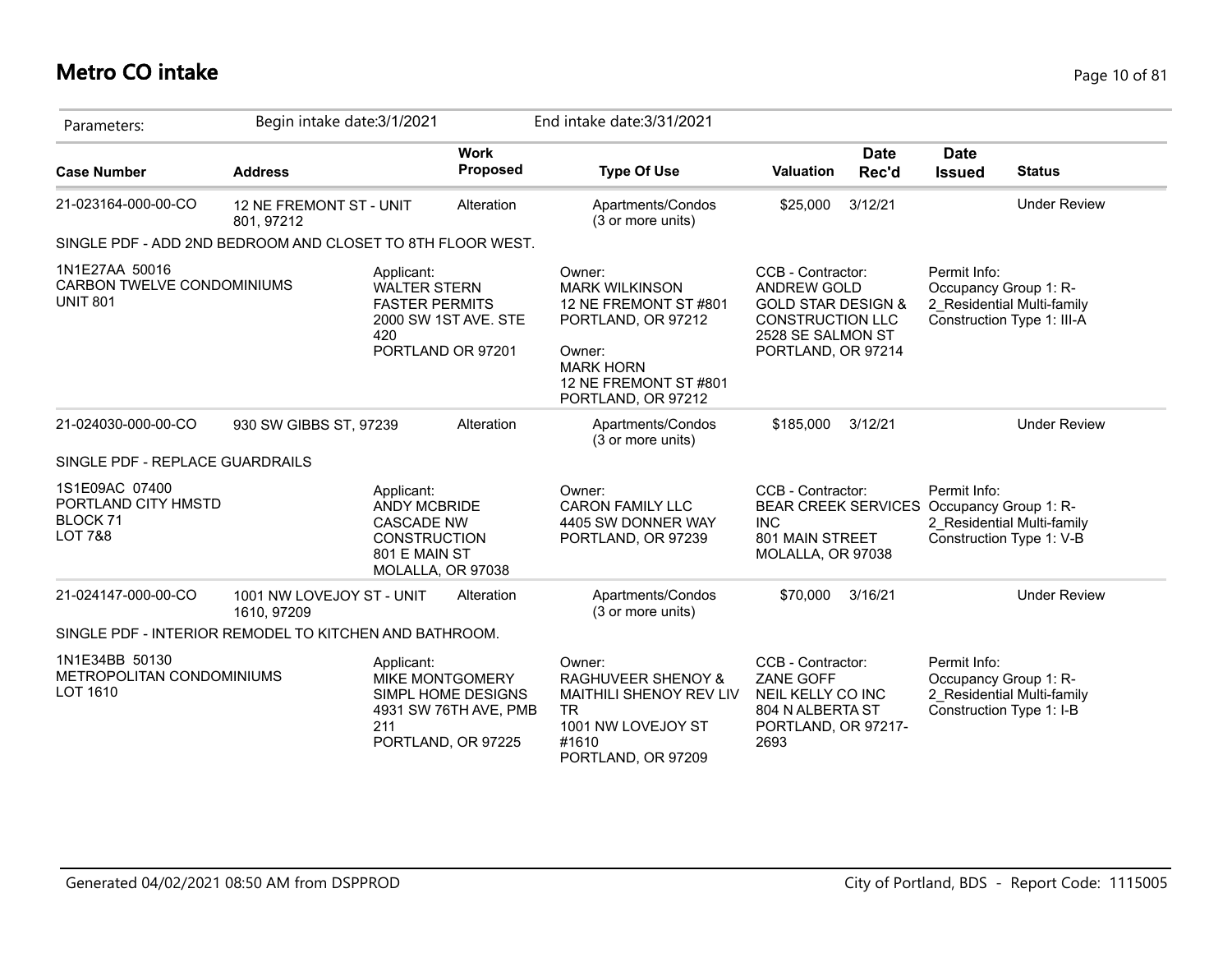# Metro CO intake

Parameters: Begin intake date:3/1/2021 End intake date:3/31/2021

| Case Number | Address | Work Proposed | Type Of Use | Valuation | Date Rec'd | Date Issued | Status |
|---|---|---|---|---|---|---|---|
| 21-023164-000-00-CO | 12 NE FREMONT ST - UNIT 801, 97212 | Alteration | Apartments/Condos (3 or more units) | $25,000 | 3/12/21 | | Under Review |

SINGLE PDF - ADD 2ND BEDROOM AND CLOSET TO 8TH FLOOR WEST.

1N1E27AA 50016
CARBON TWELVE CONDOMINIUMS
UNIT 801

Applicant:
WALTER STERN
FASTER PERMITS
2000 SW 1ST AVE. STE 420
PORTLAND OR 97201

Owner:
MARK WILKINSON
12 NE FREMONT ST #801
PORTLAND, OR 97212

Owner:
MARK HORN
12 NE FREMONT ST #801
PORTLAND, OR 97212

CCB - Contractor:
ANDREW GOLD
GOLD STAR DESIGN & CONSTRUCTION LLC
2528 SE SALMON ST
PORTLAND, OR 97214

Permit Info:
Occupancy Group 1: R-2_Residential Multi-family
Construction Type 1: III-A

| Case Number | Address | Work Proposed | Type Of Use | Valuation | Date Rec'd | Date Issued | Status |
|---|---|---|---|---|---|---|---|
| 21-024030-000-00-CO | 930 SW GIBBS ST, 97239 | Alteration | Apartments/Condos (3 or more units) | $185,000 | 3/12/21 | | Under Review |

SINGLE PDF - REPLACE GUARDRAILS

1S1E09AC 07400
PORTLAND CITY HMSTD
BLOCK 71
LOT 7&8

Applicant:
ANDY MCBRIDE
CASCADE NW CONSTRUCTION
801 E MAIN ST
MOLALLA, OR 97038

Owner:
CARON FAMILY LLC
4405 SW DONNER WAY
PORTLAND, OR 97239

CCB - Contractor:
BEAR CREEK SERVICES INC
801 MAIN STREET
MOLALLA, OR 97038

Permit Info:
Occupancy Group 1: R-2_Residential Multi-family
Construction Type 1: V-B

| Case Number | Address | Work Proposed | Type Of Use | Valuation | Date Rec'd | Date Issued | Status |
|---|---|---|---|---|---|---|---|
| 21-024147-000-00-CO | 1001 NW LOVEJOY ST - UNIT 1610, 97209 | Alteration | Apartments/Condos (3 or more units) | $70,000 | 3/16/21 | | Under Review |

SINGLE PDF - INTERIOR REMODEL TO KITCHEN AND BATHROOM.

1N1E34BB 50130
METROPOLITAN CONDOMINIUMS
LOT 1610

Applicant:
MIKE MONTGOMERY
SIMPL HOME DESIGNS
4931 SW 76TH AVE, PMB 211
PORTLAND, OR 97225

Owner:
RAGHUVEER SHENOY & MAITHILI SHENOY REV LIV TR
1001 NW LOVEJOY ST #1610
PORTLAND, OR 97209

CCB - Contractor:
ZANE GOFF
NEIL KELLY CO INC
804 N ALBERTA ST
PORTLAND, OR 97217-2693

Permit Info:
Occupancy Group 1: R-2_Residential Multi-family
Construction Type 1: I-B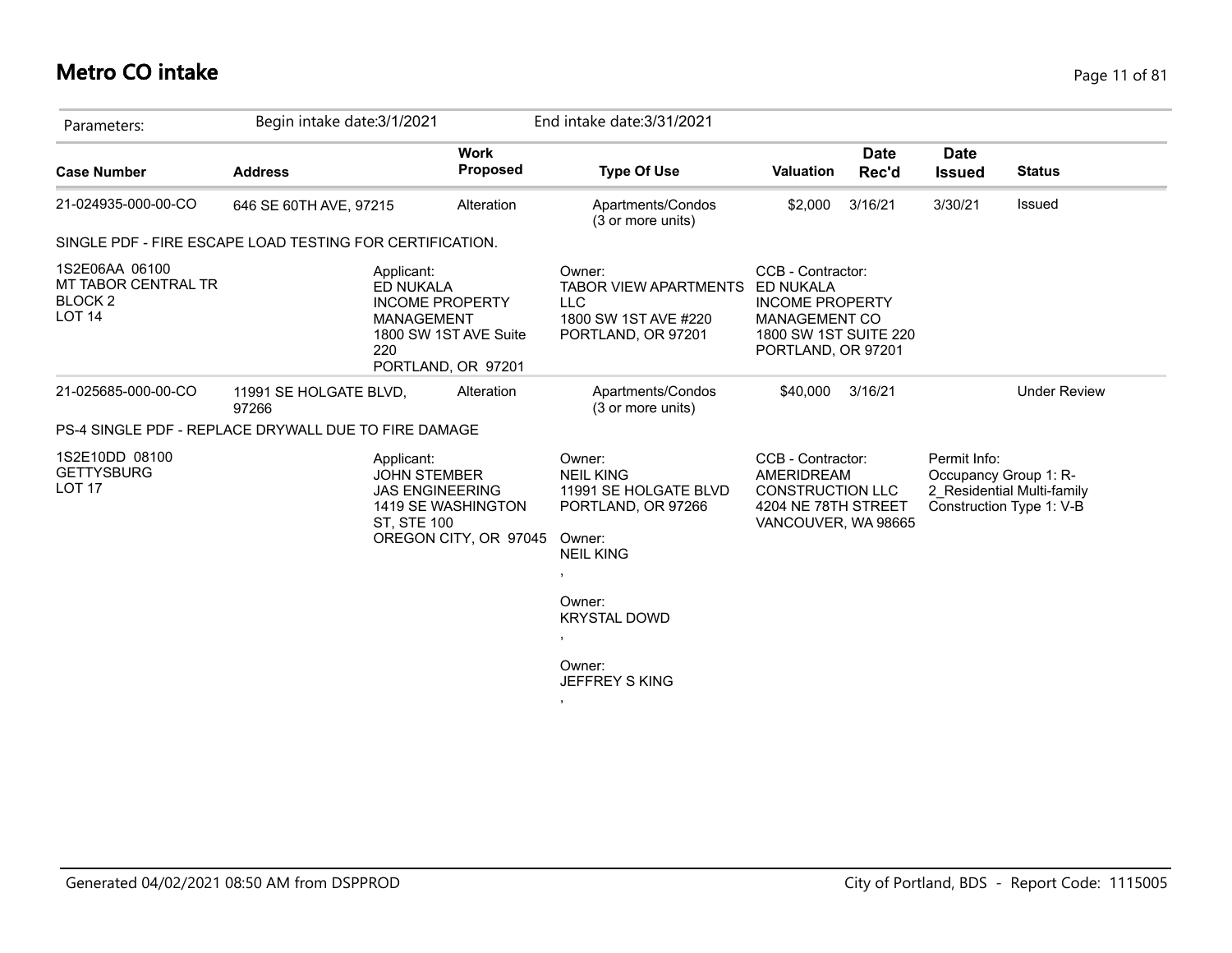# Metro CO intake

| Parameters: | Begin intake date:3/1/2021 | | End intake date:3/31/2021 | | | | |
|---|---|---|---|---|---|---|---|
| **Case Number** | **Address** | **Work Proposed** | **Type Of Use** | **Valuation** | **Date Rec'd** | **Date Issued** | **Status** |
| 21-024935-000-00-CO | 646 SE 60TH AVE, 97215 | Alteration | Apartments/Condos (3 or more units) | $2,000 | 3/16/21 | 3/30/21 | Issued |

SINGLE PDF - FIRE ESCAPE LOAD TESTING FOR CERTIFICATION.

1S2E06AA 06100
MT TABOR CENTRAL TR
BLOCK 2
LOT 14

Applicant:
ED NUKALA
INCOME PROPERTY MANAGEMENT
1800 SW 1ST AVE Suite 220
PORTLAND, OR 97201

Owner:
TABOR VIEW APARTMENTS LLC
1800 SW 1ST AVE #220
PORTLAND, OR 97201

CCB - Contractor:
ED NUKALA
INCOME PROPERTY MANAGEMENT CO
1800 SW 1ST SUITE 220
PORTLAND, OR 97201

| **Case Number** | **Address** | **Work Proposed** | **Type Of Use** | **Valuation** | **Date Rec'd** | **Date Issued** | **Status** |
|---|---|---|---|---|---|---|---|
| 21-025685-000-00-CO | 11991 SE HOLGATE BLVD, 97266 | Alteration | Apartments/Condos (3 or more units) | $40,000 | 3/16/21 | | Under Review |

PS-4 SINGLE PDF - REPLACE DRYWALL DUE TO FIRE DAMAGE

1S2E10DD 08100
GETTYSBURG
LOT 17

Applicant:
JOHN STEMBER
JAS ENGINEERING
1419 SE WASHINGTON ST, STE 100
OREGON CITY, OR 97045

Owner:
NEIL KING
11991 SE HOLGATE BLVD
PORTLAND, OR 97266

Owner:
NEIL KING
,

Owner:
KRYSTAL DOWD
,

Owner:
JEFFREY S KING
,

CCB - Contractor:
AMERIDREAM CONSTRUCTION LLC
4204 NE 78TH STREET
VANCOUVER, WA 98665

Permit Info:
Occupancy Group 1: R-2_Residential Multi-family
Construction Type 1: V-B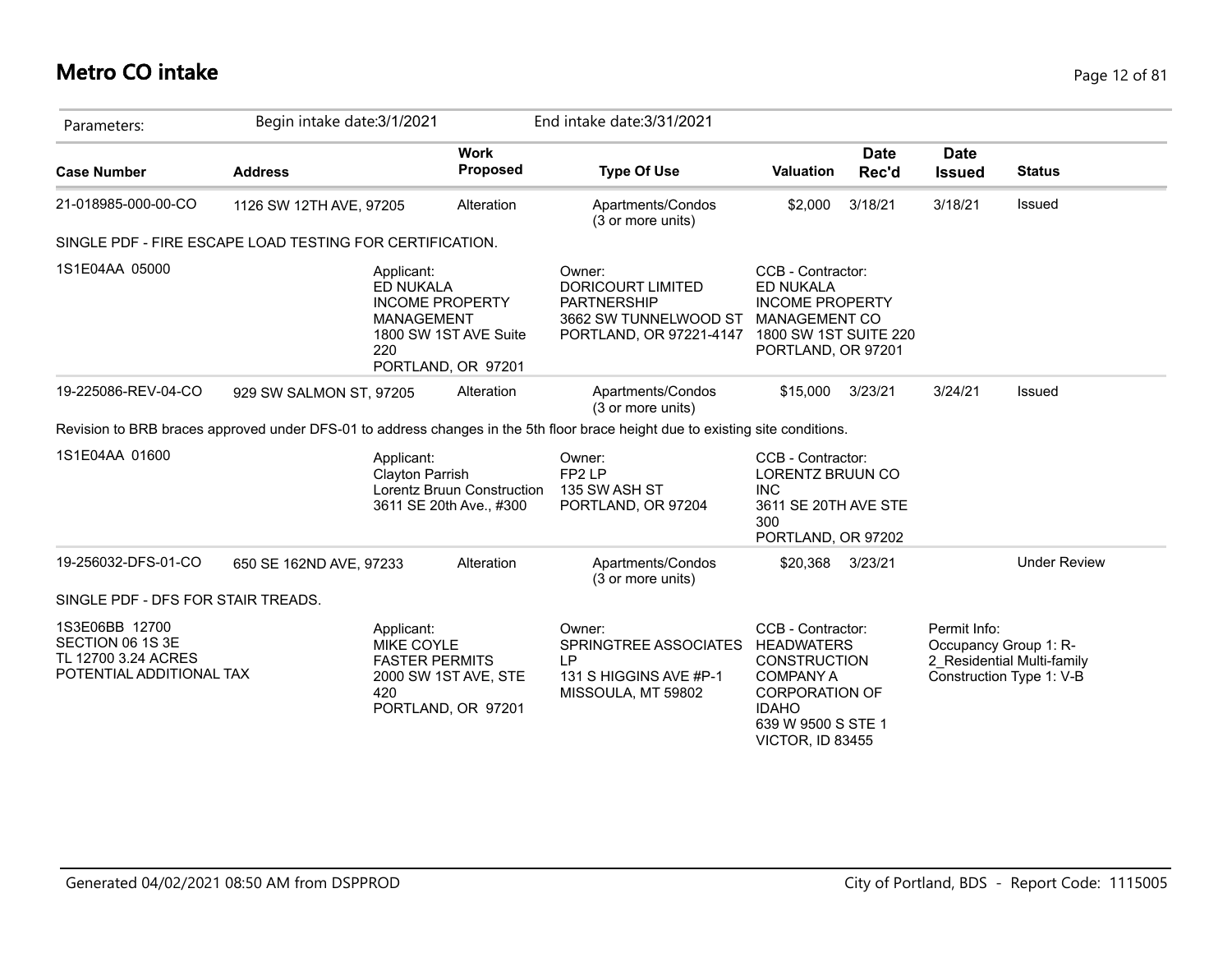# Metro CO intake

Parameters: Begin intake date:3/1/2021 End intake date:3/31/2021

| Case Number | Address | Work Proposed | Type Of Use | Valuation | Date Rec'd | Date Issued | Status |
|---|---|---|---|---|---|---|---|
| 21-018985-000-00-CO | 1126 SW 12TH AVE, 97205 | Alteration | Apartments/Condos (3 or more units) | $2,000 | 3/18/21 | 3/18/21 | Issued |

SINGLE PDF - FIRE ESCAPE LOAD TESTING FOR CERTIFICATION.

1S1E04AA 05000

Applicant:
ED NUKALA
INCOME PROPERTY MANAGEMENT
1800 SW 1ST AVE Suite 220
PORTLAND, OR 97201

Owner:
DORICOURT LIMITED PARTNERSHIP
3662 SW TUNNELWOOD ST
PORTLAND, OR 97221-4147

CCB - Contractor:
ED NUKALA
INCOME PROPERTY MANAGEMENT CO
1800 SW 1ST SUITE 220
PORTLAND, OR 97201

| Case Number | Address | Work Proposed | Type Of Use | Valuation | Date Rec'd | Date Issued | Status |
|---|---|---|---|---|---|---|---|
| 19-225086-REV-04-CO | 929 SW SALMON ST, 97205 | Alteration | Apartments/Condos (3 or more units) | $15,000 | 3/23/21 | 3/24/21 | Issued |

Revision to BRB braces approved under DFS-01 to address changes in the 5th floor brace height due to existing site conditions.

1S1E04AA 01600

Applicant:
Clayton Parrish
Lorentz Bruun Construction
3611 SE 20th Ave., #300

Owner:
FP2 LP
135 SW ASH ST
PORTLAND, OR 97204

CCB - Contractor:
LORENTZ BRUUN CO INC
3611 SE 20TH AVE STE 300
PORTLAND, OR 97202

| Case Number | Address | Work Proposed | Type Of Use | Valuation | Date Rec'd | Date Issued | Status |
|---|---|---|---|---|---|---|---|
| 19-256032-DFS-01-CO | 650 SE 162ND AVE, 97233 | Alteration | Apartments/Condos (3 or more units) | $20,368 | 3/23/21 | | Under Review |

SINGLE PDF - DFS FOR STAIR TREADS.

1S3E06BB 12700
SECTION 06 1S 3E
TL 12700 3.24 ACRES
POTENTIAL ADDITIONAL TAX

Applicant:
MIKE COYLE
FASTER PERMITS
2000 SW 1ST AVE, STE 420
PORTLAND, OR 97201

Owner:
SPRINGTREE ASSOCIATES LP
131 S HIGGINS AVE #P-1
MISSOULA, MT 59802

CCB - Contractor:
HEADWATERS CONSTRUCTION COMPANY A CORPORATION OF IDAHO
639 W 9500 S STE 1
VICTOR, ID 83455

Permit Info:
Occupancy Group 1: R-2_Residential Multi-family
Construction Type 1: V-B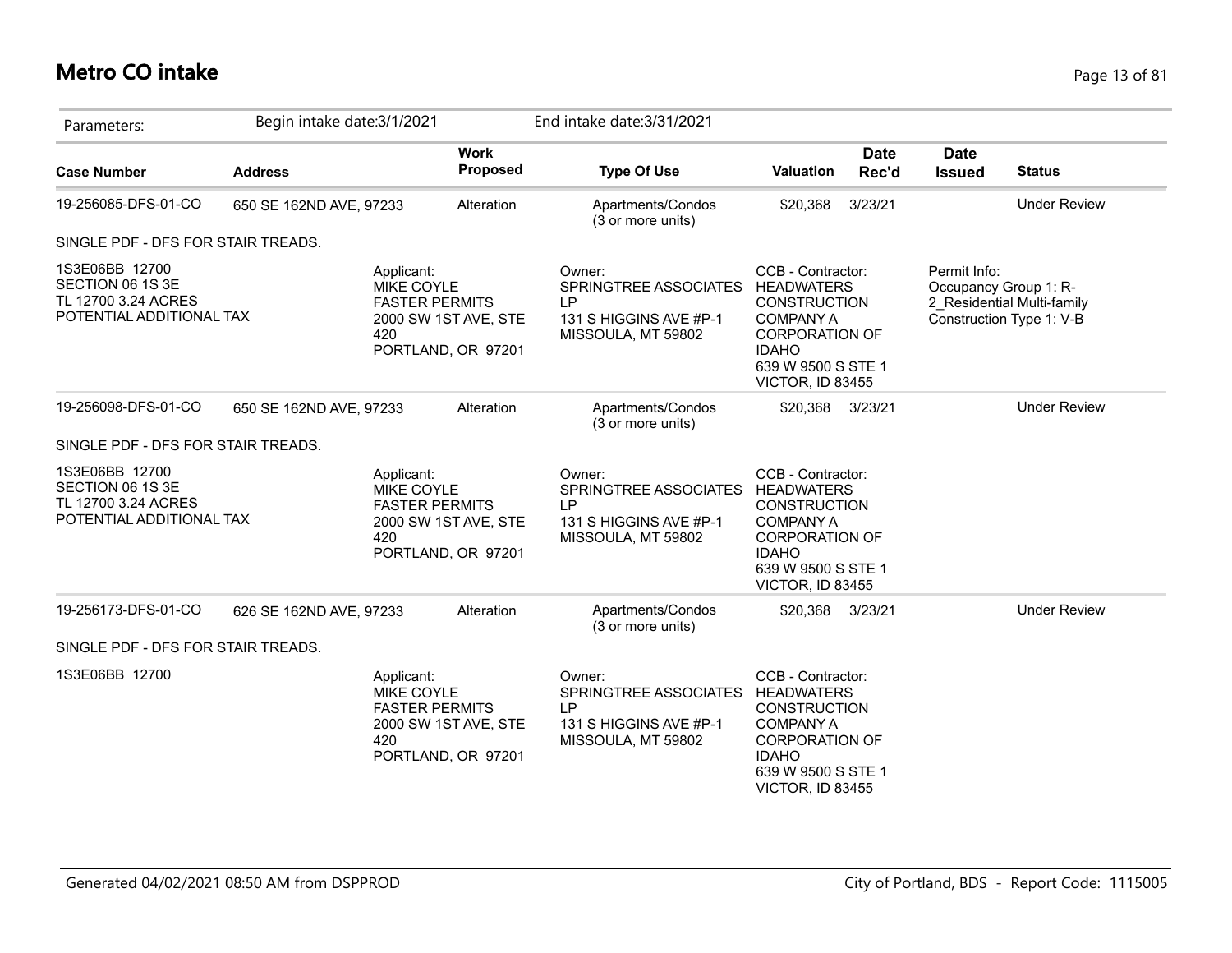## Metro CO intake

Parameters: Begin intake date:3/1/2021 End intake date:3/31/2021

| Case Number | Address | Work Proposed | Type Of Use | Valuation | Date Rec'd | Date Issued | Status |
|---|---|---|---|---|---|---|---|
| 19-256085-DFS-01-CO | 650 SE 162ND AVE, 97233 | Alteration | Apartments/Condos (3 or more units) | $20,368 | 3/23/21 | | Under Review |

SINGLE PDF - DFS FOR STAIR TREADS.

1S3E06BB 12700
SECTION 06 1S 3E
TL 12700 3.24 ACRES
POTENTIAL ADDITIONAL TAX

Applicant:
MIKE COYLE
FASTER PERMITS
2000 SW 1ST AVE, STE 420
PORTLAND, OR 97201

Owner:
SPRINGTREE ASSOCIATES LP
131 S HIGGINS AVE #P-1
MISSOULA, MT 59802

CCB - Contractor:
HEADWATERS CONSTRUCTION COMPANY A CORPORATION OF IDAHO
639 W 9500 S STE 1
VICTOR, ID 83455

Permit Info:
Occupancy Group 1: R-2_Residential Multi-family
Construction Type 1: V-B

| Case Number | Address | Work Proposed | Type Of Use | Valuation | Date Rec'd | Date Issued | Status |
|---|---|---|---|---|---|---|---|
| 19-256098-DFS-01-CO | 650 SE 162ND AVE, 97233 | Alteration | Apartments/Condos (3 or more units) | $20,368 | 3/23/21 | | Under Review |

SINGLE PDF - DFS FOR STAIR TREADS.

1S3E06BB 12700
SECTION 06 1S 3E
TL 12700 3.24 ACRES
POTENTIAL ADDITIONAL TAX

Applicant:
MIKE COYLE
FASTER PERMITS
2000 SW 1ST AVE, STE 420
PORTLAND, OR 97201

Owner:
SPRINGTREE ASSOCIATES LP
131 S HIGGINS AVE #P-1
MISSOULA, MT 59802

CCB - Contractor:
HEADWATERS CONSTRUCTION COMPANY A CORPORATION OF IDAHO
639 W 9500 S STE 1
VICTOR, ID 83455

| Case Number | Address | Work Proposed | Type Of Use | Valuation | Date Rec'd | Date Issued | Status |
|---|---|---|---|---|---|---|---|
| 19-256173-DFS-01-CO | 626 SE 162ND AVE, 97233 | Alteration | Apartments/Condos (3 or more units) | $20,368 | 3/23/21 | | Under Review |

SINGLE PDF - DFS FOR STAIR TREADS.

1S3E06BB 12700

Applicant:
MIKE COYLE
FASTER PERMITS
2000 SW 1ST AVE, STE 420
PORTLAND, OR 97201

Owner:
SPRINGTREE ASSOCIATES LP
131 S HIGGINS AVE #P-1
MISSOULA, MT 59802

CCB - Contractor:
HEADWATERS CONSTRUCTION COMPANY A CORPORATION OF IDAHO
639 W 9500 S STE 1
VICTOR, ID 83455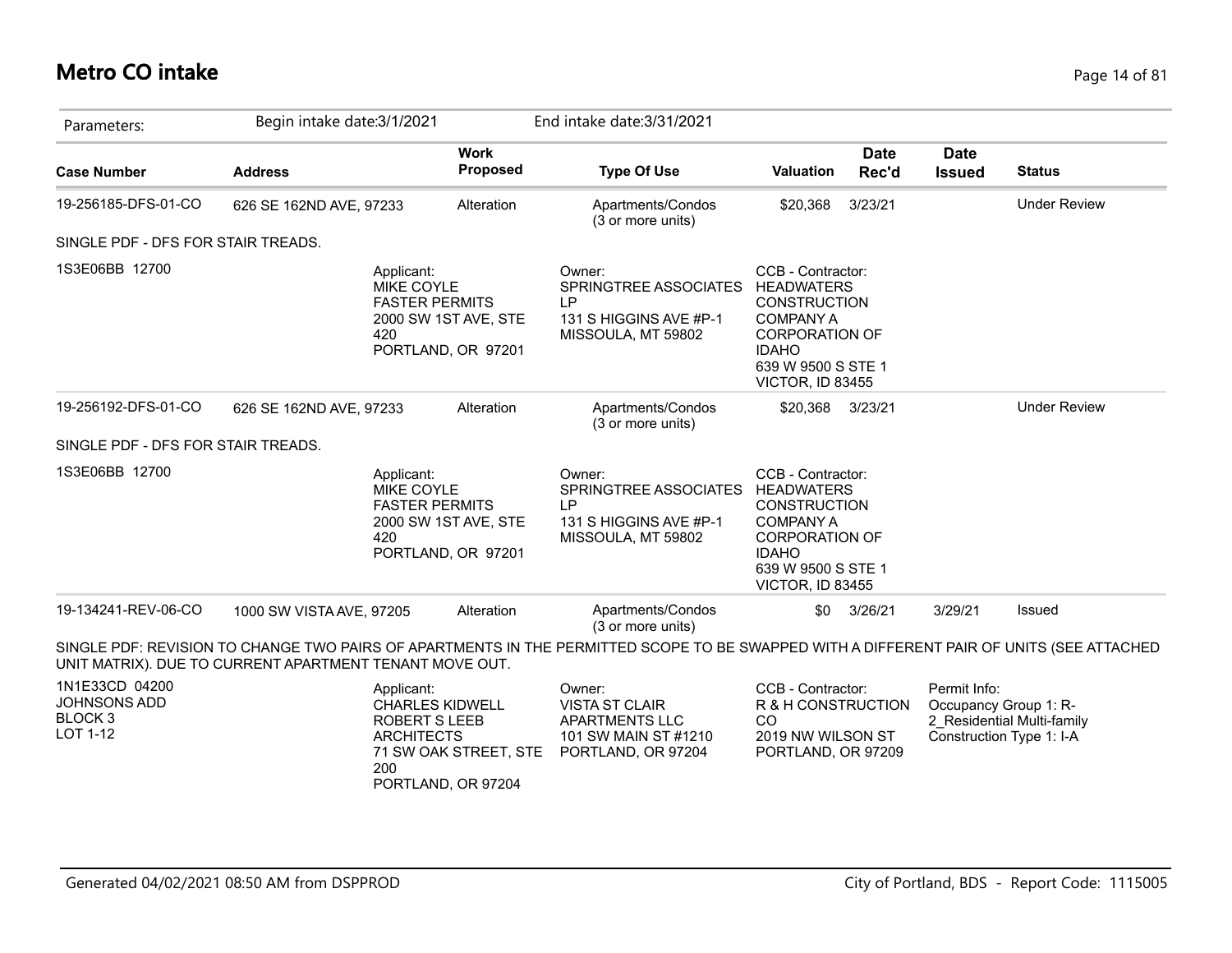# Metro CO intake

Parameters: Begin intake date:3/1/2021 End intake date:3/31/2021

| Case Number | Address | Work Proposed | Type Of Use | Valuation | Date Rec'd | Date Issued | Status |
|---|---|---|---|---|---|---|---|
| 19-256185-DFS-01-CO | 626 SE 162ND AVE, 97233 | Alteration | Apartments/Condos (3 or more units) | $20,368 | 3/23/21 | | Under Review |

SINGLE PDF - DFS FOR STAIR TREADS.

1S3E06BB 12700

Applicant:
MIKE COYLE
FASTER PERMITS
2000 SW 1ST AVE, STE 420
PORTLAND, OR 97201

Owner:
SPRINGTREE ASSOCIATES LP
131 S HIGGINS AVE #P-1
MISSOULA, MT 59802

CCB - Contractor:
HEADWATERS CONSTRUCTION COMPANY A CORPORATION OF IDAHO
639 W 9500 S STE 1
VICTOR, ID 83455

| Case Number | Address | Work Proposed | Type Of Use | Valuation | Date Rec'd | Date Issued | Status |
|---|---|---|---|---|---|---|---|
| 19-256192-DFS-01-CO | 626 SE 162ND AVE, 97233 | Alteration | Apartments/Condos (3 or more units) | $20,368 | 3/23/21 | | Under Review |

SINGLE PDF - DFS FOR STAIR TREADS.

1S3E06BB 12700

Applicant:
MIKE COYLE
FASTER PERMITS
2000 SW 1ST AVE, STE 420
PORTLAND, OR 97201

Owner:
SPRINGTREE ASSOCIATES LP
131 S HIGGINS AVE #P-1
MISSOULA, MT 59802

CCB - Contractor:
HEADWATERS CONSTRUCTION COMPANY A CORPORATION OF IDAHO
639 W 9500 S STE 1
VICTOR, ID 83455

| Case Number | Address | Work Proposed | Type Of Use | Valuation | Date Rec'd | Date Issued | Status |
|---|---|---|---|---|---|---|---|
| 19-134241-REV-06-CO | 1000 SW VISTA AVE, 97205 | Alteration | Apartments/Condos (3 or more units) | $0 | 3/26/21 | 3/29/21 | Issued |

SINGLE PDF: REVISION TO CHANGE TWO PAIRS OF APARTMENTS IN THE PERMITTED SCOPE TO BE SWAPPED WITH A DIFFERENT PAIR OF UNITS (SEE ATTACHED UNIT MATRIX). DUE TO CURRENT APARTMENT TENANT MOVE OUT.

1N1E33CD 04200
JOHNSONS ADD
BLOCK 3
LOT 1-12

Applicant:
CHARLES KIDWELL
ROBERT S LEEB ARCHITECTS
71 SW OAK STREET, STE 200
PORTLAND, OR 97204

Owner:
VISTA ST CLAIR APARTMENTS LLC
101 SW MAIN ST #1210
PORTLAND, OR 97204

CCB - Contractor:
R & H CONSTRUCTION CO
2019 NW WILSON ST
PORTLAND, OR 97209

Permit Info:
Occupancy Group 1: R-2_Residential Multi-family
Construction Type 1: I-A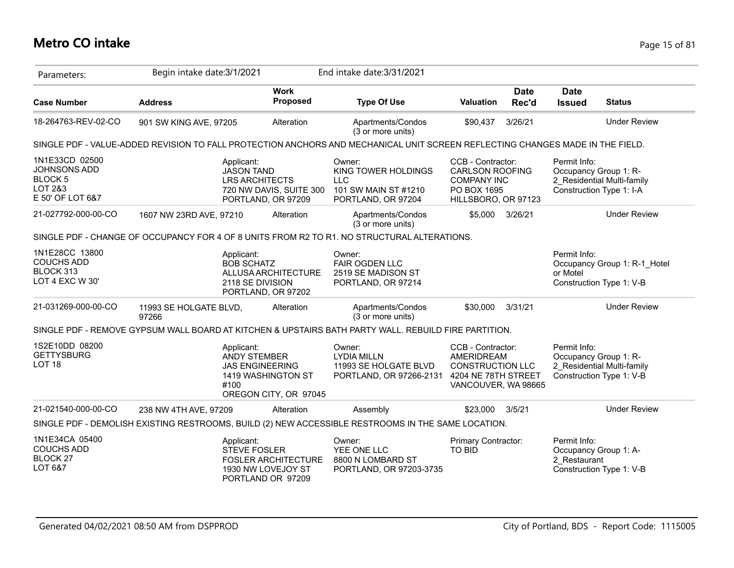# Metro CO intake

Parameters: Begin intake date:3/1/2021 End intake date:3/31/2021

| Case Number | Address | Work Proposed | Type Of Use | Valuation | Date Rec'd | Date Issued | Status |
|---|---|---|---|---|---|---|---|
| 18-264763-REV-02-CO | 901 SW KING AVE, 97205 | Alteration | Apartments/Condos (3 or more units) | $90,437 | 3/26/21 | | Under Review |

SINGLE PDF - VALUE-ADDED REVISION TO FALL PROTECTION ANCHORS AND MECHANICAL UNIT SCREEN REFLECTING CHANGES MADE IN THE FIELD.

1N1E33CD 02500
JOHNSONS ADD
BLOCK 5
LOT 2&3
E 50' OF LOT 6&7

Applicant:
JASON TAND
LRS ARCHITECTS
720 NW DAVIS, SUITE 300
PORTLAND, OR 97209

Owner:
KING TOWER HOLDINGS LLC
101 SW MAIN ST #1210
PORTLAND, OR 97204

CCB - Contractor:
CARLSON ROOFING COMPANY INC
PO BOX 1695
HILLSBORO, OR 97123

Permit Info:
Occupancy Group 1: R-2_Residential Multi-family
Construction Type 1: I-A

| Case Number | Address | Work Proposed | Type Of Use | Valuation | Date Rec'd | Date Issued | Status |
|---|---|---|---|---|---|---|---|
| 21-027792-000-00-CO | 1607 NW 23RD AVE, 97210 | Alteration | Apartments/Condos (3 or more units) | $5,000 | 3/26/21 | | Under Review |

SINGLE PDF - CHANGE OF OCCUPANCY FOR 4 OF 8 UNITS FROM R2 TO R1. NO STRUCTURAL ALTERATIONS.

1N1E28CC 13800
COUCHS ADD
BLOCK 313
LOT 4 EXC W 30'

Applicant:
BOB SCHATZ
ALLUSA ARCHITECTURE
2118 SE DIVISION
PORTLAND, OR 97202

Owner:
FAIR OGDEN LLC
2519 SE MADISON ST
PORTLAND, OR 97214

Permit Info:
Occupancy Group 1: R-1_Hotel or Motel
Construction Type 1: V-B

| Case Number | Address | Work Proposed | Type Of Use | Valuation | Date Rec'd | Date Issued | Status |
|---|---|---|---|---|---|---|---|
| 21-031269-000-00-CO | 11993 SE HOLGATE BLVD, 97266 | Alteration | Apartments/Condos (3 or more units) | $30,000 | 3/31/21 | | Under Review |

SINGLE PDF - REMOVE GYPSUM WALL BOARD AT KITCHEN & UPSTAIRS BATH PARTY WALL. REBUILD FIRE PARTITION.

1S2E10DD 08200
GETTYSBURG
LOT 18

Applicant:
ANDY STEMBER
JAS ENGINEERING
1419 WASHINGTON ST #100
OREGON CITY, OR 97045

Owner:
LYDIA MILLN
11993 SE HOLGATE BLVD
PORTLAND, OR 97266-2131

CCB - Contractor:
AMERIDREAM CONSTRUCTION LLC
4204 NE 78TH STREET
VANCOUVER, WA 98665

Permit Info:
Occupancy Group 1: R-2_Residential Multi-family
Construction Type 1: V-B

| Case Number | Address | Work Proposed | Type Of Use | Valuation | Date Rec'd | Date Issued | Status |
|---|---|---|---|---|---|---|---|
| 21-021540-000-00-CO | 238 NW 4TH AVE, 97209 | Alteration | Assembly | $23,000 | 3/5/21 | | Under Review |

SINGLE PDF - DEMOLISH EXISTING RESTROOMS, BUILD (2) NEW ACCESSIBLE RESTROOMS IN THE SAME LOCATION.

1N1E34CA 05400
COUCHS ADD
BLOCK 27
LOT 6&7

Applicant:
STEVE FOSLER
FOSLER ARCHITECTURE
1930 NW LOVEJOY ST
PORTLAND OR 97209

Owner:
YEE ONE LLC
8800 N LOMBARD ST
PORTLAND, OR 97203-3735

Primary Contractor:
TO BID

Permit Info:
Occupancy Group 1: A-2_Restaurant
Construction Type 1: V-B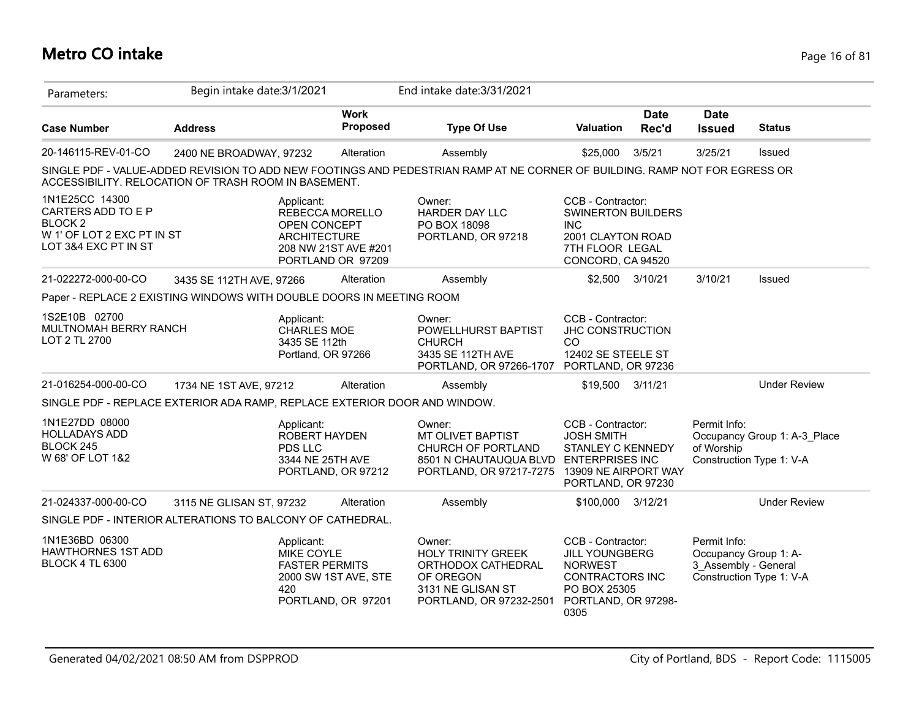# Metro CO intake

Parameters: Begin intake date:3/1/2021 End intake date:3/31/2021

| Case Number | Address | Work Proposed | Type Of Use | Valuation | Date Rec'd | Date Issued | Status |
|---|---|---|---|---|---|---|---|
| 20-146115-REV-01-CO | 2400 NE BROADWAY, 97232 | Alteration | Assembly | $25,000 | 3/5/21 | 3/25/21 | Issued |

SINGLE PDF - VALUE-ADDED REVISION TO ADD NEW FOOTINGS AND PEDESTRIAN RAMP AT NE CORNER OF BUILDING. RAMP NOT FOR EGRESS OR ACCESSIBILITY. RELOCATION OF TRASH ROOM IN BASEMENT.

1N1E25CC 14300
CARTERS ADD TO E P
BLOCK 2
W 1' OF LOT 2 EXC PT IN ST
LOT 3&4 EXC PT IN ST

Applicant:
REBECCA MORELLO
OPEN CONCEPT ARCHITECTURE
208 NW 21ST AVE #201
PORTLAND OR 97209

Owner:
HARDER DAY LLC
PO BOX 18098
PORTLAND, OR 97218

CCB - Contractor:
SWINERTON BUILDERS INC
2001 CLAYTON ROAD
7TH FLOOR LEGAL
CONCORD, CA 94520

| Case Number | Address | Work Proposed | Type Of Use | Valuation | Date Rec'd | Date Issued | Status |
|---|---|---|---|---|---|---|---|
| 21-022272-000-00-CO | 3435 SE 112TH AVE, 97266 | Alteration | Assembly | $2,500 | 3/10/21 | 3/10/21 | Issued |

Paper - REPLACE 2 EXISTING WINDOWS WITH DOUBLE DOORS IN MEETING ROOM

1S2E10B 02700
MULTNOMAH BERRY RANCH
LOT 2 TL 2700

Applicant:
CHARLES MOE
3435 SE 112th
Portland, OR 97266

Owner:
POWELLHURST BAPTIST CHURCH
3435 SE 112TH AVE
PORTLAND, OR 97266-1707

CCB - Contractor:
JHC CONSTRUCTION CO
12402 SE STEELE ST
PORTLAND, OR 97236

| Case Number | Address | Work Proposed | Type Of Use | Valuation | Date Rec'd | Date Issued | Status |
|---|---|---|---|---|---|---|---|
| 21-016254-000-00-CO | 1734 NE 1ST AVE, 97212 | Alteration | Assembly | $19,500 | 3/11/21 | | Under Review |

SINGLE PDF - REPLACE EXTERIOR ADA RAMP, REPLACE EXTERIOR DOOR AND WINDOW.

1N1E27DD 08000
HOLLADAYS ADD
BLOCK 245
W 68' OF LOT 1&2

Applicant:
ROBERT HAYDEN
PDS LLC
3344 NE 25TH AVE
PORTLAND, OR 97212

Owner:
MT OLIVET BAPTIST CHURCH OF PORTLAND
8501 N CHAUTAUQUA BLVD
PORTLAND, OR 97217-7275

CCB - Contractor:
JOSH SMITH
STANLEY C KENNEDY ENTERPRISES INC
13909 NE AIRPORT WAY
PORTLAND, OR 97230

Permit Info:
Occupancy Group 1: A-3_Place of Worship
Construction Type 1: V-A

| Case Number | Address | Work Proposed | Type Of Use | Valuation | Date Rec'd | Date Issued | Status |
|---|---|---|---|---|---|---|---|
| 21-024337-000-00-CO | 3115 NE GLISAN ST, 97232 | Alteration | Assembly | $100,000 | 3/12/21 | | Under Review |

SINGLE PDF - INTERIOR ALTERATIONS TO BALCONY OF CATHEDRAL.

1N1E36BD 06300
HAWTHORNES 1ST ADD
BLOCK 4 TL 6300

Applicant:
MIKE COYLE
FASTER PERMITS
2000 SW 1ST AVE, STE 420
PORTLAND, OR 97201

Owner:
HOLY TRINITY GREEK ORTHODOX CATHEDRAL OF OREGON
3131 NE GLISAN ST
PORTLAND, OR 97232-2501

CCB - Contractor:
JILL YOUNGBERG
NORWEST CONTRACTORS INC
PO BOX 25305
PORTLAND, OR 97298-0305

Permit Info:
Occupancy Group 1: A-3_Assembly - General
Construction Type 1: V-A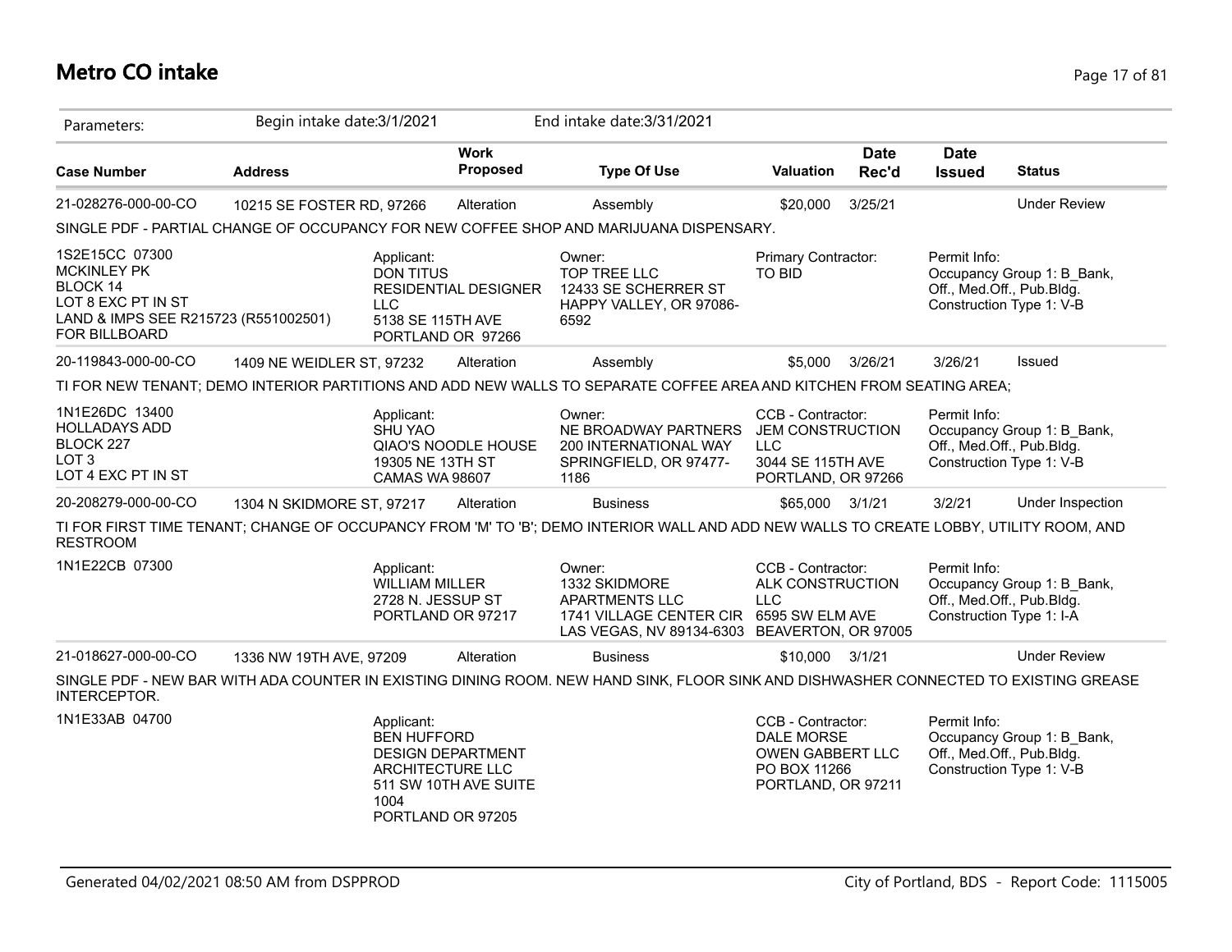# Metro CO intake

Parameters: Begin intake date:3/1/2021 End intake date:3/31/2021

| Case Number | Address | Work Proposed | Type Of Use | Valuation | Date Rec'd | Date Issued | Status |
|---|---|---|---|---|---|---|---|
| 21-028276-000-00-CO | 10215 SE FOSTER RD, 97266 | Alteration | Assembly | $20,000 | 3/25/21 | | Under Review |

SINGLE PDF - PARTIAL CHANGE OF OCCUPANCY FOR NEW COFFEE SHOP AND MARIJUANA DISPENSARY.

1S2E15CC 07300
MCKINLEY PK
BLOCK 14
LOT 8 EXC PT IN ST
LAND & IMPS SEE R215723 (R551002501) FOR BILLBOARD

Applicant:
DON TITUS
RESIDENTIAL DESIGNER LLC
5138 SE 115TH AVE
PORTLAND OR 97266

Owner:
TOP TREE LLC
12433 SE SCHERRER ST
HAPPY VALLEY, OR 97086-6592

Primary Contractor:
TO BID

Permit Info:
Occupancy Group 1: B_Bank, Off., Med.Off., Pub.Bldg.
Construction Type 1: V-B

| Case Number | Address | Work Proposed | Type Of Use | Valuation | Date Rec'd | Date Issued | Status |
|---|---|---|---|---|---|---|---|
| 20-119843-000-00-CO | 1409 NE WEIDLER ST, 97232 | Alteration | Assembly | $5,000 | 3/26/21 | 3/26/21 | Issued |

TI FOR NEW TENANT; DEMO INTERIOR PARTITIONS AND ADD NEW WALLS TO SEPARATE COFFEE AREA AND KITCHEN FROM SEATING AREA;

1N1E26DC 13400
HOLLADAYS ADD
BLOCK 227
LOT 3
LOT 4 EXC PT IN ST

Applicant:
SHU YAO
QIAO'S NOODLE HOUSE
19305 NE 13TH ST
CAMAS WA 98607

Owner:
NE BROADWAY PARTNERS
200 INTERNATIONAL WAY
SPRINGFIELD, OR 97477-1186

CCB - Contractor:
JEM CONSTRUCTION LLC
3044 SE 115TH AVE
PORTLAND, OR 97266

Permit Info:
Occupancy Group 1: B_Bank, Off., Med.Off., Pub.Bldg.
Construction Type 1: V-B

| Case Number | Address | Work Proposed | Type Of Use | Valuation | Date Rec'd | Date Issued | Status |
|---|---|---|---|---|---|---|---|
| 20-208279-000-00-CO | 1304 N SKIDMORE ST, 97217 | Alteration | Business | $65,000 | 3/1/21 | 3/2/21 | Under Inspection |

TI FOR FIRST TIME TENANT; CHANGE OF OCCUPANCY FROM 'M' TO 'B'; DEMO INTERIOR WALL AND ADD NEW WALLS TO CREATE LOBBY, UTILITY ROOM, AND RESTROOM

1N1E22CB 07300

Applicant:
WILLIAM MILLER
2728 N. JESSUP ST
PORTLAND OR 97217

Owner:
1332 SKIDMORE APARTMENTS LLC
1741 VILLAGE CENTER CIR
LAS VEGAS, NV 89134-6303

CCB - Contractor:
ALK CONSTRUCTION LLC
6595 SW ELM AVE
BEAVERTON, OR 97005

Permit Info:
Occupancy Group 1: B_Bank, Off., Med.Off., Pub.Bldg.
Construction Type 1: I-A

| Case Number | Address | Work Proposed | Type Of Use | Valuation | Date Rec'd | Date Issued | Status |
|---|---|---|---|---|---|---|---|
| 21-018627-000-00-CO | 1336 NW 19TH AVE, 97209 | Alteration | Business | $10,000 | 3/1/21 | | Under Review |

SINGLE PDF - NEW BAR WITH ADA COUNTER IN EXISTING DINING ROOM. NEW HAND SINK, FLOOR SINK AND DISHWASHER CONNECTED TO EXISTING GREASE INTERCEPTOR.

1N1E33AB 04700

Applicant:
BEN HUFFORD
DESIGN DEPARTMENT ARCHITECTURE LLC
511 SW 10TH AVE SUITE 1004
PORTLAND OR 97205

CCB - Contractor:
DALE MORSE
OWEN GABBERT LLC
PO BOX 11266
PORTLAND, OR 97211

Permit Info:
Occupancy Group 1: B_Bank, Off., Med.Off., Pub.Bldg.
Construction Type 1: V-B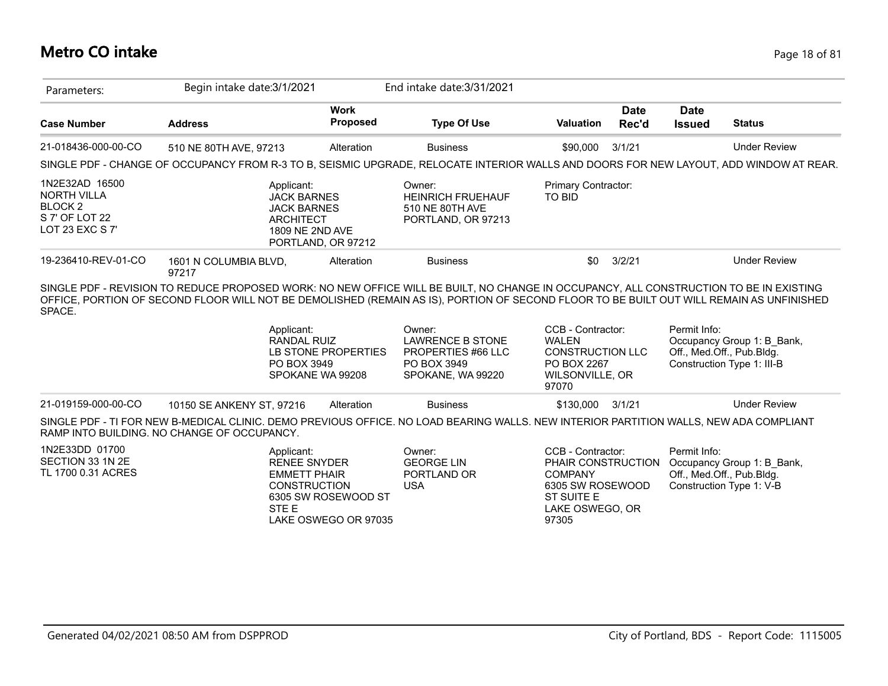# Metro CO intake

Parameters: Begin intake date:3/1/2021 End intake date:3/31/2021

| Case Number | Address | Work Proposed | Type Of Use | Valuation | Date Rec'd | Date Issued | Status |
|---|---|---|---|---|---|---|---|
| 21-018436-000-00-CO | 510 NE 80TH AVE, 97213 | Alteration | Business | $90,000 | 3/1/21 | | Under Review |

SINGLE PDF - CHANGE OF OCCUPANCY FROM R-3 TO B, SEISMIC UPGRADE, RELOCATE INTERIOR WALLS AND DOORS FOR NEW LAYOUT, ADD WINDOW AT REAR.

1N2E32AD 16500
NORTH VILLA
BLOCK 2
S 7' OF LOT 22
LOT 23 EXC S 7'

Applicant:
JACK BARNES
JACK BARNES ARCHITECT
1809 NE 2ND AVE
PORTLAND, OR 97212

Owner:
HEINRICH FRUEHAUF
510 NE 80TH AVE
PORTLAND, OR 97213

Primary Contractor:
TO BID

| Case Number | Address | Work Proposed | Type Of Use | Valuation | Date Rec'd | Date Issued | Status |
|---|---|---|---|---|---|---|---|
| 19-236410-REV-01-CO | 1601 N COLUMBIA BLVD, 97217 | Alteration | Business | $0 | 3/2/21 | | Under Review |

SINGLE PDF - REVISION TO REDUCE PROPOSED WORK: NO NEW OFFICE WILL BE BUILT, NO CHANGE IN OCCUPANCY, ALL CONSTRUCTION TO BE IN EXISTING OFFICE, PORTION OF SECOND FLOOR WILL NOT BE DEMOLISHED (REMAIN AS IS), PORTION OF SECOND FLOOR TO BE BUILT OUT WILL REMAIN AS UNFINISHED SPACE.

Applicant:
RANDAL RUIZ
LB STONE PROPERTIES
PO BOX 3949
SPOKANE WA 99208

Owner:
LAWRENCE B STONE
PROPERTIES #66 LLC
PO BOX 3949
SPOKANE, WA 99220

CCB - Contractor:
WALEN CONSTRUCTION LLC
PO BOX 2267
WILSONVILLE, OR 97070

Permit Info:
Occupancy Group 1: B_Bank, Off., Med.Off., Pub.Bldg.
Construction Type 1: III-B

| Case Number | Address | Work Proposed | Type Of Use | Valuation | Date Rec'd | Date Issued | Status |
|---|---|---|---|---|---|---|---|
| 21-019159-000-00-CO | 10150 SE ANKENY ST, 97216 | Alteration | Business | $130,000 | 3/1/21 | | Under Review |

SINGLE PDF - TI FOR NEW B-MEDICAL CLINIC. DEMO PREVIOUS OFFICE. NO LOAD BEARING WALLS. NEW INTERIOR PARTITION WALLS, NEW ADA COMPLIANT RAMP INTO BUILDING. NO CHANGE OF OCCUPANCY.

1N2E33DD 01700
SECTION 33 1N 2E
TL 1700 0.31 ACRES

Applicant:
RENEE SNYDER
EMMETT PHAIR CONSTRUCTION
6305 SW ROSEWOOD ST STE E
LAKE OSWEGO OR 97035

Owner:
GEORGE LIN
PORTLAND OR
USA

CCB - Contractor:
PHAIR CONSTRUCTION COMPANY
6305 SW ROSEWOOD ST SUITE E
LAKE OSWEGO, OR 97305

Permit Info:
Occupancy Group 1: B_Bank, Off., Med.Off., Pub.Bldg.
Construction Type 1: V-B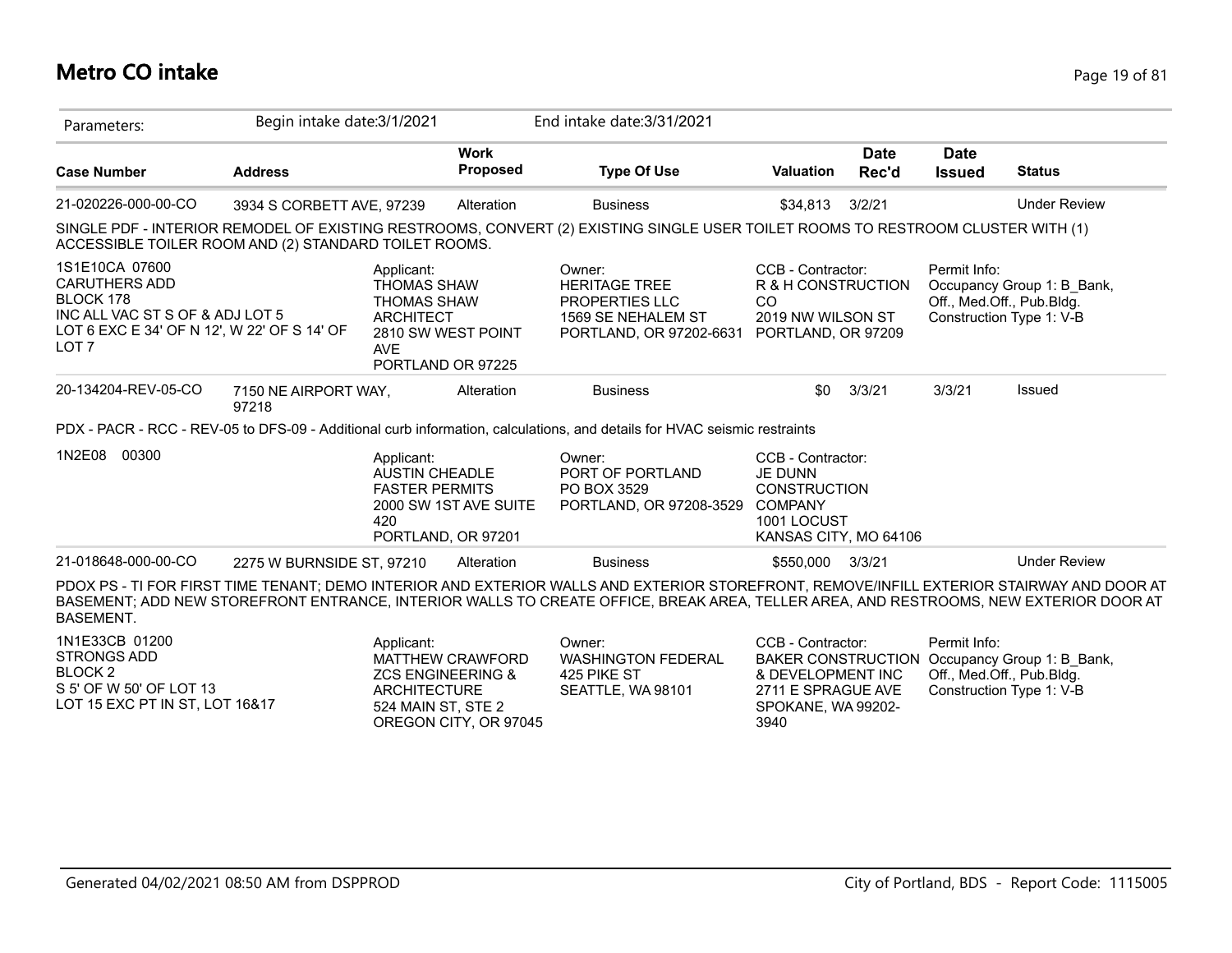## Metro CO intake

Parameters: Begin intake date:3/1/2021 End intake date:3/31/2021

| Case Number | Address | Work Proposed | Type Of Use | Valuation | Date Rec'd | Date Issued | Status |
|---|---|---|---|---|---|---|---|
| 21-020226-000-00-CO | 3934 S CORBETT AVE, 97239 | Alteration | Business | $34,813 | 3/2/21 | | Under Review |

SINGLE PDF - INTERIOR REMODEL OF EXISTING RESTROOMS, CONVERT (2) EXISTING SINGLE USER TOILET ROOMS TO RESTROOM CLUSTER WITH (1) ACCESSIBLE TOILER ROOM AND (2) STANDARD TOILET ROOMS.

1S1E10CA 07600
CARUTHERS ADD
BLOCK 178
INC ALL VAC ST S OF & ADJ LOT 5
LOT 6 EXC E 34' OF N 12', W 22' OF S 14' OF LOT 7

Applicant:
THOMAS SHAW
THOMAS SHAW ARCHITECT
2810 SW WEST POINT AVE
PORTLAND OR 97225

Owner:
HERITAGE TREE PROPERTIES LLC
1569 SE NEHALEM ST
PORTLAND, OR 97202-6631

CCB - Contractor:
R & H CONSTRUCTION CO
2019 NW WILSON ST
PORTLAND, OR 97209

Permit Info:
Occupancy Group 1: B_Bank, Off., Med.Off., Pub.Bldg.
Construction Type 1: V-B

| Case Number | Address | Work Proposed | Type Of Use | Valuation | Date Rec'd | Date Issued | Status |
|---|---|---|---|---|---|---|---|
| 20-134204-REV-05-CO | 7150 NE AIRPORT WAY, 97218 | Alteration | Business | $0 | 3/3/21 | 3/3/21 | Issued |

PDX - PACR - RCC - REV-05 to DFS-09 - Additional curb information, calculations, and details for HVAC seismic restraints

1N2E08 00300

Applicant:
AUSTIN CHEADLE
FASTER PERMITS
2000 SW 1ST AVE SUITE 420
PORTLAND, OR 97201

Owner:
PORT OF PORTLAND
PO BOX 3529
PORTLAND, OR 97208-3529

CCB - Contractor:
JE DUNN CONSTRUCTION COMPANY
1001 LOCUST
KANSAS CITY, MO 64106

| Case Number | Address | Work Proposed | Type Of Use | Valuation | Date Rec'd | Date Issued | Status |
|---|---|---|---|---|---|---|---|
| 21-018648-000-00-CO | 2275 W BURNSIDE ST, 97210 | Alteration | Business | $550,000 | 3/3/21 | | Under Review |

PDOX PS - TI FOR FIRST TIME TENANT; DEMO INTERIOR AND EXTERIOR WALLS AND EXTERIOR STOREFRONT, REMOVE/INFILL EXTERIOR STAIRWAY AND DOOR AT BASEMENT; ADD NEW STOREFRONT ENTRANCE, INTERIOR WALLS TO CREATE OFFICE, BREAK AREA, TELLER AREA, AND RESTROOMS, NEW EXTERIOR DOOR AT BASEMENT.

1N1E33CB 01200
STRONGS ADD
BLOCK 2
S 5' OF W 50' OF LOT 13
LOT 15 EXC PT IN ST, LOT 16&17

Applicant:
MATTHEW CRAWFORD
ZCS ENGINEERING & ARCHITECTURE
524 MAIN ST, STE 2
OREGON CITY, OR 97045

Owner:
WASHINGTON FEDERAL
425 PIKE ST
SEATTLE, WA 98101

CCB - Contractor:
BAKER CONSTRUCTION & DEVELOPMENT INC
2711 E SPRAGUE AVE
SPOKANE, WA 99202-3940

Permit Info:
Occupancy Group 1: B_Bank, Off., Med.Off., Pub.Bldg.
Construction Type 1: V-B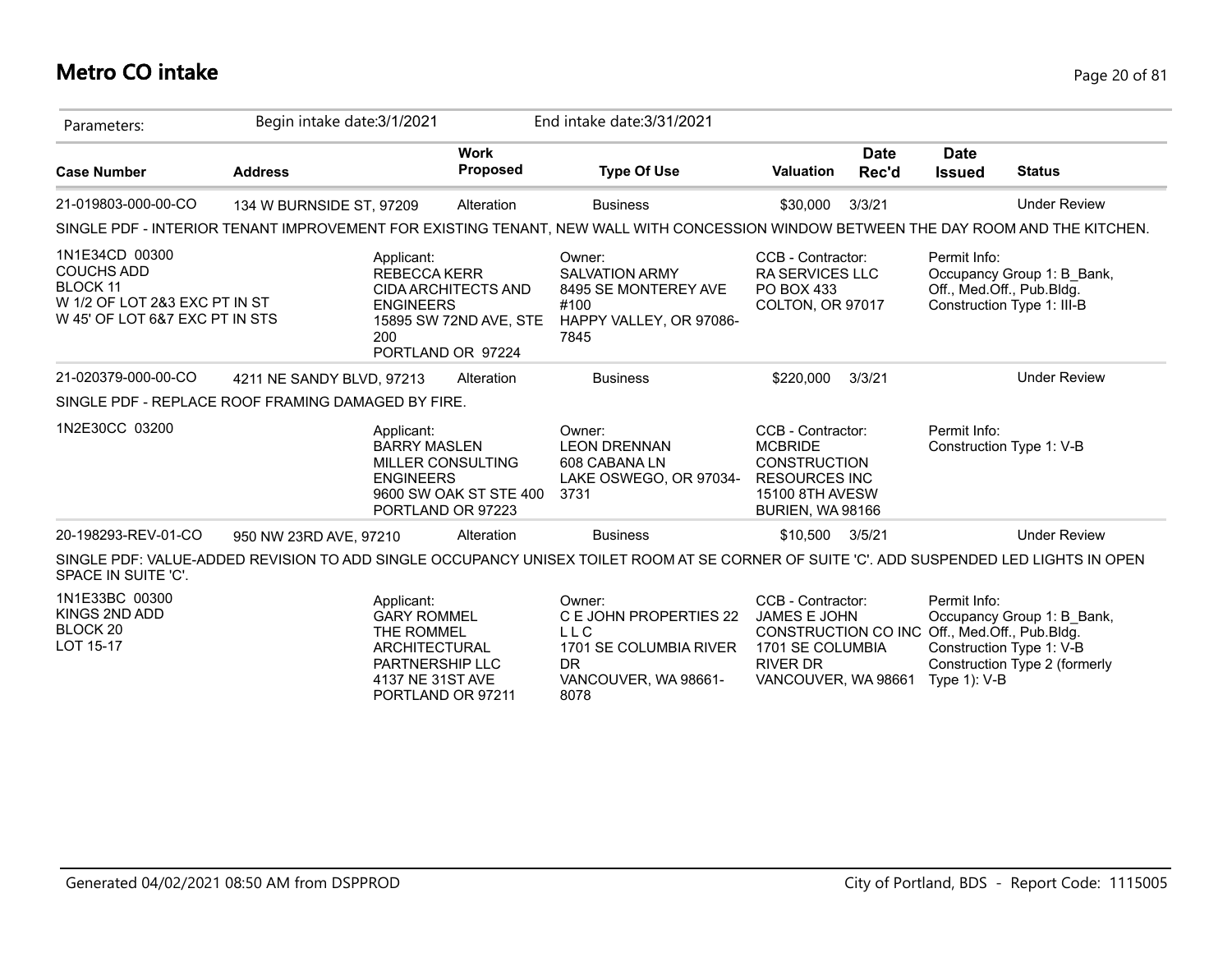# Metro CO intake

Parameters: Begin intake date:3/1/2021 End intake date:3/31/2021

| Case Number | Address | Work Proposed | Type Of Use | Valuation | Date Rec'd | Date Issued | Status |
|---|---|---|---|---|---|---|---|
| 21-019803-000-00-CO | 134 W BURNSIDE ST, 97209 | Alteration | Business | $30,000 | 3/3/21 | | Under Review |

SINGLE PDF - INTERIOR TENANT IMPROVEMENT FOR EXISTING TENANT, NEW WALL WITH CONCESSION WINDOW BETWEEN THE DAY ROOM AND THE KITCHEN.

| | Applicant: | Owner: | CCB - Contractor: | Permit Info: |
|---|---|---|---|---|
| 1N1E34CD 00300<br>COUCHS ADD<br>BLOCK 11<br>W 1/2 OF LOT 2&3 EXC PT IN ST<br>W 45' OF LOT 6&7 EXC PT IN STS | REBECCA KERR<br>CIDA ARCHITECTS AND ENGINEERS<br>15895 SW 72ND AVE, STE 200<br>PORTLAND OR 97224 | SALVATION ARMY<br>8495 SE MONTEREY AVE #100<br>HAPPY VALLEY, OR 97086-7845 | RA SERVICES LLC<br>PO BOX 433<br>COLTON, OR 97017 | Occupancy Group 1: B_Bank, Off., Med.Off., Pub.Bldg.<br>Construction Type 1: III-B |

| Case Number | Address | Work Proposed | Type Of Use | Valuation | Date Rec'd | Date Issued | Status |
|---|---|---|---|---|---|---|---|
| 21-020379-000-00-CO | 4211 NE SANDY BLVD, 97213 | Alteration | Business | $220,000 | 3/3/21 | | Under Review |

SINGLE PDF - REPLACE ROOF FRAMING DAMAGED BY FIRE.

| | Applicant: | Owner: | CCB - Contractor: | Permit Info: |
|---|---|---|---|---|
| 1N2E30CC 03200 | BARRY MASLEN<br>MILLER CONSULTING ENGINEERS<br>9600 SW OAK ST STE 400<br>PORTLAND OR 97223 | LEON DRENNAN<br>608 CABANA LN<br>LAKE OSWEGO, OR 97034-3731 | MCBRIDE CONSTRUCTION RESOURCES INC<br>15100 8TH AVESW<br>BURIEN, WA 98166 | Construction Type 1: V-B |

| Case Number | Address | Work Proposed | Type Of Use | Valuation | Date Rec'd | Date Issued | Status |
|---|---|---|---|---|---|---|---|
| 20-198293-REV-01-CO | 950 NW 23RD AVE, 97210 | Alteration | Business | $10,500 | 3/5/21 | | Under Review |

SINGLE PDF: VALUE-ADDED REVISION TO ADD SINGLE OCCUPANCY UNISEX TOILET ROOM AT SE CORNER OF SUITE 'C'. ADD SUSPENDED LED LIGHTS IN OPEN SPACE IN SUITE 'C'.

| | Applicant: | Owner: | CCB - Contractor: | Permit Info: |
|---|---|---|---|---|
| 1N1E33BC 00300<br>KINGS 2ND ADD<br>BLOCK 20<br>LOT 15-17 | GARY ROMMEL<br>THE ROMMEL ARCHITECTURAL PARTNERSHIP LLC<br>4137 NE 31ST AVE<br>PORTLAND OR 97211 | C E JOHN PROPERTIES 22 L L C<br>1701 SE COLUMBIA RIVER DR<br>VANCOUVER, WA 98661-8078 | JAMES E JOHN CONSTRUCTION CO INC<br>1701 SE COLUMBIA RIVER DR<br>VANCOUVER, WA 98661 | Occupancy Group 1: B_Bank, Off., Med.Off., Pub.Bldg.<br>Construction Type 1: V-B<br>Construction Type 2 (formerly Type 1): V-B |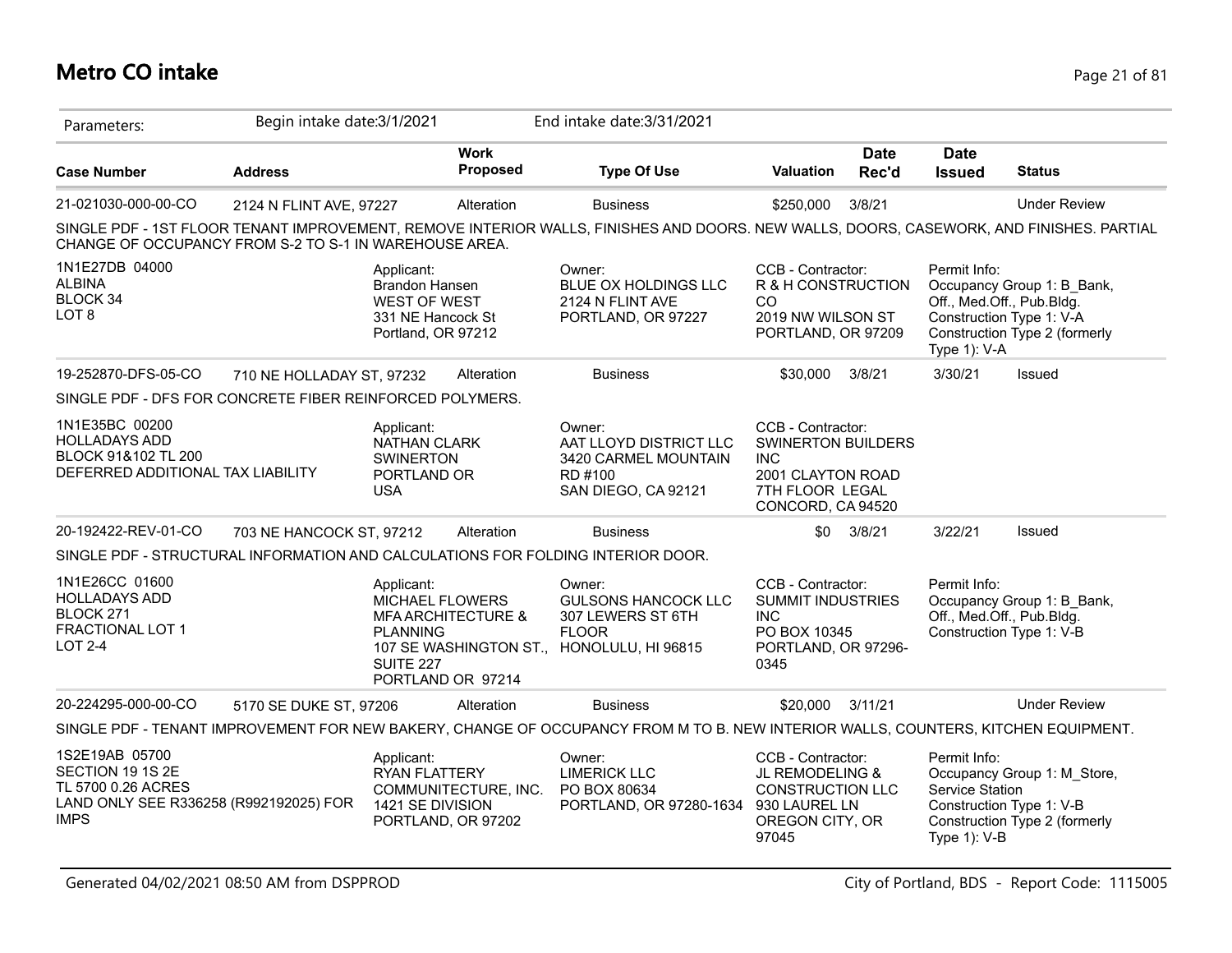# Metro CO intake

| Parameters: | Begin intake date:3/1/2021 | | End intake date:3/31/2021 | | | | |
|---|---|---|---|---|---|---|---|
| **Case Number** | **Address** | **Work Proposed** | **Type Of Use** | **Valuation** | **Date Rec'd** | **Date Issued** | **Status** |
| 21-021030-000-00-CO | 2124 N FLINT AVE, 97227 | Alteration | Business | $250,000 | 3/8/21 | | Under Review |

SINGLE PDF - 1ST FLOOR TENANT IMPROVEMENT, REMOVE INTERIOR WALLS, FINISHES AND DOORS. NEW WALLS, DOORS, CASEWORK, AND FINISHES. PARTIAL CHANGE OF OCCUPANCY FROM S-2 TO S-1 IN WAREHOUSE AREA.

1N1E27DB 04000
ALBINA
BLOCK 34
LOT 8

Applicant:
Brandon Hansen
WEST OF WEST
331 NE Hancock St
Portland, OR 97212

Owner:
BLUE OX HOLDINGS LLC
2124 N FLINT AVE
PORTLAND, OR 97227

CCB - Contractor:
R & H CONSTRUCTION CO
2019 NW WILSON ST
PORTLAND, OR 97209

Permit Info:
Occupancy Group 1: B_Bank, Off., Med.Off., Pub.Bldg.
Construction Type 1: V-A
Construction Type 2 (formerly Type 1): V-A

| Case Number | Address | Work Proposed | Type Of Use | Valuation | Date Rec'd | Date Issued | Status |
|---|---|---|---|---|---|---|---|
| 19-252870-DFS-05-CO | 710 NE HOLLADAY ST, 97232 | Alteration | Business | $30,000 | 3/8/21 | 3/30/21 | Issued |

SINGLE PDF - DFS FOR CONCRETE FIBER REINFORCED POLYMERS.

1N1E35BC 00200
HOLLADAYS ADD
BLOCK 91&102 TL 200
DEFERRED ADDITIONAL TAX LIABILITY

Applicant:
NATHAN CLARK
SWINERTON
PORTLAND OR
USA

Owner:
AAT LLOYD DISTRICT LLC
3420 CARMEL MOUNTAIN RD #100
SAN DIEGO, CA 92121

CCB - Contractor:
SWINERTON BUILDERS INC
2001 CLAYTON ROAD
7TH FLOOR LEGAL
CONCORD, CA 94520

| Case Number | Address | Work Proposed | Type Of Use | Valuation | Date Rec'd | Date Issued | Status |
|---|---|---|---|---|---|---|---|
| 20-192422-REV-01-CO | 703 NE HANCOCK ST, 97212 | Alteration | Business | $0 | 3/8/21 | 3/22/21 | Issued |

SINGLE PDF - STRUCTURAL INFORMATION AND CALCULATIONS FOR FOLDING INTERIOR DOOR.

1N1E26CC 01600
HOLLADAYS ADD
BLOCK 271
FRACTIONAL LOT 1
LOT 2-4

Applicant:
MICHAEL FLOWERS
MFA ARCHITECTURE & PLANNING
107 SE WASHINGTON ST., SUITE 227
PORTLAND OR 97214

Owner:
GULSONS HANCOCK LLC
307 LEWERS ST 6TH FLOOR
HONOLULU, HI 96815

CCB - Contractor:
SUMMIT INDUSTRIES INC
PO BOX 10345
PORTLAND, OR 97296-0345

Permit Info:
Occupancy Group 1: B_Bank, Off., Med.Off., Pub.Bldg.
Construction Type 1: V-B

| Case Number | Address | Work Proposed | Type Of Use | Valuation | Date Rec'd | Date Issued | Status |
|---|---|---|---|---|---|---|---|
| 20-224295-000-00-CO | 5170 SE DUKE ST, 97206 | Alteration | Business | $20,000 | 3/11/21 | | Under Review |

SINGLE PDF - TENANT IMPROVEMENT FOR NEW BAKERY, CHANGE OF OCCUPANCY FROM M TO B. NEW INTERIOR WALLS, COUNTERS, KITCHEN EQUIPMENT.

1S2E19AB 05700
SECTION 19 1S 2E
TL 5700 0.26 ACRES
LAND ONLY SEE R336258 (R992192025) FOR IMPS

Applicant:
RYAN FLATTERY
COMMUNITECTURE, INC.
1421 SE DIVISION
PORTLAND, OR 97202

Owner:
LIMERICK LLC
PO BOX 80634
PORTLAND, OR 97280-1634

CCB - Contractor:
JL REMODELING & CONSTRUCTION LLC
930 LAUREL LN
OREGON CITY, OR 97045

Permit Info:
Occupancy Group 1: M_Store, Service Station
Construction Type 1: V-B
Construction Type 2 (formerly Type 1): V-B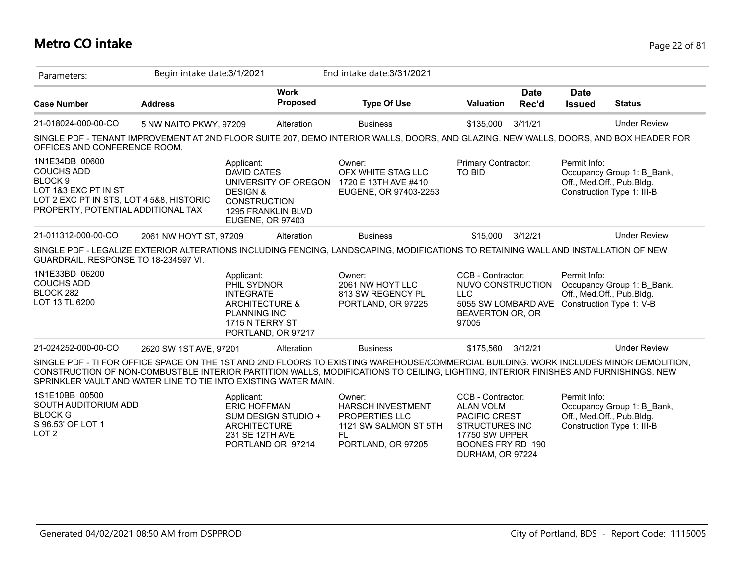# Metro CO intake

Parameters: Begin intake date:3/1/2021 End intake date:3/31/2021

| Case Number | Address | Work Proposed | Type Of Use | Valuation | Date Rec'd | Date Issued | Status |
|---|---|---|---|---|---|---|---|
| 21-018024-000-00-CO | 5 NW NAITO PKWY, 97209 | Alteration | Business | $135,000 | 3/11/21 | | Under Review |

SINGLE PDF - TENANT IMPROVEMENT AT 2ND FLOOR SUITE 207, DEMO INTERIOR WALLS, DOORS, AND GLAZING. NEW WALLS, DOORS, AND BOX HEADER FOR OFFICES AND CONFERENCE ROOM.

1N1E34DB 00600
COUCHS ADD
BLOCK 9
LOT 1&3 EXC PT IN ST
LOT 2 EXC PT IN STS, LOT 4,5&8, HISTORIC PROPERTY, POTENTIAL ADDITIONAL TAX

Applicant:
DAVID CATES
UNIVERSITY OF OREGON DESIGN & CONSTRUCTION
1295 FRANKLIN BLVD
EUGENE, OR 97403

Owner:
OFX WHITE STAG LLC
1720 E 13TH AVE #410
EUGENE, OR 97403-2253

Primary Contractor:
TO BID

Permit Info:
Occupancy Group 1: B_Bank, Off., Med.Off., Pub.Bldg.
Construction Type 1: III-B

| Case Number | Address | Work Proposed | Type Of Use | Valuation | Date Rec'd | Date Issued | Status |
|---|---|---|---|---|---|---|---|
| 21-011312-000-00-CO | 2061 NW HOYT ST, 97209 | Alteration | Business | $15,000 | 3/12/21 | | Under Review |

SINGLE PDF - LEGALIZE EXTERIOR ALTERATIONS INCLUDING FENCING, LANDSCAPING, MODIFICATIONS TO RETAINING WALL AND INSTALLATION OF NEW GUARDRAIL. RESPONSE TO 18-234597 VI.

1N1E33BD 06200
COUCHS ADD
BLOCK 282
LOT 13 TL 6200

Applicant:
PHIL SYDNOR
INTEGRATE ARCHITECTURE & PLANNING INC
1715 N TERRY ST
PORTLAND, OR 97217

Owner:
2061 NW HOYT LLC
813 SW REGENCY PL
PORTLAND, OR 97225

CCB - Contractor:
NUVO CONSTRUCTION LLC
5055 SW LOMBARD AVE
BEAVERTON OR, OR 97005

Permit Info:
Occupancy Group 1: B_Bank, Off., Med.Off., Pub.Bldg.
Construction Type 1: V-B

| Case Number | Address | Work Proposed | Type Of Use | Valuation | Date Rec'd | Date Issued | Status |
|---|---|---|---|---|---|---|---|
| 21-024252-000-00-CO | 2620 SW 1ST AVE, 97201 | Alteration | Business | $175,560 | 3/12/21 | | Under Review |

SINGLE PDF - TI FOR OFFICE SPACE ON THE 1ST AND 2ND FLOORS TO EXISTING WAREHOUSE/COMMERCIAL BUILDING. WORK INCLUDES MINOR DEMOLITION, CONSTRUCTION OF NON-COMBUSTBLE INTERIOR PARTITION WALLS, MODIFICATIONS TO CEILING, LIGHTING, INTERIOR FINISHES AND FURNISHINGS. NEW SPRINKLER VAULT AND WATER LINE TO TIE INTO EXISTING WATER MAIN.

1S1E10BB 00500
SOUTH AUDITORIUM ADD
BLOCK G
S 96.53' OF LOT 1
LOT 2

Applicant:
ERIC HOFFMAN
SUM DESIGN STUDIO + ARCHITECTURE
231 SE 12TH AVE
PORTLAND OR 97214

Owner:
HARSCH INVESTMENT PROPERTIES LLC
1121 SW SALMON ST 5TH FL
PORTLAND, OR 97205

CCB - Contractor:
ALAN VOLM
PACIFIC CREST STRUCTURES INC
17750 SW UPPER BOONES FRY RD 190
DURHAM, OR 97224

Permit Info:
Occupancy Group 1: B_Bank, Off., Med.Off., Pub.Bldg.
Construction Type 1: III-B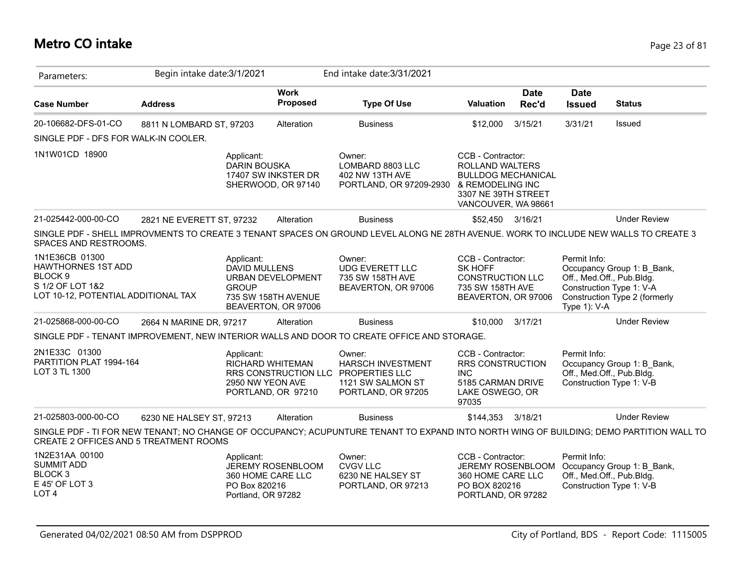# Metro CO intake

Parameters: Begin intake date:3/1/2021 End intake date:3/31/2021

| Case Number | Address | Work Proposed | Type Of Use | Valuation | Date Rec'd | Date Issued | Status |
|---|---|---|---|---|---|---|---|
| 20-106682-DFS-01-CO | 8811 N LOMBARD ST, 97203 | Alteration | Business | $12,000 | 3/15/21 | 3/31/21 | Issued |

SINGLE PDF - DFS FOR WALK-IN COOLER.

1N1W01CD 18900

Applicant:
DARIN BOUSKA
17407 SW INKSTER DR
SHERWOOD, OR 97140

Owner:
LOMBARD 8803 LLC
402 NW 13TH AVE
PORTLAND, OR 97209-2930

CCB - Contractor:
ROLLAND WALTERS
BULLDOG MECHANICAL & REMODELING INC
3307 NE 39TH STREET
VANCOUVER, WA 98661

| Case Number | Address | Work Proposed | Type Of Use | Valuation | Date Rec'd | Date Issued | Status |
|---|---|---|---|---|---|---|---|
| 21-025442-000-00-CO | 2821 NE EVERETT ST, 97232 | Alteration | Business | $52,450 | 3/16/21 | | Under Review |

SINGLE PDF - SHELL IMPROVMENTS TO CREATE 3 TENANT SPACES ON GROUND LEVEL ALONG NE 28TH AVENUE. WORK TO INCLUDE NEW WALLS TO CREATE 3 SPACES AND RESTROOMS.

1N1E36CB 01300
HAWTHORNES 1ST ADD
BLOCK 9
S 1/2 OF LOT 1&2
LOT 10-12, POTENTIAL ADDITIONAL TAX

Applicant:
DAVID MULLENS
URBAN DEVELOPMENT GROUP
735 SW 158TH AVENUE
BEAVERTON, OR 97006

Owner:
UDG EVERETT LLC
735 SW 158TH AVE
BEAVERTON, OR 97006

CCB - Contractor:
SK HOFF CONSTRUCTION LLC
735 SW 158TH AVE
BEAVERTON, OR 97006

Permit Info:
Occupancy Group 1: B_Bank, Off., Med.Off., Pub.Bldg.
Construction Type 1: V-A
Construction Type 2 (formerly Type 1): V-A

| Case Number | Address | Work Proposed | Type Of Use | Valuation | Date Rec'd | Date Issued | Status |
|---|---|---|---|---|---|---|---|
| 21-025868-000-00-CO | 2664 N MARINE DR, 97217 | Alteration | Business | $10,000 | 3/17/21 | | Under Review |

SINGLE PDF - TENANT IMPROVEMENT, NEW INTERIOR WALLS AND DOOR TO CREATE OFFICE AND STORAGE.

2N1E33C 01300
PARTITION PLAT 1994-164
LOT 3 TL 1300

Applicant:
RICHARD WHITEMAN
RRS CONSTRUCTION LLC
2950 NW YEON AVE
PORTLAND, OR 97210

Owner:
HARSCH INVESTMENT PROPERTIES LLC
1121 SW SALMON ST
PORTLAND, OR 97205

CCB - Contractor:
RRS CONSTRUCTION INC
5185 CARMAN DRIVE
LAKE OSWEGO, OR 97035

Permit Info:
Occupancy Group 1: B_Bank, Off., Med.Off., Pub.Bldg.
Construction Type 1: V-B

| Case Number | Address | Work Proposed | Type Of Use | Valuation | Date Rec'd | Date Issued | Status |
|---|---|---|---|---|---|---|---|
| 21-025803-000-00-CO | 6230 NE HALSEY ST, 97213 | Alteration | Business | $144,353 | 3/18/21 | | Under Review |

SINGLE PDF - TI FOR NEW TENANT; NO CHANGE OF OCCUPANCY; ACUPUNTURE TENANT TO EXPAND INTO NORTH WING OF BUILDING; DEMO PARTITION WALL TO CREATE 2 OFFICES AND 5 TREATMENT ROOMS

1N2E31AA 00100
SUMMIT ADD
BLOCK 3
E 45' OF LOT 3
LOT 4

Applicant:
JEREMY ROSENBLOOM
360 HOME CARE LLC
PO Box 820216
Portland, OR 97282

Owner:
CVGV LLC
6230 NE HALSEY ST
PORTLAND, OR 97213

CCB - Contractor:
JEREMY ROSENBLOOM
360 HOME CARE LLC
PO BOX 820216
PORTLAND, OR 97282

Permit Info:
Occupancy Group 1: B_Bank, Off., Med.Off., Pub.Bldg.
Construction Type 1: V-B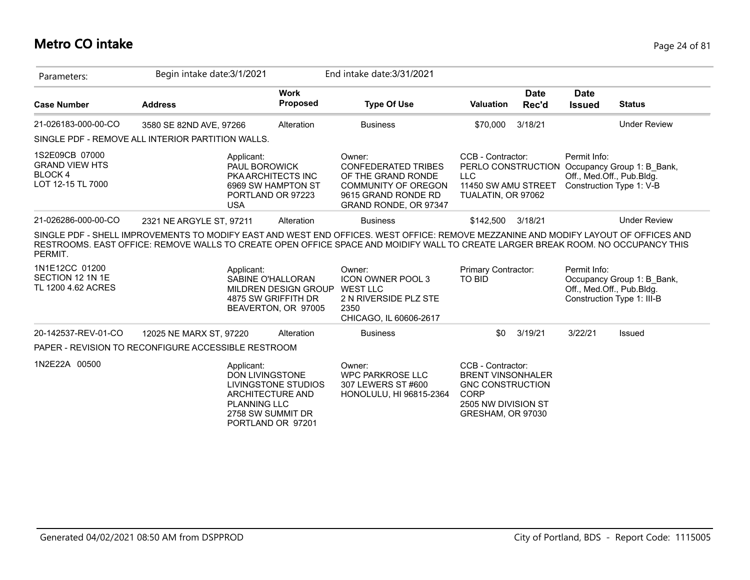# Metro CO intake

Parameters: Begin intake date:3/1/2021 End intake date:3/31/2021

| Case Number | Address | Work Proposed | Type Of Use | Valuation | Date Rec'd | Date Issued | Status |
|---|---|---|---|---|---|---|---|
| 21-026183-000-00-CO | 3580 SE 82ND AVE, 97266 | Alteration | Business | $70,000 | 3/18/21 | | Under Review |

SINGLE PDF - REMOVE ALL INTERIOR PARTITION WALLS.

1S2E09CB 07000
GRAND VIEW HTS
BLOCK 4
LOT 12-15 TL 7000

Applicant:
PAUL BOROWICK
PKA ARCHITECTS INC
6969 SW HAMPTON ST
PORTLAND OR 97223
USA

Owner:
CONFEDERATED TRIBES OF THE GRAND RONDE COMMUNITY OF OREGON
9615 GRAND RONDE RD
GRAND RONDE, OR 97347

CCB - Contractor:
PERLO CONSTRUCTION LLC
11450 SW AMU STREET
TUALATIN, OR 97062

Permit Info:
Occupancy Group 1: B_Bank, Off., Med.Off., Pub.Bldg.
Construction Type 1: V-B

| Case Number | Address | Work Proposed | Type Of Use | Valuation | Date Rec'd | Date Issued | Status |
|---|---|---|---|---|---|---|---|
| 21-026286-000-00-CO | 2321 NE ARGYLE ST, 97211 | Alteration | Business | $142,500 | 3/18/21 | | Under Review |

SINGLE PDF - SHELL IMPROVEMENTS TO MODIFY EAST AND WEST END OFFICES. WEST OFFICE: REMOVE MEZZANINE AND MODIFY LAYOUT OF OFFICES AND RESTROOMS. EAST OFFICE: REMOVE WALLS TO CREATE OPEN OFFICE SPACE AND MOIDIFY WALL TO CREATE LARGER BREAK ROOM. NO OCCUPANCY THIS PERMIT.

1N1E12CC 01200
SECTION 12 1N 1E
TL 1200 4.62 ACRES

Applicant:
SABINE O'HALLORAN
MILDREN DESIGN GROUP
4875 SW GRIFFITH DR
BEAVERTON, OR 97005

Owner:
ICON OWNER POOL 3 WEST LLC
2 N RIVERSIDE PLZ STE 2350
CHICAGO, IL 60606-2617

Primary Contractor:
TO BID

Permit Info:
Occupancy Group 1: B_Bank, Off., Med.Off., Pub.Bldg.
Construction Type 1: III-B

| Case Number | Address | Work Proposed | Type Of Use | Valuation | Date Rec'd | Date Issued | Status |
|---|---|---|---|---|---|---|---|
| 20-142537-REV-01-CO | 12025 NE MARX ST, 97220 | Alteration | Business | $0 | 3/19/21 | 3/22/21 | Issued |

PAPER - REVISION TO RECONFIGURE ACCESSIBLE RESTROOM

1N2E22A 00500

Applicant:
DON LIVINGSTONE
LIVINGSTONE STUDIOS ARCHITECTURE AND PLANNING LLC
2758 SW SUMMIT DR
PORTLAND OR 97201

Owner:
WPC PARKROSE LLC
307 LEWERS ST #600
HONOLULU, HI 96815-2364

CCB - Contractor:
BRENT VINSONHALER
GNC CONSTRUCTION CORP
2505 NW DIVISION ST
GRESHAM, OR 97030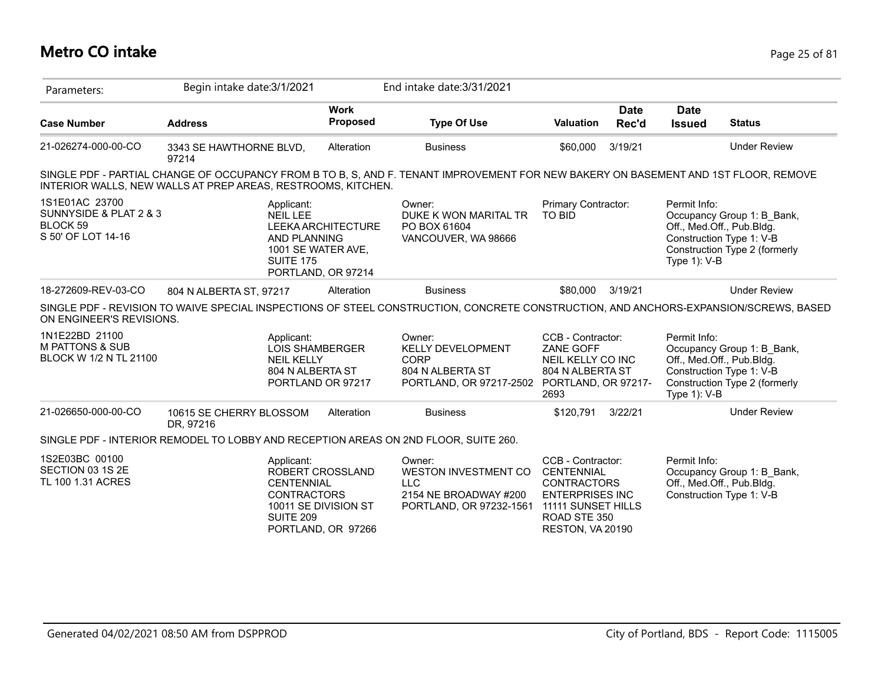# Metro CO intake

Parameters: Begin intake date:3/1/2021 End intake date:3/31/2021

| Case Number | Address | Work Proposed | Type Of Use | Valuation | Date Rec'd | Date Issued | Status |
|---|---|---|---|---|---|---|---|
| 21-026274-000-00-CO | 3343 SE HAWTHORNE BLVD, 97214 | Alteration | Business | $60,000 | 3/19/21 | | Under Review |

SINGLE PDF - PARTIAL CHANGE OF OCCUPANCY FROM B TO B, S, AND F. TENANT IMPROVEMENT FOR NEW BAKERY ON BASEMENT AND 1ST FLOOR, REMOVE INTERIOR WALLS, NEW WALLS AT PREP AREAS, RESTROOMS, KITCHEN.

1S1E01AC 23700
SUNNYSIDE & PLAT 2 & 3
BLOCK 59
S 50' OF LOT 14-16

Applicant:
NEIL LEE
LEEKA ARCHITECTURE AND PLANNING
1001 SE WATER AVE, SUITE 175
PORTLAND, OR 97214

Owner:
DUKE K WON MARITAL TR
PO BOX 61604
VANCOUVER, WA 98666

Primary Contractor:
TO BID

Permit Info:
Occupancy Group 1: B_Bank, Off., Med.Off., Pub.Bldg.
Construction Type 1: V-B
Construction Type 2 (formerly Type 1): V-B

| Case Number | Address | Work Proposed | Type Of Use | Valuation | Date Rec'd | Date Issued | Status |
|---|---|---|---|---|---|---|---|
| 18-272609-REV-03-CO | 804 N ALBERTA ST, 97217 | Alteration | Business | $80,000 | 3/19/21 | | Under Review |

SINGLE PDF - REVISION TO WAIVE SPECIAL INSPECTIONS OF STEEL CONSTRUCTION, CONCRETE CONSTRUCTION, AND ANCHORS-EXPANSION/SCREWS, BASED ON ENGINEER'S REVISIONS.

1N1E22BD 21100
M PATTONS & SUB
BLOCK W 1/2 N TL 21100

Applicant:
LOIS SHAMBERGER
NEIL KELLY
804 N ALBERTA ST
PORTLAND OR 97217

Owner:
KELLY DEVELOPMENT CORP
804 N ALBERTA ST
PORTLAND, OR 97217-2502

CCB - Contractor:
ZANE GOFF
NEIL KELLY CO INC
804 N ALBERTA ST
PORTLAND, OR 97217-2693

Permit Info:
Occupancy Group 1: B_Bank, Off., Med.Off., Pub.Bldg.
Construction Type 1: V-B
Construction Type 2 (formerly Type 1): V-B

| Case Number | Address | Work Proposed | Type Of Use | Valuation | Date Rec'd | Date Issued | Status |
|---|---|---|---|---|---|---|---|
| 21-026650-000-00-CO | 10615 SE CHERRY BLOSSOM DR, 97216 | Alteration | Business | $120,791 | 3/22/21 | | Under Review |

SINGLE PDF - INTERIOR REMODEL TO LOBBY AND RECEPTION AREAS ON 2ND FLOOR, SUITE 260.

1S2E03BC 00100
SECTION 03 1S 2E
TL 100 1.31 ACRES

Applicant:
ROBERT CROSSLAND
CENTENNIAL CONTRACTORS
10011 SE DIVISION ST SUITE 209
PORTLAND, OR 97266

Owner:
WESTON INVESTMENT CO LLC
2154 NE BROADWAY #200
PORTLAND, OR 97232-1561

CCB - Contractor:
CENTENNIAL CONTRACTORS ENTERPRISES INC
11111 SUNSET HILLS ROAD STE 350
RESTON, VA 20190

Permit Info:
Occupancy Group 1: B_Bank, Off., Med.Off., Pub.Bldg.
Construction Type 1: V-B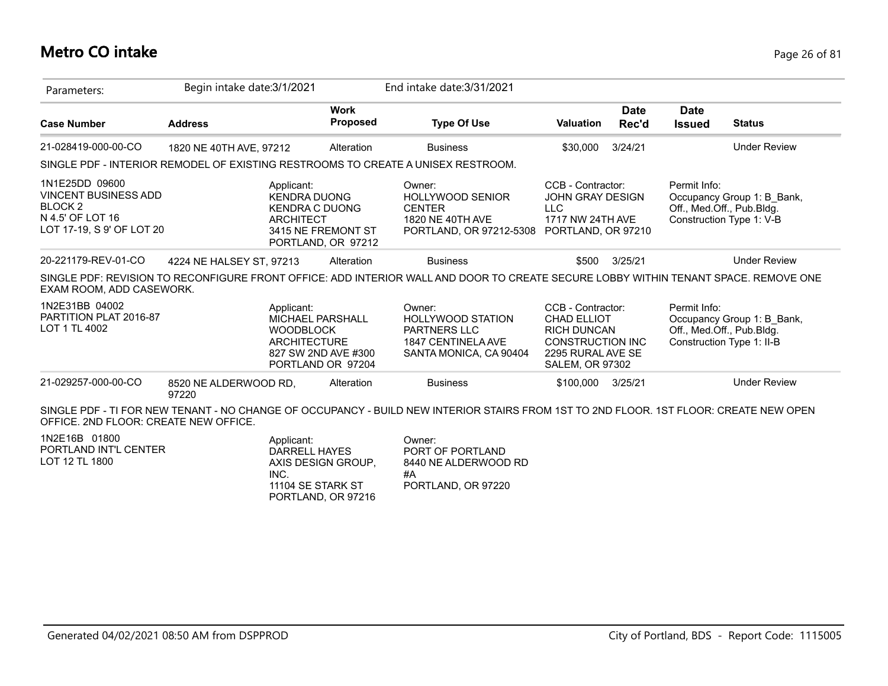# Metro CO intake

| Parameters: | Begin intake date:3/1/2021 | | End intake date:3/31/2021 | | | | |
|---|---|---|---|---|---|---|---|
| **Case Number** | **Address** | **Work Proposed** | **Type Of Use** | **Valuation** | **Date Rec'd** | **Date Issued** | **Status** |
| 21-028419-000-00-CO | 1820 NE 40TH AVE, 97212 | Alteration | Business | $30,000 | 3/24/21 | | Under Review |

SINGLE PDF - INTERIOR REMODEL OF EXISTING RESTROOMS TO CREATE A UNISEX RESTROOM.

| | | | | |
|---|---|---|---|---|
| 1N1E25DD 09600<br>VINCENT BUSINESS ADD<br>BLOCK 2<br>N 4.5' OF LOT 16<br>LOT 17-19, S 9' OF LOT 20 | Applicant:<br>KENDRA DUONG<br>KENDRA C DUONG<br>ARCHITECT<br>3415 NE FREMONT ST<br>PORTLAND, OR 97212 | Owner:<br>HOLLYWOOD SENIOR<br>CENTER<br>1820 NE 40TH AVE<br>PORTLAND, OR 97212-5308 | CCB - Contractor:<br>JOHN GRAY DESIGN<br>LLC<br>1717 NW 24TH AVE<br>PORTLAND, OR 97210 | Permit Info:<br>Occupancy Group 1: B_Bank, Off., Med.Off., Pub.Bldg.<br>Construction Type 1: V-B |

| **Case Number** | **Address** | **Work Proposed** | **Type Of Use** | **Valuation** | **Date Rec'd** | **Date Issued** | **Status** |
|---|---|---|---|---|---|---|---|
| 20-221179-REV-01-CO | 4224 NE HALSEY ST, 97213 | Alteration | Business | $500 | 3/25/21 | | Under Review |

SINGLE PDF: REVISION TO RECONFIGURE FRONT OFFICE: ADD INTERIOR WALL AND DOOR TO CREATE SECURE LOBBY WITHIN TENANT SPACE. REMOVE ONE EXAM ROOM, ADD CASEWORK.

| | | | | |
|---|---|---|---|---|
| 1N2E31BB 04002<br>PARTITION PLAT 2016-87<br>LOT 1 TL 4002 | Applicant:<br>MICHAEL PARSHALL<br>WOODBLOCK<br>ARCHITECTURE<br>827 SW 2ND AVE #300<br>PORTLAND OR 97204 | Owner:<br>HOLLYWOOD STATION<br>PARTNERS LLC<br>1847 CENTINELA AVE<br>SANTA MONICA, CA 90404 | CCB - Contractor:<br>CHAD ELLIOT<br>RICH DUNCAN<br>CONSTRUCTION INC<br>2295 RURAL AVE SE<br>SALEM, OR 97302 | Permit Info:<br>Occupancy Group 1: B_Bank, Off., Med.Off., Pub.Bldg.<br>Construction Type 1: II-B |

| **Case Number** | **Address** | **Work Proposed** | **Type Of Use** | **Valuation** | **Date Rec'd** | **Date Issued** | **Status** |
|---|---|---|---|---|---|---|---|
| 21-029257-000-00-CO | 8520 NE ALDERWOOD RD, 97220 | Alteration | Business | $100,000 | 3/25/21 | | Under Review |

SINGLE PDF - TI FOR NEW TENANT - NO CHANGE OF OCCUPANCY - BUILD NEW INTERIOR STAIRS FROM 1ST TO 2ND FLOOR. 1ST FLOOR: CREATE NEW OPEN OFFICE. 2ND FLOOR: CREATE NEW OFFICE.

| | | |
|---|---|---|
| 1N2E16B 01800<br>PORTLAND INT'L CENTER<br>LOT 12 TL 1800 | Applicant:<br>DARRELL HAYES<br>AXIS DESIGN GROUP, INC.<br>11104 SE STARK ST<br>PORTLAND, OR 97216 | Owner:<br>PORT OF PORTLAND<br>8440 NE ALDERWOOD RD<br>#A<br>PORTLAND, OR 97220 |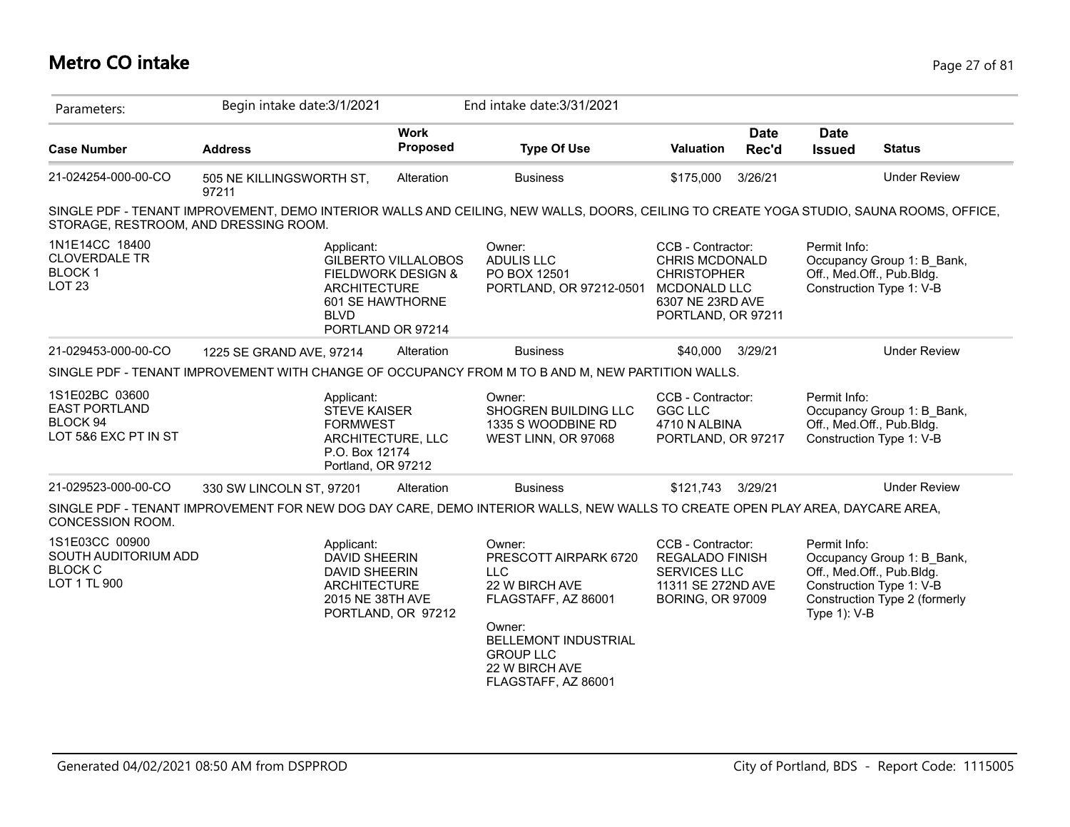# Metro CO intake

| Parameters: | Begin intake date:3/1/2021 | | End intake date:3/31/2021 | | | | |
|---|---|---|---|---|---|---|---|
| **Case Number** | **Address** | **Work Proposed** | **Type Of Use** | **Valuation** | **Date Rec'd** | **Date Issued** | **Status** |
| 21-024254-000-00-CO | 505 NE KILLINGSWORTH ST, 97211 | Alteration | Business | $175,000 | 3/26/21 | | Under Review |

SINGLE PDF - TENANT IMPROVEMENT, DEMO INTERIOR WALLS AND CEILING, NEW WALLS, DOORS, CEILING TO CREATE YOGA STUDIO, SAUNA ROOMS, OFFICE, STORAGE, RESTROOM, AND DRESSING ROOM.

| Legal | Applicant | Owner | CCB - Contractor | Permit Info |
|---|---|---|---|---|
| 1N1E14CC 18400<br>CLOVERDALE TR<br>BLOCK 1<br>LOT 23 | Applicant:<br>GILBERTO VILLALOBOS<br>FIELDWORK DESIGN & ARCHITECTURE<br>601 SE HAWTHORNE BLVD<br>PORTLAND OR 97214 | Owner:<br>ADULIS LLC<br>PO BOX 12501<br>PORTLAND, OR 97212-0501 | CCB - Contractor:<br>CHRIS MCDONALD<br>CHRISTOPHER MCDONALD LLC<br>6307 NE 23RD AVE<br>PORTLAND, OR 97211 | Permit Info:<br>Occupancy Group 1: B_Bank, Off., Med.Off., Pub.Bldg.<br>Construction Type 1: V-B |

| Case Number | Address | Work Proposed | Type Of Use | Valuation | Date Rec'd | Date Issued | Status |
|---|---|---|---|---|---|---|---|
| 21-029453-000-00-CO | 1225 SE GRAND AVE, 97214 | Alteration | Business | $40,000 | 3/29/21 | | Under Review |

SINGLE PDF - TENANT IMPROVEMENT WITH CHANGE OF OCCUPANCY FROM M TO B AND M, NEW PARTITION WALLS.

| Legal | Applicant | Owner | CCB - Contractor | Permit Info |
|---|---|---|---|---|
| 1S1E02BC 03600<br>EAST PORTLAND<br>BLOCK 94<br>LOT 5&6 EXC PT IN ST | Applicant:<br>STEVE KAISER<br>FORMWEST ARCHITECTURE, LLC<br>P.O. Box 12174<br>Portland, OR 97212 | Owner:<br>SHOGREN BUILDING LLC<br>1335 S WOODBINE RD<br>WEST LINN, OR 97068 | CCB - Contractor:<br>GGC LLC<br>4710 N ALBINA<br>PORTLAND, OR 97217 | Permit Info:<br>Occupancy Group 1: B_Bank, Off., Med.Off., Pub.Bldg.<br>Construction Type 1: V-B |

| Case Number | Address | Work Proposed | Type Of Use | Valuation | Date Rec'd | Date Issued | Status |
|---|---|---|---|---|---|---|---|
| 21-029523-000-00-CO | 330 SW LINCOLN ST, 97201 | Alteration | Business | $121,743 | 3/29/21 | | Under Review |

SINGLE PDF - TENANT IMPROVEMENT FOR NEW DOG DAY CARE, DEMO INTERIOR WALLS, NEW WALLS TO CREATE OPEN PLAY AREA, DAYCARE AREA, CONCESSION ROOM.

| Legal | Applicant | Owner | CCB - Contractor | Permit Info |
|---|---|---|---|---|
| 1S1E03CC 00900<br>SOUTH AUDITORIUM ADD<br>BLOCK C<br>LOT 1 TL 900 | Applicant:<br>DAVID SHEERIN<br>DAVID SHEERIN ARCHITECTURE<br>2015 NE 38TH AVE<br>PORTLAND, OR 97212 | Owner:<br>PRESCOTT AIRPARK 6720 LLC<br>22 W BIRCH AVE<br>FLAGSTAFF, AZ 86001<br><br>Owner:<br>BELLEMONT INDUSTRIAL GROUP LLC<br>22 W BIRCH AVE<br>FLAGSTAFF, AZ 86001 | CCB - Contractor:<br>REGALADO FINISH SERVICES LLC<br>11311 SE 272ND AVE<br>BORING, OR 97009 | Permit Info:<br>Occupancy Group 1: B_Bank, Off., Med.Off., Pub.Bldg.<br>Construction Type 1: V-B<br>Construction Type 2 (formerly Type 1): V-B |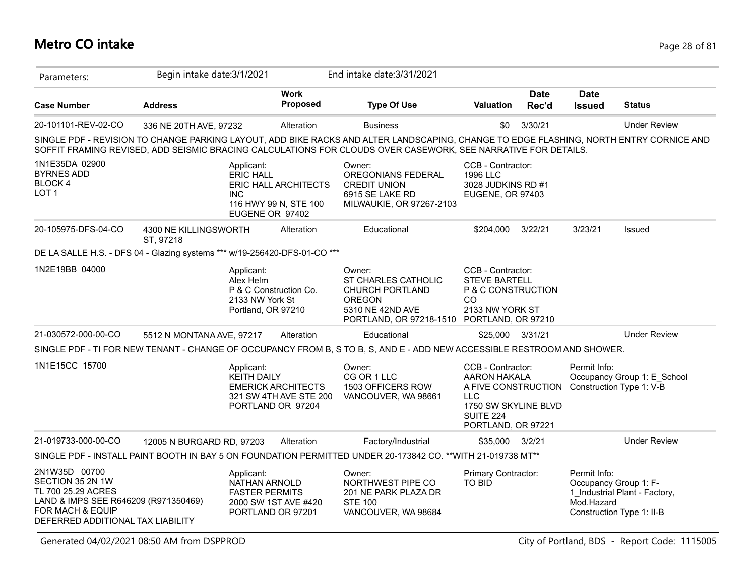# Metro CO intake

Parameters: Begin intake date:3/1/2021 End intake date:3/31/2021

| Case Number | Address | Work Proposed | Type Of Use | Valuation | Date Rec'd | Date Issued | Status |
|---|---|---|---|---|---|---|---|
| 20-101101-REV-02-CO | 336 NE 20TH AVE, 97232 | Alteration | Business | $0 | 3/30/21 | | Under Review |

SINGLE PDF - REVISION TO CHANGE PARKING LAYOUT, ADD BIKE RACKS AND ALTER LANDSCAPING, CHANGE TO EDGE FLASHING, NORTH ENTRY CORNICE AND SOFFIT FRAMING REVISED, ADD SEISMIC BRACING CALCULATIONS FOR CLOUDS OVER CASEWORK, SEE NARRATIVE FOR DETAILS.

1N1E35DA 02900
BYRNES ADD
BLOCK 4
LOT 1

Applicant:
ERIC HALL
ERIC HALL ARCHITECTS INC
116 HWY 99 N, STE 100
EUGENE OR 97402

Owner:
OREGONIANS FEDERAL CREDIT UNION
6915 SE LAKE RD
MILWAUKIE, OR 97267-2103

CCB - Contractor:
1996 LLC
3028 JUDKINS RD #1
EUGENE, OR 97403

| Case Number | Address | Work Proposed | Type Of Use | Valuation | Date Rec'd | Date Issued | Status |
|---|---|---|---|---|---|---|---|
| 20-105975-DFS-04-CO | 4300 NE KILLINGSWORTH ST, 97218 | Alteration | Educational | $204,000 | 3/22/21 | 3/23/21 | Issued |

DE LA SALLE H.S. - DFS 04 - Glazing systems *** w/19-256420-DFS-01-CO ***

1N2E19BB 04000

Applicant:
Alex Helm
P & C Construction Co.
2133 NW York St
Portland, OR 97210

Owner:
ST CHARLES CATHOLIC CHURCH PORTLAND OREGON
5310 NE 42ND AVE
PORTLAND, OR 97218-1510

CCB - Contractor:
STEVE BARTELL
P & C CONSTRUCTION CO
2133 NW YORK ST
PORTLAND, OR 97210

| Case Number | Address | Work Proposed | Type Of Use | Valuation | Date Rec'd | Date Issued | Status |
|---|---|---|---|---|---|---|---|
| 21-030572-000-00-CO | 5512 N MONTANA AVE, 97217 | Alteration | Educational | $25,000 | 3/31/21 | | Under Review |

SINGLE PDF - TI FOR NEW TENANT - CHANGE OF OCCUPANCY FROM B, S TO B, S, AND E - ADD NEW ACCESSIBLE RESTROOM AND SHOWER.

1N1E15CC 15700

Applicant:
KEITH DAILY
EMERICK ARCHITECTS
321 SW 4TH AVE STE 200
PORTLAND OR 97204

Owner:
CG OR 1 LLC
1503 OFFICERS ROW
VANCOUVER, WA 98661

CCB - Contractor:
AARON HAKALA
A FIVE CONSTRUCTION LLC
1750 SW SKYLINE BLVD SUITE 224
PORTLAND, OR 97221

Permit Info:
Occupancy Group 1: E_School
Construction Type 1: V-B

| Case Number | Address | Work Proposed | Type Of Use | Valuation | Date Rec'd | Date Issued | Status |
|---|---|---|---|---|---|---|---|
| 21-019733-000-00-CO | 12005 N BURGARD RD, 97203 | Alteration | Factory/Industrial | $35,000 | 3/2/21 | | Under Review |

SINGLE PDF - INSTALL PAINT BOOTH IN BAY 5 ON FOUNDATION PERMITTED UNDER 20-173842 CO. **WITH 21-019738 MT**

2N1W35D 00700
SECTION 35 2N 1W
TL 700 25.29 ACRES
LAND & IMPS SEE R646209 (R971350489) FOR MACH & EQUIP
DEFERRED ADDITIONAL TAX LIABILITY

Applicant:
NATHAN ARNOLD
FASTER PERMITS
2000 SW 1ST AVE #420
PORTLAND OR 97201

Owner:
NORTHWEST PIPE CO
201 NE PARK PLAZA DR STE 100
VANCOUVER, WA 98684

Primary Contractor:
TO BID

Permit Info:
Occupancy Group 1: F-1_Industrial Plant - Factory, Mod.Hazard
Construction Type 1: II-B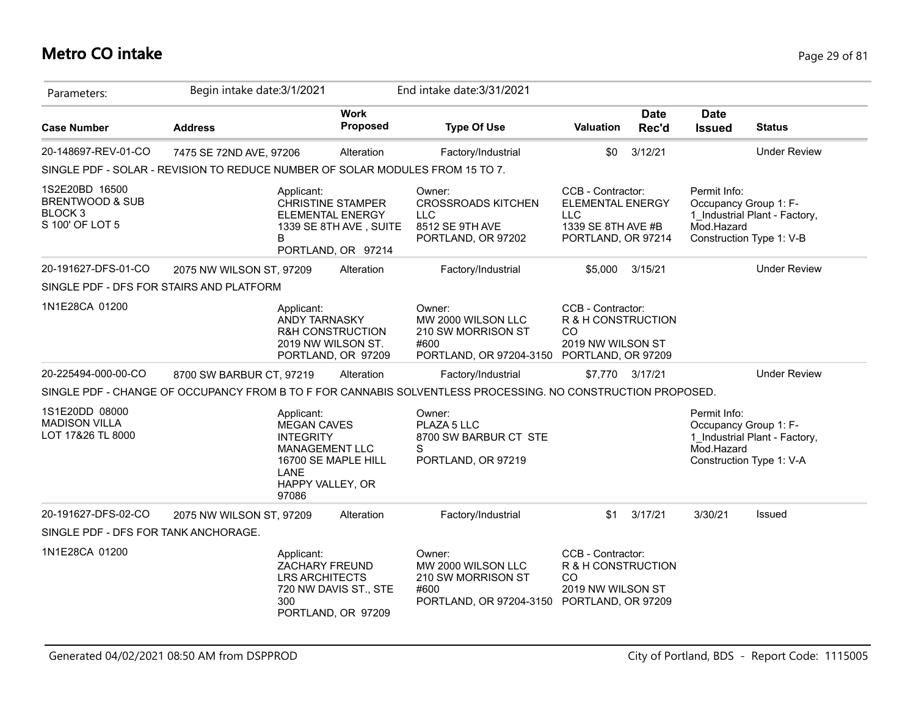# Metro CO intake

Parameters: Begin intake date:3/1/2021 End intake date:3/31/2021

| Case Number | Address | Work Proposed | Type Of Use | Valuation | Date Rec'd | Date Issued | Status |
|---|---|---|---|---|---|---|---|
| 20-148697-REV-01-CO | 7475 SE 72ND AVE, 97206 | Alteration | Factory/Industrial | $0 | 3/12/21 | | Under Review |
| SINGLE PDF - SOLAR - REVISION TO REDUCE NUMBER OF SOLAR MODULES FROM 15 TO 7. | | | | | | | |
| 1S2E20BD 16500 BRENTWOOD & SUB BLOCK 3 S 100' OF LOT 5 | Applicant: CHRISTINE STAMPER ELEMENTAL ENERGY 1339 SE 8TH AVE , SUITE B PORTLAND, OR 97214 | | Owner: CROSSROADS KITCHEN LLC 8512 SE 9TH AVE PORTLAND, OR 97202 | CCB - Contractor: ELEMENTAL ENERGY LLC 1339 SE 8TH AVE #B PORTLAND, OR 97214 | | Permit Info: Occupancy Group 1: F-1_Industrial Plant - Factory, Mod.Hazard Construction Type 1: V-B | |
| 20-191627-DFS-01-CO | 2075 NW WILSON ST, 97209 | Alteration | Factory/Industrial | $5,000 | 3/15/21 | | Under Review |
| SINGLE PDF - DFS FOR STAIRS AND PLATFORM | | | | | | | |
| 1N1E28CA 01200 | Applicant: ANDY TARNASKY R&H CONSTRUCTION 2019 NW WILSON ST. PORTLAND, OR 97209 | | Owner: MW 2000 WILSON LLC 210 SW MORRISON ST #600 PORTLAND, OR 97204-3150 | CCB - Contractor: R & H CONSTRUCTION CO 2019 NW WILSON ST PORTLAND, OR 97209 | | | |
| 20-225494-000-00-CO | 8700 SW BARBUR CT, 97219 | Alteration | Factory/Industrial | $7,770 | 3/17/21 | | Under Review |
| SINGLE PDF - CHANGE OF OCCUPANCY FROM B TO F FOR CANNABIS SOLVENTLESS PROCESSING. NO CONSTRUCTION PROPOSED. | | | | | | | |
| 1S1E20DD 08000 MADISON VILLA LOT 17&26 TL 8000 | Applicant: MEGAN CAVES INTEGRITY MANAGEMENT LLC 16700 SE MAPLE HILL LANE HAPPY VALLEY, OR 97086 | | Owner: PLAZA 5 LLC 8700 SW BARBUR CT STE S PORTLAND, OR 97219 | | | Permit Info: Occupancy Group 1: F-1_Industrial Plant - Factory, Mod.Hazard Construction Type 1: V-A | |
| 20-191627-DFS-02-CO | 2075 NW WILSON ST, 97209 | Alteration | Factory/Industrial | $1 | 3/17/21 | 3/30/21 | Issued |
| SINGLE PDF - DFS FOR TANK ANCHORAGE. | | | | | | | |
| 1N1E28CA 01200 | Applicant: ZACHARY FREUND LRS ARCHITECTS 720 NW DAVIS ST., STE 300 PORTLAND, OR 97209 | | Owner: MW 2000 WILSON LLC 210 SW MORRISON ST #600 PORTLAND, OR 97204-3150 | CCB - Contractor: R & H CONSTRUCTION CO 2019 NW WILSON ST PORTLAND, OR 97209 | | | |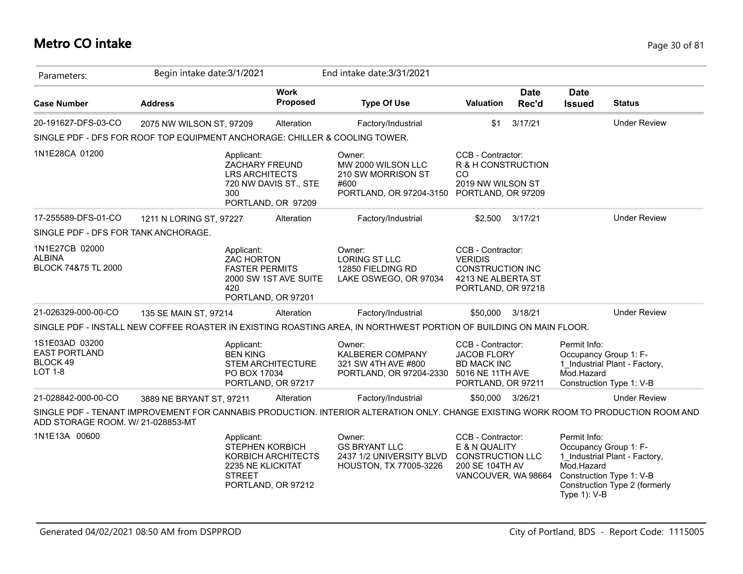# Metro CO intake

Parameters: Begin intake date:3/1/2021 End intake date:3/31/2021

| Case Number | Address | Work Proposed | Type Of Use | Valuation | Date Rec'd | Date Issued | Status |
|---|---|---|---|---|---|---|---|
| 20-191627-DFS-03-CO | 2075 NW WILSON ST, 97209 | Alteration | Factory/Industrial | $1 | 3/17/21 | | Under Review |

SINGLE PDF - DFS FOR ROOF TOP EQUIPMENT ANCHORAGE: CHILLER & COOLING TOWER.

1N1E28CA 01200

Applicant: ZACHARY FREUND, LRS ARCHITECTS, 720 NW DAVIS ST., STE 300, PORTLAND, OR 97209

Owner: MW 2000 WILSON LLC, 210 SW MORRISON ST #600, PORTLAND, OR 97204-3150

CCB - Contractor: R & H CONSTRUCTION CO, 2019 NW WILSON ST, PORTLAND, OR 97209

| Case Number | Address | Work Proposed | Type Of Use | Valuation | Date Rec'd | Date Issued | Status |
|---|---|---|---|---|---|---|---|
| 17-255589-DFS-01-CO | 1211 N LORING ST, 97227 | Alteration | Factory/Industrial | $2,500 | 3/17/21 | | Under Review |

SINGLE PDF - DFS FOR TANK ANCHORAGE.

1N1E27CB 02000
ALBINA
BLOCK 74&75 TL 2000

Applicant: ZAC HORTON, FASTER PERMITS, 2000 SW 1ST AVE SUITE 420, PORTLAND, OR 97201

Owner: LORING ST LLC, 12850 FIELDING RD, LAKE OSWEGO, OR 97034

CCB - Contractor: VERIDIS CONSTRUCTION INC, 4213 NE ALBERTA ST, PORTLAND, OR 97218

| Case Number | Address | Work Proposed | Type Of Use | Valuation | Date Rec'd | Date Issued | Status |
|---|---|---|---|---|---|---|---|
| 21-026329-000-00-CO | 135 SE MAIN ST, 97214 | Alteration | Factory/Industrial | $50,000 | 3/18/21 | | Under Review |

SINGLE PDF - INSTALL NEW COFFEE ROASTER IN EXISTING ROASTING AREA, IN NORTHWEST PORTION OF BUILDING ON MAIN FLOOR.

1S1E03AD 03200
EAST PORTLAND
BLOCK 49
LOT 1-8

Applicant: BEN KING, STEM ARCHITECTURE, PO BOX 17034, PORTLAND, OR 97217

Owner: KALBERER COMPANY, 321 SW 4TH AVE #800, PORTLAND, OR 97204-2330

CCB - Contractor: JACOB FLORY, BD MACK INC, 5016 NE 11TH AVE, PORTLAND, OR 97211

Permit Info: Occupancy Group 1: F-1_Industrial Plant - Factory, Mod.Hazard; Construction Type 1: V-B

| Case Number | Address | Work Proposed | Type Of Use | Valuation | Date Rec'd | Date Issued | Status |
|---|---|---|---|---|---|---|---|
| 21-028842-000-00-CO | 3889 NE BRYANT ST, 97211 | Alteration | Factory/Industrial | $50,000 | 3/26/21 | | Under Review |

SINGLE PDF - TENANT IMPROVEMENT FOR CANNABIS PRODUCTION. INTERIOR ALTERATION ONLY. CHANGE EXISTING WORK ROOM TO PRODUCTION ROOM AND ADD STORAGE ROOM. W/ 21-028853-MT

1N1E13A 00600

Applicant: STEPHEN KORBICH, KORBICH ARCHITECTS, 2235 NE KLICKITAT STREET, PORTLAND, OR 97212

Owner: GS BRYANT LLC, 2437 1/2 UNIVERSITY BLVD, HOUSTON, TX 77005-3226

CCB - Contractor: E & N QUALITY CONSTRUCTION LLC, 200 SE 104TH AV, VANCOUVER, WA 98664

Permit Info: Occupancy Group 1: F-1_Industrial Plant - Factory, Mod.Hazard; Construction Type 1: V-B; Construction Type 2 (formerly Type 1): V-B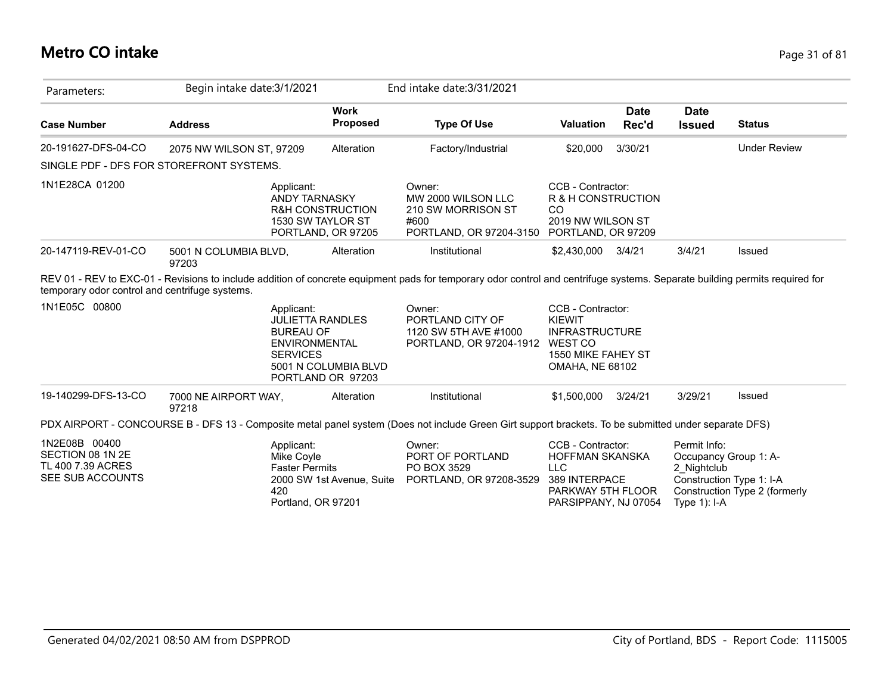# Metro CO intake

Parameters: Begin intake date:3/1/2021 End intake date:3/31/2021

| Case Number | Address | Work Proposed | Type Of Use | Valuation | Date Rec'd | Date Issued | Status |
|---|---|---|---|---|---|---|---|
| 20-191627-DFS-04-CO | 2075 NW WILSON ST, 97209 | Alteration | Factory/Industrial | $20,000 | 3/30/21 | | Under Review |

SINGLE PDF - DFS FOR STOREFRONT SYSTEMS.

1N1E28CA 01200

Applicant:
ANDY TARNASKY
R&H CONSTRUCTION
1530 SW TAYLOR ST
PORTLAND, OR 97205

Owner:
MW 2000 WILSON LLC
210 SW MORRISON ST
#600
PORTLAND, OR 97204-3150

CCB - Contractor:
R & H CONSTRUCTION CO
2019 NW WILSON ST
PORTLAND, OR 97209

| Case Number | Address | Work Proposed | Type Of Use | Valuation | Date Rec'd | Date Issued | Status |
|---|---|---|---|---|---|---|---|
| 20-147119-REV-01-CO | 5001 N COLUMBIA BLVD, 97203 | Alteration | Institutional | $2,430,000 | 3/4/21 | 3/4/21 | Issued |

REV 01 - REV to EXC-01 - Revisions to include addition of concrete equipment pads for temporary odor control and centrifuge systems. Separate building permits required for temporary odor control and centrifuge systems.

1N1E05C 00800

Applicant:
JULIETTA RANDLES
BUREAU OF ENVIRONMENTAL SERVICES
5001 N COLUMBIA BLVD
PORTLAND OR 97203

Owner:
PORTLAND CITY OF
1120 SW 5TH AVE #1000
PORTLAND, OR 97204-1912

CCB - Contractor:
KIEWIT INFRASTRUCTURE WEST CO
1550 MIKE FAHEY ST
OMAHA, NE 68102

| Case Number | Address | Work Proposed | Type Of Use | Valuation | Date Rec'd | Date Issued | Status |
|---|---|---|---|---|---|---|---|
| 19-140299-DFS-13-CO | 7000 NE AIRPORT WAY, 97218 | Alteration | Institutional | $1,500,000 | 3/24/21 | 3/29/21 | Issued |

PDX AIRPORT - CONCOURSE B - DFS 13 - Composite metal panel system (Does not include Green Girt support brackets. To be submitted under separate DFS)

1N2E08B 00400
SECTION 08 1N 2E
TL 400 7.39 ACRES
SEE SUB ACCOUNTS

Applicant:
Mike Coyle
Faster Permits
2000 SW 1st Avenue, Suite 420
Portland, OR 97201

Owner:
PORT OF PORTLAND
PO BOX 3529
PORTLAND, OR 97208-3529

CCB - Contractor:
HOFFMAN SKANSKA LLC
389 INTERPACE PARKWAY 5TH FLOOR
PARSIPPANY, NJ 07054

Permit Info:
Occupancy Group 1: A-2_Nightclub
Construction Type 1: I-A
Construction Type 2 (formerly Type 1): I-A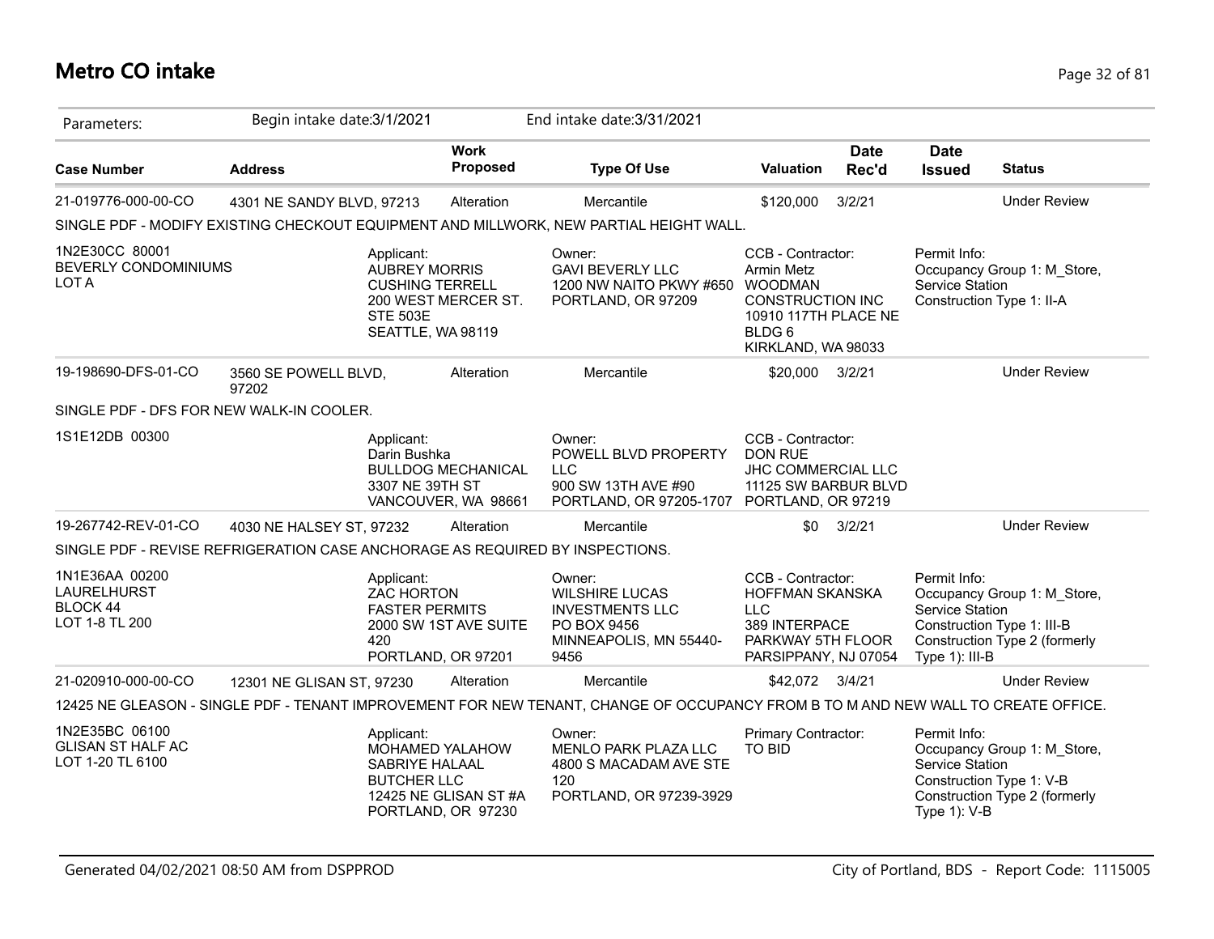# Metro CO intake

Parameters: Begin intake date:3/1/2021 End intake date:3/31/2021

| Case Number | Address | Work Proposed | Type Of Use | Valuation | Date Rec'd | Date Issued | Status |
|---|---|---|---|---|---|---|---|
| 21-019776-000-00-CO | 4301 NE SANDY BLVD, 97213 | Alteration | Mercantile | $120,000 | 3/2/21 | | Under Review |

SINGLE PDF - MODIFY EXISTING CHECKOUT EQUIPMENT AND MILLWORK, NEW PARTIAL HEIGHT WALL.

1N2E30CC 80001
BEVERLY CONDOMINIUMS
LOT A

Applicant:
AUBREY MORRIS
CUSHING TERRELL
200 WEST MERCER ST.
STE 503E
SEATTLE, WA 98119

Owner:
GAVI BEVERLY LLC
1200 NW NAITO PKWY #650
PORTLAND, OR 97209

CCB - Contractor:
Armin Metz
WOODMAN
CONSTRUCTION INC
10910 117TH PLACE NE
BLDG 6
KIRKLAND, WA 98033

Permit Info:
Occupancy Group 1: M_Store, Service Station
Construction Type 1: II-A

| Case Number | Address | Work Proposed | Type Of Use | Valuation | Date Rec'd | Date Issued | Status |
|---|---|---|---|---|---|---|---|
| 19-198690-DFS-01-CO | 3560 SE POWELL BLVD, 97202 | Alteration | Mercantile | $20,000 | 3/2/21 | | Under Review |

SINGLE PDF - DFS FOR NEW WALK-IN COOLER.

1S1E12DB 00300

Applicant:
Darin Bushka
BULLDOG MECHANICAL
3307 NE 39TH ST
VANCOUVER, WA 98661

Owner:
POWELL BLVD PROPERTY LLC
900 SW 13TH AVE #90
PORTLAND, OR 97205-1707

CCB - Contractor:
DON RUE
JHC COMMERCIAL LLC
11125 SW BARBUR BLVD
PORTLAND, OR 97219

| Case Number | Address | Work Proposed | Type Of Use | Valuation | Date Rec'd | Date Issued | Status |
|---|---|---|---|---|---|---|---|
| 19-267742-REV-01-CO | 4030 NE HALSEY ST, 97232 | Alteration | Mercantile | $0 | 3/2/21 | | Under Review |

SINGLE PDF - REVISE REFRIGERATION CASE ANCHORAGE AS REQUIRED BY INSPECTIONS.

1N1E36AA 00200
LAURELHURST
BLOCK 44
LOT 1-8 TL 200

Applicant:
ZAC HORTON
FASTER PERMITS
2000 SW 1ST AVE SUITE 420
PORTLAND, OR 97201

Owner:
WILSHIRE LUCAS INVESTMENTS LLC
PO BOX 9456
MINNEAPOLIS, MN 55440-9456

CCB - Contractor:
HOFFMAN SKANSKA LLC
389 INTERPACE PARKWAY 5TH FLOOR
PARSIPPANY, NJ 07054

Permit Info:
Occupancy Group 1: M_Store, Service Station
Construction Type 1: III-B
Construction Type 2 (formerly Type 1): III-B

| Case Number | Address | Work Proposed | Type Of Use | Valuation | Date Rec'd | Date Issued | Status |
|---|---|---|---|---|---|---|---|
| 21-020910-000-00-CO | 12301 NE GLISAN ST, 97230 | Alteration | Mercantile | $42,072 | 3/4/21 | | Under Review |

12425 NE GLEASON - SINGLE PDF - TENANT IMPROVEMENT FOR NEW TENANT, CHANGE OF OCCUPANCY FROM B TO M AND NEW WALL TO CREATE OFFICE.

1N2E35BC 06100
GLISAN ST HALF AC
LOT 1-20 TL 6100

Applicant:
MOHAMED YALAHOW
SABRIYE HALAAL
BUTCHER LLC
12425 NE GLISAN ST #A
PORTLAND, OR 97230

Owner:
MENLO PARK PLAZA LLC
4800 S MACADAM AVE STE 120
PORTLAND, OR 97239-3929

Primary Contractor:
TO BID

Permit Info:
Occupancy Group 1: M_Store, Service Station
Construction Type 1: V-B
Construction Type 2 (formerly Type 1): V-B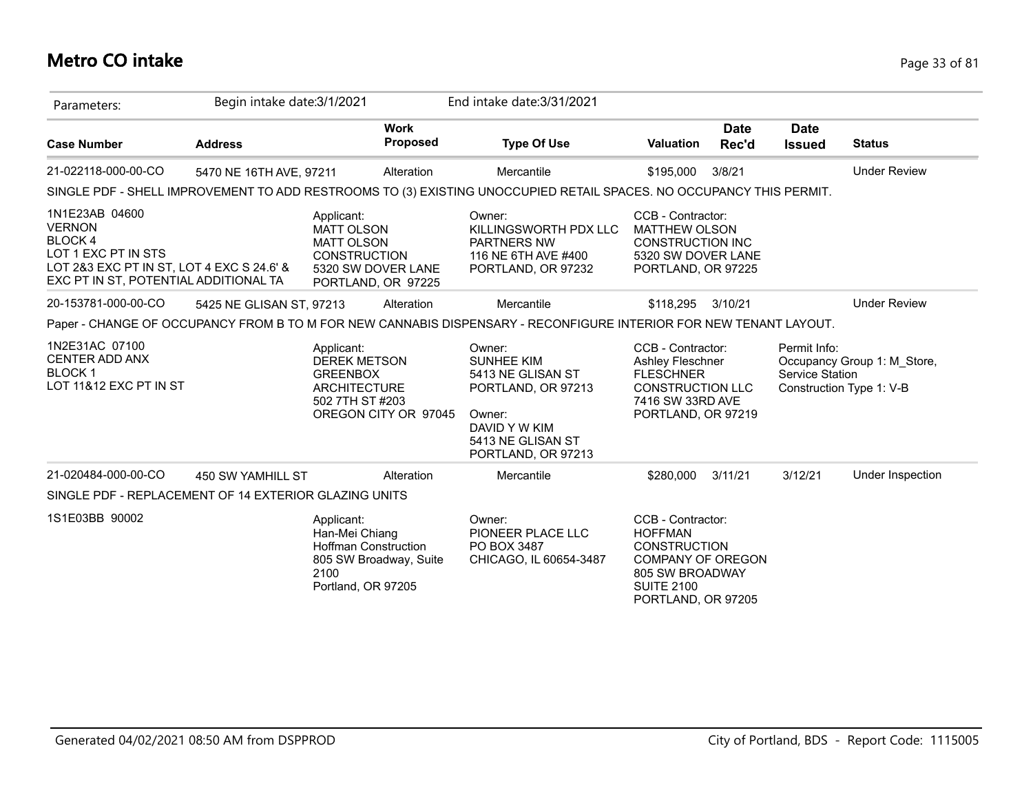# Metro CO intake

| Parameters: | Begin intake date:3/1/2021 | | End intake date:3/31/2021 | | | | |
|---|---|---|---|---|---|---|---|
| **Case Number** | **Address** | **Work Proposed** | **Type Of Use** | **Valuation** | **Date Rec'd** | **Date Issued** | **Status** |
| 21-022118-000-00-CO | 5470 NE 16TH AVE, 97211 | Alteration | Mercantile | $195,000 | 3/8/21 | | Under Review |

SINGLE PDF - SHELL IMPROVEMENT TO ADD RESTROOMS TO (3) EXISTING UNOCCUPIED RETAIL SPACES. NO OCCUPANCY THIS PERMIT.

| | | | |
|---|---|---|---|
| 1N1E23AB 04600<br>VERNON<br>BLOCK 4<br>LOT 1 EXC PT IN STS<br>LOT 2&3 EXC PT IN ST, LOT 4 EXC S 24.6' &<br>EXC PT IN ST, POTENTIAL ADDITIONAL TA | Applicant:<br>MATT OLSON<br>MATT OLSON<br>CONSTRUCTION<br>5320 SW DOVER LANE<br>PORTLAND, OR 97225 | Owner:<br>KILLINGSWORTH PDX LLC<br>PARTNERS NW<br>116 NE 6TH AVE #400<br>PORTLAND, OR 97232 | CCB - Contractor:<br>MATTHEW OLSON<br>CONSTRUCTION INC<br>5320 SW DOVER LANE<br>PORTLAND, OR 97225 |

| Case Number | Address | Work Proposed | Type Of Use | Valuation | Date Rec'd | Date Issued | Status |
|---|---|---|---|---|---|---|---|
| 20-153781-000-00-CO | 5425 NE GLISAN ST, 97213 | Alteration | Mercantile | $118,295 | 3/10/21 | | Under Review |

Paper - CHANGE OF OCCUPANCY FROM B TO M FOR NEW CANNABIS DISPENSARY - RECONFIGURE INTERIOR FOR NEW TENANT LAYOUT.

| | | | | |
|---|---|---|---|---|
| 1N2E31AC 07100<br>CENTER ADD ANX<br>BLOCK 1<br>LOT 11&12 EXC PT IN ST | Applicant:<br>DEREK METSON<br>GREENBOX<br>ARCHITECTURE<br>502 7TH ST #203<br>OREGON CITY OR 97045 | Owner:<br>SUNHEE KIM<br>5413 NE GLISAN ST<br>PORTLAND, OR 97213<br><br>Owner:<br>DAVID Y W KIM<br>5413 NE GLISAN ST<br>PORTLAND, OR 97213 | CCB - Contractor:<br>Ashley Fleschner<br>FLESCHNER<br>CONSTRUCTION LLC<br>7416 SW 33RD AVE<br>PORTLAND, OR 97219 | Permit Info:<br>Occupancy Group 1: M_Store, Service Station<br>Construction Type 1: V-B |

| Case Number | Address | Work Proposed | Type Of Use | Valuation | Date Rec'd | Date Issued | Status |
|---|---|---|---|---|---|---|---|
| 21-020484-000-00-CO | 450 SW YAMHILL ST | Alteration | Mercantile | $280,000 | 3/11/21 | 3/12/21 | Under Inspection |

SINGLE PDF - REPLACEMENT OF 14 EXTERIOR GLAZING UNITS

| | | | |
|---|---|---|---|
| 1S1E03BB 90002 | Applicant:<br>Han-Mei Chiang<br>Hoffman Construction<br>805 SW Broadway, Suite 2100<br>Portland, OR 97205 | Owner:<br>PIONEER PLACE LLC<br>PO BOX 3487<br>CHICAGO, IL 60654-3487 | CCB - Contractor:<br>HOFFMAN<br>CONSTRUCTION<br>COMPANY OF OREGON<br>805 SW BROADWAY<br>SUITE 2100<br>PORTLAND, OR 97205 |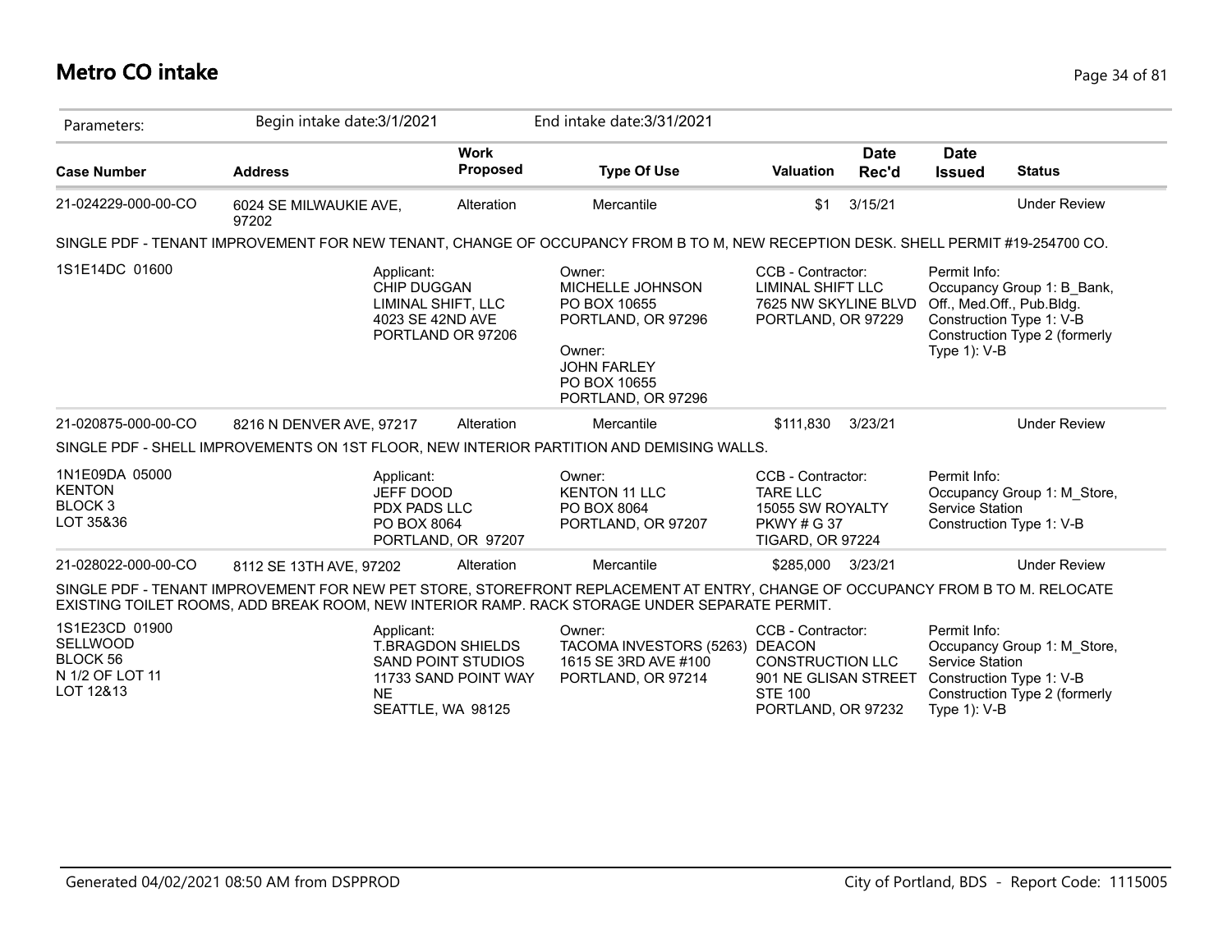# Metro CO intake

Parameters: Begin intake date:3/1/2021 End intake date:3/31/2021

| Case Number | Address | Work Proposed | Type Of Use | Valuation | Date Rec'd | Date Issued | Status |
|---|---|---|---|---|---|---|---|
| 21-024229-000-00-CO | 6024 SE MILWAUKIE AVE, 97202 | Alteration | Mercantile | $1 | 3/15/21 | | Under Review |

SINGLE PDF - TENANT IMPROVEMENT FOR NEW TENANT, CHANGE OF OCCUPANCY FROM B TO M, NEW RECEPTION DESK. SHELL PERMIT #19-254700 CO.

1S1E14DC 01600

Applicant:
CHIP DUGGAN
LIMINAL SHIFT, LLC
4023 SE 42ND AVE
PORTLAND OR 97206

Owner:
MICHELLE JOHNSON
PO BOX 10655
PORTLAND, OR 97296

Owner:
JOHN FARLEY
PO BOX 10655
PORTLAND, OR 97296

CCB - Contractor:
LIMINAL SHIFT LLC
7625 NW SKYLINE BLVD
PORTLAND, OR 97229

Permit Info:
Occupancy Group 1: B_Bank, Off., Med.Off., Pub.Bldg.
Construction Type 1: V-B
Construction Type 2 (formerly Type 1): V-B

| Case Number | Address | Work Proposed | Type Of Use | Valuation | Date Rec'd | Date Issued | Status |
|---|---|---|---|---|---|---|---|
| 21-020875-000-00-CO | 8216 N DENVER AVE, 97217 | Alteration | Mercantile | $111,830 | 3/23/21 | | Under Review |

SINGLE PDF - SHELL IMPROVEMENTS ON 1ST FLOOR, NEW INTERIOR PARTITION AND DEMISING WALLS.

1N1E09DA 05000
KENTON
BLOCK 3
LOT 35&36

Applicant:
JEFF DOOD
PDX PADS LLC
PO BOX 8064
PORTLAND, OR 97207

Owner:
KENTON 11 LLC
PO BOX 8064
PORTLAND, OR 97207

CCB - Contractor:
TARE LLC
15055 SW ROYALTY PKWY # G 37
TIGARD, OR 97224

Permit Info:
Occupancy Group 1: M_Store, Service Station
Construction Type 1: V-B

| Case Number | Address | Work Proposed | Type Of Use | Valuation | Date Rec'd | Date Issued | Status |
|---|---|---|---|---|---|---|---|
| 21-028022-000-00-CO | 8112 SE 13TH AVE, 97202 | Alteration | Mercantile | $285,000 | 3/23/21 | | Under Review |

SINGLE PDF - TENANT IMPROVEMENT FOR NEW PET STORE, STOREFRONT REPLACEMENT AT ENTRY, CHANGE OF OCCUPANCY FROM B TO M. RELOCATE EXISTING TOILET ROOMS, ADD BREAK ROOM, NEW INTERIOR RAMP. RACK STORAGE UNDER SEPARATE PERMIT.

1S1E23CD 01900
SELLWOOD
BLOCK 56
N 1/2 OF LOT 11
LOT 12&13

Applicant:
T.BRAGDON SHIELDS
SAND POINT STUDIOS
11733 SAND POINT WAY NE
SEATTLE, WA 98125

Owner:
TACOMA INVESTORS (5263)
1615 SE 3RD AVE #100
PORTLAND, OR 97214

CCB - Contractor:
DEACON CONSTRUCTION LLC
901 NE GLISAN STREET STE 100
PORTLAND, OR 97232

Permit Info:
Occupancy Group 1: M_Store, Service Station
Construction Type 1: V-B
Construction Type 2 (formerly Type 1): V-B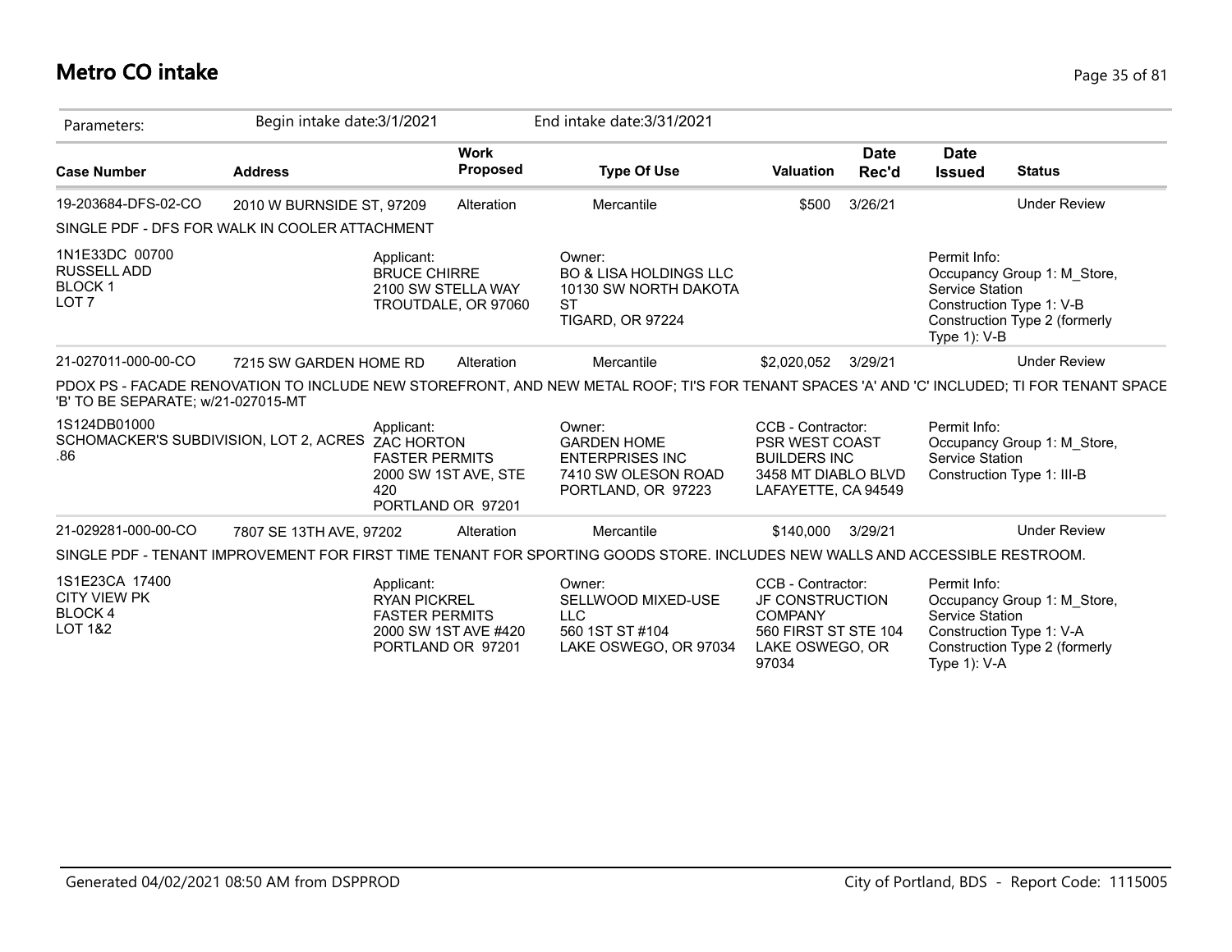# Metro CO intake

Parameters: Begin intake date:3/1/2021 End intake date:3/31/2021

| Case Number | Address | Work Proposed | Type Of Use | Valuation | Date Rec'd | Date Issued | Status |
|---|---|---|---|---|---|---|---|
| 19-203684-DFS-02-CO | 2010 W BURNSIDE ST, 97209 | Alteration | Mercantile | $500 | 3/26/21 | | Under Review |

SINGLE PDF - DFS FOR WALK IN COOLER ATTACHMENT

1N1E33DC 00700
RUSSELL ADD
BLOCK 1
LOT 7

Applicant:
BRUCE CHIRRE
2100 SW STELLA WAY
TROUTDALE, OR 97060

Owner:
BO & LISA HOLDINGS LLC
10130 SW NORTH DAKOTA ST
TIGARD, OR 97224

Permit Info:
Occupancy Group 1: M_Store, Service Station
Construction Type 1: V-B
Construction Type 2 (formerly Type 1): V-B

| Case Number | Address | Work Proposed | Type Of Use | Valuation | Date Rec'd | Date Issued | Status |
|---|---|---|---|---|---|---|---|
| 21-027011-000-00-CO | 7215 SW GARDEN HOME RD | Alteration | Mercantile | $2,020,052 | 3/29/21 | | Under Review |

PDOX PS - FACADE RENOVATION TO INCLUDE NEW STOREFRONT, AND NEW METAL ROOF; TI'S FOR TENANT SPACES 'A' AND 'C' INCLUDED; TI FOR TENANT SPACE 'B' TO BE SEPARATE; w/21-027015-MT

1S124DB01000
SCHOMACKER'S SUBDIVISION, LOT 2, ACRES .86

Applicant:
ZAC HORTON
FASTER PERMITS
2000 SW 1ST AVE, STE 420
PORTLAND OR 97201

Owner:
GARDEN HOME ENTERPRISES INC
7410 SW OLESON ROAD
PORTLAND, OR 97223

CCB - Contractor:
PSR WEST COAST BUILDERS INC
3458 MT DIABLO BLVD
LAFAYETTE, CA 94549

Permit Info:
Occupancy Group 1: M_Store, Service Station
Construction Type 1: III-B

| Case Number | Address | Work Proposed | Type Of Use | Valuation | Date Rec'd | Date Issued | Status |
|---|---|---|---|---|---|---|---|
| 21-029281-000-00-CO | 7807 SE 13TH AVE, 97202 | Alteration | Mercantile | $140,000 | 3/29/21 | | Under Review |

SINGLE PDF - TENANT IMPROVEMENT FOR FIRST TIME TENANT FOR SPORTING GOODS STORE. INCLUDES NEW WALLS AND ACCESSIBLE RESTROOM.

1S1E23CA 17400
CITY VIEW PK
BLOCK 4
LOT 1&2

Applicant:
RYAN PICKREL
FASTER PERMITS
2000 SW 1ST AVE #420
PORTLAND OR 97201

Owner:
SELLWOOD MIXED-USE LLC
560 1ST ST #104
LAKE OSWEGO, OR 97034

CCB - Contractor:
JF CONSTRUCTION COMPANY
560 FIRST ST STE 104
LAKE OSWEGO, OR 97034

Permit Info:
Occupancy Group 1: M_Store, Service Station
Construction Type 1: V-A
Construction Type 2 (formerly Type 1): V-A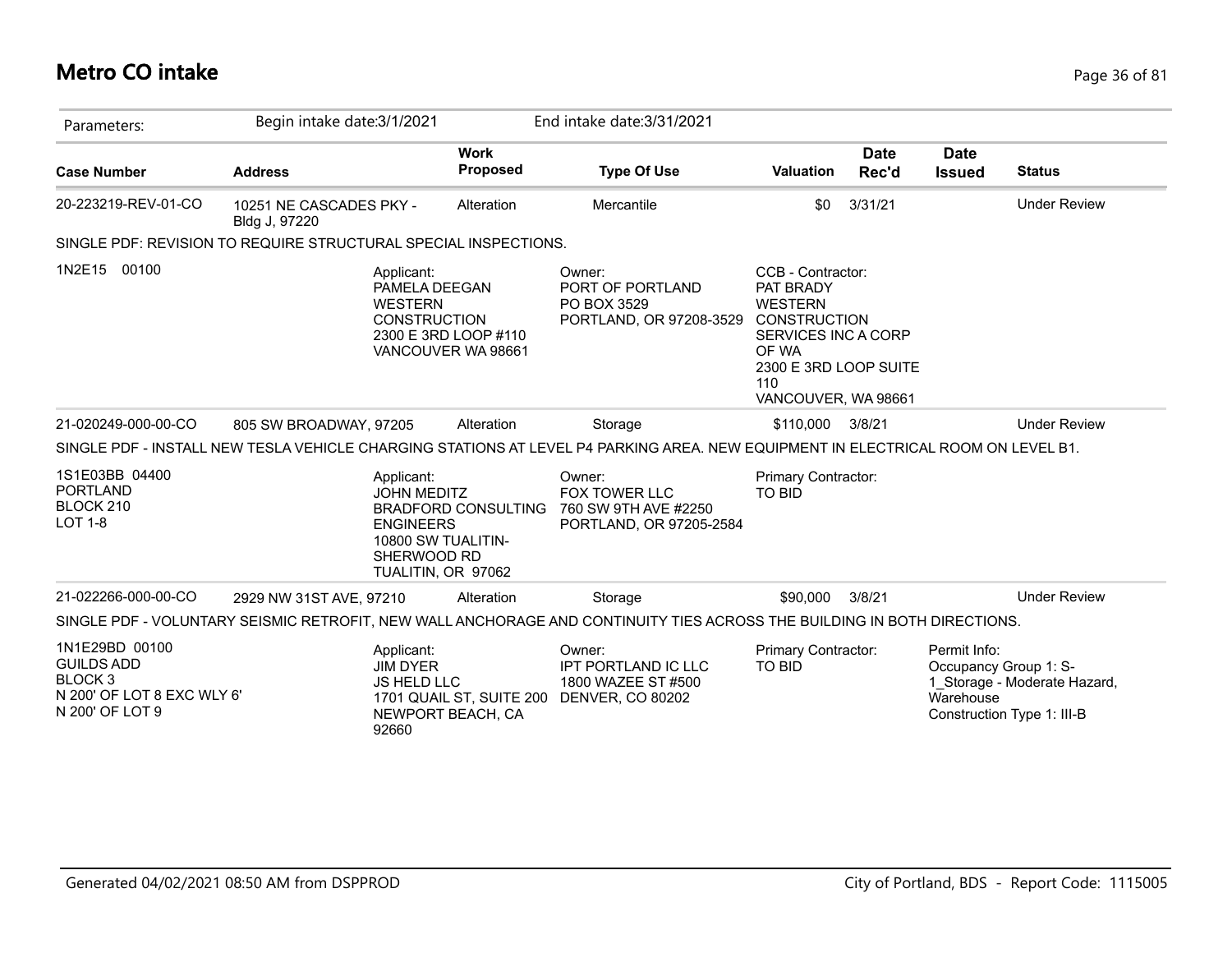# Metro CO intake

| Parameters: | Begin intake date:3/1/2021 | | End intake date:3/31/2021 | | | | |
|---|---|---|---|---|---|---|---|
| **Case Number** | **Address** | **Work Proposed** | **Type Of Use** | **Valuation** | **Date Rec'd** | **Date Issued** | **Status** |
| 20-223219-REV-01-CO | 10251 NE CASCADES PKY - Bldg J, 97220 | Alteration | Mercantile | $0 | 3/31/21 | | Under Review |

SINGLE PDF: REVISION TO REQUIRE STRUCTURAL SPECIAL INSPECTIONS.

1N2E15 00100

Applicant:
PAMELA DEEGAN
WESTERN CONSTRUCTION
2300 E 3RD LOOP #110
VANCOUVER WA 98661

Owner:
PORT OF PORTLAND
PO BOX 3529
PORTLAND, OR 97208-3529

CCB - Contractor:
PAT BRADY
WESTERN CONSTRUCTION SERVICES INC A CORP OF WA
2300 E 3RD LOOP SUITE 110
VANCOUVER, WA 98661

| **Case Number** | **Address** | **Work Proposed** | **Type Of Use** | **Valuation** | **Date Rec'd** | **Date Issued** | **Status** |
|---|---|---|---|---|---|---|---|
| 21-020249-000-00-CO | 805 SW BROADWAY, 97205 | Alteration | Storage | $110,000 | 3/8/21 | | Under Review |

SINGLE PDF - INSTALL NEW TESLA VEHICLE CHARGING STATIONS AT LEVEL P4 PARKING AREA. NEW EQUIPMENT IN ELECTRICAL ROOM ON LEVEL B1.

1S1E03BB 04400
PORTLAND
BLOCK 210
LOT 1-8

Applicant:
JOHN MEDITZ
BRADFORD CONSULTING ENGINEERS
10800 SW TUALITIN-SHERWOOD RD
TUALITIN, OR 97062

Owner:
FOX TOWER LLC
760 SW 9TH AVE #2250
PORTLAND, OR 97205-2584

Primary Contractor:
TO BID

| **Case Number** | **Address** | **Work Proposed** | **Type Of Use** | **Valuation** | **Date Rec'd** | **Date Issued** | **Status** |
|---|---|---|---|---|---|---|---|
| 21-022266-000-00-CO | 2929 NW 31ST AVE, 97210 | Alteration | Storage | $90,000 | 3/8/21 | | Under Review |

SINGLE PDF - VOLUNTARY SEISMIC RETROFIT, NEW WALL ANCHORAGE AND CONTINUITY TIES ACROSS THE BUILDING IN BOTH DIRECTIONS.

1N1E29BD 00100
GUILDS ADD
BLOCK 3
N 200' OF LOT 8 EXC WLY 6'
N 200' OF LOT 9

Applicant:
JIM DYER
JS HELD LLC
1701 QUAIL ST, SUITE 200
NEWPORT BEACH, CA 92660

Owner:
IPT PORTLAND IC LLC
1800 WAZEE ST #500
DENVER, CO 80202

Primary Contractor:
TO BID

Permit Info:
Occupancy Group 1: S-1_Storage - Moderate Hazard, Warehouse
Construction Type 1: III-B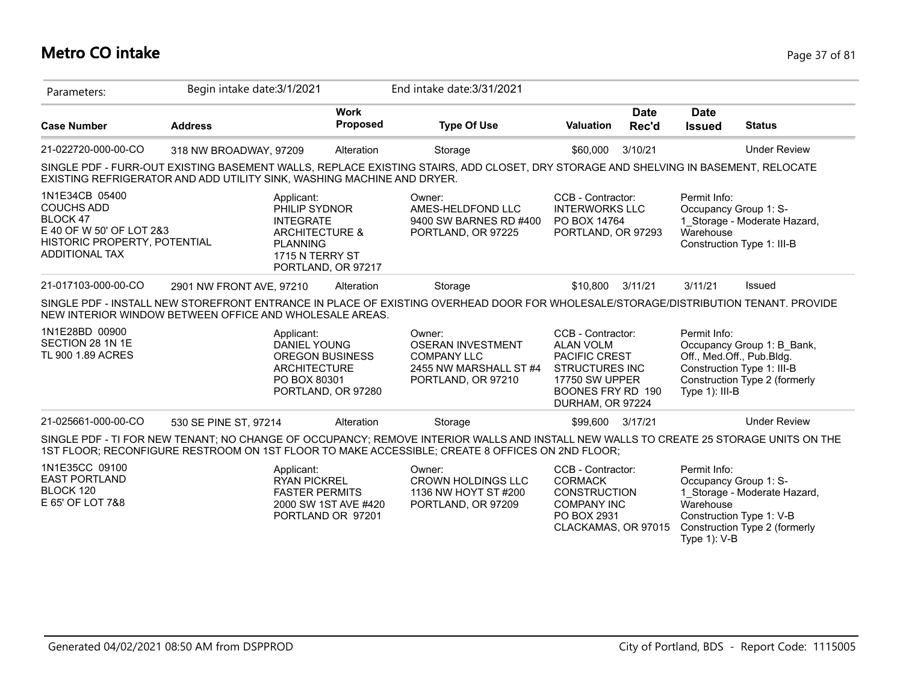# Metro CO intake

Parameters: Begin intake date:3/1/2021 End intake date:3/31/2021

| Case Number | Address | Work Proposed | Type Of Use | Valuation | Date Rec'd | Date Issued | Status |
|---|---|---|---|---|---|---|---|
| 21-022720-000-00-CO | 318 NW BROADWAY, 97209 | Alteration | Storage | $60,000 | 3/10/21 | | Under Review |

SINGLE PDF - FURR-OUT EXISTING BASEMENT WALLS, REPLACE EXISTING STAIRS, ADD CLOSET, DRY STORAGE AND SHELVING IN BASEMENT, RELOCATE EXISTING REFRIGERATOR AND ADD UTILITY SINK, WASHING MACHINE AND DRYER.

1N1E34CB 05400
COUCHS ADD
BLOCK 47
E 40 OF W 50' OF LOT 2&3
HISTORIC PROPERTY, POTENTIAL ADDITIONAL TAX

Applicant:
PHILIP SYDNOR
INTEGRATE ARCHITECTURE & PLANNING
1715 N TERRY ST
PORTLAND, OR 97217

Owner:
AMES-HELDFOND LLC
9400 SW BARNES RD #400
PORTLAND, OR 97225

CCB - Contractor:
INTERWORKS LLC
PO BOX 14764
PORTLAND, OR 97293

Permit Info:
Occupancy Group 1: S-1_Storage - Moderate Hazard, Warehouse
Construction Type 1: III-B

| Case Number | Address | Work Proposed | Type Of Use | Valuation | Date Rec'd | Date Issued | Status |
|---|---|---|---|---|---|---|---|
| 21-017103-000-00-CO | 2901 NW FRONT AVE, 97210 | Alteration | Storage | $10,800 | 3/11/21 | 3/11/21 | Issued |

SINGLE PDF - INSTALL NEW STOREFRONT ENTRANCE IN PLACE OF EXISTING OVERHEAD DOOR FOR WHOLESALE/STORAGE/DISTRIBUTION TENANT. PROVIDE NEW INTERIOR WINDOW BETWEEN OFFICE AND WHOLESALE AREAS.

1N1E28BD 00900
SECTION 28 1N 1E
TL 900 1.89 ACRES

Applicant:
DANIEL YOUNG
OREGON BUSINESS ARCHITECTURE
PO BOX 80301
PORTLAND, OR 97280

Owner:
OSERAN INVESTMENT COMPANY LLC
2455 NW MARSHALL ST #4
PORTLAND, OR 97210

CCB - Contractor:
ALAN VOLM
PACIFIC CREST STRUCTURES INC
17750 SW UPPER BOONES FRY RD 190
DURHAM, OR 97224

Permit Info:
Occupancy Group 1: B_Bank, Off., Med.Off., Pub.Bldg.
Construction Type 1: III-B
Construction Type 2 (formerly Type 1): III-B

| Case Number | Address | Work Proposed | Type Of Use | Valuation | Date Rec'd | Date Issued | Status |
|---|---|---|---|---|---|---|---|
| 21-025661-000-00-CO | 530 SE PINE ST, 97214 | Alteration | Storage | $99,600 | 3/17/21 | | Under Review |

SINGLE PDF - TI FOR NEW TENANT; NO CHANGE OF OCCUPANCY; REMOVE INTERIOR WALLS AND INSTALL NEW WALLS TO CREATE 25 STORAGE UNITS ON THE 1ST FLOOR; RECONFIGURE RESTROOM ON 1ST FLOOR TO MAKE ACCESSIBLE; CREATE 8 OFFICES ON 2ND FLOOR;

1N1E35CC 09100
EAST PORTLAND
BLOCK 120
E 65' OF LOT 7&8

Applicant:
RYAN PICKREL
FASTER PERMITS
2000 SW 1ST AVE #420
PORTLAND OR 97201

Owner:
CROWN HOLDINGS LLC
1136 NW HOYT ST #200
PORTLAND, OR 97209

CCB - Contractor:
CORMACK CONSTRUCTION COMPANY INC
PO BOX 2931
CLACKAMAS, OR 97015

Permit Info:
Occupancy Group 1: S-1_Storage - Moderate Hazard, Warehouse
Construction Type 1: V-B
Construction Type 2 (formerly Type 1): V-B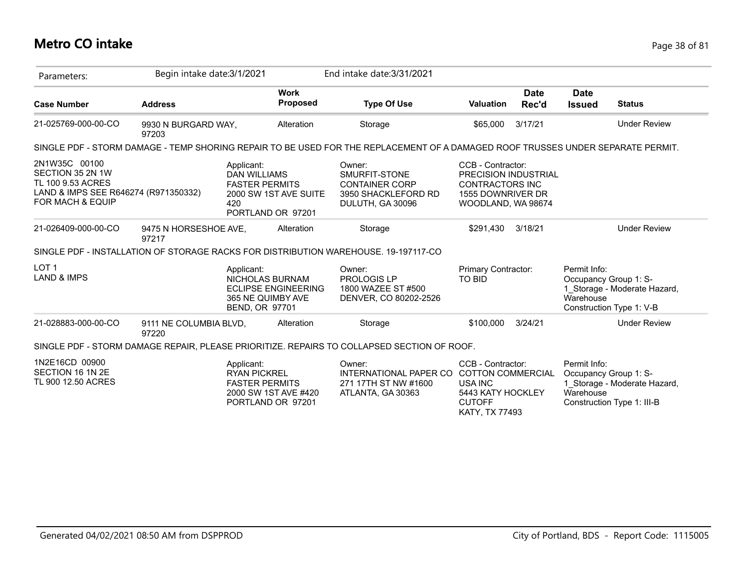# Metro CO intake

Parameters: Begin intake date:3/1/2021 End intake date:3/31/2021

| Case Number | Address | Work Proposed | Type Of Use | Valuation | Date Rec'd | Date Issued | Status |
|---|---|---|---|---|---|---|---|
| 21-025769-000-00-CO | 9930 N BURGARD WAY, 97203 | Alteration | Storage | $65,000 | 3/17/21 | | Under Review |

SINGLE PDF - STORM DAMAGE - TEMP SHORING REPAIR TO BE USED FOR THE REPLACEMENT OF A DAMAGED ROOF TRUSSES UNDER SEPARATE PERMIT.

2N1W35C 00100
SECTION 35 2N 1W
TL 100 9.53 ACRES
LAND & IMPS SEE R646274 (R971350332) FOR MACH & EQUIP

Applicant:
DAN WILLIAMS
FASTER PERMITS
2000 SW 1ST AVE SUITE 420
PORTLAND OR 97201

Owner:
SMURFIT-STONE CONTAINER CORP
3950 SHACKLEFORD RD
DULUTH, GA 30096

CCB - Contractor:
PRECISION INDUSTRIAL CONTRACTORS INC
1555 DOWNRIVER DR
WOODLAND, WA 98674

| Case Number | Address | Work Proposed | Type Of Use | Valuation | Date Rec'd | Date Issued | Status |
|---|---|---|---|---|---|---|---|
| 21-026409-000-00-CO | 9475 N HORSESHOE AVE, 97217 | Alteration | Storage | $291,430 | 3/18/21 | | Under Review |

SINGLE PDF - INSTALLATION OF STORAGE RACKS FOR DISTRIBUTION WAREHOUSE. 19-197117-CO

LOT 1
LAND & IMPS

Applicant:
NICHOLAS BURNAM
ECLIPSE ENGINEERING
365 NE QUIMBY AVE
BEND, OR 97701

Owner:
PROLOGIS LP
1800 WAZEE ST #500
DENVER, CO 80202-2526

Primary Contractor:
TO BID

Permit Info:
Occupancy Group 1: S-1_Storage - Moderate Hazard, Warehouse
Construction Type 1: V-B

| Case Number | Address | Work Proposed | Type Of Use | Valuation | Date Rec'd | Date Issued | Status |
|---|---|---|---|---|---|---|---|
| 21-028883-000-00-CO | 9111 NE COLUMBIA BLVD, 97220 | Alteration | Storage | $100,000 | 3/24/21 | | Under Review |

SINGLE PDF - STORM DAMAGE REPAIR, PLEASE PRIORITIZE. REPAIRS TO COLLAPSED SECTION OF ROOF.

1N2E16CD 00900
SECTION 16 1N 2E
TL 900 12.50 ACRES

Applicant:
RYAN PICKREL
FASTER PERMITS
2000 SW 1ST AVE #420
PORTLAND OR 97201

Owner:
INTERNATIONAL PAPER CO
271 17TH ST NW #1600
ATLANTA, GA 30363

CCB - Contractor:
COTTON COMMERCIAL USA INC
5443 KATY HOCKLEY CUTOFF
KATY, TX 77493

Permit Info:
Occupancy Group 1: S-1_Storage - Moderate Hazard, Warehouse
Construction Type 1: III-B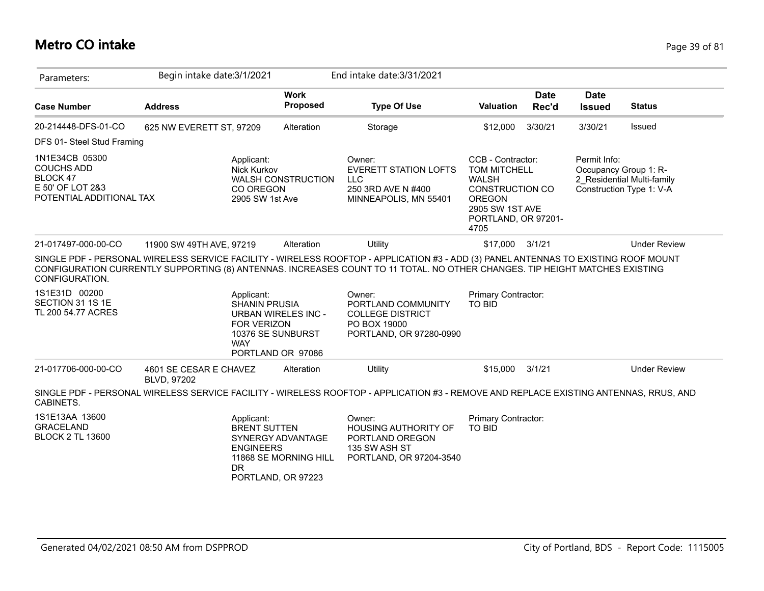# Metro CO intake

Parameters: Begin intake date:3/1/2021 End intake date:3/31/2021

| Case Number | Address | Work Proposed | Type Of Use | Valuation | Date Rec'd | Date Issued | Status |
|---|---|---|---|---|---|---|---|
| 20-214448-DFS-01-CO | 625 NW EVERETT ST, 97209 | Alteration | Storage | $12,000 | 3/30/21 | 3/30/21 | Issued |

DFS 01- Steel Stud Framing

1N1E34CB 05300
COUCHS ADD
BLOCK 47
E 50' OF LOT 2&3
POTENTIAL ADDITIONAL TAX

Applicant:
Nick Kurkov
WALSH CONSTRUCTION CO OREGON
2905 SW 1st Ave

Owner:
EVERETT STATION LOFTS LLC
250 3RD AVE N #400
MINNEAPOLIS, MN 55401

CCB - Contractor:
TOM MITCHELL
WALSH CONSTRUCTION CO OREGON
2905 SW 1ST AVE
PORTLAND, OR 97201-4705

Permit Info:
Occupancy Group 1: R-2_Residential Multi-family
Construction Type 1: V-A

| Case Number | Address | Work Proposed | Type Of Use | Valuation | Date Rec'd | Date Issued | Status |
|---|---|---|---|---|---|---|---|
| 21-017497-000-00-CO | 11900 SW 49TH AVE, 97219 | Alteration | Utility | $17,000 | 3/1/21 | | Under Review |

SINGLE PDF - PERSONAL WIRELESS SERVICE FACILITY - WIRELESS ROOFTOP - APPLICATION #3 - ADD (3) PANEL ANTENNAS TO EXISTING ROOF MOUNT CONFIGURATION CURRENTLY SUPPORTING (8) ANTENNAS. INCREASES COUNT TO 11 TOTAL. NO OTHER CHANGES. TIP HEIGHT MATCHES EXISTING CONFIGURATION.

1S1E31D 00200
SECTION 31 1S 1E
TL 200 54.77 ACRES

Applicant:
SHANIN PRUSIA
URBAN WIRELES INC - FOR VERIZON
10376 SE SUNBURST WAY
PORTLAND OR 97086

Owner:
PORTLAND COMMUNITY COLLEGE DISTRICT
PO BOX 19000
PORTLAND, OR 97280-0990

Primary Contractor:
TO BID

| Case Number | Address | Work Proposed | Type Of Use | Valuation | Date Rec'd | Date Issued | Status |
|---|---|---|---|---|---|---|---|
| 21-017706-000-00-CO | 4601 SE CESAR E CHAVEZ BLVD, 97202 | Alteration | Utility | $15,000 | 3/1/21 | | Under Review |

SINGLE PDF - PERSONAL WIRELESS SERVICE FACILITY - WIRELESS ROOFTOP - APPLICATION #3 - REMOVE AND REPLACE EXISTING ANTENNAS, RRUS, AND CABINETS.

1S1E13AA 13600
GRACELAND
BLOCK 2 TL 13600

Applicant:
BRENT SUTTEN
SYNERGY ADVANTAGE ENGINEERS
11868 SE MORNING HILL DR
PORTLAND, OR 97223

Owner:
HOUSING AUTHORITY OF PORTLAND OREGON
135 SW ASH ST
PORTLAND, OR 97204-3540

Primary Contractor:
TO BID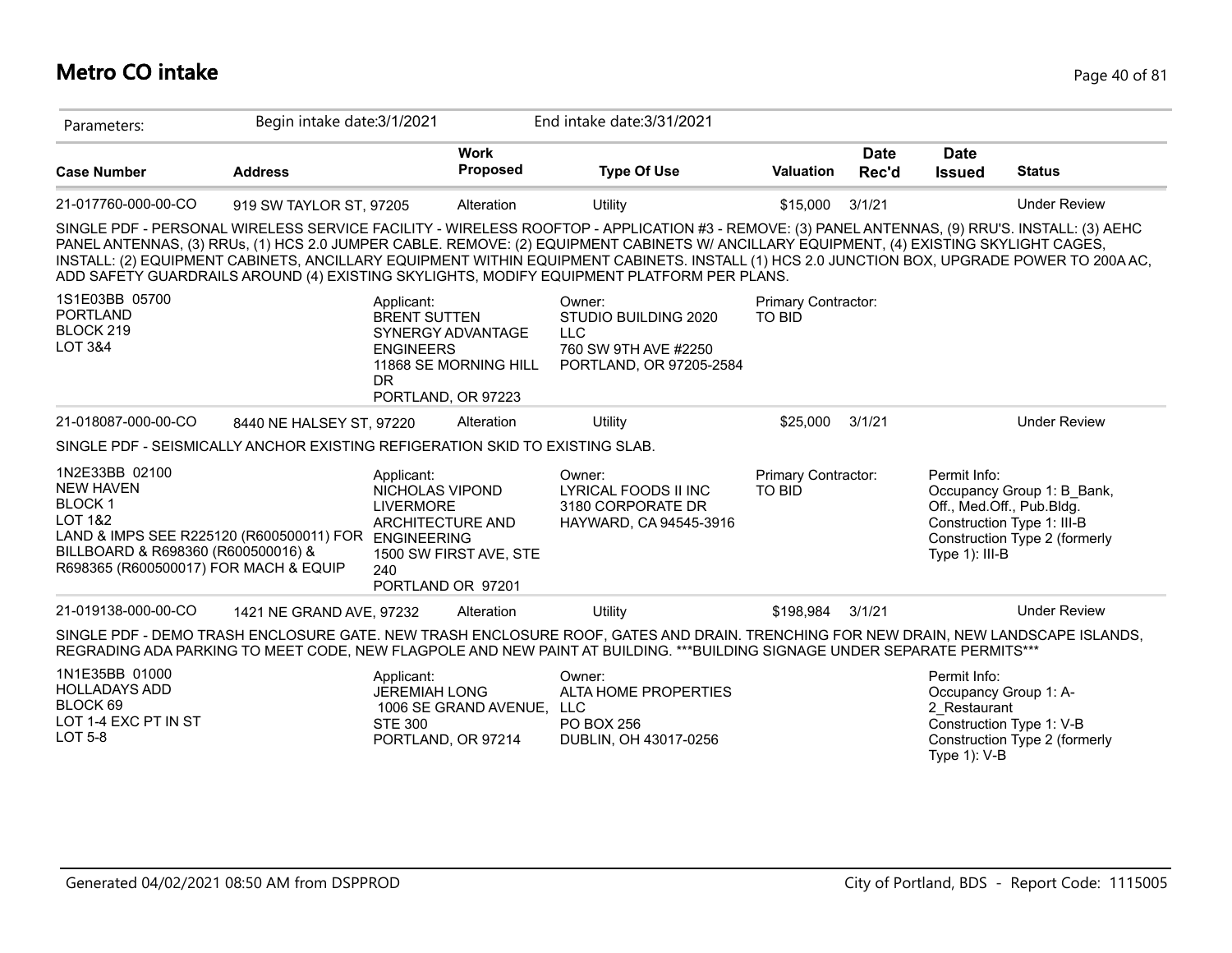# Metro CO intake

| Parameters: | Begin intake date:3/1/2021 | | End intake date:3/31/2021 | | | | |
|---|---|---|---|---|---|---|---|
| **Case Number** | **Address** | **Work Proposed** | **Type Of Use** | **Valuation** | **Date Rec'd** | **Date Issued** | **Status** |
| 21-017760-000-00-CO | 919 SW TAYLOR ST, 97205 | Alteration | Utility | $15,000 | 3/1/21 | | Under Review |

SINGLE PDF - PERSONAL WIRELESS SERVICE FACILITY - WIRELESS ROOFTOP - APPLICATION #3 - REMOVE: (3) PANEL ANTENNAS, (9) RRU'S. INSTALL: (3) AEHC PANEL ANTENNAS, (3) RRUs, (1) HCS 2.0 JUMPER CABLE. REMOVE: (2) EQUIPMENT CABINETS W/ ANCILLARY EQUIPMENT, (4) EXISTING SKYLIGHT CAGES, INSTALL: (2) EQUIPMENT CABINETS, ANCILLARY EQUIPMENT WITHIN EQUIPMENT CABINETS. INSTALL (1) HCS 2.0 JUNCTION BOX, UPGRADE POWER TO 200A AC, ADD SAFETY GUARDRAILS AROUND (4) EXISTING SKYLIGHTS, MODIFY EQUIPMENT PLATFORM PER PLANS.

1S1E03BB 05700
PORTLAND
BLOCK 219
LOT 3&4

Applicant:
BRENT SUTTEN
SYNERGY ADVANTAGE ENGINEERS
11868 SE MORNING HILL DR
PORTLAND, OR 97223

Owner:
STUDIO BUILDING 2020 LLC
760 SW 9TH AVE #2250
PORTLAND, OR 97205-2584

Primary Contractor:
TO BID

| Case Number | Address | Work Proposed | Type Of Use | Valuation | Date Rec'd | Date Issued | Status |
|---|---|---|---|---|---|---|---|
| 21-018087-000-00-CO | 8440 NE HALSEY ST, 97220 | Alteration | Utility | $25,000 | 3/1/21 | | Under Review |

SINGLE PDF - SEISMICALLY ANCHOR EXISTING REFIGERATION SKID TO EXISTING SLAB.

1N2E33BB 02100
NEW HAVEN
BLOCK 1
LOT 1&2
LAND & IMPS SEE R225120 (R600500011) FOR BILLBOARD & R698360 (R600500016) & R698365 (R600500017) FOR MACH & EQUIP

Applicant:
NICHOLAS VIPOND
LIVERMORE ARCHITECTURE AND ENGINEERING
1500 SW FIRST AVE, STE 240
PORTLAND OR 97201

Owner:
LYRICAL FOODS II INC
3180 CORPORATE DR
HAYWARD, CA 94545-3916

Primary Contractor:
TO BID

Permit Info:
Occupancy Group 1: B_Bank, Off., Med.Off., Pub.Bldg.
Construction Type 1: III-B
Construction Type 2 (formerly Type 1): III-B

| Case Number | Address | Work Proposed | Type Of Use | Valuation | Date Rec'd | Date Issued | Status |
|---|---|---|---|---|---|---|---|
| 21-019138-000-00-CO | 1421 NE GRAND AVE, 97232 | Alteration | Utility | $198,984 | 3/1/21 | | Under Review |

SINGLE PDF - DEMO TRASH ENCLOSURE GATE. NEW TRASH ENCLOSURE ROOF, GATES AND DRAIN. TRENCHING FOR NEW DRAIN, NEW LANDSCAPE ISLANDS, REGRADING ADA PARKING TO MEET CODE, NEW FLAGPOLE AND NEW PAINT AT BUILDING. ***BUILDING SIGNAGE UNDER SEPARATE PERMITS***

1N1E35BB 01000
HOLLADAYS ADD
BLOCK 69
LOT 1-4 EXC PT IN ST
LOT 5-8

Applicant:
JEREMIAH LONG
1006 SE GRAND AVENUE, STE 300
PORTLAND, OR 97214

Owner:
ALTA HOME PROPERTIES LLC
PO BOX 256
DUBLIN, OH 43017-0256

Permit Info:
Occupancy Group 1: A-2_Restaurant
Construction Type 1: V-B
Construction Type 2 (formerly Type 1): V-B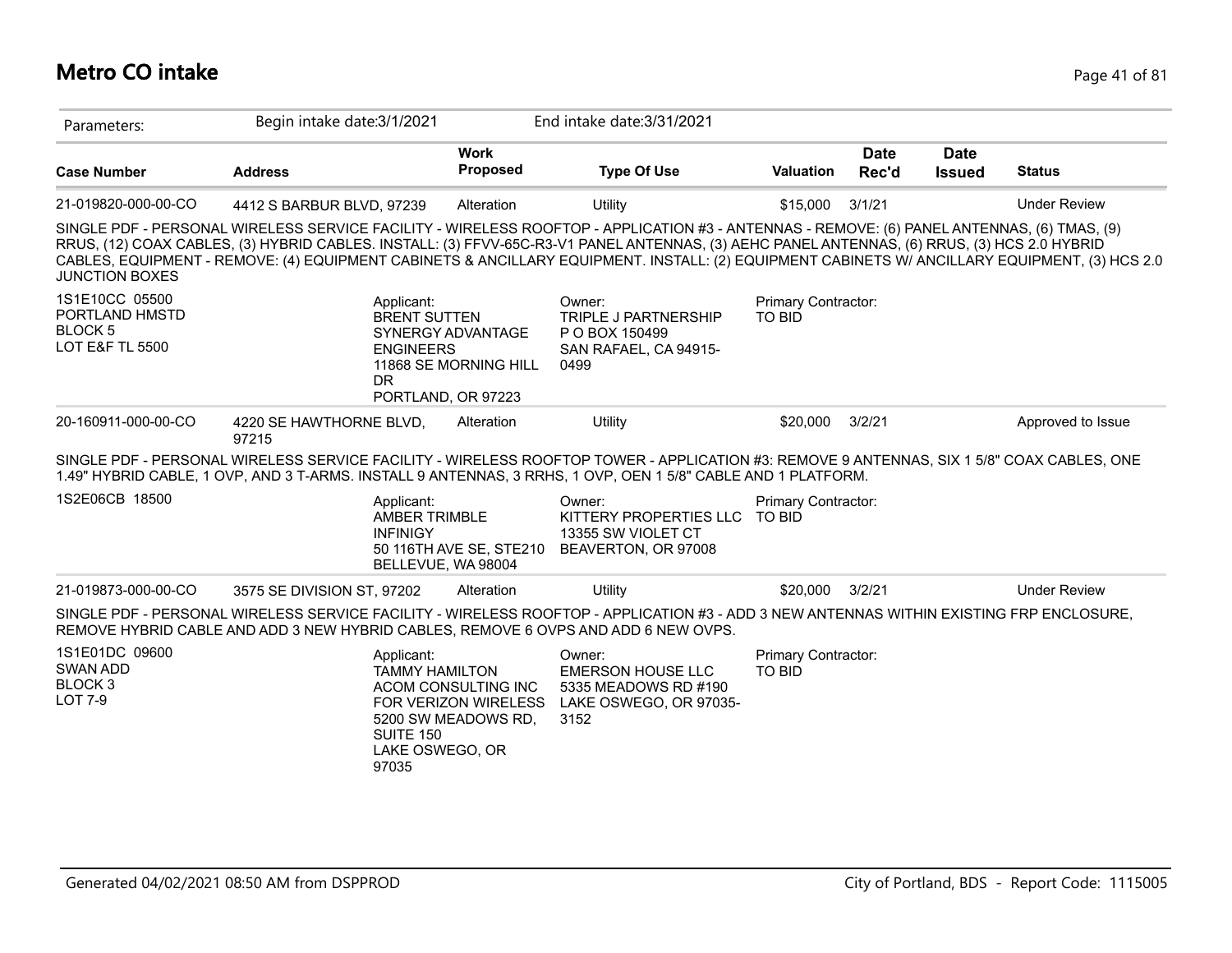# Metro CO intake

| Parameters: | Begin intake date:3/1/2021 | | End intake date:3/31/2021 | | | | |
|---|---|---|---|---|---|---|---|
| **Case Number** | **Address** | **Work Proposed** | **Type Of Use** | **Valuation** | **Date Rec'd** | **Date Issued** | **Status** |
| 21-019820-000-00-CO | 4412 S BARBUR BLVD, 97239 | Alteration | Utility | $15,000 | 3/1/21 | | Under Review |

SINGLE PDF - PERSONAL WIRELESS SERVICE FACILITY - WIRELESS ROOFTOP - APPLICATION #3 - ANTENNAS - REMOVE: (6) PANEL ANTENNAS, (6) TMAS, (9) RRUS, (12) COAX CABLES, (3) HYBRID CABLES. INSTALL: (3) FFVV-65C-R3-V1 PANEL ANTENNAS, (3) AEHC PANEL ANTENNAS, (6) RRUS, (3) HCS 2.0 HYBRID CABLES, EQUIPMENT - REMOVE: (4) EQUIPMENT CABINETS & ANCILLARY EQUIPMENT. INSTALL: (2) EQUIPMENT CABINETS W/ ANCILLARY EQUIPMENT, (3) HCS 2.0 JUNCTION BOXES

1S1E10CC 05500
PORTLAND HMSTD
BLOCK 5
LOT E&F TL 5500

Applicant:
BRENT SUTTEN
SYNERGY ADVANTAGE ENGINEERS
11868 SE MORNING HILL DR
PORTLAND, OR 97223

Owner:
TRIPLE J PARTNERSHIP
P O BOX 150499
SAN RAFAEL, CA 94915-0499

Primary Contractor:
TO BID

| Case Number | Address | Work Proposed | Type Of Use | Valuation | Date Rec'd | Date Issued | Status |
|---|---|---|---|---|---|---|---|
| 20-160911-000-00-CO | 4220 SE HAWTHORNE BLVD, 97215 | Alteration | Utility | $20,000 | 3/2/21 | | Approved to Issue |

SINGLE PDF - PERSONAL WIRELESS SERVICE FACILITY - WIRELESS ROOFTOP TOWER - APPLICATION #3: REMOVE 9 ANTENNAS, SIX 1 5/8" COAX CABLES, ONE 1.49" HYBRID CABLE, 1 OVP, AND 3 T-ARMS. INSTALL 9 ANTENNAS, 3 RRHS, 1 OVP, OEN 1 5/8" CABLE AND 1 PLATFORM.

1S2E06CB 18500

Applicant:
AMBER TRIMBLE
INFINIGY
50 116TH AVE SE, STE210
BELLEVUE, WA 98004

Owner:
KITTERY PROPERTIES LLC
13355 SW VIOLET CT
BEAVERTON, OR 97008

Primary Contractor:
TO BID

| Case Number | Address | Work Proposed | Type Of Use | Valuation | Date Rec'd | Date Issued | Status |
|---|---|---|---|---|---|---|---|
| 21-019873-000-00-CO | 3575 SE DIVISION ST, 97202 | Alteration | Utility | $20,000 | 3/2/21 | | Under Review |

SINGLE PDF - PERSONAL WIRELESS SERVICE FACILITY - WIRELESS ROOFTOP - APPLICATION #3 - ADD 3 NEW ANTENNAS WITHIN EXISTING FRP ENCLOSURE, REMOVE HYBRID CABLE AND ADD 3 NEW HYBRID CABLES, REMOVE 6 OVPS AND ADD 6 NEW OVPS.

1S1E01DC 09600
SWAN ADD
BLOCK 3
LOT 7-9

Applicant:
TAMMY HAMILTON
ACOM CONSULTING INC FOR VERIZON WIRELESS
5200 SW MEADOWS RD, SUITE 150
LAKE OSWEGO, OR 97035

Owner:
EMERSON HOUSE LLC
5335 MEADOWS RD #190
LAKE OSWEGO, OR 97035-3152

Primary Contractor:
TO BID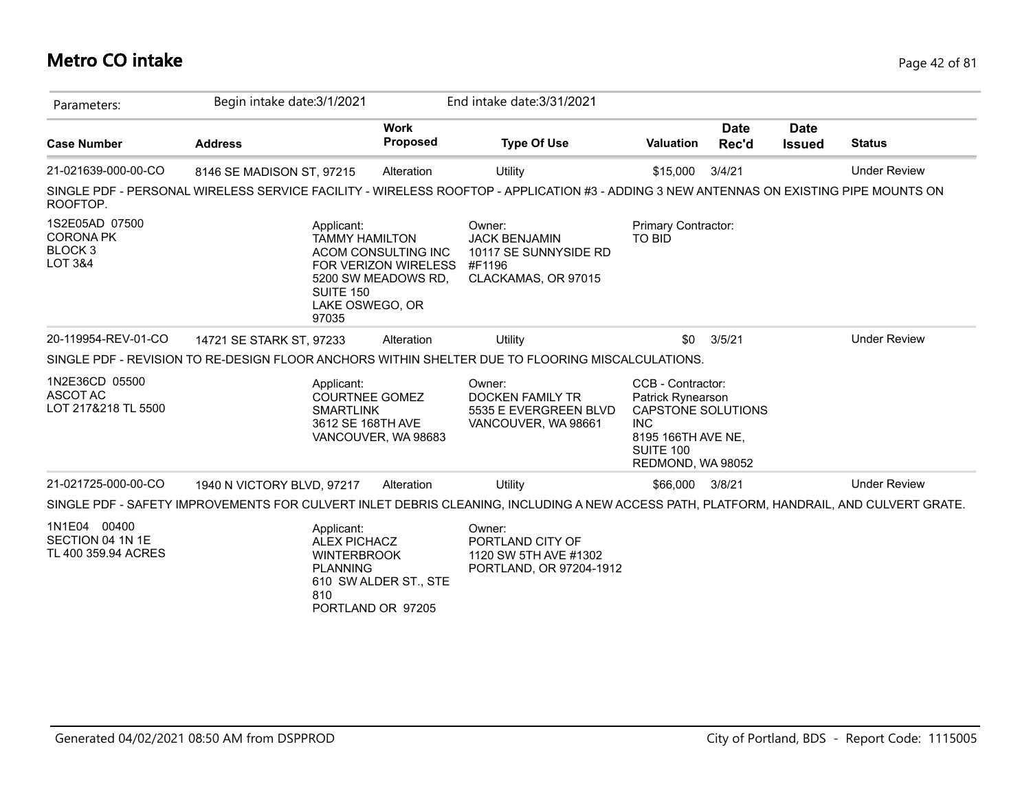# Metro CO intake

| Parameters: | Begin intake date:3/1/2021 | | End intake date:3/31/2021 | | | | |
|---|---|---|---|---|---|---|---|
| **Case Number** | **Address** | **Work Proposed** | **Type Of Use** | **Valuation** | **Date Rec'd** | **Date Issued** | **Status** |
| 21-021639-000-00-CO | 8146 SE MADISON ST, 97215 | Alteration | Utility | $15,000 | 3/4/21 | | Under Review |

SINGLE PDF - PERSONAL WIRELESS SERVICE FACILITY - WIRELESS ROOFTOP - APPLICATION #3 - ADDING 3 NEW ANTENNAS ON EXISTING PIPE MOUNTS ON ROOFTOP.

1S2E05AD 07500
CORONA PK
BLOCK 3
LOT 3&4

Applicant:
TAMMY HAMILTON
ACOM CONSULTING INC
FOR VERIZON WIRELESS
5200 SW MEADOWS RD, SUITE 150
LAKE OSWEGO, OR 97035

Owner:
JACK BENJAMIN
10117 SE SUNNYSIDE RD #F1196
CLACKAMAS, OR 97015

Primary Contractor:
TO BID

| **Case Number** | **Address** | **Work Proposed** | **Type Of Use** | **Valuation** | **Date Rec'd** | **Date Issued** | **Status** |
|---|---|---|---|---|---|---|---|
| 20-119954-REV-01-CO | 14721 SE STARK ST, 97233 | Alteration | Utility | $0 | 3/5/21 | | Under Review |

SINGLE PDF - REVISION TO RE-DESIGN FLOOR ANCHORS WITHIN SHELTER DUE TO FLOORING MISCALCULATIONS.

1N2E36CD 05500
ASCOT AC
LOT 217&218 TL 5500

Applicant:
COURTNEE GOMEZ
SMARTLINK
3612 SE 168TH AVE
VANCOUVER, WA 98683

Owner:
DOCKEN FAMILY TR
5535 E EVERGREEN BLVD
VANCOUVER, WA 98661

CCB - Contractor:
Patrick Rynearson
CAPSTONE SOLUTIONS INC
8195 166TH AVE NE, SUITE 100
REDMOND, WA 98052

| **Case Number** | **Address** | **Work Proposed** | **Type Of Use** | **Valuation** | **Date Rec'd** | **Date Issued** | **Status** |
|---|---|---|---|---|---|---|---|
| 21-021725-000-00-CO | 1940 N VICTORY BLVD, 97217 | Alteration | Utility | $66,000 | 3/8/21 | | Under Review |

SINGLE PDF - SAFETY IMPROVEMENTS FOR CULVERT INLET DEBRIS CLEANING, INCLUDING A NEW ACCESS PATH, PLATFORM, HANDRAIL, AND CULVERT GRATE.

1N1E04 00400
SECTION 04 1N 1E
TL 400 359.94 ACRES

Applicant:
ALEX PICHACZ
WINTERBROOK PLANNING
610 SW ALDER ST., STE 810
PORTLAND OR 97205

Owner:
PORTLAND CITY OF
1120 SW 5TH AVE #1302
PORTLAND, OR 97204-1912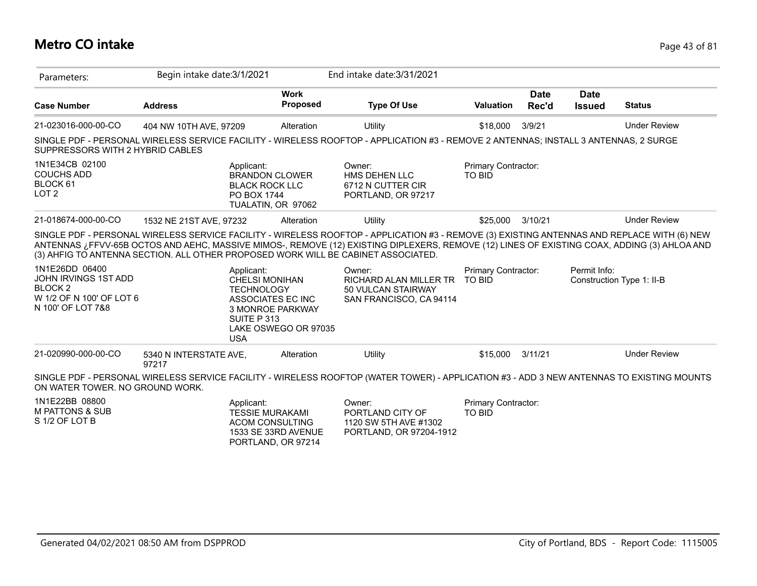# Metro CO intake

Parameters: Begin intake date:3/1/2021 End intake date:3/31/2021

| Case Number | Address | Work Proposed | Type Of Use | Valuation | Date Rec'd | Date Issued | Status |
|---|---|---|---|---|---|---|---|
| 21-023016-000-00-CO | 404 NW 10TH AVE, 97209 | Alteration | Utility | $18,000 | 3/9/21 | | Under Review |

SINGLE PDF - PERSONAL WIRELESS SERVICE FACILITY - WIRELESS ROOFTOP - APPLICATION #3 - REMOVE 2 ANTENNAS; INSTALL 3 ANTENNAS, 2 SURGE SUPPRESSORS WITH 2 HYBRID CABLES

1N1E34CB 02100
COUCHS ADD
BLOCK 61
LOT 2

Applicant:
BRANDON CLOWER
BLACK ROCK LLC
PO BOX 1744
TUALATIN, OR 97062

Owner:
HMS DEHEN LLC
6712 N CUTTER CIR
PORTLAND, OR 97217

Primary Contractor:
TO BID

| Case Number | Address | Work Proposed | Type Of Use | Valuation | Date Rec'd | Date Issued | Status |
|---|---|---|---|---|---|---|---|
| 21-018674-000-00-CO | 1532 NE 21ST AVE, 97232 | Alteration | Utility | $25,000 | 3/10/21 | | Under Review |

SINGLE PDF - PERSONAL WIRELESS SERVICE FACILITY - WIRELESS ROOFTOP - APPLICATION #3 - REMOVE (3) EXISTING ANTENNAS AND REPLACE WITH (6) NEW ANTENNAS ¿FFVV-65B OCTOS AND AEHC, MASSIVE MIMOS-, REMOVE (12) EXISTING DIPLEXERS, REMOVE (12) LINES OF EXISTING COAX, ADDING (3) AHLOA AND (3) AHFIG TO ANTENNA SECTION. ALL OTHER PROPOSED WORK WILL BE CABINET ASSOCIATED.

1N1E26DD 06400
JOHN IRVINGS 1ST ADD
BLOCK 2
W 1/2 OF N 100' OF LOT 6
N 100' OF LOT 7&8

Applicant:
CHELSI MONIHAN
TECHNOLOGY ASSOCIATES EC INC
3 MONROE PARKWAY
SUITE P 313
LAKE OSWEGO OR 97035
USA

Owner:
RICHARD ALAN MILLER TR
50 VULCAN STAIRWAY
SAN FRANCISCO, CA 94114

Primary Contractor:
TO BID

Permit Info:
Construction Type 1: II-B

| Case Number | Address | Work Proposed | Type Of Use | Valuation | Date Rec'd | Date Issued | Status |
|---|---|---|---|---|---|---|---|
| 21-020990-000-00-CO | 5340 N INTERSTATE AVE, 97217 | Alteration | Utility | $15,000 | 3/11/21 | | Under Review |

SINGLE PDF - PERSONAL WIRELESS SERVICE FACILITY - WIRELESS ROOFTOP (WATER TOWER) - APPLICATION #3 - ADD 3 NEW ANTENNAS TO EXISTING MOUNTS ON WATER TOWER. NO GROUND WORK.

1N1E22BB 08800
M PATTONS & SUB
S 1/2 OF LOT B

Applicant:
TESSIE MURAKAMI
ACOM CONSULTING
1533 SE 33RD AVENUE
PORTLAND, OR 97214

Owner:
PORTLAND CITY OF
1120 SW 5TH AVE #1302
PORTLAND, OR 97204-1912

Primary Contractor:
TO BID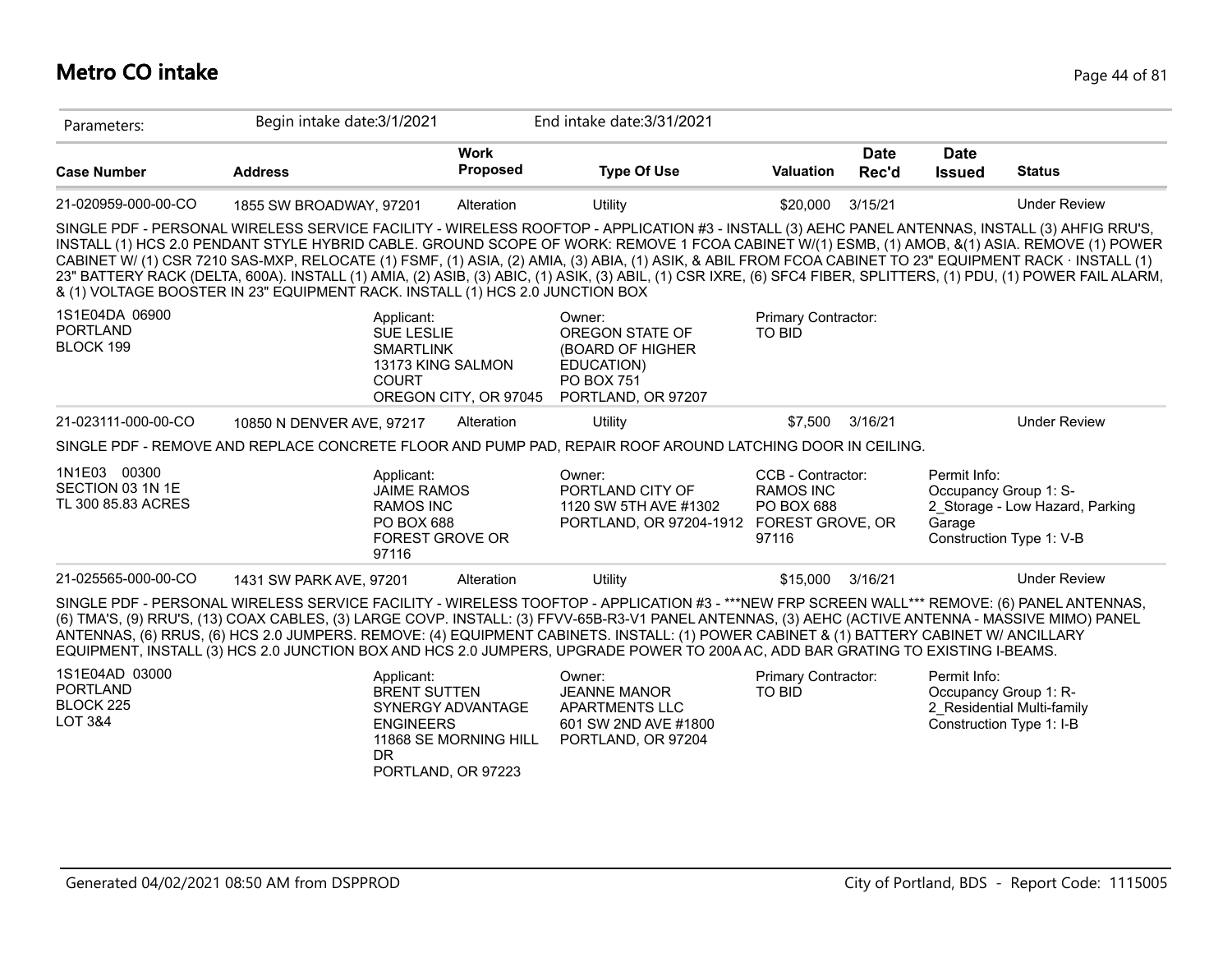# Metro CO intake

Parameters: Begin intake date:3/1/2021 End intake date:3/31/2021

| Case Number | Address | Work Proposed | Type Of Use | Valuation | Date Rec'd | Date Issued | Status |
|---|---|---|---|---|---|---|---|
| 21-020959-000-00-CO | 1855 SW BROADWAY, 97201 | Alteration | Utility | $20,000 | 3/15/21 | | Under Review |

SINGLE PDF - PERSONAL WIRELESS SERVICE FACILITY - WIRELESS ROOFTOP - APPLICATION #3 - INSTALL (3) AEHC PANEL ANTENNAS, INSTALL (3) AHFIG RRU'S, INSTALL (1) HCS 2.0 PENDANT STYLE HYBRID CABLE. GROUND SCOPE OF WORK: REMOVE 1 FCOA CABINET W/(1) ESMB, (1) AMOB, &(1) ASIA. REMOVE (1) POWER CABINET W/ (1) CSR 7210 SAS-MXP, RELOCATE (1) FSMF, (1) ASIA, (2) AMIA, (3) ABIA, (1) ASIK, & ABIL FROM FCOA CABINET TO 23" EQUIPMENT RACK · INSTALL (1) 23" BATTERY RACK (DELTA, 600A). INSTALL (1) AMIA, (2) ASIB, (3) ABIC, (1) ASIK, (3) ABIL, (1) CSR IXRE, (6) SFC4 FIBER, SPLITTERS, (1) PDU, (1) POWER FAIL ALARM, & (1) VOLTAGE BOOSTER IN 23" EQUIPMENT RACK. INSTALL (1) HCS 2.0 JUNCTION BOX

1S1E04DA 06900
PORTLAND
BLOCK 199

Applicant:
SUE LESLIE
SMARTLINK
13173 KING SALMON COURT
OREGON CITY, OR 97045

Owner:
OREGON STATE OF (BOARD OF HIGHER EDUCATION)
PO BOX 751
PORTLAND, OR 97207

Primary Contractor:
TO BID

| Case Number | Address | Work Proposed | Type Of Use | Valuation | Date Rec'd | Date Issued | Status |
|---|---|---|---|---|---|---|---|
| 21-023111-000-00-CO | 10850 N DENVER AVE, 97217 | Alteration | Utility | $7,500 | 3/16/21 | | Under Review |

SINGLE PDF - REMOVE AND REPLACE CONCRETE FLOOR AND PUMP PAD, REPAIR ROOF AROUND LATCHING DOOR IN CEILING.

1N1E03 00300
SECTION 03 1N 1E
TL 300 85.83 ACRES

Applicant:
JAIME RAMOS
RAMOS INC
PO BOX 688
FOREST GROVE OR 97116

Owner:
PORTLAND CITY OF
1120 SW 5TH AVE #1302
PORTLAND, OR 97204-1912

CCB - Contractor:
RAMOS INC
PO BOX 688
FOREST GROVE, OR 97116

Permit Info:
Occupancy Group 1: S-2_Storage - Low Hazard, Parking Garage
Construction Type 1: V-B

| Case Number | Address | Work Proposed | Type Of Use | Valuation | Date Rec'd | Date Issued | Status |
|---|---|---|---|---|---|---|---|
| 21-025565-000-00-CO | 1431 SW PARK AVE, 97201 | Alteration | Utility | $15,000 | 3/16/21 | | Under Review |

SINGLE PDF - PERSONAL WIRELESS SERVICE FACILITY - WIRELESS TOOFTOP - APPLICATION #3 - ***NEW FRP SCREEN WALL*** REMOVE: (6) PANEL ANTENNAS, (6) TMA'S, (9) RRU'S, (13) COAX CABLES, (3) LARGE COVP. INSTALL: (3) FFVV-65B-R3-V1 PANEL ANTENNAS, (3) AEHC (ACTIVE ANTENNA - MASSIVE MIMO) PANEL ANTENNAS, (6) RRUS, (6) HCS 2.0 JUMPERS. REMOVE: (4) EQUIPMENT CABINETS. INSTALL: (1) POWER CABINET & (1) BATTERY CABINET W/ ANCILLARY EQUIPMENT, INSTALL (3) HCS 2.0 JUNCTION BOX AND HCS 2.0 JUMPERS, UPGRADE POWER TO 200A AC, ADD BAR GRATING TO EXISTING I-BEAMS.

1S1E04AD 03000
PORTLAND
BLOCK 225
LOT 3&4

Applicant:
BRENT SUTTEN
SYNERGY ADVANTAGE ENGINEERS
11868 SE MORNING HILL DR
PORTLAND, OR 97223

Owner:
JEANNE MANOR APARTMENTS LLC
601 SW 2ND AVE #1800
PORTLAND, OR 97204

Primary Contractor:
TO BID

Permit Info:
Occupancy Group 1: R-2_Residential Multi-family
Construction Type 1: I-B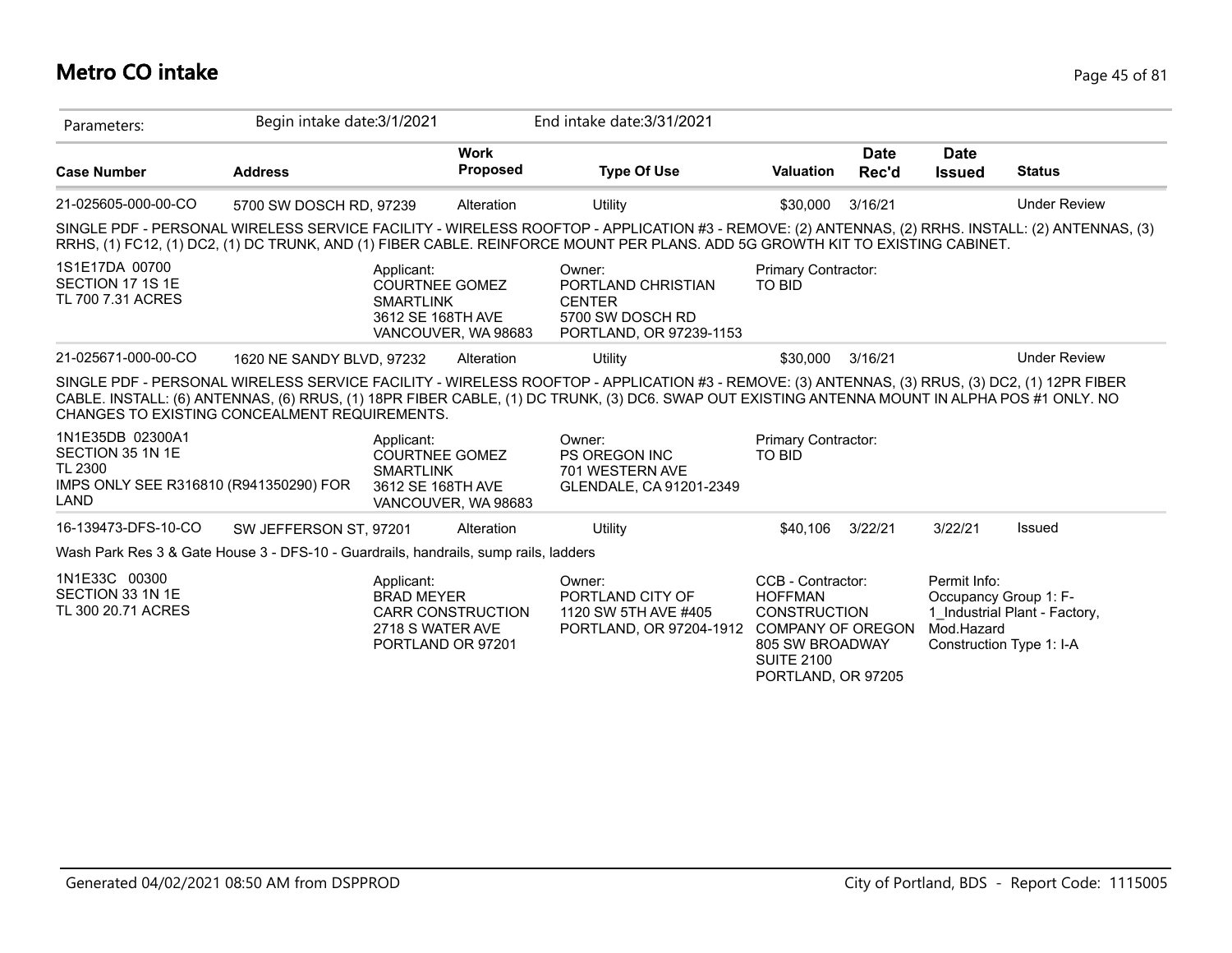# Metro CO intake

| Parameters: | Begin intake date:3/1/2021 | | End intake date:3/31/2021 | | | | |
|---|---|---|---|---|---|---|---|
| **Case Number** | **Address** | **Work Proposed** | **Type Of Use** | **Valuation** | **Date Rec'd** | **Date Issued** | **Status** |
| 21-025605-000-00-CO | 5700 SW DOSCH RD, 97239 | Alteration | Utility | $30,000 | 3/16/21 | | Under Review |

SINGLE PDF - PERSONAL WIRELESS SERVICE FACILITY - WIRELESS ROOFTOP - APPLICATION #3 - REMOVE: (2) ANTENNAS, (2) RRHS. INSTALL: (2) ANTENNAS, (3) RRHS, (1) FC12, (1) DC2, (1) DC TRUNK, AND (1) FIBER CABLE. REINFORCE MOUNT PER PLANS. ADD 5G GROWTH KIT TO EXISTING CABINET.

1S1E17DA 00700
SECTION 17 1S 1E
TL 700 7.31 ACRES

Applicant:
COURTNEE GOMEZ
SMARTLINK
3612 SE 168TH AVE
VANCOUVER, WA 98683

Owner:
PORTLAND CHRISTIAN CENTER
5700 SW DOSCH RD
PORTLAND, OR 97239-1153

Primary Contractor:
TO BID

| Case Number | Address | Work Proposed | Type Of Use | Valuation | Date Rec'd | Date Issued | Status |
|---|---|---|---|---|---|---|---|
| 21-025671-000-00-CO | 1620 NE SANDY BLVD, 97232 | Alteration | Utility | $30,000 | 3/16/21 | | Under Review |

SINGLE PDF - PERSONAL WIRELESS SERVICE FACILITY - WIRELESS ROOFTOP - APPLICATION #3 - REMOVE: (3) ANTENNAS, (3) RRUS, (3) DC2, (1) 12PR FIBER CABLE. INSTALL: (6) ANTENNAS, (6) RRUS, (1) 18PR FIBER CABLE, (1) DC TRUNK, (3) DC6. SWAP OUT EXISTING ANTENNA MOUNT IN ALPHA POS #1 ONLY. NO CHANGES TO EXISTING CONCEALMENT REQUIREMENTS.

1N1E35DB 02300A1
SECTION 35 1N 1E
TL 2300
IMPS ONLY SEE R316810 (R941350290) FOR LAND

Applicant:
COURTNEE GOMEZ
SMARTLINK
3612 SE 168TH AVE
VANCOUVER, WA 98683

Owner:
PS OREGON INC
701 WESTERN AVE
GLENDALE, CA 91201-2349

Primary Contractor:
TO BID

| Case Number | Address | Work Proposed | Type Of Use | Valuation | Date Rec'd | Date Issued | Status |
|---|---|---|---|---|---|---|---|
| 16-139473-DFS-10-CO | SW JEFFERSON ST, 97201 | Alteration | Utility | $40,106 | 3/22/21 | 3/22/21 | Issued |

Wash Park Res 3 & Gate House 3 - DFS-10 - Guardrails, handrails, sump rails, ladders

1N1E33C 00300
SECTION 33 1N 1E
TL 300 20.71 ACRES

Applicant:
BRAD MEYER
CARR CONSTRUCTION
2718 S WATER AVE
PORTLAND OR 97201

Owner:
PORTLAND CITY OF
1120 SW 5TH AVE #405
PORTLAND, OR 97204-1912

CCB - Contractor:
HOFFMAN CONSTRUCTION COMPANY OF OREGON
805 SW BROADWAY
SUITE 2100
PORTLAND, OR 97205

Permit Info:
Occupancy Group 1: F-1_Industrial Plant - Factory, Mod.Hazard
Construction Type 1: I-A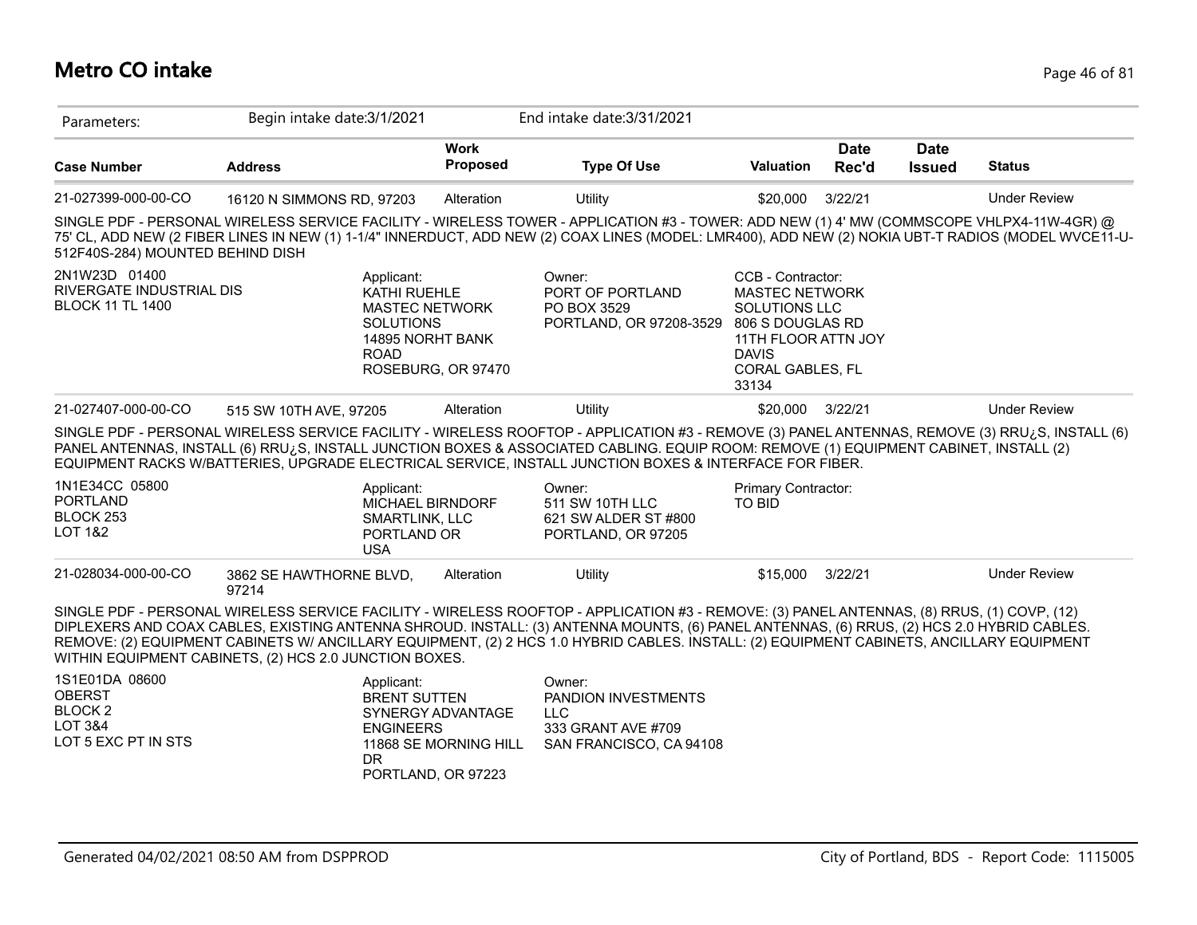## Metro CO intake

Parameters: Begin intake date:3/1/2021 End intake date:3/31/2021

| Case Number | Address | Work Proposed | Type Of Use | Valuation | Date Rec'd | Date Issued | Status |
|---|---|---|---|---|---|---|---|
| 21-027399-000-00-CO | 16120 N SIMMONS RD, 97203 | Alteration | Utility | $20,000 | 3/22/21 | | Under Review |

SINGLE PDF - PERSONAL WIRELESS SERVICE FACILITY - WIRELESS TOWER - APPLICATION #3 - TOWER: ADD NEW (1) 4' MW (COMMSCOPE VHLPX4-11W-4GR) @ 75' CL, ADD NEW (2 FIBER LINES IN NEW (1) 1-1/4" INNERDUCT, ADD NEW (2) COAX LINES (MODEL: LMR400), ADD NEW (2) NOKIA UBT-T RADIOS (MODEL WVCE11-U-512F40S-284) MOUNTED BEHIND DISH

2N1W23D 01400
RIVERGATE INDUSTRIAL DIS
BLOCK 11 TL 1400

Applicant:
KATHI RUEHLE
MASTEC NETWORK SOLUTIONS
14895 NORHT BANK ROAD
ROSEBURG, OR 97470

Owner:
PORT OF PORTLAND
PO BOX 3529
PORTLAND, OR 97208-3529

CCB - Contractor:
MASTEC NETWORK SOLUTIONS LLC
806 S DOUGLAS RD
11TH FLOOR ATTN JOY DAVIS
CORAL GABLES, FL 33134

| Case Number | Address | Work Proposed | Type Of Use | Valuation | Date Rec'd | Date Issued | Status |
|---|---|---|---|---|---|---|---|
| 21-027407-000-00-CO | 515 SW 10TH AVE, 97205 | Alteration | Utility | $20,000 | 3/22/21 | | Under Review |

SINGLE PDF - PERSONAL WIRELESS SERVICE FACILITY - WIRELESS ROOFTOP - APPLICATION #3 - REMOVE (3) PANEL ANTENNAS, REMOVE (3) RRU¿S, INSTALL (6) PANEL ANTENNAS, INSTALL (6) RRU¿S, INSTALL JUNCTION BOXES & ASSOCIATED CABLING. EQUIP ROOM: REMOVE (1) EQUIPMENT CABINET, INSTALL (2) EQUIPMENT RACKS W/BATTERIES, UPGRADE ELECTRICAL SERVICE, INSTALL JUNCTION BOXES & INTERFACE FOR FIBER.

1N1E34CC 05800
PORTLAND
BLOCK 253
LOT 1&2

Applicant:
MICHAEL BIRNDORF
SMARTLINK, LLC
PORTLAND OR
USA

Owner:
511 SW 10TH LLC
621 SW ALDER ST #800
PORTLAND, OR 97205

Primary Contractor:
TO BID

| Case Number | Address | Work Proposed | Type Of Use | Valuation | Date Rec'd | Date Issued | Status |
|---|---|---|---|---|---|---|---|
| 21-028034-000-00-CO | 3862 SE HAWTHORNE BLVD, 97214 | Alteration | Utility | $15,000 | 3/22/21 | | Under Review |

SINGLE PDF - PERSONAL WIRELESS SERVICE FACILITY - WIRELESS ROOFTOP - APPLICATION #3 - REMOVE: (3) PANEL ANTENNAS, (8) RRUS, (1) COVP, (12) DIPLEXERS AND COAX CABLES, EXISTING ANTENNA SHROUD. INSTALL: (3) ANTENNA MOUNTS, (6) PANEL ANTENNAS, (6) RRUS, (2) HCS 2.0 HYBRID CABLES. REMOVE: (2) EQUIPMENT CABINETS W/ ANCILLARY EQUIPMENT, (2) 2 HCS 1.0 HYBRID CABLES. INSTALL: (2) EQUIPMENT CABINETS, ANCILLARY EQUIPMENT WITHIN EQUIPMENT CABINETS, (2) HCS 2.0 JUNCTION BOXES.

1S1E01DA 08600
OBERST
BLOCK 2
LOT 3&4
LOT 5 EXC PT IN STS

Applicant:
BRENT SUTTEN
SYNERGY ADVANTAGE ENGINEERS
11868 SE MORNING HILL DR
PORTLAND, OR 97223

Owner:
PANDION INVESTMENTS LLC
333 GRANT AVE #709
SAN FRANCISCO, CA 94108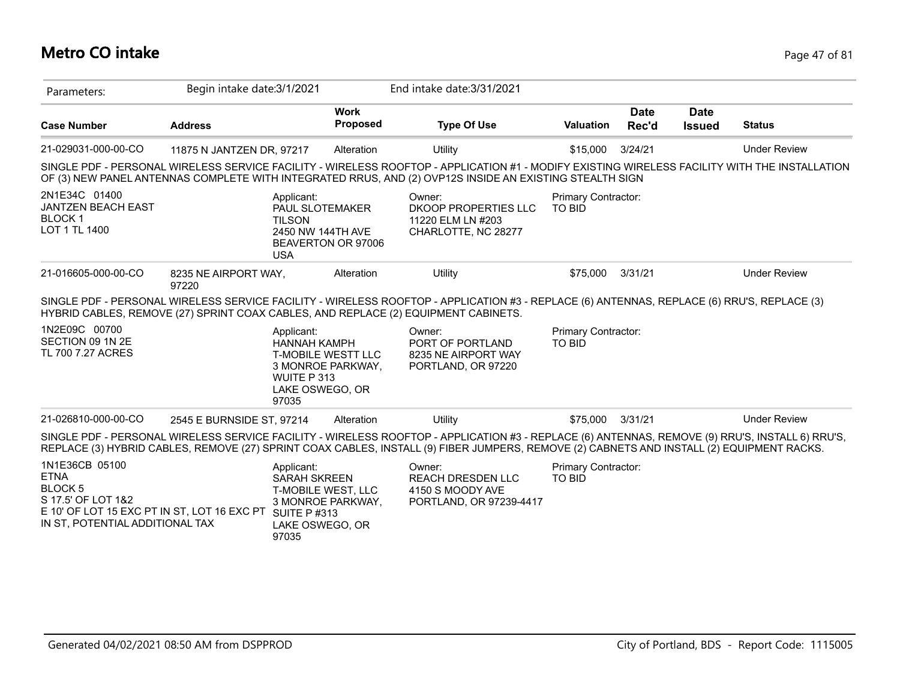# Metro CO intake

| Parameters: | Begin intake date:3/1/2021 | | End intake date:3/31/2021 | | | | |
|---|---|---|---|---|---|---|---|
| **Case Number** | **Address** | **Work Proposed** | **Type Of Use** | **Valuation** | **Date Rec'd** | **Date Issued** | **Status** |
| 21-029031-000-00-CO | 11875 N JANTZEN DR, 97217 | Alteration | Utility | $15,000 | 3/24/21 | | Under Review |

SINGLE PDF - PERSONAL WIRELESS SERVICE FACILITY - WIRELESS ROOFTOP - APPLICATION #1 - MODIFY EXISTING WIRELESS FACILITY WITH THE INSTALLATION OF (3) NEW PANEL ANTENNAS COMPLETE WITH INTEGRATED RRUS, AND (2) OVP12S INSIDE AN EXISTING STEALTH SIGN

2N1E34C 01400
JANTZEN BEACH EAST
BLOCK 1
LOT 1 TL 1400

Applicant:
PAUL SLOTEMAKER
TILSON
2450 NW 144TH AVE
BEAVERTON OR 97006
USA

Owner:
DKOOP PROPERTIES LLC
11220 ELM LN #203
CHARLOTTE, NC 28277

Primary Contractor:
TO BID

| Case Number | Address | Work Proposed | Type Of Use | Valuation | Date Rec'd | Date Issued | Status |
|---|---|---|---|---|---|---|---|
| 21-016605-000-00-CO | 8235 NE AIRPORT WAY, 97220 | Alteration | Utility | $75,000 | 3/31/21 | | Under Review |

SINGLE PDF - PERSONAL WIRELESS SERVICE FACILITY - WIRELESS ROOFTOP - APPLICATION #3 - REPLACE (6) ANTENNAS, REPLACE (6) RRU'S, REPLACE (3) HYBRID CABLES, REMOVE (27) SPRINT COAX CABLES, AND REPLACE (2) EQUIPMENT CABINETS.

1N2E09C 00700
SECTION 09 1N 2E
TL 700 7.27 ACRES

Applicant:
HANNAH KAMPH
T-MOBILE WESTT LLC
3 MONROE PARKWAY, WUITE P 313
LAKE OSWEGO, OR 97035

Owner:
PORT OF PORTLAND
8235 NE AIRPORT WAY
PORTLAND, OR 97220

Primary Contractor:
TO BID

| Case Number | Address | Work Proposed | Type Of Use | Valuation | Date Rec'd | Date Issued | Status |
|---|---|---|---|---|---|---|---|
| 21-026810-000-00-CO | 2545 E BURNSIDE ST, 97214 | Alteration | Utility | $75,000 | 3/31/21 | | Under Review |

SINGLE PDF - PERSONAL WIRELESS SERVICE FACILITY - WIRELESS ROOFTOP - APPLICATION #3 - REPLACE (6) ANTENNAS, REMOVE (9) RRU'S, INSTALL 6) RRU'S, REPLACE (3) HYBRID CABLES, REMOVE (27) SPRINT COAX CABLES, INSTALL (9) FIBER JUMPERS, REMOVE (2) CABNETS AND INSTALL (2) EQUIPMENT RACKS.

1N1E36CB 05100
ETNA
BLOCK 5
S 17.5' OF LOT 1&2
E 10' OF LOT 15 EXC PT IN ST, LOT 16 EXC PT IN ST, POTENTIAL ADDITIONAL TAX

Applicant:
SARAH SKREEN
T-MOBILE WEST, LLC
3 MONROE PARKWAY, SUITE P #313
LAKE OSWEGO, OR 97035

Owner:
REACH DRESDEN LLC
4150 S MOODY AVE
PORTLAND, OR 97239-4417

Primary Contractor:
TO BID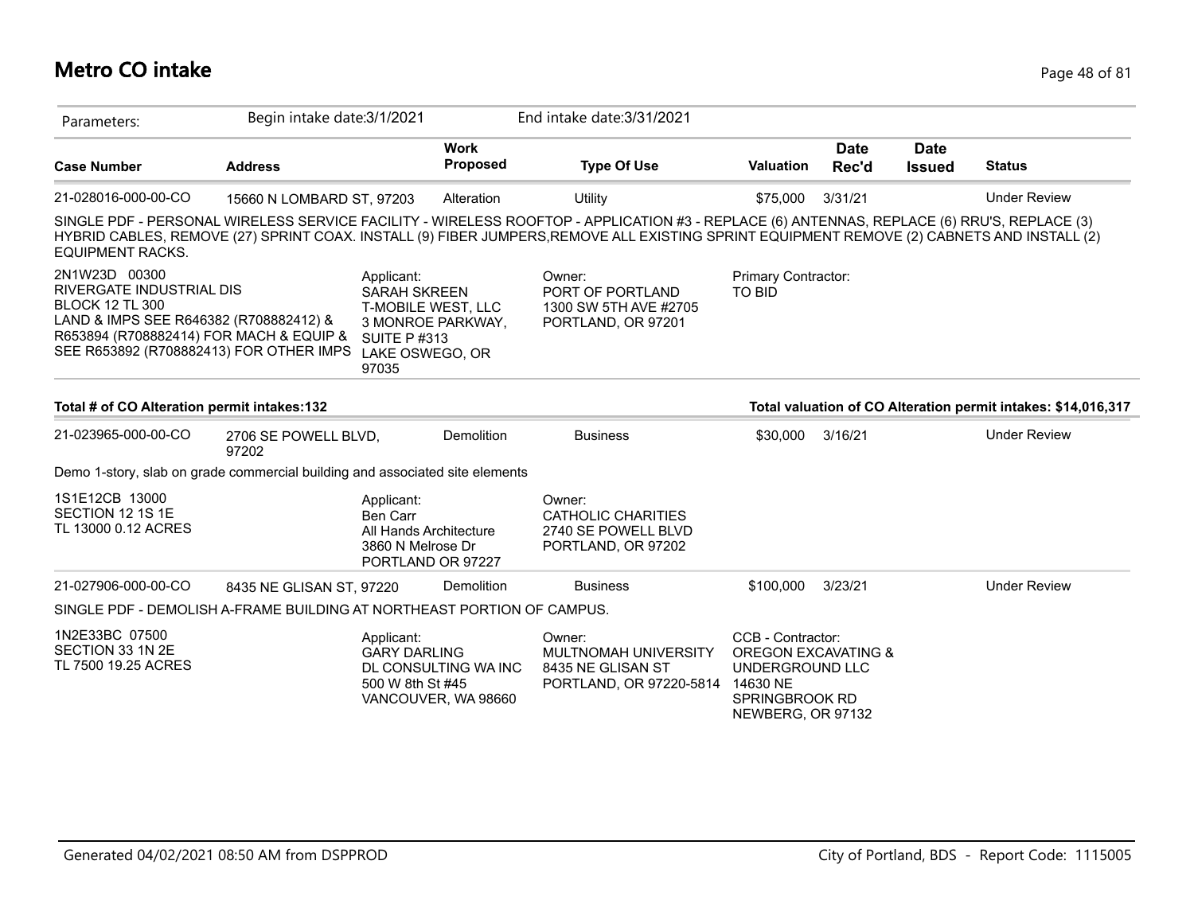# Metro CO intake

Parameters: Begin intake date:3/1/2021 End intake date:3/31/2021

| Case Number | Address | Work Proposed | Type Of Use | Valuation | Date Rec'd | Date Issued | Status |
|---|---|---|---|---|---|---|---|
| 21-028016-000-00-CO | 15660 N LOMBARD ST, 97203 | Alteration | Utility | $75,000 | 3/31/21 | | Under Review |

SINGLE PDF - PERSONAL WIRELESS SERVICE FACILITY - WIRELESS ROOFTOP - APPLICATION #3 - REPLACE (6) ANTENNAS, REPLACE (6) RRU'S, REPLACE (3) HYBRID CABLES, REMOVE (27) SPRINT COAX. INSTALL (9) FIBER JUMPERS,REMOVE ALL EXISTING SPRINT EQUIPMENT REMOVE (2) CABNETS AND INSTALL (2) EQUIPMENT RACKS.

2N1W23D 00300
RIVERGATE INDUSTRIAL DIS
BLOCK 12 TL 300
LAND & IMPS SEE R646382 (R708882412) & R653894 (R708882414) FOR MACH & EQUIP & SEE R653892 (R708882413) FOR OTHER IMPS

Applicant:
SARAH SKREEN
T-MOBILE WEST, LLC
3 MONROE PARKWAY, SUITE P #313
LAKE OSWEGO, OR 97035

Owner:
PORT OF PORTLAND
1300 SW 5TH AVE #2705
PORTLAND, OR 97201

Primary Contractor:
TO BID

**Total # of CO Alteration permit intakes:132** **Total valuation of CO Alteration permit intakes: $14,016,317**

| Case Number | Address | Work Proposed | Type Of Use | Valuation | Date Rec'd | Date Issued | Status |
|---|---|---|---|---|---|---|---|
| 21-023965-000-00-CO | 2706 SE POWELL BLVD, 97202 | Demolition | Business | $30,000 | 3/16/21 | | Under Review |

Demo 1-story, slab on grade commercial building and associated site elements

1S1E12CB 13000
SECTION 12 1S 1E
TL 13000 0.12 ACRES

Applicant:
Ben Carr
All Hands Architecture
3860 N Melrose Dr
PORTLAND OR 97227

Owner:
CATHOLIC CHARITIES
2740 SE POWELL BLVD
PORTLAND, OR 97202

| Case Number | Address | Work Proposed | Type Of Use | Valuation | Date Rec'd | Date Issued | Status |
|---|---|---|---|---|---|---|---|
| 21-027906-000-00-CO | 8435 NE GLISAN ST, 97220 | Demolition | Business | $100,000 | 3/23/21 | | Under Review |

SINGLE PDF - DEMOLISH A-FRAME BUILDING AT NORTHEAST PORTION OF CAMPUS.

1N2E33BC 07500
SECTION 33 1N 2E
TL 7500 19.25 ACRES

Applicant:
GARY DARLING
DL CONSULTING WA INC
500 W 8th St #45
VANCOUVER, WA 98660

Owner:
MULTNOMAH UNIVERSITY
8435 NE GLISAN ST
PORTLAND, OR 97220-5814

CCB - Contractor:
OREGON EXCAVATING & UNDERGROUND LLC
14630 NE SPRINGBROOK RD
NEWBERG, OR 97132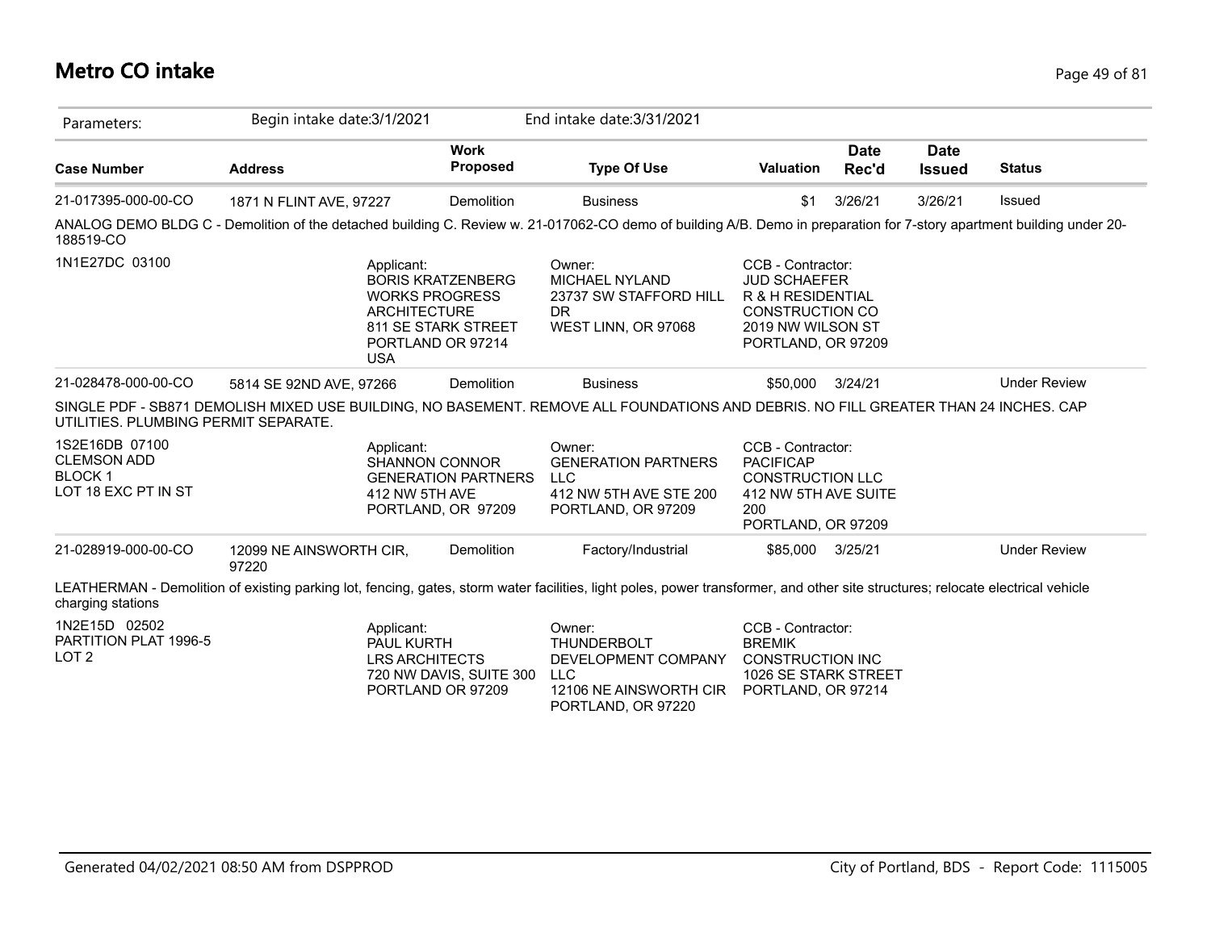# Metro CO intake

| Parameters: | Begin intake date:3/1/2021 | | End intake date:3/31/2021 | | | | |
|---|---|---|---|---|---|---|---|
| **Case Number** | **Address** | **Work Proposed** | **Type Of Use** | **Valuation** | **Date Rec'd** | **Date Issued** | **Status** |
| 21-017395-000-00-CO | 1871 N FLINT AVE, 97227 | Demolition | Business | $1 | 3/26/21 | 3/26/21 | Issued |

ANALOG DEMO BLDG C - Demolition of the detached building C. Review w. 21-017062-CO demo of building A/B. Demo in preparation for 7-story apartment building under 20-188519-CO

1N1E27DC 03100

Applicant:
BORIS KRATZENBERG
WORKS PROGRESS ARCHITECTURE
811 SE STARK STREET
PORTLAND OR 97214
USA

Owner:
MICHAEL NYLAND
23737 SW STAFFORD HILL DR
WEST LINN, OR 97068

CCB - Contractor:
JUD SCHAEFER
R & H RESIDENTIAL CONSTRUCTION CO
2019 NW WILSON ST
PORTLAND, OR 97209

| Case Number | Address | Work Proposed | Type Of Use | Valuation | Date Rec'd | Date Issued | Status |
|---|---|---|---|---|---|---|---|
| 21-028478-000-00-CO | 5814 SE 92ND AVE, 97266 | Demolition | Business | $50,000 | 3/24/21 | | Under Review |

SINGLE PDF - SB871 DEMOLISH MIXED USE BUILDING, NO BASEMENT. REMOVE ALL FOUNDATIONS AND DEBRIS. NO FILL GREATER THAN 24 INCHES. CAP UTILITIES. PLUMBING PERMIT SEPARATE.

1S2E16DB 07100
CLEMSON ADD
BLOCK 1
LOT 18 EXC PT IN ST

Applicant:
SHANNON CONNOR
GENERATION PARTNERS
412 NW 5TH AVE
PORTLAND, OR 97209

Owner:
GENERATION PARTNERS LLC
412 NW 5TH AVE STE 200
PORTLAND, OR 97209

CCB - Contractor:
PACIFICAP CONSTRUCTION LLC
412 NW 5TH AVE SUITE 200
PORTLAND, OR 97209

| Case Number | Address | Work Proposed | Type Of Use | Valuation | Date Rec'd | Date Issued | Status |
|---|---|---|---|---|---|---|---|
| 21-028919-000-00-CO | 12099 NE AINSWORTH CIR, 97220 | Demolition | Factory/Industrial | $85,000 | 3/25/21 | | Under Review |

LEATHERMAN - Demolition of existing parking lot, fencing, gates, storm water facilities, light poles, power transformer, and other site structures; relocate electrical vehicle charging stations

1N2E15D 02502
PARTITION PLAT 1996-5
LOT 2

Applicant:
PAUL KURTH
LRS ARCHITECTS
720 NW DAVIS, SUITE 300
PORTLAND OR 97209

Owner:
THUNDERBOLT DEVELOPMENT COMPANY LLC
12106 NE AINSWORTH CIR
PORTLAND, OR 97220

CCB - Contractor:
BREMIK CONSTRUCTION INC
1026 SE STARK STREET
PORTLAND, OR 97214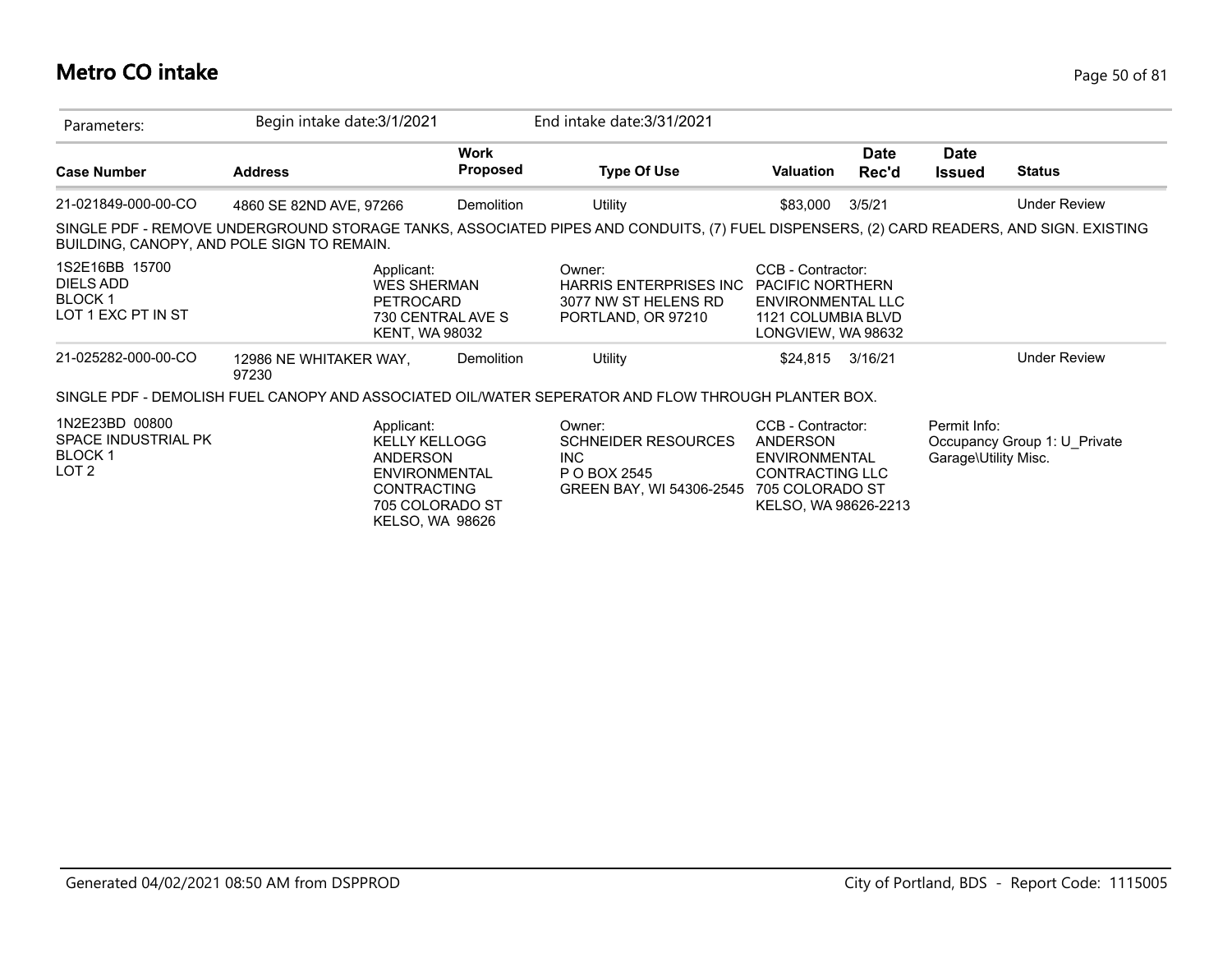## Metro CO intake

Parameters: Begin intake date:3/1/2021 End intake date:3/31/2021

| Case Number | Address | Work Proposed | Type Of Use | Valuation | Date Rec'd | Date Issued | Status |
|---|---|---|---|---|---|---|---|
| 21-021849-000-00-CO | 4860 SE 82ND AVE, 97266 | Demolition | Utility | $83,000 | 3/5/21 | | Under Review |

SINGLE PDF - REMOVE UNDERGROUND STORAGE TANKS, ASSOCIATED PIPES AND CONDUITS, (7) FUEL DISPENSERS, (2) CARD READERS, AND SIGN. EXISTING BUILDING, CANOPY, AND POLE SIGN TO REMAIN.

1S2E16BB 15700
DIELS ADD
BLOCK 1
LOT 1 EXC PT IN ST

Applicant:
WES SHERMAN
PETROCARD
730 CENTRAL AVE S
KENT, WA 98032

Owner:
HARRIS ENTERPRISES INC
3077 NW ST HELENS RD
PORTLAND, OR 97210

CCB - Contractor:
PACIFIC NORTHERN ENVIRONMENTAL LLC
1121 COLUMBIA BLVD
LONGVIEW, WA 98632

| Case Number | Address | Work Proposed | Type Of Use | Valuation | Date Rec'd | Date Issued | Status |
|---|---|---|---|---|---|---|---|
| 21-025282-000-00-CO | 12986 NE WHITAKER WAY, 97230 | Demolition | Utility | $24,815 | 3/16/21 | | Under Review |

SINGLE PDF - DEMOLISH FUEL CANOPY AND ASSOCIATED OIL/WATER SEPERATOR AND FLOW THROUGH PLANTER BOX.

1N2E23BD 00800
SPACE INDUSTRIAL PK
BLOCK 1
LOT 2

Applicant:
KELLY KELLOGG
ANDERSON ENVIRONMENTAL CONTRACTING
705 COLORADO ST
KELSO, WA 98626

Owner:
SCHNEIDER RESOURCES INC
P O BOX 2545
GREEN BAY, WI 54306-2545

CCB - Contractor:
ANDERSON ENVIRONMENTAL CONTRACTING LLC
705 COLORADO ST
KELSO, WA 98626-2213

Permit Info:
Occupancy Group 1: U_Private Garage\Utility Misc.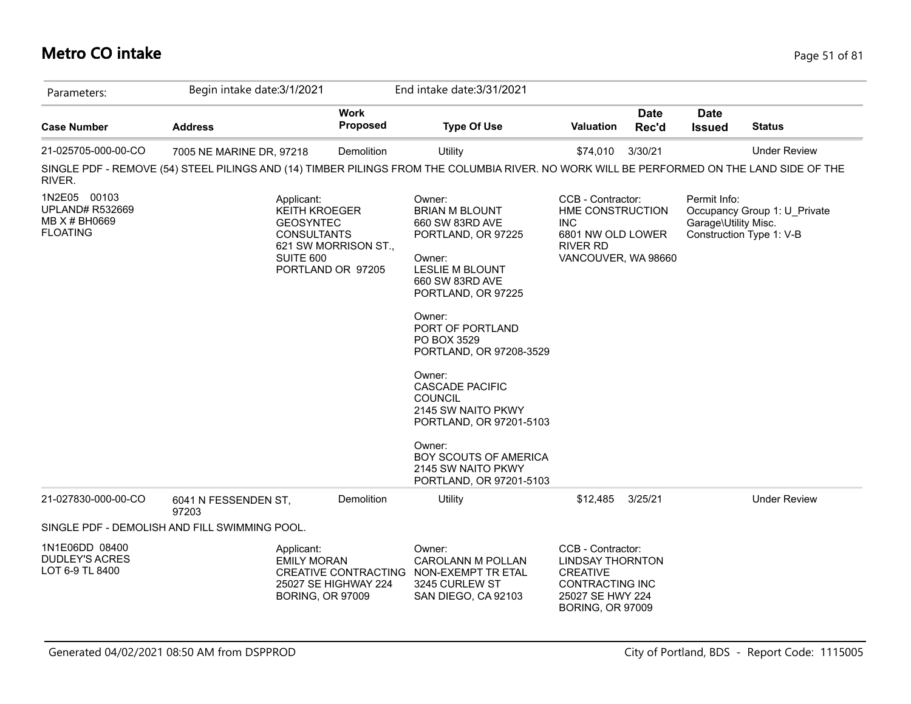# Metro CO intake

| Parameters: | Begin intake date:3/1/2021 | | End intake date:3/31/2021 | | | | |
|---|---|---|---|---|---|---|---|
| **Case Number** | **Address** | **Work Proposed** | **Type Of Use** | **Valuation** | **Date Rec'd** | **Date Issued** | **Status** |
| 21-025705-000-00-CO | 7005 NE MARINE DR, 97218 | Demolition | Utility | $74,010 | 3/30/21 | | Under Review |

SINGLE PDF - REMOVE (54) STEEL PILINGS AND (14) TIMBER PILINGS FROM THE COLUMBIA RIVER. NO WORK WILL BE PERFORMED ON THE LAND SIDE OF THE RIVER.

1N2E05 00103
UPLAND# R532669
MB X # BH0669
FLOATING

Applicant:
KEITH KROEGER
GEOSYNTEC CONSULTANTS
621 SW MORRISON ST., SUITE 600
PORTLAND OR 97205

Owner:
BRIAN M BLOUNT
660 SW 83RD AVE
PORTLAND, OR 97225

Owner:
LESLIE M BLOUNT
660 SW 83RD AVE
PORTLAND, OR 97225

Owner:
PORT OF PORTLAND
PO BOX 3529
PORTLAND, OR 97208-3529

Owner:
CASCADE PACIFIC COUNCIL
2145 SW NAITO PKWY
PORTLAND, OR 97201-5103

Owner:
BOY SCOUTS OF AMERICA
2145 SW NAITO PKWY
PORTLAND, OR 97201-5103

CCB - Contractor:
HME CONSTRUCTION INC
6801 NW OLD LOWER RIVER RD
VANCOUVER, WA 98660

Permit Info:
Occupancy Group 1: U_Private Garage\Utility Misc.
Construction Type 1: V-B

| Case Number | Address | Work Proposed | Type Of Use | Valuation | Date Rec'd | Date Issued | Status |
|---|---|---|---|---|---|---|---|
| 21-027830-000-00-CO | 6041 N FESSENDEN ST, 97203 | Demolition | Utility | $12,485 | 3/25/21 | | Under Review |

SINGLE PDF - DEMOLISH AND FILL SWIMMING POOL.

1N1E06DD 08400
DUDLEY'S ACRES
LOT 6-9 TL 8400

Applicant:
EMILY MORAN
CREATIVE CONTRACTING
25027 SE HIGHWAY 224
BORING, OR 97009

Owner:
CAROLANN M POLLAN
NON-EXEMPT TR ETAL
3245 CURLEW ST
SAN DIEGO, CA 92103

CCB - Contractor:
LINDSAY THORNTON
CREATIVE CONTRACTING INC
25027 SE HWY 224
BORING, OR 97009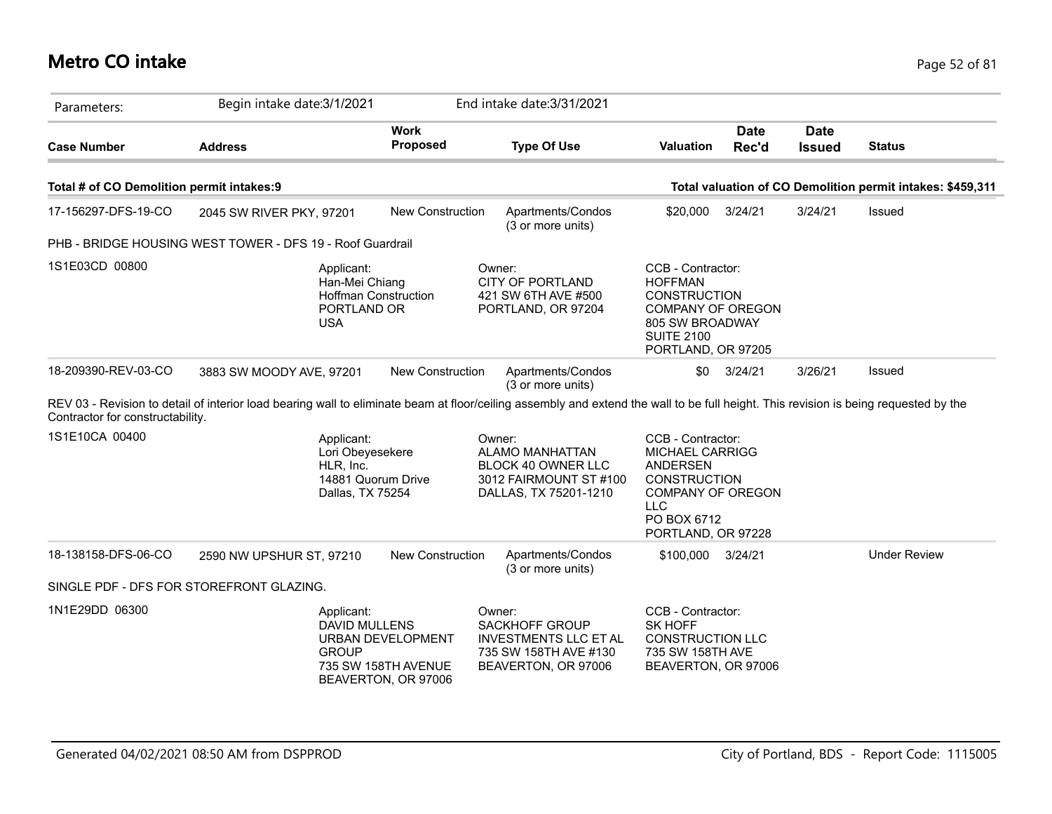# Metro CO intake

| Parameters: | Begin intake date:3/1/2021 | | End intake date:3/31/2021 | | | | |
|---|---|---|---|---|---|---|---|
| **Case Number** | **Address** | **Work Proposed** | **Type Of Use** | **Valuation** | **Date Rec'd** | **Date Issued** | **Status** |

**Total # of CO Demolition permit intakes:9** — **Total valuation of CO Demolition permit intakes: $459,311**

| Case Number | Address | Work Proposed | Type Of Use | Valuation | Date Rec'd | Date Issued | Status |
|---|---|---|---|---|---|---|---|
| 17-156297-DFS-19-CO | 2045 SW RIVER PKY, 97201 | New Construction | Apartments/Condos (3 or more units) | $20,000 | 3/24/21 | 3/24/21 | Issued |

PHB - BRIDGE HOUSING WEST TOWER - DFS 19 - Roof Guardrail

1S1E03CD 00800

Applicant:
Han-Mei Chiang
Hoffman Construction
PORTLAND OR
USA

Owner:
CITY OF PORTLAND
421 SW 6TH AVE #500
PORTLAND, OR 97204

CCB - Contractor:
HOFFMAN
CONSTRUCTION
COMPANY OF OREGON
805 SW BROADWAY
SUITE 2100
PORTLAND, OR 97205

| Case Number | Address | Work Proposed | Type Of Use | Valuation | Date Rec'd | Date Issued | Status |
|---|---|---|---|---|---|---|---|
| 18-209390-REV-03-CO | 3883 SW MOODY AVE, 97201 | New Construction | Apartments/Condos (3 or more units) | $0 | 3/24/21 | 3/26/21 | Issued |

REV 03 - Revision to detail of interior load bearing wall to eliminate beam at floor/ceiling assembly and extend the wall to be full height. This revision is being requested by the Contractor for constructability.

1S1E10CA 00400

Applicant:
Lori Obeyesekere
HLR, Inc.
14881 Quorum Drive
Dallas, TX 75254

Owner:
ALAMO MANHATTAN
BLOCK 40 OWNER LLC
3012 FAIRMOUNT ST #100
DALLAS, TX 75201-1210

CCB - Contractor:
MICHAEL CARRIGG
ANDERSEN
CONSTRUCTION
COMPANY OF OREGON
LLC
PO BOX 6712
PORTLAND, OR 97228

| Case Number | Address | Work Proposed | Type Of Use | Valuation | Date Rec'd | Date Issued | Status |
|---|---|---|---|---|---|---|---|
| 18-138158-DFS-06-CO | 2590 NW UPSHUR ST, 97210 | New Construction | Apartments/Condos (3 or more units) | $100,000 | 3/24/21 | | Under Review |

SINGLE PDF - DFS FOR STOREFRONT GLAZING.

1N1E29DD 06300

Applicant:
DAVID MULLENS
URBAN DEVELOPMENT
GROUP
735 SW 158TH AVENUE
BEAVERTON, OR 97006

Owner:
SACKHOFF GROUP
INVESTMENTS LLC ET AL
735 SW 158TH AVE #130
BEAVERTON, OR 97006

CCB - Contractor:
SK HOFF
CONSTRUCTION LLC
735 SW 158TH AVE
BEAVERTON, OR 97006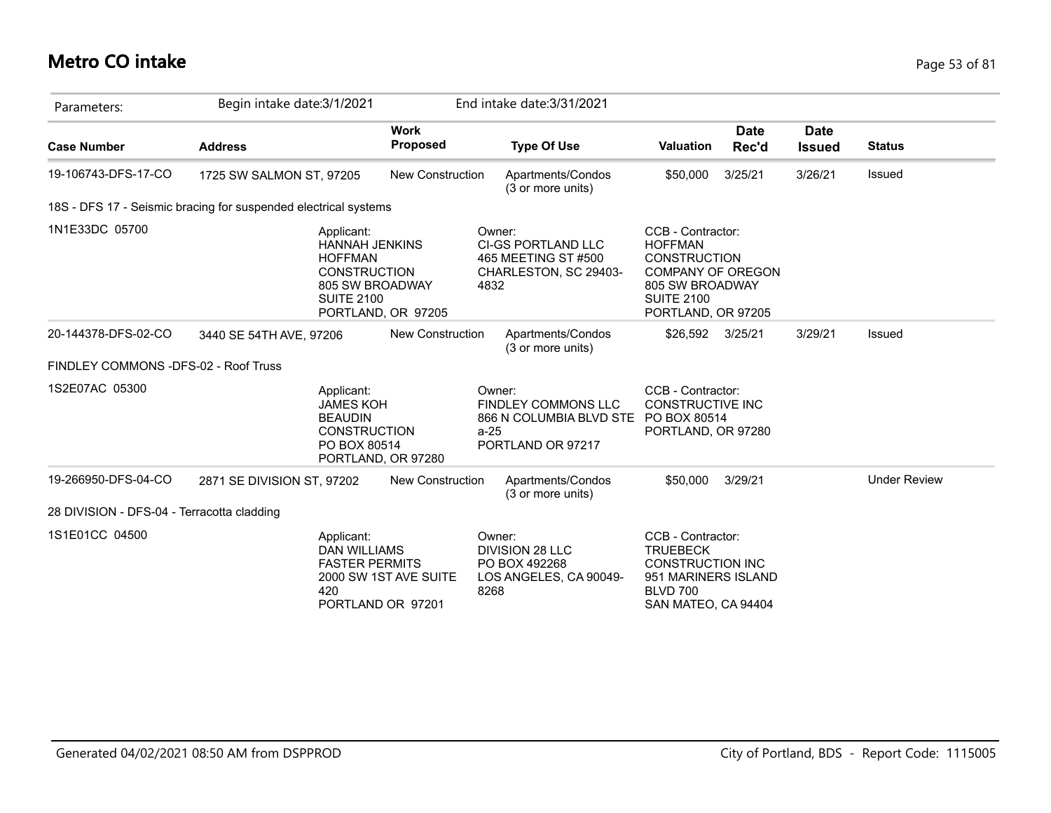# Metro CO intake

| Parameters: | Begin intake date:3/1/2021 | | End intake date:3/31/2021 | | | | |
|---|---|---|---|---|---|---|---|
| **Case Number** | **Address** | **Work Proposed** | **Type Of Use** | **Valuation** | **Date Rec'd** | **Date Issued** | **Status** |
| 19-106743-DFS-17-CO | 1725 SW SALMON ST, 97205 | New Construction | Apartments/Condos (3 or more units) | $50,000 | 3/25/21 | 3/26/21 | Issued |
| 18S - DFS 17 - Seismic bracing for suspended electrical systems | | | | | | | |
| 1N1E33DC 05700 | Applicant: HANNAH JENKINS HOFFMAN CONSTRUCTION 805 SW BROADWAY SUITE 2100 PORTLAND, OR 97205 | | Owner: CI-GS PORTLAND LLC 465 MEETING ST #500 CHARLESTON, SC 29403-4832 | CCB - Contractor: HOFFMAN CONSTRUCTION COMPANY OF OREGON 805 SW BROADWAY SUITE 2100 PORTLAND, OR 97205 | | | |
| 20-144378-DFS-02-CO | 3440 SE 54TH AVE, 97206 | New Construction | Apartments/Condos (3 or more units) | $26,592 | 3/25/21 | 3/29/21 | Issued |
| FINDLEY COMMONS -DFS-02 - Roof Truss | | | | | | | |
| 1S2E07AC 05300 | Applicant: JAMES KOH BEAUDIN CONSTRUCTION PO BOX 80514 PORTLAND, OR 97280 | | Owner: FINDLEY COMMONS LLC 866 N COLUMBIA BLVD STE a-25 PORTLAND OR 97217 | CCB - Contractor: CONSTRUCTIVE INC PO BOX 80514 PORTLAND, OR 97280 | | | |
| 19-266950-DFS-04-CO | 2871 SE DIVISION ST, 97202 | New Construction | Apartments/Condos (3 or more units) | $50,000 | 3/29/21 | | Under Review |
| 28 DIVISION - DFS-04 - Terracotta cladding | | | | | | | |
| 1S1E01CC 04500 | Applicant: DAN WILLIAMS FASTER PERMITS 2000 SW 1ST AVE SUITE 420 PORTLAND OR 97201 | | Owner: DIVISION 28 LLC PO BOX 492268 LOS ANGELES, CA 90049-8268 | CCB - Contractor: TRUEBECK CONSTRUCTION INC 951 MARINERS ISLAND BLVD 700 SAN MATEO, CA 94404 | | | |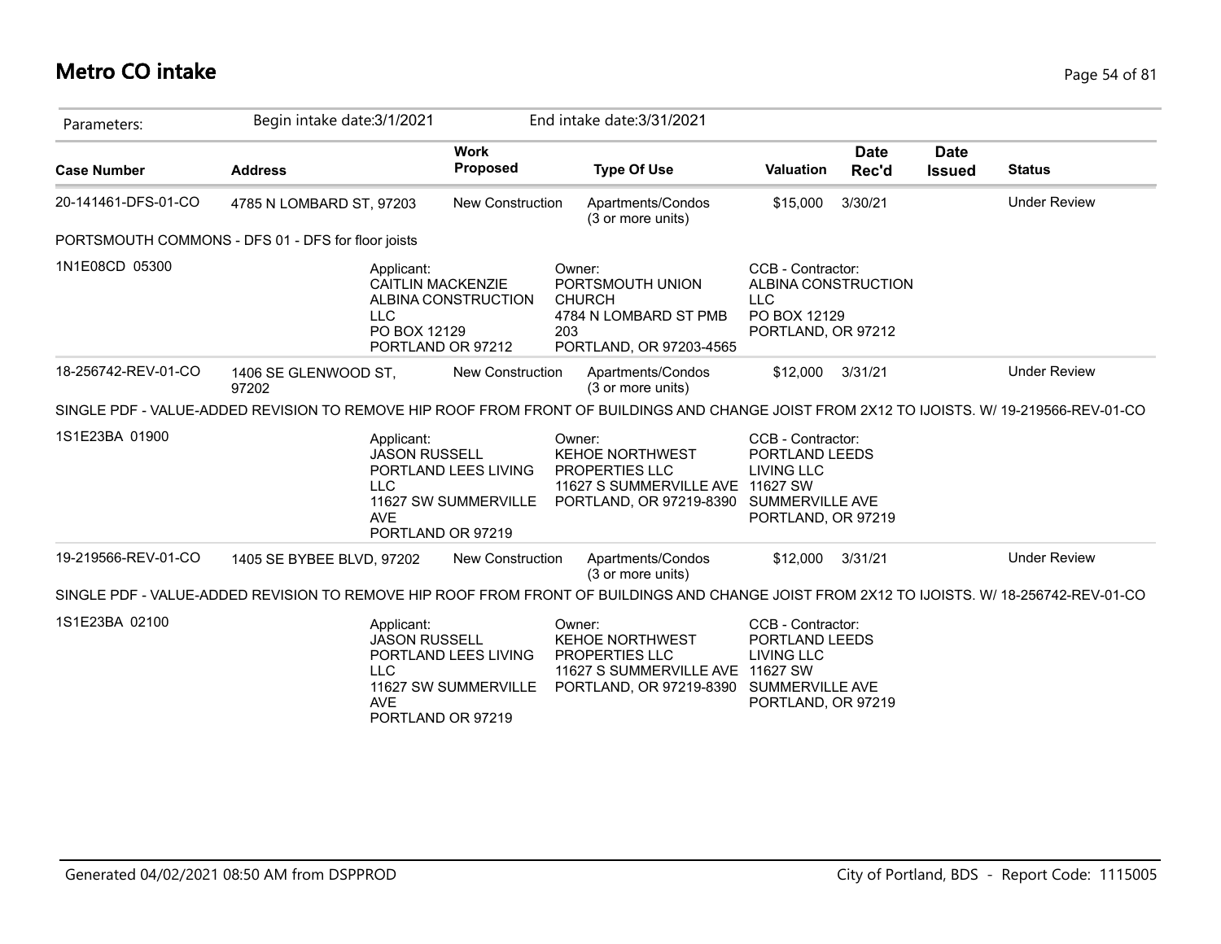# Metro CO intake

| Parameters: | Begin intake date:3/1/2021 | | End intake date:3/31/2021 | | | | |
|---|---|---|---|---|---|---|---|
| **Case Number** | **Address** | **Work Proposed** | **Type Of Use** | **Valuation** | **Date Rec'd** | **Date Issued** | **Status** |
| 20-141461-DFS-01-CO | 4785 N LOMBARD ST, 97203 | New Construction | Apartments/Condos (3 or more units) | $15,000 | 3/30/21 | | Under Review |
| PORTSMOUTH COMMONS - DFS 01 - DFS for floor joists | | | | | | | |
| 1N1E08CD 05300 | Applicant: CAITLIN MACKENZIE ALBINA CONSTRUCTION LLC PO BOX 12129 PORTLAND OR 97212 | | Owner: PORTSMOUTH UNION CHURCH 4784 N LOMBARD ST PMB 203 PORTLAND, OR 97203-4565 | CCB - Contractor: ALBINA CONSTRUCTION LLC PO BOX 12129 PORTLAND, OR 97212 | | | |
| 18-256742-REV-01-CO | 1406 SE GLENWOOD ST, 97202 | New Construction | Apartments/Condos (3 or more units) | $12,000 | 3/31/21 | | Under Review |
| SINGLE PDF - VALUE-ADDED REVISION TO REMOVE HIP ROOF FROM FRONT OF BUILDINGS AND CHANGE JOIST FROM 2X12 TO IJOISTS. W/ 19-219566-REV-01-CO | | | | | | | |
| 1S1E23BA 01900 | Applicant: JASON RUSSELL PORTLAND LEES LIVING LLC 11627 SW SUMMERVILLE AVE PORTLAND OR 97219 | | Owner: KEHOE NORTHWEST PROPERTIES LLC 11627 S SUMMERVILLE AVE PORTLAND, OR 97219-8390 | CCB - Contractor: PORTLAND LEEDS LIVING LLC 11627 SW SUMMERVILLE AVE PORTLAND, OR 97219 | | | |
| 19-219566-REV-01-CO | 1405 SE BYBEE BLVD, 97202 | New Construction | Apartments/Condos (3 or more units) | $12,000 | 3/31/21 | | Under Review |
| SINGLE PDF - VALUE-ADDED REVISION TO REMOVE HIP ROOF FROM FRONT OF BUILDINGS AND CHANGE JOIST FROM 2X12 TO IJOISTS. W/ 18-256742-REV-01-CO | | | | | | | |
| 1S1E23BA 02100 | Applicant: JASON RUSSELL PORTLAND LEES LIVING LLC 11627 SW SUMMERVILLE AVE PORTLAND OR 97219 | | Owner: KEHOE NORTHWEST PROPERTIES LLC 11627 S SUMMERVILLE AVE PORTLAND, OR 97219-8390 | CCB - Contractor: PORTLAND LEEDS LIVING LLC 11627 SW SUMMERVILLE AVE PORTLAND, OR 97219 | | | |

Generated 04/02/2021 08:50 AM from DSPPROD — City of Portland, BDS - Report Code: 1115005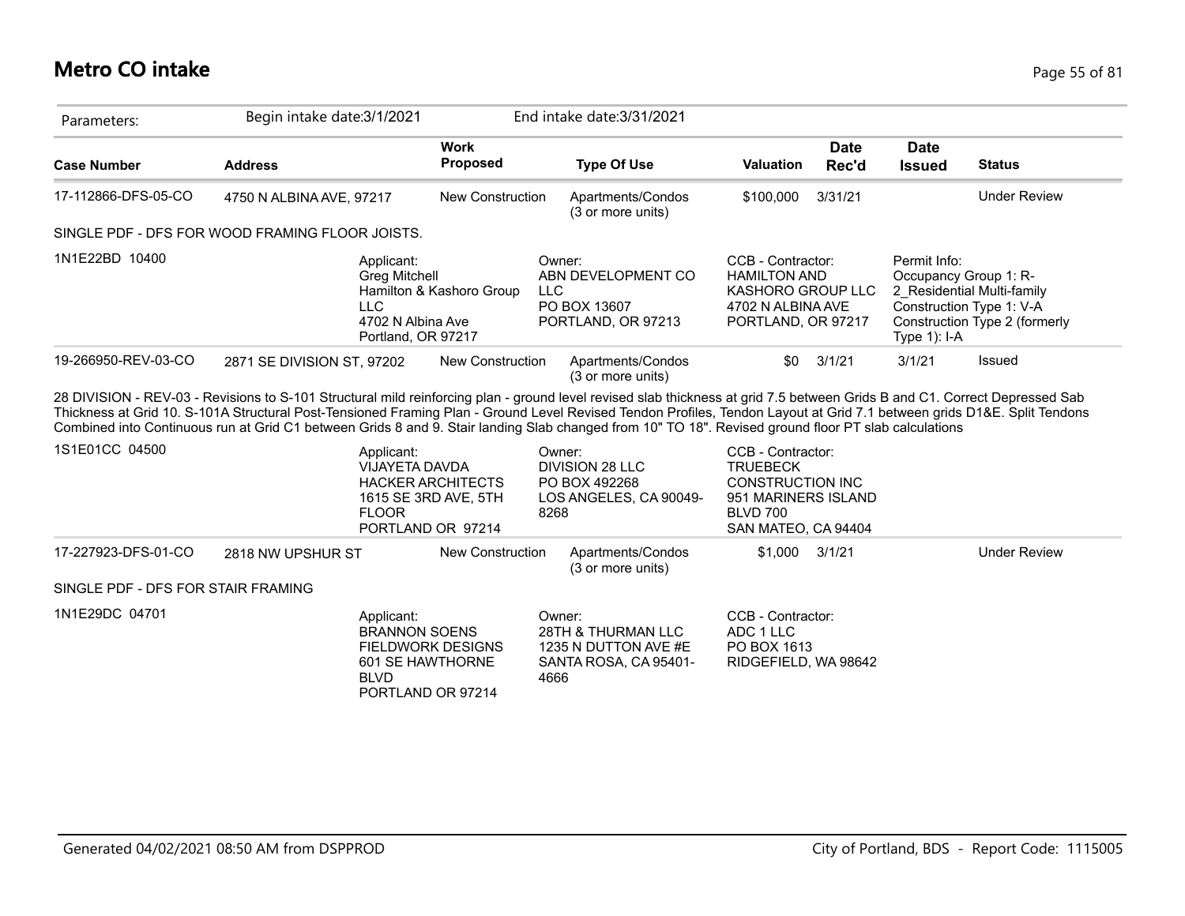# Metro CO intake

Parameters: Begin intake date:3/1/2021 End intake date:3/31/2021

| Case Number | Address | Work Proposed | Type Of Use | Valuation | Date Rec'd | Date Issued | Status |
|---|---|---|---|---|---|---|---|
| 17-112866-DFS-05-CO | 4750 N ALBINA AVE, 97217 | New Construction | Apartments/Condos (3 or more units) | $100,000 | 3/31/21 | | Under Review |

SINGLE PDF - DFS FOR WOOD FRAMING FLOOR JOISTS.

1N1E22BD 10400

Applicant: Greg Mitchell Hamilton & Kashoro Group LLC 4702 N Albina Ave Portland, OR 97217

Owner: ABN DEVELOPMENT CO LLC PO BOX 13607 PORTLAND, OR 97213

CCB - Contractor: HAMILTON AND KASHORO GROUP LLC 4702 N ALBINA AVE PORTLAND, OR 97217

Permit Info: Occupancy Group 1: R-2_Residential Multi-family Construction Type 1: V-A Construction Type 2 (formerly Type 1): I-A

| Case Number | Address | Work Proposed | Type Of Use | Valuation | Date Rec'd | Date Issued | Status |
|---|---|---|---|---|---|---|---|
| 19-266950-REV-03-CO | 2871 SE DIVISION ST, 97202 | New Construction | Apartments/Condos (3 or more units) | $0 | 3/1/21 | 3/1/21 | Issued |

28 DIVISION - REV-03 - Revisions to S-101 Structural mild reinforcing plan - ground level revised slab thickness at grid 7.5 between Grids B and C1. Correct Depressed Sab Thickness at Grid 10. S-101A Structural Post-Tensioned Framing Plan - Ground Level Revised Tendon Profiles, Tendon Layout at Grid 7.1 between grids D1&E. Split Tendons Combined into Continuous run at Grid C1 between Grids 8 and 9. Stair landing Slab changed from 10" TO 18". Revised ground floor PT slab calculations

1S1E01CC 04500

Applicant: VIJAYETA DAVDA HACKER ARCHITECTS 1615 SE 3RD AVE, 5TH FLOOR PORTLAND OR 97214

Owner: DIVISION 28 LLC PO BOX 492268 LOS ANGELES, CA 90049-8268

CCB - Contractor: TRUEBECK CONSTRUCTION INC 951 MARINERS ISLAND BLVD 700 SAN MATEO, CA 94404

| Case Number | Address | Work Proposed | Type Of Use | Valuation | Date Rec'd | Date Issued | Status |
|---|---|---|---|---|---|---|---|
| 17-227923-DFS-01-CO | 2818 NW UPSHUR ST | New Construction | Apartments/Condos (3 or more units) | $1,000 | 3/1/21 | | Under Review |

SINGLE PDF - DFS FOR STAIR FRAMING

1N1E29DC 04701

Applicant: BRANNON SOENS FIELDWORK DESIGNS 601 SE HAWTHORNE BLVD PORTLAND OR 97214

Owner: 28TH & THURMAN LLC 1235 N DUTTON AVE #E SANTA ROSA, CA 95401-4666

CCB - Contractor: ADC 1 LLC PO BOX 1613 RIDGEFIELD, WA 98642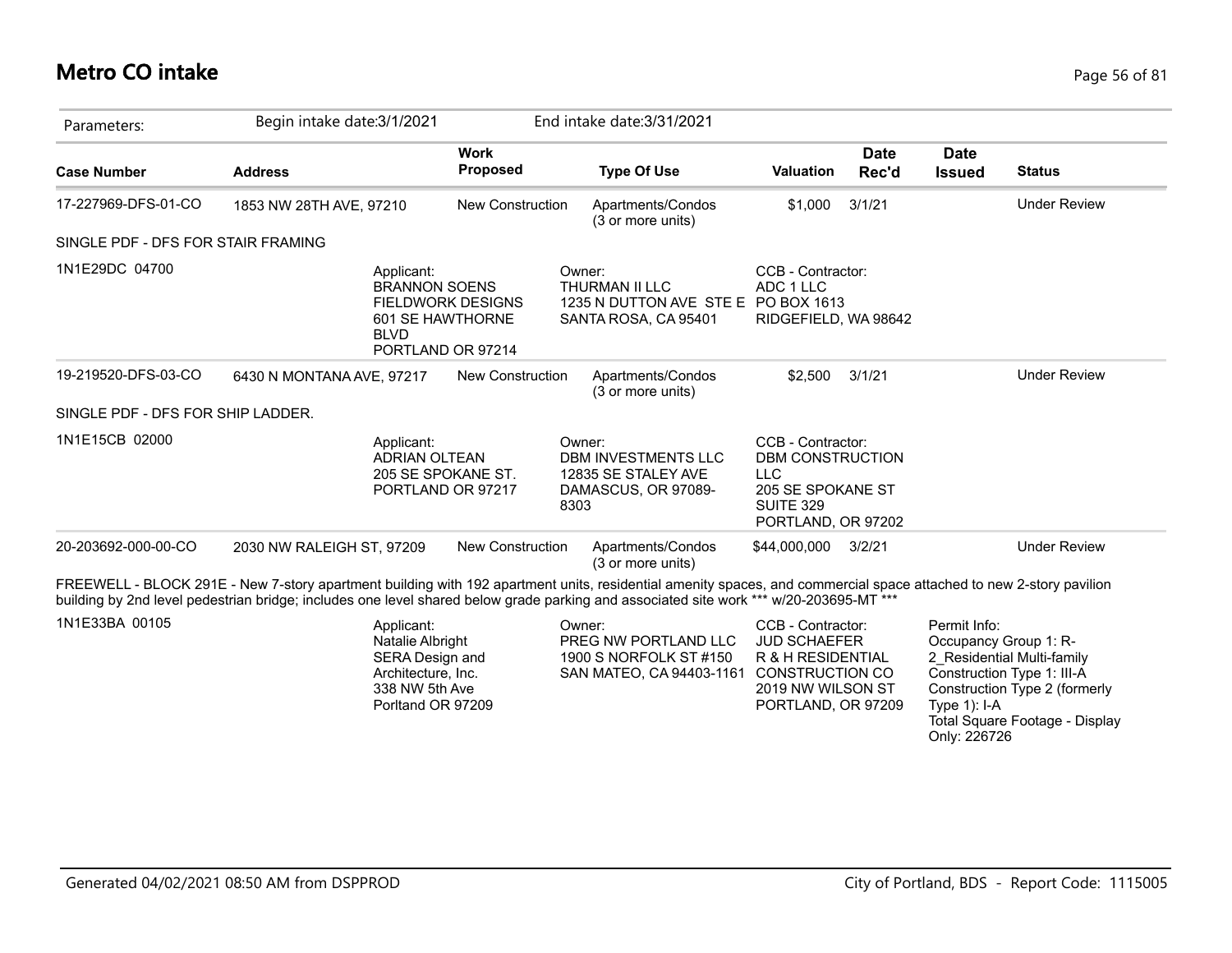# Metro CO intake

Parameters: Begin intake date:3/1/2021 End intake date:3/31/2021

| Case Number | Address | Work Proposed | Type Of Use | Valuation | Date Rec'd | Date Issued | Status |
|---|---|---|---|---|---|---|---|
| 17-227969-DFS-01-CO | 1853 NW 28TH AVE, 97210 | New Construction | Apartments/Condos (3 or more units) | $1,000 | 3/1/21 | | Under Review |

SINGLE PDF - DFS FOR STAIR FRAMING

1N1E29DC 04700

Applicant:
BRANNON SOENS
FIELDWORK DESIGNS
601 SE HAWTHORNE BLVD
PORTLAND OR 97214

Owner:
THURMAN II LLC
1235 N DUTTON AVE STE E
SANTA ROSA, CA 95401

CCB - Contractor:
ADC 1 LLC
PO BOX 1613
RIDGEFIELD, WA 98642

| Case Number | Address | Work Proposed | Type Of Use | Valuation | Date Rec'd | Date Issued | Status |
|---|---|---|---|---|---|---|---|
| 19-219520-DFS-03-CO | 6430 N MONTANA AVE, 97217 | New Construction | Apartments/Condos (3 or more units) | $2,500 | 3/1/21 | | Under Review |

SINGLE PDF - DFS FOR SHIP LADDER.

1N1E15CB 02000

Applicant:
ADRIAN OLTEAN
205 SE SPOKANE ST.
PORTLAND OR 97217

Owner:
DBM INVESTMENTS LLC
12835 SE STALEY AVE
DAMASCUS, OR 97089-8303

CCB - Contractor:
DBM CONSTRUCTION LLC
205 SE SPOKANE ST
SUITE 329
PORTLAND, OR 97202

| Case Number | Address | Work Proposed | Type Of Use | Valuation | Date Rec'd | Date Issued | Status |
|---|---|---|---|---|---|---|---|
| 20-203692-000-00-CO | 2030 NW RALEIGH ST, 97209 | New Construction | Apartments/Condos (3 or more units) | $44,000,000 | 3/2/21 | | Under Review |

FREEWELL - BLOCK 291E - New 7-story apartment building with 192 apartment units, residential amenity spaces, and commercial space attached to new 2-story pavilion building by 2nd level pedestrian bridge; includes one level shared below grade parking and associated site work *** w/20-203695-MT ***

1N1E33BA 00105

Applicant:
Natalie Albright
SERA Design and Architecture, Inc.
338 NW 5th Ave
Porltand OR 97209

Owner:
PREG NW PORTLAND LLC
1900 S NORFOLK ST #150
SAN MATEO, CA 94403-1161

CCB - Contractor:
JUD SCHAEFER
R & H RESIDENTIAL CONSTRUCTION CO
2019 NW WILSON ST
PORTLAND, OR 97209

Permit Info:
Occupancy Group 1: R-2_Residential Multi-family
Construction Type 1: III-A
Construction Type 2 (formerly Type 1): I-A
Total Square Footage - Display Only: 226726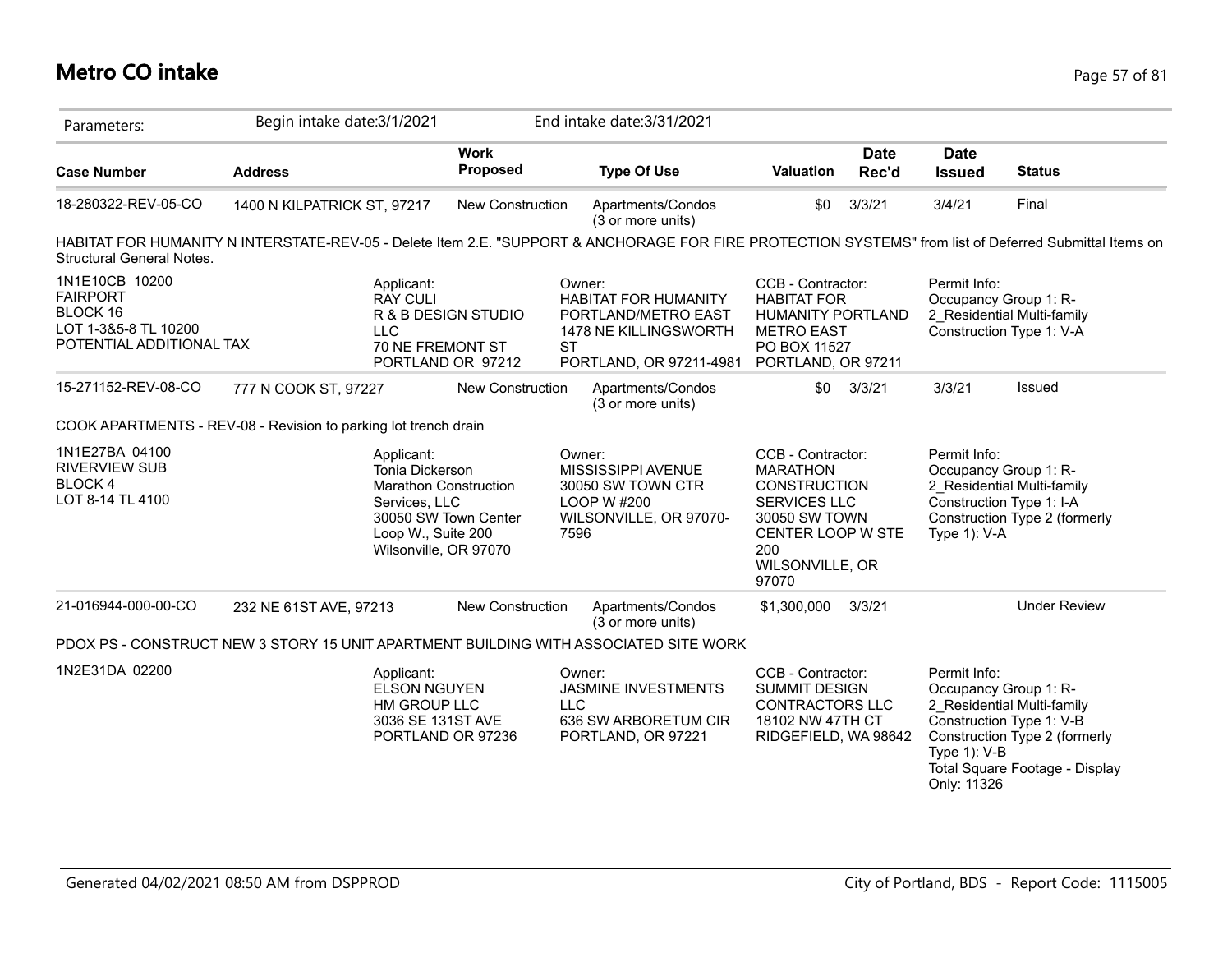# Metro CO intake

| Parameters: | Begin intake date:3/1/2021 | | End intake date:3/31/2021 | | | | |
|---|---|---|---|---|---|---|---|
| **Case Number** | **Address** | **Work Proposed** | **Type Of Use** | **Valuation** | **Date Rec'd** | **Date Issued** | **Status** |
| 18-280322-REV-05-CO | 1400 N KILPATRICK ST, 97217 | New Construction | Apartments/Condos (3 or more units) | $0 | 3/3/21 | 3/4/21 | Final |

HABITAT FOR HUMANITY N INTERSTATE-REV-05 - Delete Item 2.E. "SUPPORT & ANCHORAGE FOR FIRE PROTECTION SYSTEMS" from list of Deferred Submittal Items on Structural General Notes.

1N1E10CB 10200
FAIRPORT
BLOCK 16
LOT 1-3&5-8 TL 10200
POTENTIAL ADDITIONAL TAX

Applicant:
RAY CULI
R & B DESIGN STUDIO LLC
70 NE FREMONT ST
PORTLAND OR 97212

Owner:
HABITAT FOR HUMANITY PORTLAND/METRO EAST
1478 NE KILLINGSWORTH ST
PORTLAND, OR 97211-4981

CCB - Contractor:
HABITAT FOR HUMANITY PORTLAND METRO EAST
PO BOX 11527
PORTLAND, OR 97211

Permit Info:
Occupancy Group 1: R-2_Residential Multi-family
Construction Type 1: V-A

| Case Number | Address | Work Proposed | Type Of Use | Valuation | Date Rec'd | Date Issued | Status |
|---|---|---|---|---|---|---|---|
| 15-271152-REV-08-CO | 777 N COOK ST, 97227 | New Construction | Apartments/Condos (3 or more units) | $0 | 3/3/21 | 3/3/21 | Issued |

COOK APARTMENTS - REV-08 - Revision to parking lot trench drain

1N1E27BA 04100
RIVERVIEW SUB
BLOCK 4
LOT 8-14 TL 4100

Applicant:
Tonia Dickerson
Marathon Construction Services, LLC
30050 SW Town Center Loop W., Suite 200
Wilsonville, OR 97070

Owner:
MISSISSIPPI AVENUE
30050 SW TOWN CTR LOOP W #200
WILSONVILLE, OR 97070-7596

CCB - Contractor:
MARATHON CONSTRUCTION SERVICES LLC
30050 SW TOWN CENTER LOOP W STE 200
WILSONVILLE, OR 97070

Permit Info:
Occupancy Group 1: R-2_Residential Multi-family
Construction Type 1: I-A
Construction Type 2 (formerly Type 1): V-A

| Case Number | Address | Work Proposed | Type Of Use | Valuation | Date Rec'd | Date Issued | Status |
|---|---|---|---|---|---|---|---|
| 21-016944-000-00-CO | 232 NE 61ST AVE, 97213 | New Construction | Apartments/Condos (3 or more units) | $1,300,000 | 3/3/21 | | Under Review |

PDOX PS - CONSTRUCT NEW 3 STORY 15 UNIT APARTMENT BUILDING WITH ASSOCIATED SITE WORK

1N2E31DA 02200

Applicant:
ELSON NGUYEN
HM GROUP LLC
3036 SE 131ST AVE
PORTLAND OR 97236

Owner:
JASMINE INVESTMENTS LLC
636 SW ARBORETUM CIR
PORTLAND, OR 97221

CCB - Contractor:
SUMMIT DESIGN CONTRACTORS LLC
18102 NW 47TH CT
RIDGEFIELD, WA 98642

Permit Info:
Occupancy Group 1: R-2_Residential Multi-family
Construction Type 1: V-B
Construction Type 2 (formerly Type 1): V-B
Total Square Footage - Display Only: 11326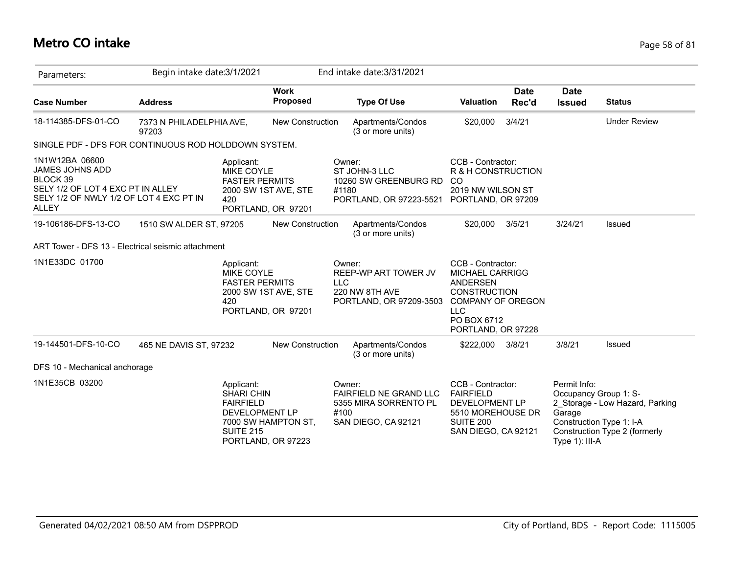# Metro CO intake

Parameters: Begin intake date:3/1/2021 End intake date:3/31/2021

| Case Number | Address | Work Proposed | Type Of Use | Valuation | Date Rec'd | Date Issued | Status |
|---|---|---|---|---|---|---|---|
| 18-114385-DFS-01-CO | 7373 N PHILADELPHIA AVE, 97203 | New Construction | Apartments/Condos (3 or more units) | $20,000 | 3/4/21 | | Under Review |

SINGLE PDF - DFS FOR CONTINUOUS ROD HOLDDOWN SYSTEM.

1N1W12BA 06600
JAMES JOHNS ADD
BLOCK 39
SELY 1/2 OF LOT 4 EXC PT IN ALLEY
SELY 1/2 OF NWLY 1/2 OF LOT 4 EXC PT IN ALLEY

Applicant:
MIKE COYLE
FASTER PERMITS
2000 SW 1ST AVE, STE 420
PORTLAND, OR 97201

Owner:
ST JOHN-3 LLC
10260 SW GREENBURG RD #1180
PORTLAND, OR 97223-5521

CCB - Contractor:
R & H CONSTRUCTION CO
2019 NW WILSON ST
PORTLAND, OR 97209

| Case Number | Address | Work Proposed | Type Of Use | Valuation | Date Rec'd | Date Issued | Status |
|---|---|---|---|---|---|---|---|
| 19-106186-DFS-13-CO | 1510 SW ALDER ST, 97205 | New Construction | Apartments/Condos (3 or more units) | $20,000 | 3/5/21 | 3/24/21 | Issued |

ART Tower - DFS 13 - Electrical seismic attachment

1N1E33DC 01700

Applicant:
MIKE COYLE
FASTER PERMITS
2000 SW 1ST AVE, STE 420
PORTLAND, OR 97201

Owner:
REEP-WP ART TOWER JV LLC
220 NW 8TH AVE
PORTLAND, OR 97209-3503

CCB - Contractor:
MICHAEL CARRIGG
ANDERSEN CONSTRUCTION COMPANY OF OREGON LLC
PO BOX 6712
PORTLAND, OR 97228

| Case Number | Address | Work Proposed | Type Of Use | Valuation | Date Rec'd | Date Issued | Status |
|---|---|---|---|---|---|---|---|
| 19-144501-DFS-10-CO | 465 NE DAVIS ST, 97232 | New Construction | Apartments/Condos (3 or more units) | $222,000 | 3/8/21 | 3/8/21 | Issued |

DFS 10 - Mechanical anchorage

1N1E35CB 03200

Applicant:
SHARI CHIN
FAIRFIELD DEVELOPMENT LP
7000 SW HAMPTON ST, SUITE 215
PORTLAND, OR 97223

Owner:
FAIRFIELD NE GRAND LLC
5355 MIRA SORRENTO PL #100
SAN DIEGO, CA 92121

CCB - Contractor:
FAIRFIELD DEVELOPMENT LP
5510 MOREHOUSE DR SUITE 200
SAN DIEGO, CA 92121

Permit Info:
Occupancy Group 1: S-2_Storage - Low Hazard, Parking Garage
Construction Type 1: I-A
Construction Type 2 (formerly Type 1): III-A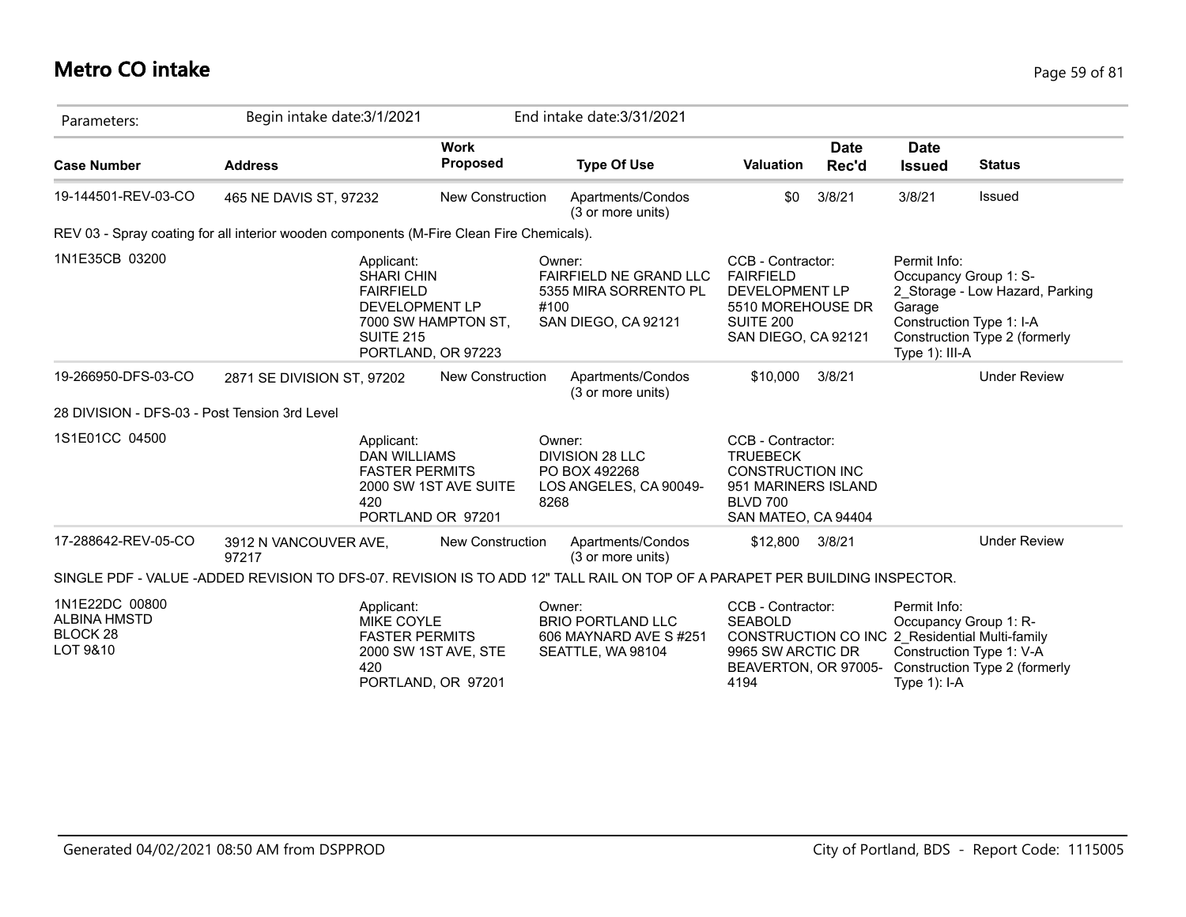# Metro CO intake

Parameters: Begin intake date:3/1/2021 End intake date:3/31/2021

| Case Number | Address | Work Proposed | Type Of Use | Valuation | Date Rec'd | Date Issued | Status |
|---|---|---|---|---|---|---|---|
| 19-144501-REV-03-CO | 465 NE DAVIS ST, 97232 | New Construction | Apartments/Condos (3 or more units) | $0 | 3/8/21 | 3/8/21 | Issued |

REV 03 - Spray coating for all interior wooden components (M-Fire Clean Fire Chemicals).

1N1E35CB 03200

Applicant:
SHARI CHIN
FAIRFIELD DEVELOPMENT LP
7000 SW HAMPTON ST, SUITE 215
PORTLAND, OR 97223

Owner:
FAIRFIELD NE GRAND LLC
5355 MIRA SORRENTO PL #100
SAN DIEGO, CA 92121

CCB - Contractor:
FAIRFIELD DEVELOPMENT LP
5510 MOREHOUSE DR SUITE 200
SAN DIEGO, CA 92121

Permit Info:
Occupancy Group 1: S-2_Storage - Low Hazard, Parking Garage
Construction Type 1: I-A
Construction Type 2 (formerly Type 1): III-A

| Case Number | Address | Work Proposed | Type Of Use | Valuation | Date Rec'd | Date Issued | Status |
|---|---|---|---|---|---|---|---|
| 19-266950-DFS-03-CO | 2871 SE DIVISION ST, 97202 | New Construction | Apartments/Condos (3 or more units) | $10,000 | 3/8/21 | | Under Review |

28 DIVISION - DFS-03 - Post Tension 3rd Level

1S1E01CC 04500

Applicant:
DAN WILLIAMS
FASTER PERMITS
2000 SW 1ST AVE SUITE 420
PORTLAND OR 97201

Owner:
DIVISION 28 LLC
PO BOX 492268
LOS ANGELES, CA 90049-8268

CCB - Contractor:
TRUEBECK CONSTRUCTION INC
951 MARINERS ISLAND BLVD 700
SAN MATEO, CA 94404

| Case Number | Address | Work Proposed | Type Of Use | Valuation | Date Rec'd | Date Issued | Status |
|---|---|---|---|---|---|---|---|
| 17-288642-REV-05-CO | 3912 N VANCOUVER AVE, 97217 | New Construction | Apartments/Condos (3 or more units) | $12,800 | 3/8/21 | | Under Review |

SINGLE PDF - VALUE -ADDED REVISION TO DFS-07. REVISION IS TO ADD 12" TALL RAIL ON TOP OF A PARAPET PER BUILDING INSPECTOR.

1N1E22DC 00800
ALBINA HMSTD
BLOCK 28
LOT 9&10

Applicant:
MIKE COYLE
FASTER PERMITS
2000 SW 1ST AVE, STE 420
PORTLAND, OR 97201

Owner:
BRIO PORTLAND LLC
606 MAYNARD AVE S #251
SEATTLE, WA 98104

CCB - Contractor:
SEABOLD CONSTRUCTION CO INC
9965 SW ARCTIC DR
BEAVERTON, OR 97005-4194

Permit Info:
Occupancy Group 1: R-2_Residential Multi-family
Construction Type 1: V-A
Construction Type 2 (formerly Type 1): I-A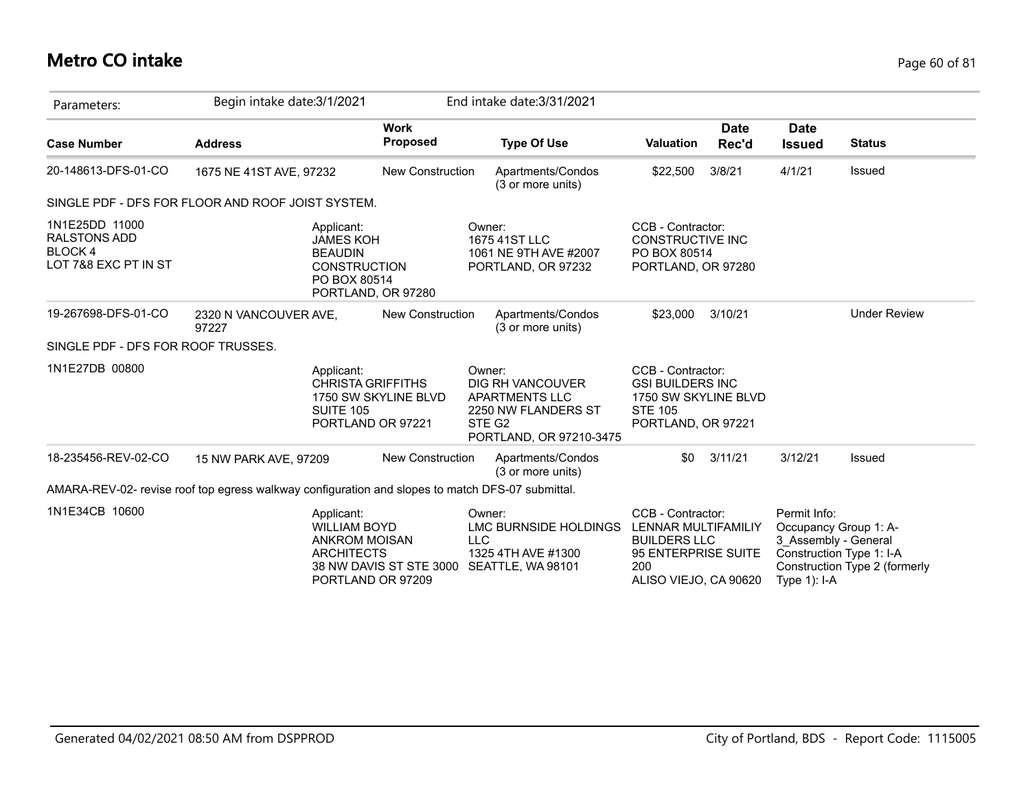# Metro CO intake

| Parameters: | Begin intake date:3/1/2021 | | End intake date:3/31/2021 | | | | |
|---|---|---|---|---|---|---|---|
| **Case Number** | **Address** | **Work Proposed** | **Type Of Use** | **Valuation** | **Date Rec'd** | **Date Issued** | **Status** |
| 20-148613-DFS-01-CO | 1675 NE 41ST AVE, 97232 | New Construction | Apartments/Condos (3 or more units) | $22,500 | 3/8/21 | 4/1/21 | Issued |

SINGLE PDF - DFS FOR FLOOR AND ROOF JOIST SYSTEM.

| | | | |
|---|---|---|---|
| 1N1E25DD 11000<br>RALSTONS ADD<br>BLOCK 4<br>LOT 7&8 EXC PT IN ST | Applicant:<br>JAMES KOH<br>BEAUDIN CONSTRUCTION<br>PO BOX 80514<br>PORTLAND, OR 97280 | Owner:<br>1675 41ST LLC<br>1061 NE 9TH AVE #2007<br>PORTLAND, OR 97232 | CCB - Contractor:<br>CONSTRUCTIVE INC<br>PO BOX 80514<br>PORTLAND, OR 97280 |

| Case Number | Address | Work Proposed | Type Of Use | Valuation | Date Rec'd | Date Issued | Status |
|---|---|---|---|---|---|---|---|
| 19-267698-DFS-01-CO | 2320 N VANCOUVER AVE, 97227 | New Construction | Apartments/Condos (3 or more units) | $23,000 | 3/10/21 | | Under Review |

SINGLE PDF - DFS FOR ROOF TRUSSES.

| | | | |
|---|---|---|---|
| 1N1E27DB 00800 | Applicant:<br>CHRISTA GRIFFITHS<br>1750 SW SKYLINE BLVD SUITE 105<br>PORTLAND OR 97221 | Owner:<br>DIG RH VANCOUVER APARTMENTS LLC<br>2250 NW FLANDERS ST STE G2<br>PORTLAND, OR 97210-3475 | CCB - Contractor:<br>GSI BUILDERS INC<br>1750 SW SKYLINE BLVD STE 105<br>PORTLAND, OR 97221 |

| Case Number | Address | Work Proposed | Type Of Use | Valuation | Date Rec'd | Date Issued | Status |
|---|---|---|---|---|---|---|---|
| 18-235456-REV-02-CO | 15 NW PARK AVE, 97209 | New Construction | Apartments/Condos (3 or more units) | $0 | 3/11/21 | 3/12/21 | Issued |

AMARA-REV-02- revise roof top egress walkway configuration and slopes to match DFS-07 submittal.

| | | | | |
|---|---|---|---|---|
| 1N1E34CB 10600 | Applicant:<br>WILLIAM BOYD<br>ANKROM MOISAN ARCHITECTS<br>38 NW DAVIS ST STE 3000<br>PORTLAND OR 97209 | Owner:<br>LMC BURNSIDE HOLDINGS LLC<br>1325 4TH AVE #1300<br>SEATTLE, WA 98101 | CCB - Contractor:<br>LENNAR MULTIFAMILIY BUILDERS LLC<br>95 ENTERPRISE SUITE 200<br>ALISO VIEJO, CA 90620 | Permit Info:<br>Occupancy Group 1: A-3_Assembly - General<br>Construction Type 1: I-A<br>Construction Type 2 (formerly Type 1): I-A |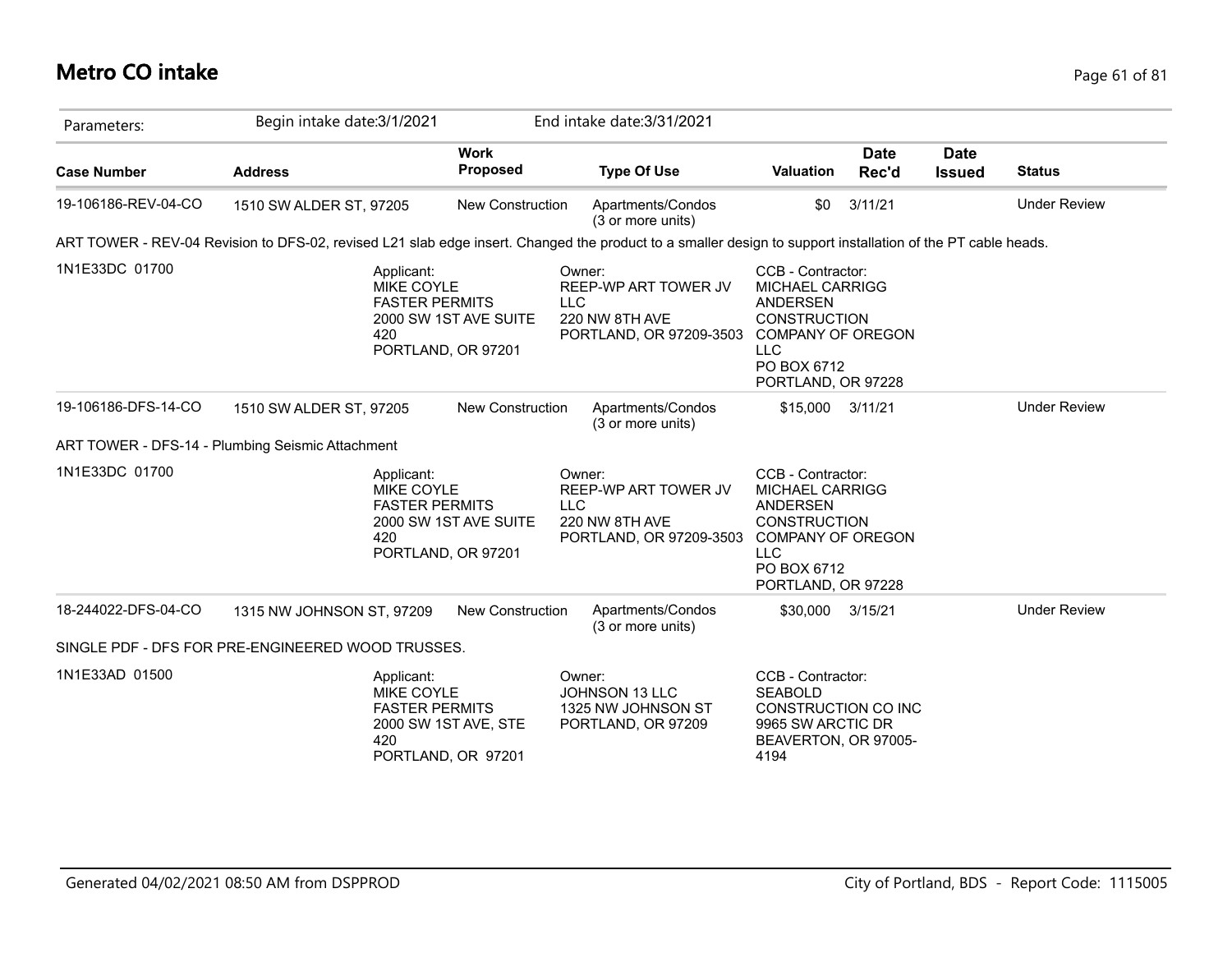# Metro CO intake

Parameters: Begin intake date:3/1/2021 End intake date:3/31/2021

| Case Number | Address | Work Proposed | Type Of Use | Valuation | Date Rec'd | Date Issued | Status |
|---|---|---|---|---|---|---|---|
| 19-106186-REV-04-CO | 1510 SW ALDER ST, 97205 | New Construction | Apartments/Condos (3 or more units) | $0 | 3/11/21 | | Under Review |

ART TOWER - REV-04 Revision to DFS-02, revised L21 slab edge insert. Changed the product to a smaller design to support installation of the PT cable heads.

1N1E33DC 01700

Applicant:
MIKE COYLE
FASTER PERMITS
2000 SW 1ST AVE SUITE 420
PORTLAND, OR 97201

Owner:
REEP-WP ART TOWER JV LLC
220 NW 8TH AVE
PORTLAND, OR 97209-3503

CCB - Contractor:
MICHAEL CARRIGG
ANDERSEN CONSTRUCTION COMPANY OF OREGON LLC
PO BOX 6712
PORTLAND, OR 97228

| Case Number | Address | Work Proposed | Type Of Use | Valuation | Date Rec'd | Date Issued | Status |
|---|---|---|---|---|---|---|---|
| 19-106186-DFS-14-CO | 1510 SW ALDER ST, 97205 | New Construction | Apartments/Condos (3 or more units) | $15,000 | 3/11/21 | | Under Review |

ART TOWER - DFS-14 - Plumbing Seismic Attachment

1N1E33DC 01700

Applicant:
MIKE COYLE
FASTER PERMITS
2000 SW 1ST AVE SUITE 420
PORTLAND, OR 97201

Owner:
REEP-WP ART TOWER JV LLC
220 NW 8TH AVE
PORTLAND, OR 97209-3503

CCB - Contractor:
MICHAEL CARRIGG
ANDERSEN CONSTRUCTION COMPANY OF OREGON LLC
PO BOX 6712
PORTLAND, OR 97228

| Case Number | Address | Work Proposed | Type Of Use | Valuation | Date Rec'd | Date Issued | Status |
|---|---|---|---|---|---|---|---|
| 18-244022-DFS-04-CO | 1315 NW JOHNSON ST, 97209 | New Construction | Apartments/Condos (3 or more units) | $30,000 | 3/15/21 | | Under Review |

SINGLE PDF - DFS FOR PRE-ENGINEERED WOOD TRUSSES.

1N1E33AD 01500

Applicant:
MIKE COYLE
FASTER PERMITS
2000 SW 1ST AVE, STE 420
PORTLAND, OR 97201

Owner:
JOHNSON 13 LLC
1325 NW JOHNSON ST
PORTLAND, OR 97209

CCB - Contractor:
SEABOLD CONSTRUCTION CO INC
9965 SW ARCTIC DR
BEAVERTON, OR 97005-4194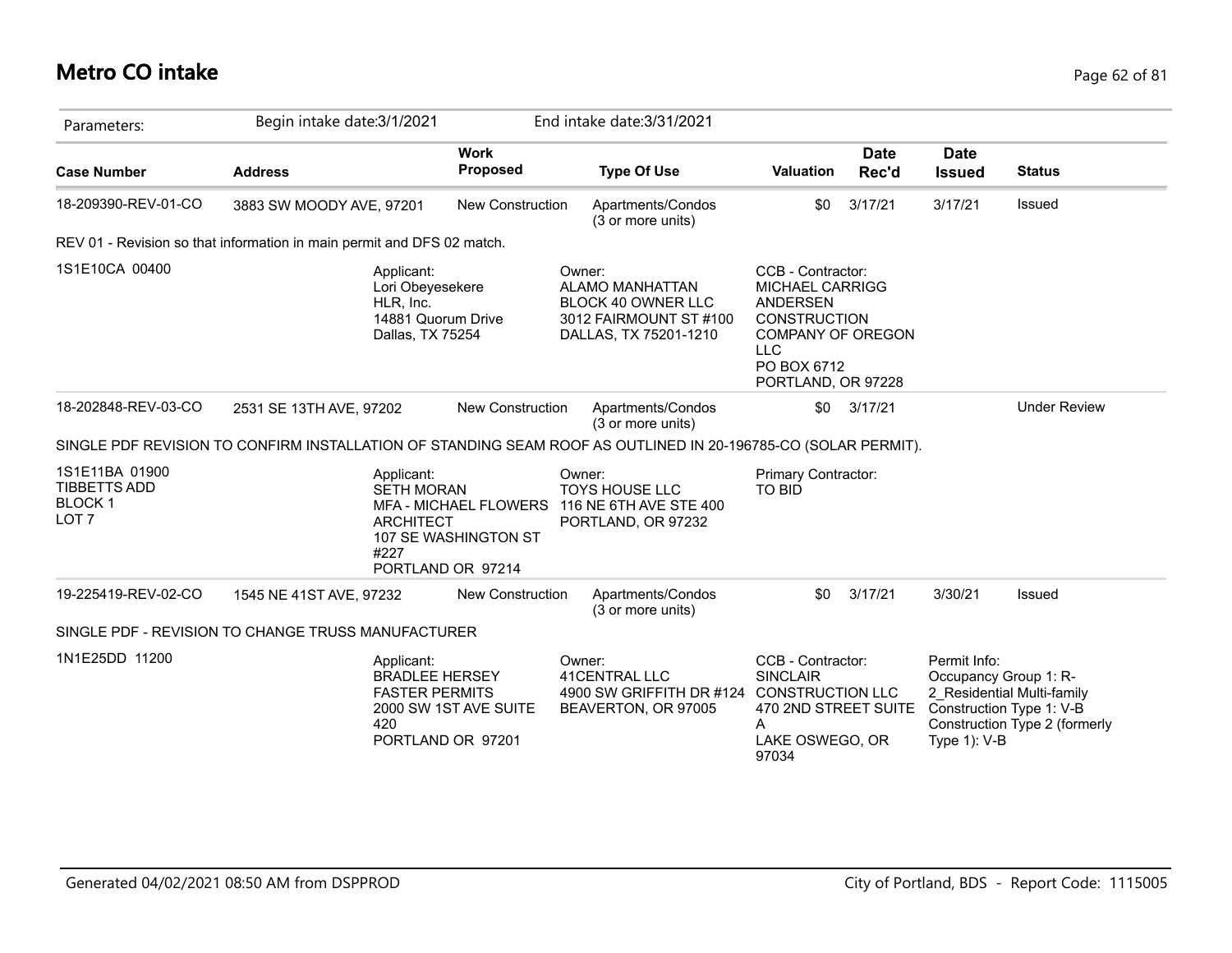# Metro CO intake

| Parameters: | Begin intake date:3/1/2021 | | End intake date:3/31/2021 | | | | |
|---|---|---|---|---|---|---|---|
| **Case Number** | **Address** | **Work Proposed** | **Type Of Use** | **Valuation** | **Date Rec'd** | **Date Issued** | **Status** |
| 18-209390-REV-01-CO | 3883 SW MOODY AVE, 97201 | New Construction | Apartments/Condos (3 or more units) | $0 | 3/17/21 | 3/17/21 | Issued |

REV 01 - Revision so that information in main permit and DFS 02 match.

1S1E10CA 00400

Applicant:
Lori Obeyesekere
HLR, Inc.
14881 Quorum Drive
Dallas, TX 75254

Owner:
ALAMO MANHATTAN
BLOCK 40 OWNER LLC
3012 FAIRMOUNT ST #100
DALLAS, TX 75201-1210

CCB - Contractor:
MICHAEL CARRIGG
ANDERSEN
CONSTRUCTION
COMPANY OF OREGON
LLC
PO BOX 6712
PORTLAND, OR 97228

| Case Number | Address | Work Proposed | Type Of Use | Valuation | Date Rec'd | Date Issued | Status |
|---|---|---|---|---|---|---|---|
| 18-202848-REV-03-CO | 2531 SE 13TH AVE, 97202 | New Construction | Apartments/Condos (3 or more units) | $0 | 3/17/21 | | Under Review |

SINGLE PDF REVISION TO CONFIRM INSTALLATION OF STANDING SEAM ROOF AS OUTLINED IN 20-196785-CO (SOLAR PERMIT).

1S1E11BA 01900
TIBBETTS ADD
BLOCK 1
LOT 7

Applicant:
SETH MORAN
MFA - MICHAEL FLOWERS
ARCHITECT
107 SE WASHINGTON ST
#227
PORTLAND OR 97214

Owner:
TOYS HOUSE LLC
116 NE 6TH AVE STE 400
PORTLAND, OR 97232

Primary Contractor:
TO BID

| Case Number | Address | Work Proposed | Type Of Use | Valuation | Date Rec'd | Date Issued | Status |
|---|---|---|---|---|---|---|---|
| 19-225419-REV-02-CO | 1545 NE 41ST AVE, 97232 | New Construction | Apartments/Condos (3 or more units) | $0 | 3/17/21 | 3/30/21 | Issued |

SINGLE PDF - REVISION TO CHANGE TRUSS MANUFACTURER

1N1E25DD 11200

Applicant:
BRADLEE HERSEY
FASTER PERMITS
2000 SW 1ST AVE SUITE
420
PORTLAND OR 97201

Owner:
41CENTRAL LLC
4900 SW GRIFFITH DR #124
BEAVERTON, OR 97005

CCB - Contractor:
SINCLAIR
CONSTRUCTION LLC
470 2ND STREET SUITE
A
LAKE OSWEGO, OR
97034

Permit Info:
Occupancy Group 1: R-2_Residential Multi-family
Construction Type 1: V-B
Construction Type 2 (formerly Type 1): V-B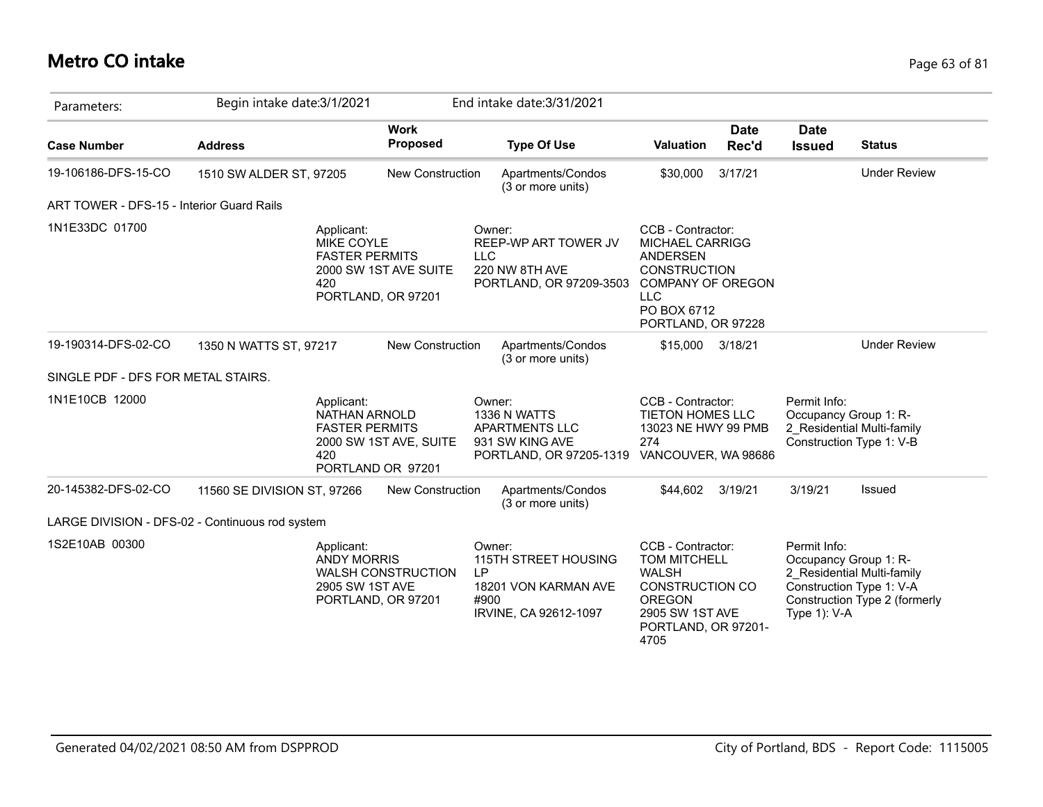# Metro CO intake

| Parameters: | Begin intake date:3/1/2021 | | End intake date:3/31/2021 | | | | |
|---|---|---|---|---|---|---|---|
| **Case Number** | **Address** | **Work Proposed** | **Type Of Use** | **Valuation** | **Date Rec'd** | **Date Issued** | **Status** |
| 19-106186-DFS-15-CO | 1510 SW ALDER ST, 97205 | New Construction | Apartments/Condos (3 or more units) | $30,000 | 3/17/21 | | Under Review |
| ART TOWER - DFS-15 - Interior Guard Rails | | | | | | | |
| 1N1E33DC 01700 | | Applicant: MIKE COYLE FASTER PERMITS 2000 SW 1ST AVE SUITE 420 PORTLAND, OR 97201 | Owner: REEP-WP ART TOWER JV LLC 220 NW 8TH AVE PORTLAND, OR 97209-3503 | CCB - Contractor: MICHAEL CARRIGG ANDERSEN CONSTRUCTION COMPANY OF OREGON LLC PO BOX 6712 PORTLAND, OR 97228 | | | |
| 19-190314-DFS-02-CO | 1350 N WATTS ST, 97217 | New Construction | Apartments/Condos (3 or more units) | $15,000 | 3/18/21 | | Under Review |
| SINGLE PDF - DFS FOR METAL STAIRS. | | | | | | | |
| 1N1E10CB 12000 | | Applicant: NATHAN ARNOLD FASTER PERMITS 2000 SW 1ST AVE, SUITE 420 PORTLAND OR 97201 | Owner: 1336 N WATTS APARTMENTS LLC 931 SW KING AVE PORTLAND, OR 97205-1319 | CCB - Contractor: TIETON HOMES LLC 13023 NE HWY 99 PMB 274 VANCOUVER, WA 98686 | | Permit Info: Occupancy Group 1: R-2_Residential Multi-family Construction Type 1: V-B | |
| 20-145382-DFS-02-CO | 11560 SE DIVISION ST, 97266 | New Construction | Apartments/Condos (3 or more units) | $44,602 | 3/19/21 | 3/19/21 | Issued |
| LARGE DIVISION - DFS-02 - Continuous rod system | | | | | | | |
| 1S2E10AB 00300 | | Applicant: ANDY MORRIS WALSH CONSTRUCTION 2905 SW 1ST AVE PORTLAND, OR 97201 | Owner: 115TH STREET HOUSING LP 18201 VON KARMAN AVE #900 IRVINE, CA 92612-1097 | CCB - Contractor: TOM MITCHELL WALSH CONSTRUCTION CO OREGON 2905 SW 1ST AVE PORTLAND, OR 97201-4705 | | Permit Info: Occupancy Group 1: R-2_Residential Multi-family Construction Type 1: V-A Construction Type 2 (formerly Type 1): V-A | |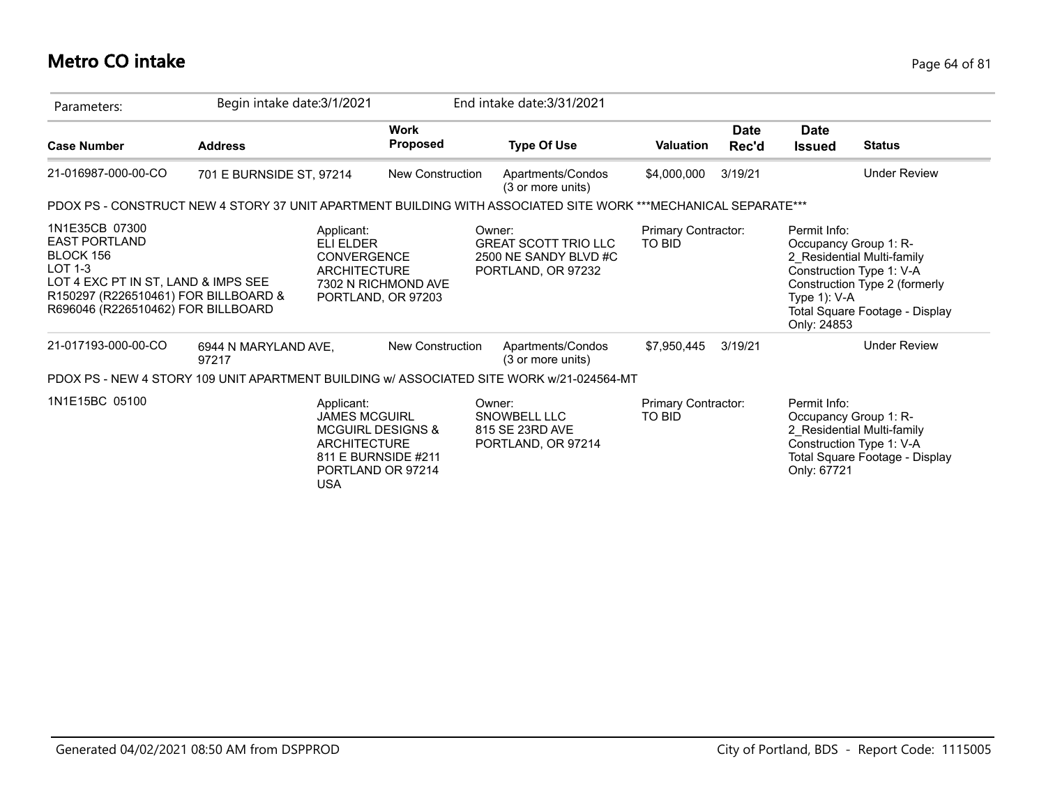# Metro CO intake

Parameters: Begin intake date:3/1/2021 End intake date:3/31/2021

| Case Number | Address | Work Proposed | Type Of Use | Valuation | Date Rec'd | Date Issued | Status |
|---|---|---|---|---|---|---|---|
| 21-016987-000-00-CO | 701 E BURNSIDE ST, 97214 | New Construction | Apartments/Condos (3 or more units) | $4,000,000 | 3/19/21 | | Under Review |

PDOX PS - CONSTRUCT NEW 4 STORY 37 UNIT APARTMENT BUILDING WITH ASSOCIATED SITE WORK ***MECHANICAL SEPARATE***

1N1E35CB 07300
EAST PORTLAND
BLOCK 156
LOT 1-3
LOT 4 EXC PT IN ST, LAND & IMPS SEE
R150297 (R226510461) FOR BILLBOARD &
R696046 (R226510462) FOR BILLBOARD

Applicant:
ELI ELDER
CONVERGENCE
ARCHITECTURE
7302 N RICHMOND AVE
PORTLAND, OR 97203

Owner:
GREAT SCOTT TRIO LLC
2500 NE SANDY BLVD #C
PORTLAND, OR 97232

Primary Contractor:
TO BID

Permit Info:
Occupancy Group 1: R-2_Residential Multi-family
Construction Type 1: V-A
Construction Type 2 (formerly Type 1): V-A
Total Square Footage - Display Only: 24853

| Case Number | Address | Work Proposed | Type Of Use | Valuation | Date Rec'd | Date Issued | Status |
|---|---|---|---|---|---|---|---|
| 21-017193-000-00-CO | 6944 N MARYLAND AVE, 97217 | New Construction | Apartments/Condos (3 or more units) | $7,950,445 | 3/19/21 | | Under Review |

PDOX PS - NEW 4 STORY 109 UNIT APARTMENT BUILDING w/ ASSOCIATED SITE WORK w/21-024564-MT

1N1E15BC 05100

Applicant:
JAMES MCGUIRL
MCGUIRL DESIGNS &
ARCHITECTURE
811 E BURNSIDE #211
PORTLAND OR 97214
USA

Owner:
SNOWBELL LLC
815 SE 23RD AVE
PORTLAND, OR 97214

Primary Contractor:
TO BID

Permit Info:
Occupancy Group 1: R-2_Residential Multi-family
Construction Type 1: V-A
Total Square Footage - Display Only: 67721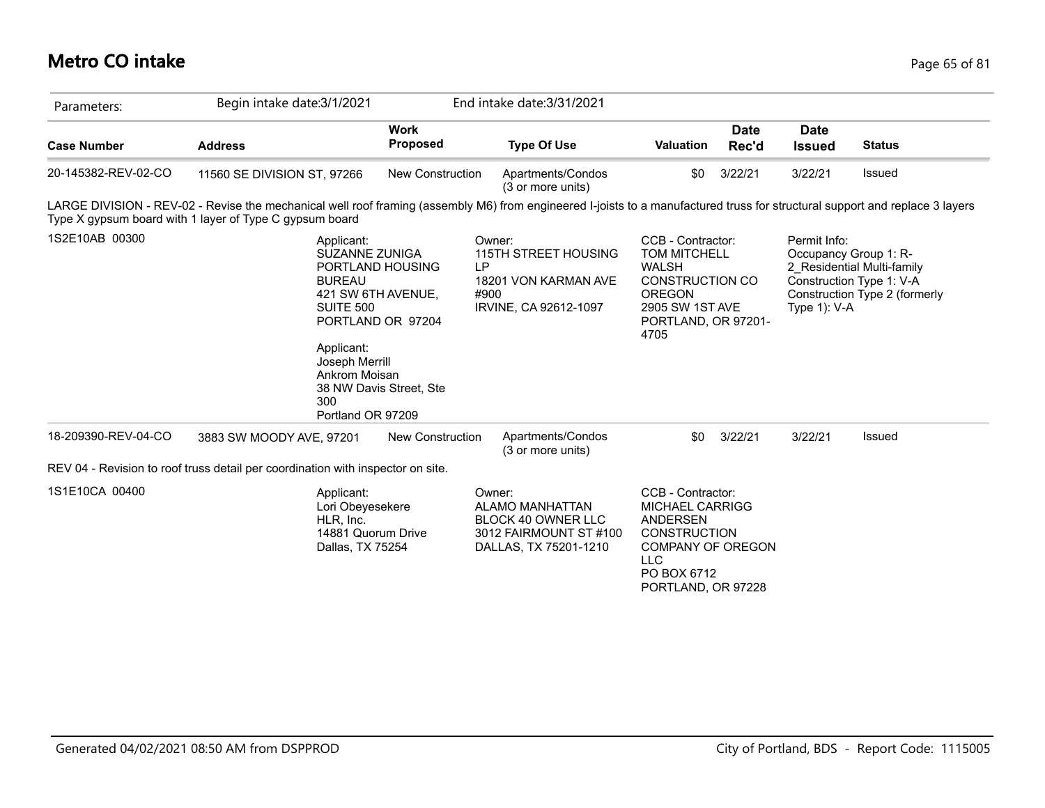# Metro CO intake

| Parameters: | Begin intake date:3/1/2021 | | End intake date:3/31/2021 | | | | |
|---|---|---|---|---|---|---|---|
| **Case Number** | **Address** | **Work Proposed** | **Type Of Use** | **Valuation** | **Date Rec'd** | **Date Issued** | **Status** |
| 20-145382-REV-02-CO | 11560 SE DIVISION ST, 97266 | New Construction | Apartments/Condos (3 or more units) | $0 | 3/22/21 | 3/22/21 | Issued |

LARGE DIVISION - REV-02 - Revise the mechanical well roof framing (assembly M6) from engineered I-joists to a manufactured truss for structural support and replace 3 layers Type X gypsum board with 1 layer of Type C gypsum board

1S2E10AB 00300

Applicant:
SUZANNE ZUNIGA
PORTLAND HOUSING BUREAU
421 SW 6TH AVENUE, SUITE 500
PORTLAND OR 97204

Applicant:
Joseph Merrill
Ankrom Moisan
38 NW Davis Street, Ste 300
Portland OR 97209

Owner:
115TH STREET HOUSING LP
18201 VON KARMAN AVE #900
IRVINE, CA 92612-1097

CCB - Contractor:
TOM MITCHELL
WALSH CONSTRUCTION CO OREGON
2905 SW 1ST AVE
PORTLAND, OR 97201-4705

Permit Info:
Occupancy Group 1: R-2_Residential Multi-family
Construction Type 1: V-A
Construction Type 2 (formerly Type 1): V-A

| Case Number | Address | Work Proposed | Type Of Use | Valuation | Date Rec'd | Date Issued | Status |
|---|---|---|---|---|---|---|---|
| 18-209390-REV-04-CO | 3883 SW MOODY AVE, 97201 | New Construction | Apartments/Condos (3 or more units) | $0 | 3/22/21 | 3/22/21 | Issued |

REV 04 - Revision to roof truss detail per coordination with inspector on site.

1S1E10CA 00400

Applicant:
Lori Obeyesekere
HLR, Inc.
14881 Quorum Drive
Dallas, TX 75254

Owner:
ALAMO MANHATTAN BLOCK 40 OWNER LLC
3012 FAIRMOUNT ST #100
DALLAS, TX 75201-1210

CCB - Contractor:
MICHAEL CARRIGG
ANDERSEN CONSTRUCTION COMPANY OF OREGON LLC
PO BOX 6712
PORTLAND, OR 97228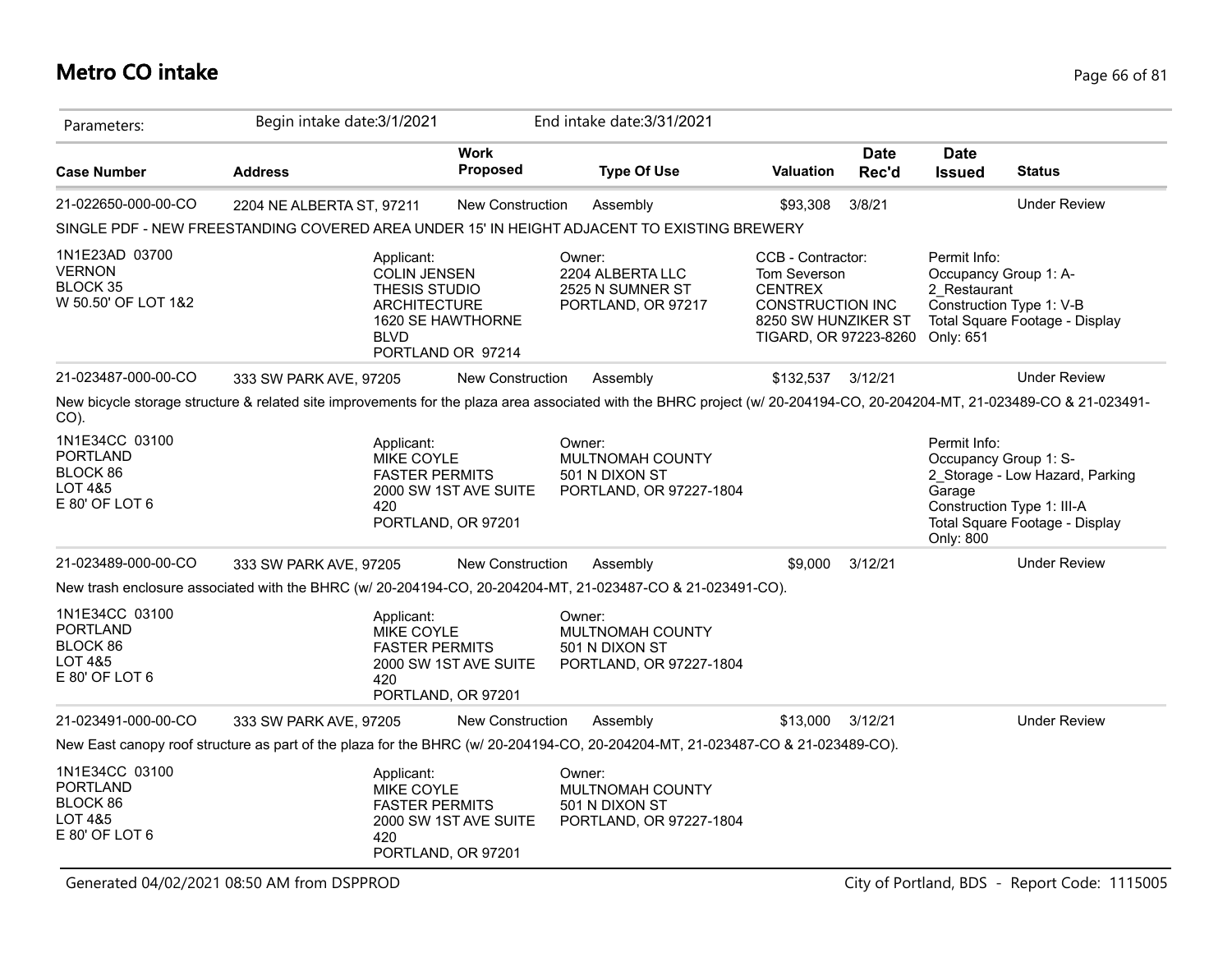# Metro CO intake

| Parameters: | Begin intake date:3/1/2021 | | End intake date:3/31/2021 | | | | |
|---|---|---|---|---|---|---|---|
| **Case Number** | **Address** | **Work Proposed** | **Type Of Use** | **Valuation** | **Date Rec'd** | **Date Issued** | **Status** |
| 21-022650-000-00-CO | 2204 NE ALBERTA ST, 97211 | New Construction | Assembly | $93,308 | 3/8/21 | | Under Review |

SINGLE PDF - NEW FREESTANDING COVERED AREA UNDER 15' IN HEIGHT ADJACENT TO EXISTING BREWERY

1N1E23AD 03700
VERNON
BLOCK 35
W 50.50' OF LOT 1&2

Applicant:
COLIN JENSEN
THESIS STUDIO
ARCHITECTURE
1620 SE HAWTHORNE
BLVD
PORTLAND OR 97214

Owner:
2204 ALBERTA LLC
2525 N SUMNER ST
PORTLAND, OR 97217

CCB - Contractor:
Tom Severson
CENTREX
CONSTRUCTION INC
8250 SW HUNZIKER ST
TIGARD, OR 97223-8260

Permit Info:
Occupancy Group 1: A-2_Restaurant
Construction Type 1: V-B
Total Square Footage - Display Only: 651

| Case Number | Address | Work Proposed | Type Of Use | Valuation | Date Rec'd | Date Issued | Status |
|---|---|---|---|---|---|---|---|
| 21-023487-000-00-CO | 333 SW PARK AVE, 97205 | New Construction | Assembly | $132,537 | 3/12/21 | | Under Review |

New bicycle storage structure & related site improvements for the plaza area associated with the BHRC project (w/ 20-204194-CO, 20-204204-MT, 21-023489-CO & 21-023491-CO).

1N1E34CC 03100
PORTLAND
BLOCK 86
LOT 4&5
E 80' OF LOT 6

Applicant:
MIKE COYLE
FASTER PERMITS
2000 SW 1ST AVE SUITE
420
PORTLAND, OR 97201

Owner:
MULTNOMAH COUNTY
501 N DIXON ST
PORTLAND, OR 97227-1804

Permit Info:
Occupancy Group 1: S-2_Storage - Low Hazard, Parking Garage
Construction Type 1: III-A
Total Square Footage - Display Only: 800

| Case Number | Address | Work Proposed | Type Of Use | Valuation | Date Rec'd | Date Issued | Status |
|---|---|---|---|---|---|---|---|
| 21-023489-000-00-CO | 333 SW PARK AVE, 97205 | New Construction | Assembly | $9,000 | 3/12/21 | | Under Review |

New trash enclosure associated with the BHRC (w/ 20-204194-CO, 20-204204-MT, 21-023487-CO & 21-023491-CO).

1N1E34CC 03100
PORTLAND
BLOCK 86
LOT 4&5
E 80' OF LOT 6

Applicant:
MIKE COYLE
FASTER PERMITS
2000 SW 1ST AVE SUITE
420
PORTLAND, OR 97201

Owner:
MULTNOMAH COUNTY
501 N DIXON ST
PORTLAND, OR 97227-1804

| Case Number | Address | Work Proposed | Type Of Use | Valuation | Date Rec'd | Date Issued | Status |
|---|---|---|---|---|---|---|---|
| 21-023491-000-00-CO | 333 SW PARK AVE, 97205 | New Construction | Assembly | $13,000 | 3/12/21 | | Under Review |

New East canopy roof structure as part of the plaza for the BHRC (w/ 20-204194-CO, 20-204204-MT, 21-023487-CO & 21-023489-CO).

1N1E34CC 03100
PORTLAND
BLOCK 86
LOT 4&5
E 80' OF LOT 6

Applicant:
MIKE COYLE
FASTER PERMITS
2000 SW 1ST AVE SUITE
420
PORTLAND, OR 97201

Owner:
MULTNOMAH COUNTY
501 N DIXON ST
PORTLAND, OR 97227-1804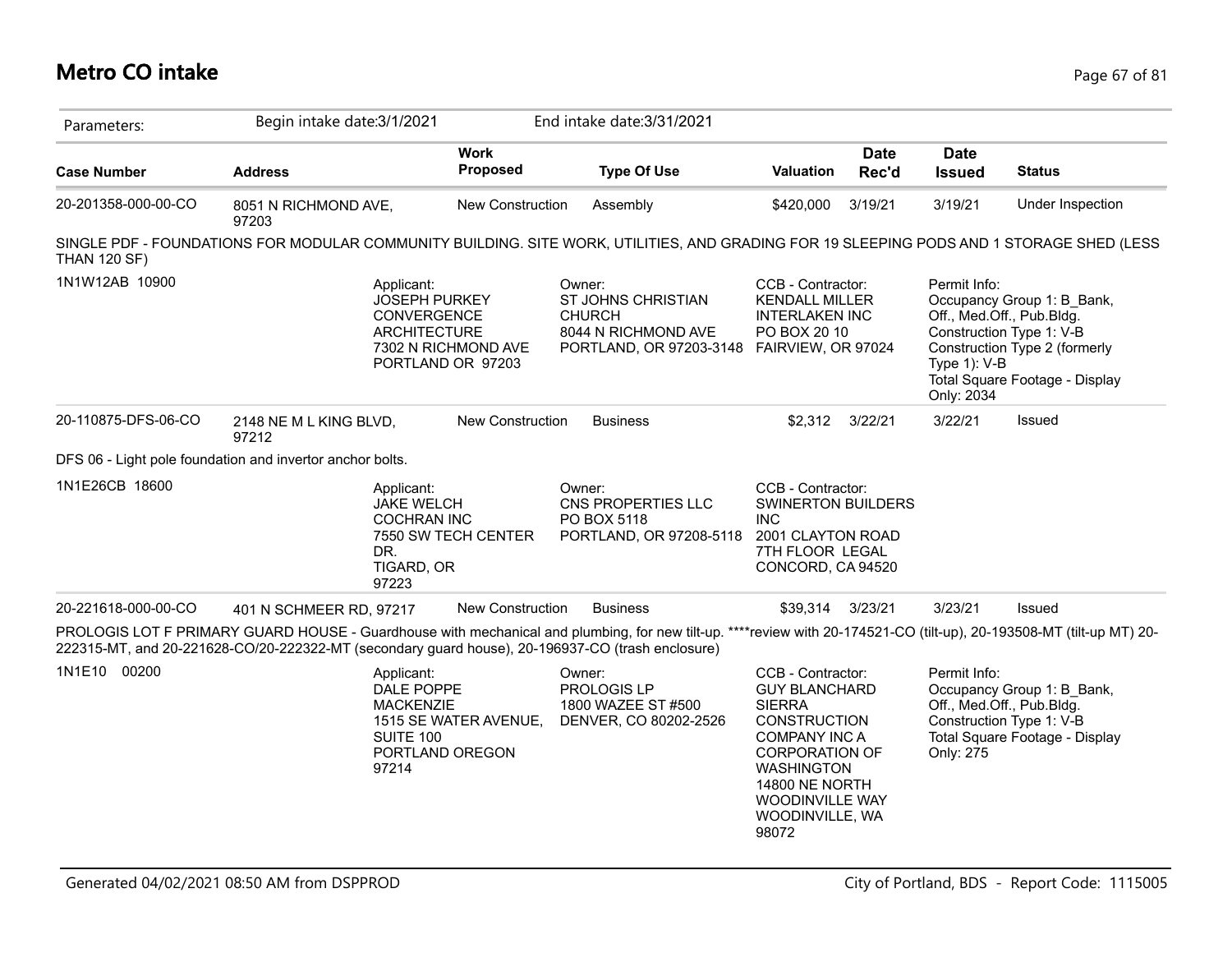# Metro CO intake

Parameters: Begin intake date:3/1/2021 End intake date:3/31/2021

| Case Number | Address | Work Proposed | Type Of Use | Valuation | Date Rec'd | Date Issued | Status |
|---|---|---|---|---|---|---|---|
| 20-201358-000-00-CO | 8051 N RICHMOND AVE, 97203 | New Construction | Assembly | $420,000 | 3/19/21 | 3/19/21 | Under Inspection |

SINGLE PDF - FOUNDATIONS FOR MODULAR COMMUNITY BUILDING. SITE WORK, UTILITIES, AND GRADING FOR 19 SLEEPING PODS AND 1 STORAGE SHED (LESS THAN 120 SF)

1N1W12AB 10900

Applicant:
JOSEPH PURKEY
CONVERGENCE ARCHITECTURE
7302 N RICHMOND AVE
PORTLAND OR 97203

Owner:
ST JOHNS CHRISTIAN CHURCH
8044 N RICHMOND AVE
PORTLAND, OR 97203-3148

CCB - Contractor:
KENDALL MILLER
INTERLAKEN INC
PO BOX 20 10
FAIRVIEW, OR 97024

Permit Info:
Occupancy Group 1: B_Bank, Off., Med.Off., Pub.Bldg.
Construction Type 1: V-B
Construction Type 2 (formerly Type 1): V-B
Total Square Footage - Display Only: 2034

| Case Number | Address | Work Proposed | Type Of Use | Valuation | Date Rec'd | Date Issued | Status |
|---|---|---|---|---|---|---|---|
| 20-110875-DFS-06-CO | 2148 NE M L KING BLVD, 97212 | New Construction | Business | $2,312 | 3/22/21 | 3/22/21 | Issued |

DFS 06 - Light pole foundation and invertor anchor bolts.

1N1E26CB 18600

Applicant:
JAKE WELCH
COCHRAN INC
7550 SW TECH CENTER DR.
TIGARD, OR 97223

Owner:
CNS PROPERTIES LLC
PO BOX 5118
PORTLAND, OR 97208-5118

CCB - Contractor:
SWINERTON BUILDERS INC
2001 CLAYTON ROAD 7TH FLOOR LEGAL
CONCORD, CA 94520

| Case Number | Address | Work Proposed | Type Of Use | Valuation | Date Rec'd | Date Issued | Status |
|---|---|---|---|---|---|---|---|
| 20-221618-000-00-CO | 401 N SCHMEER RD, 97217 | New Construction | Business | $39,314 | 3/23/21 | 3/23/21 | Issued |

PROLOGIS LOT F PRIMARY GUARD HOUSE - Guardhouse with mechanical and plumbing, for new tilt-up. ****review with 20-174521-CO (tilt-up), 20-193508-MT (tilt-up MT) 20-222315-MT, and 20-221628-CO/20-222322-MT (secondary guard house), 20-196937-CO (trash enclosure)

1N1E10 00200

Applicant:
DALE POPPE
MACKENZIE
1515 SE WATER AVENUE, SUITE 100
PORTLAND OREGON 97214

Owner:
PROLOGIS LP
1800 WAZEE ST #500
DENVER, CO 80202-2526

CCB - Contractor:
GUY BLANCHARD
SIERRA CONSTRUCTION COMPANY INC A CORPORATION OF WASHINGTON
14800 NE NORTH WOODINVILLE WAY
WOODINVILLE, WA 98072

Permit Info:
Occupancy Group 1: B_Bank, Off., Med.Off., Pub.Bldg.
Construction Type 1: V-B
Total Square Footage - Display Only: 275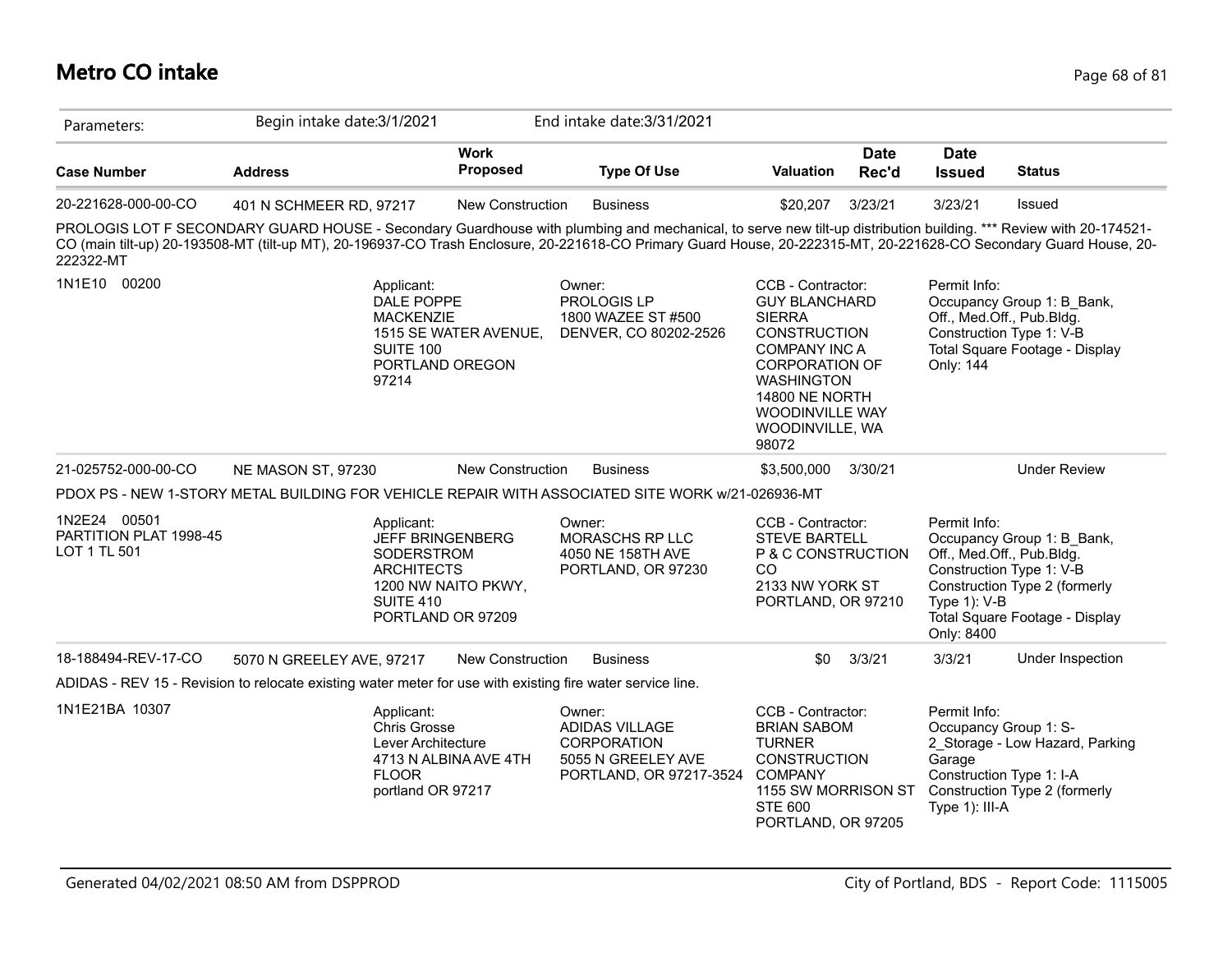# Metro CO intake

| Parameters: | Begin intake date:3/1/2021 | | End intake date:3/31/2021 | | | | |
|---|---|---|---|---|---|---|---|
| **Case Number** | **Address** | **Work Proposed** | **Type Of Use** | **Valuation** | **Date Rec'd** | **Date Issued** | **Status** |
| 20-221628-000-00-CO | 401 N SCHMEER RD, 97217 | New Construction | Business | $20,207 | 3/23/21 | 3/23/21 | Issued |

PROLOGIS LOT F SECONDARY GUARD HOUSE - Secondary Guardhouse with plumbing and mechanical, to serve new tilt-up distribution building. *** Review with 20-174521-CO (main tilt-up) 20-193508-MT (tilt-up MT), 20-196937-CO Trash Enclosure, 20-221618-CO Primary Guard House, 20-222315-MT, 20-221628-CO Secondary Guard House, 20-222322-MT

1N1E10 00200

Applicant: DALE POPPE MACKENZIE 1515 SE WATER AVENUE, SUITE 100 PORTLAND OREGON 97214

Owner: PROLOGIS LP 1800 WAZEE ST #500 DENVER, CO 80202-2526

CCB - Contractor: GUY BLANCHARD SIERRA CONSTRUCTION COMPANY INC A CORPORATION OF WASHINGTON 14800 NE NORTH WOODINVILLE WAY WOODINVILLE, WA 98072

Permit Info: Occupancy Group 1: B_Bank, Off., Med.Off., Pub.Bldg. Construction Type 1: V-B Total Square Footage - Display Only: 144

| Case Number | Address | Work Proposed | Type Of Use | Valuation | Date Rec'd | Date Issued | Status |
|---|---|---|---|---|---|---|---|
| 21-025752-000-00-CO | NE MASON ST, 97230 | New Construction | Business | $3,500,000 | 3/30/21 | | Under Review |

PDOX PS - NEW 1-STORY METAL BUILDING FOR VEHICLE REPAIR WITH ASSOCIATED SITE WORK w/21-026936-MT

1N2E24 00501 PARTITION PLAT 1998-45 LOT 1 TL 501

Applicant: JEFF BRINGENBERG SODERSTROM ARCHITECTS 1200 NW NAITO PKWY, SUITE 410 PORTLAND OR 97209

Owner: MORASCHS RP LLC 4050 NE 158TH AVE PORTLAND, OR 97230

CCB - Contractor: STEVE BARTELL P & C CONSTRUCTION CO 2133 NW YORK ST PORTLAND, OR 97210

Permit Info: Occupancy Group 1: B_Bank, Off., Med.Off., Pub.Bldg. Construction Type 1: V-B Construction Type 2 (formerly Type 1): V-B Total Square Footage - Display Only: 8400

| Case Number | Address | Work Proposed | Type Of Use | Valuation | Date Rec'd | Date Issued | Status |
|---|---|---|---|---|---|---|---|
| 18-188494-REV-17-CO | 5070 N GREELEY AVE, 97217 | New Construction | Business | $0 | 3/3/21 | 3/3/21 | Under Inspection |

ADIDAS - REV 15 - Revision to relocate existing water meter for use with existing fire water service line.

1N1E21BA 10307

Applicant: Chris Grosse Lever Architecture 4713 N ALBINA AVE 4TH FLOOR portland OR 97217

Owner: ADIDAS VILLAGE CORPORATION 5055 N GREELEY AVE PORTLAND, OR 97217-3524

CCB - Contractor: BRIAN SABOM TURNER CONSTRUCTION COMPANY 1155 SW MORRISON ST STE 600 PORTLAND, OR 97205

Permit Info: Occupancy Group 1: S-2_Storage - Low Hazard, Parking Garage Construction Type 1: I-A Construction Type 2 (formerly Type 1): III-A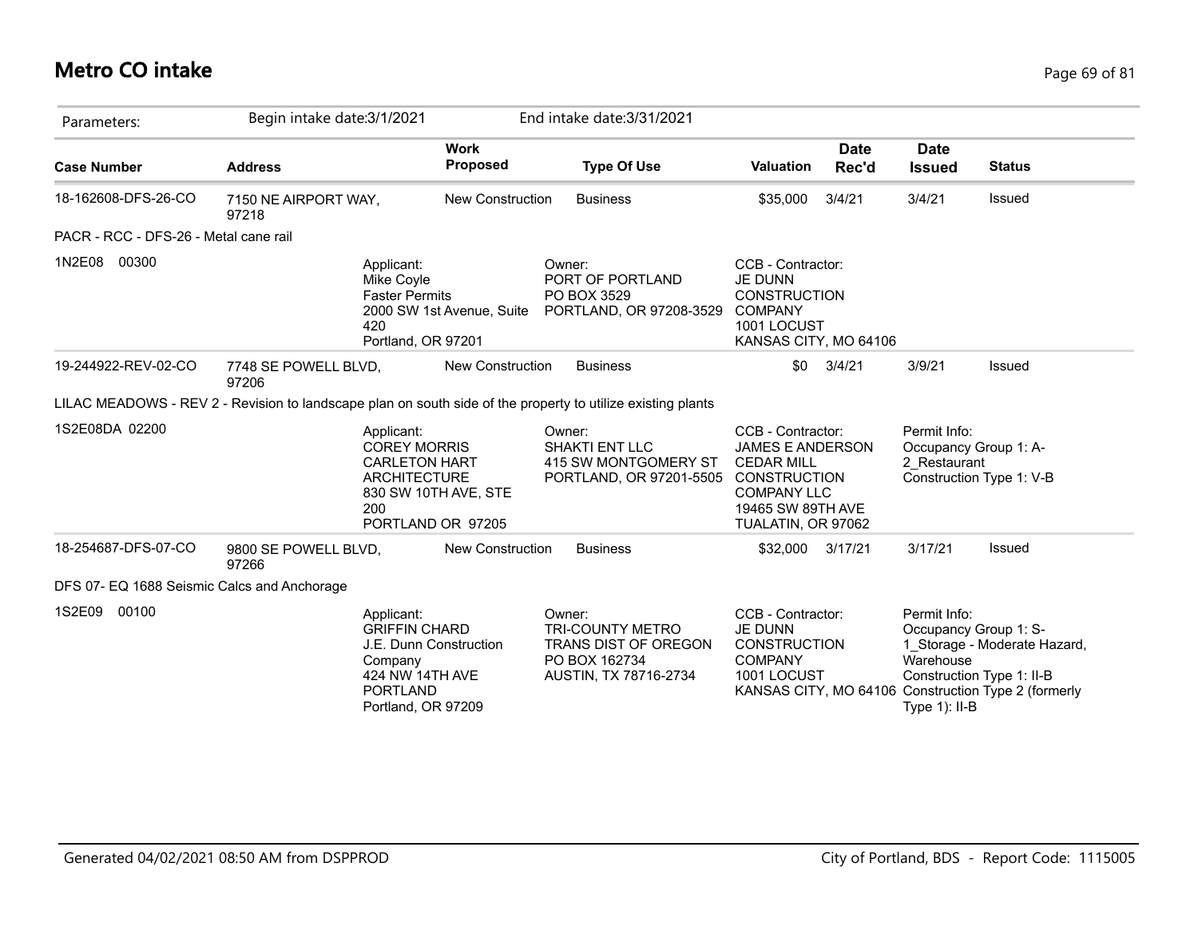## Metro CO intake

| Parameters: | Begin intake date:3/1/2021 | | End intake date:3/31/2021 | | | | |
|---|---|---|---|---|---|---|---|
| **Case Number** | **Address** | **Work Proposed** | **Type Of Use** | **Valuation** | **Date Rec'd** | **Date Issued** | **Status** |
| 18-162608-DFS-26-CO | 7150 NE AIRPORT WAY, 97218 | New Construction | Business | $35,000 | 3/4/21 | 3/4/21 | Issued |

PACR - RCC - DFS-26 - Metal cane rail

1N2E08 00300

Applicant:
Mike Coyle
Faster Permits
2000 SW 1st Avenue, Suite 420
Portland, OR 97201

Owner:
PORT OF PORTLAND
PO BOX 3529
PORTLAND, OR 97208-3529

CCB - Contractor:
JE DUNN CONSTRUCTION COMPANY
1001 LOCUST
KANSAS CITY, MO 64106

| **Case Number** | **Address** | **Work Proposed** | **Type Of Use** | **Valuation** | **Date Rec'd** | **Date Issued** | **Status** |
|---|---|---|---|---|---|---|---|
| 19-244922-REV-02-CO | 7748 SE POWELL BLVD, 97206 | New Construction | Business | $0 | 3/4/21 | 3/9/21 | Issued |

LILAC MEADOWS - REV 2 - Revision to landscape plan on south side of the property to utilize existing plants

1S2E08DA 02200

Applicant:
COREY MORRIS
CARLETON HART ARCHITECTURE
830 SW 10TH AVE, STE 200
PORTLAND OR 97205

Owner:
SHAKTI ENT LLC
415 SW MONTGOMERY ST
PORTLAND, OR 97201-5505

CCB - Contractor:
JAMES E ANDERSON
CEDAR MILL CONSTRUCTION COMPANY LLC
19465 SW 89TH AVE
TUALATIN, OR 97062

Permit Info:
Occupancy Group 1: A-2_Restaurant
Construction Type 1: V-B

| **Case Number** | **Address** | **Work Proposed** | **Type Of Use** | **Valuation** | **Date Rec'd** | **Date Issued** | **Status** |
|---|---|---|---|---|---|---|---|
| 18-254687-DFS-07-CO | 9800 SE POWELL BLVD, 97266 | New Construction | Business | $32,000 | 3/17/21 | 3/17/21 | Issued |

DFS 07- EQ 1688 Seismic Calcs and Anchorage

1S2E09 00100

Applicant:
GRIFFIN CHARD
J.E. Dunn Construction Company
424 NW 14TH AVE
PORTLAND
Portland, OR 97209

Owner:
TRI-COUNTY METRO TRANS DIST OF OREGON
PO BOX 162734
AUSTIN, TX 78716-2734

CCB - Contractor:
JE DUNN CONSTRUCTION COMPANY
1001 LOCUST
KANSAS CITY, MO 64106

Permit Info:
Occupancy Group 1: S-1_Storage - Moderate Hazard, Warehouse
Construction Type 1: II-B
Construction Type 2 (formerly Type 1): II-B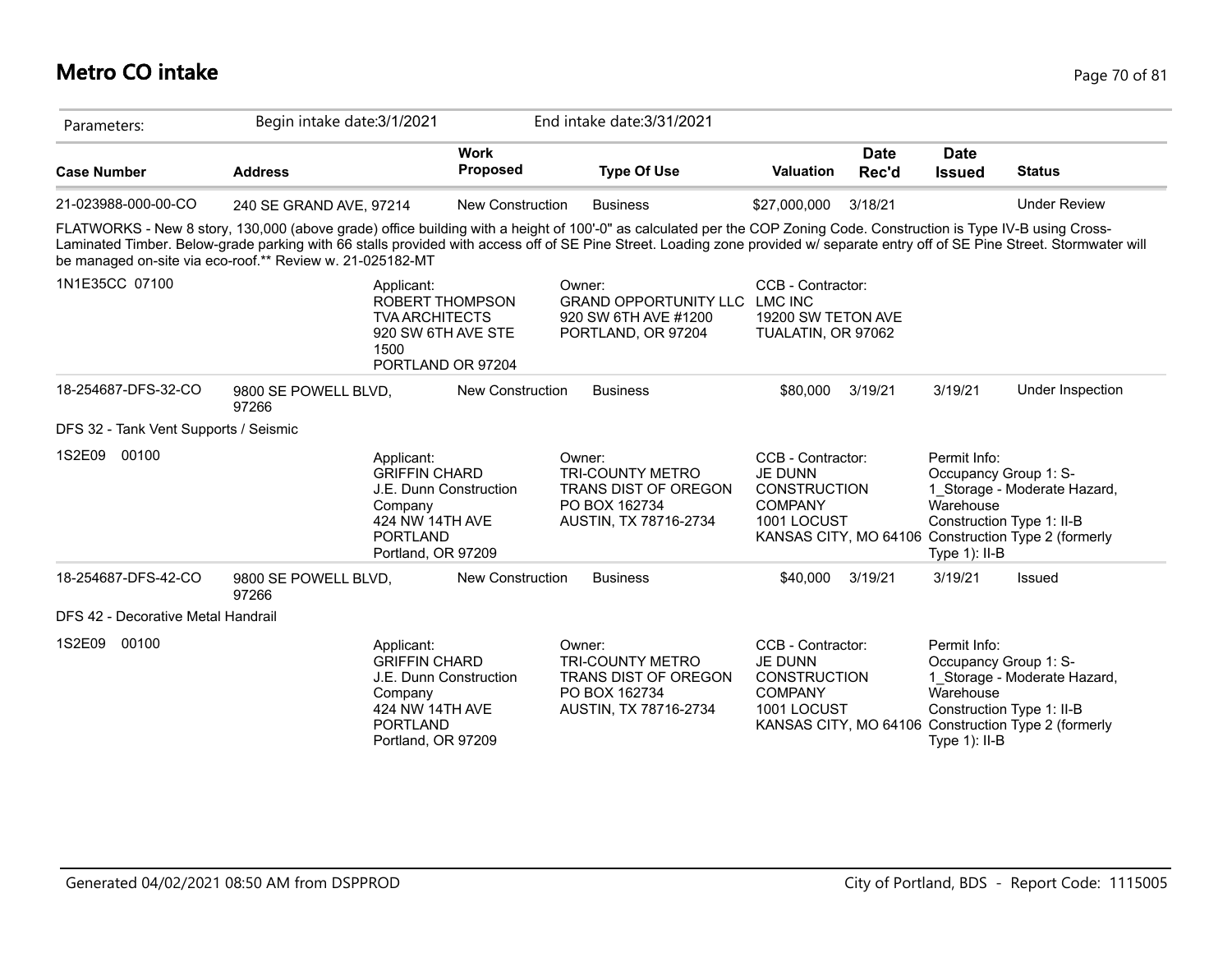# Metro CO intake

Parameters: Begin intake date:3/1/2021 End intake date:3/31/2021

| Case Number | Address | Work Proposed | Type Of Use | Valuation | Date Rec'd | Date Issued | Status |
|---|---|---|---|---|---|---|---|
| 21-023988-000-00-CO | 240 SE GRAND AVE, 97214 | New Construction | Business | $27,000,000 | 3/18/21 | | Under Review |

FLATWORKS - New 8 story, 130,000 (above grade) office building with a height of 100'-0" as calculated per the COP Zoning Code. Construction is Type IV-B using Cross-Laminated Timber. Below-grade parking with 66 stalls provided with access off of SE Pine Street. Loading zone provided w/ separate entry off of SE Pine Street. Stormwater will be managed on-site via eco-roof.** Review w. 21-025182-MT

1N1E35CC 07100

Applicant:
ROBERT THOMPSON
TVA ARCHITECTS
920 SW 6TH AVE STE 1500
PORTLAND OR 97204

Owner:
GRAND OPPORTUNITY LLC
920 SW 6TH AVE #1200
PORTLAND, OR 97204

CCB - Contractor:
LMC INC
19200 SW TETON AVE
TUALATIN, OR 97062

| Case Number | Address | Work Proposed | Type Of Use | Valuation | Date Rec'd | Date Issued | Status |
|---|---|---|---|---|---|---|---|
| 18-254687-DFS-32-CO | 9800 SE POWELL BLVD, 97266 | New Construction | Business | $80,000 | 3/19/21 | 3/19/21 | Under Inspection |

DFS 32 - Tank Vent Supports / Seismic

1S2E09 00100

Applicant:
GRIFFIN CHARD
J.E. Dunn Construction Company
424 NW 14TH AVE
PORTLAND
Portland, OR 97209

Owner:
TRI-COUNTY METRO TRANS DIST OF OREGON
PO BOX 162734
AUSTIN, TX 78716-2734

CCB - Contractor:
JE DUNN CONSTRUCTION COMPANY
1001 LOCUST
KANSAS CITY, MO 64106

Permit Info:
Occupancy Group 1: S-1_Storage - Moderate Hazard, Warehouse
Construction Type 1: II-B
Construction Type 2 (formerly Type 1): II-B

| Case Number | Address | Work Proposed | Type Of Use | Valuation | Date Rec'd | Date Issued | Status |
|---|---|---|---|---|---|---|---|
| 18-254687-DFS-42-CO | 9800 SE POWELL BLVD, 97266 | New Construction | Business | $40,000 | 3/19/21 | 3/19/21 | Issued |

DFS 42 - Decorative Metal Handrail

1S2E09 00100

Applicant:
GRIFFIN CHARD
J.E. Dunn Construction Company
424 NW 14TH AVE
PORTLAND
Portland, OR 97209

Owner:
TRI-COUNTY METRO TRANS DIST OF OREGON
PO BOX 162734
AUSTIN, TX 78716-2734

CCB - Contractor:
JE DUNN CONSTRUCTION COMPANY
1001 LOCUST
KANSAS CITY, MO 64106

Permit Info:
Occupancy Group 1: S-1_Storage - Moderate Hazard, Warehouse
Construction Type 1: II-B
Construction Type 2 (formerly Type 1): II-B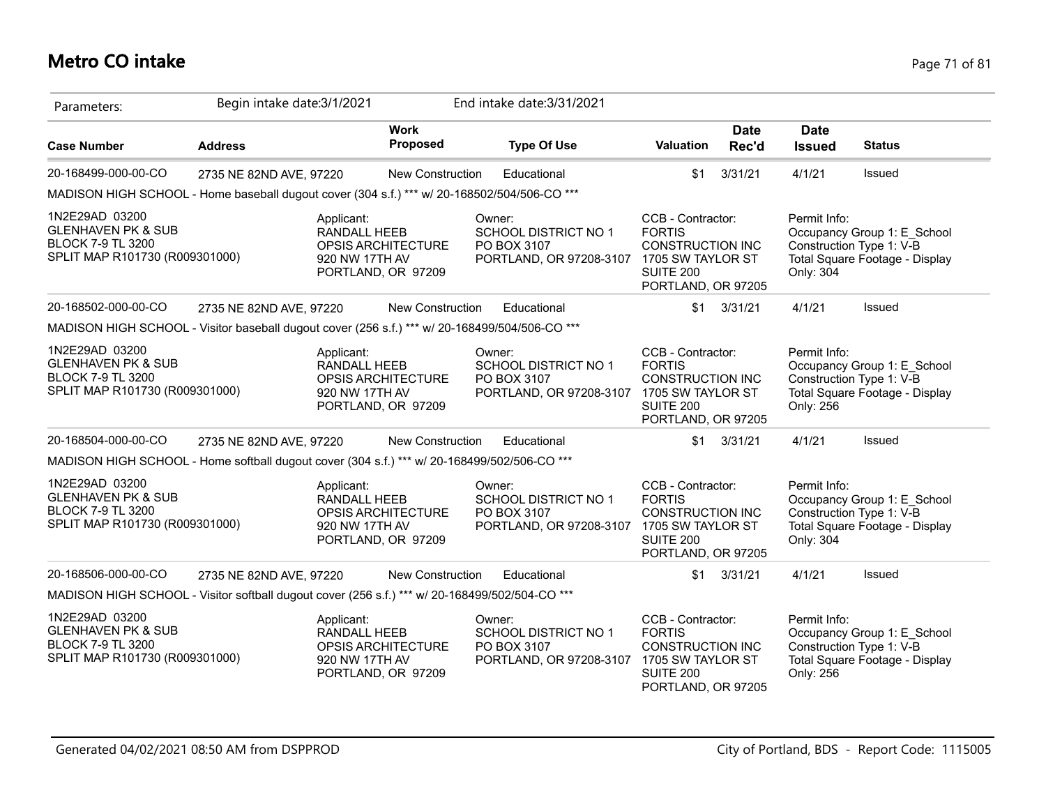## Metro CO intake

| Parameters: | Begin intake date:3/1/2021 | | End intake date:3/31/2021 | | | | |
|---|---|---|---|---|---|---|---|

| Case Number | Address | Work Proposed | Type Of Use | Valuation | Date Rec'd | Date Issued | Status |
|---|---|---|---|---|---|---|---|
| 20-168499-000-00-CO | 2735 NE 82ND AVE, 97220 | New Construction | Educational | $1 | 3/31/21 | 4/1/21 | Issued |

MADISON HIGH SCHOOL - Home baseball dugout cover (304 s.f.) *** w/ 20-168502/504/506-CO ***

1N2E29AD 03200
GLENHAVEN PK & SUB
BLOCK 7-9 TL 3200
SPLIT MAP R101730 (R009301000)

Applicant:
RANDALL HEEB
OPSIS ARCHITECTURE
920 NW 17TH AV
PORTLAND, OR 97209

Owner:
SCHOOL DISTRICT NO 1
PO BOX 3107
PORTLAND, OR 97208-3107

CCB - Contractor:
FORTIS
CONSTRUCTION INC
1705 SW TAYLOR ST
SUITE 200
PORTLAND, OR 97205

Permit Info:
Occupancy Group 1: E_School
Construction Type 1: V-B
Total Square Footage - Display Only: 304

| Case Number | Address | Work Proposed | Type Of Use | Valuation | Date Rec'd | Date Issued | Status |
|---|---|---|---|---|---|---|---|
| 20-168502-000-00-CO | 2735 NE 82ND AVE, 97220 | New Construction | Educational | $1 | 3/31/21 | 4/1/21 | Issued |

MADISON HIGH SCHOOL - Visitor baseball dugout cover (256 s.f.) *** w/ 20-168499/504/506-CO ***

1N2E29AD 03200
GLENHAVEN PK & SUB
BLOCK 7-9 TL 3200
SPLIT MAP R101730 (R009301000)

Applicant:
RANDALL HEEB
OPSIS ARCHITECTURE
920 NW 17TH AV
PORTLAND, OR 97209

Owner:
SCHOOL DISTRICT NO 1
PO BOX 3107
PORTLAND, OR 97208-3107

CCB - Contractor:
FORTIS
CONSTRUCTION INC
1705 SW TAYLOR ST
SUITE 200
PORTLAND, OR 97205

Permit Info:
Occupancy Group 1: E_School
Construction Type 1: V-B
Total Square Footage - Display Only: 256

| Case Number | Address | Work Proposed | Type Of Use | Valuation | Date Rec'd | Date Issued | Status |
|---|---|---|---|---|---|---|---|
| 20-168504-000-00-CO | 2735 NE 82ND AVE, 97220 | New Construction | Educational | $1 | 3/31/21 | 4/1/21 | Issued |

MADISON HIGH SCHOOL - Home softball dugout cover (304 s.f.) *** w/ 20-168499/502/506-CO ***

1N2E29AD 03200
GLENHAVEN PK & SUB
BLOCK 7-9 TL 3200
SPLIT MAP R101730 (R009301000)

Applicant:
RANDALL HEEB
OPSIS ARCHITECTURE
920 NW 17TH AV
PORTLAND, OR 97209

Owner:
SCHOOL DISTRICT NO 1
PO BOX 3107
PORTLAND, OR 97208-3107

CCB - Contractor:
FORTIS
CONSTRUCTION INC
1705 SW TAYLOR ST
SUITE 200
PORTLAND, OR 97205

Permit Info:
Occupancy Group 1: E_School
Construction Type 1: V-B
Total Square Footage - Display Only: 304

| Case Number | Address | Work Proposed | Type Of Use | Valuation | Date Rec'd | Date Issued | Status |
|---|---|---|---|---|---|---|---|
| 20-168506-000-00-CO | 2735 NE 82ND AVE, 97220 | New Construction | Educational | $1 | 3/31/21 | 4/1/21 | Issued |

MADISON HIGH SCHOOL - Visitor softball dugout cover (256 s.f.) *** w/ 20-168499/502/504-CO ***

1N2E29AD 03200
GLENHAVEN PK & SUB
BLOCK 7-9 TL 3200
SPLIT MAP R101730 (R009301000)

Applicant:
RANDALL HEEB
OPSIS ARCHITECTURE
920 NW 17TH AV
PORTLAND, OR 97209

Owner:
SCHOOL DISTRICT NO 1
PO BOX 3107
PORTLAND, OR 97208-3107

CCB - Contractor:
FORTIS
CONSTRUCTION INC
1705 SW TAYLOR ST
SUITE 200
PORTLAND, OR 97205

Permit Info:
Occupancy Group 1: E_School
Construction Type 1: V-B
Total Square Footage - Display Only: 256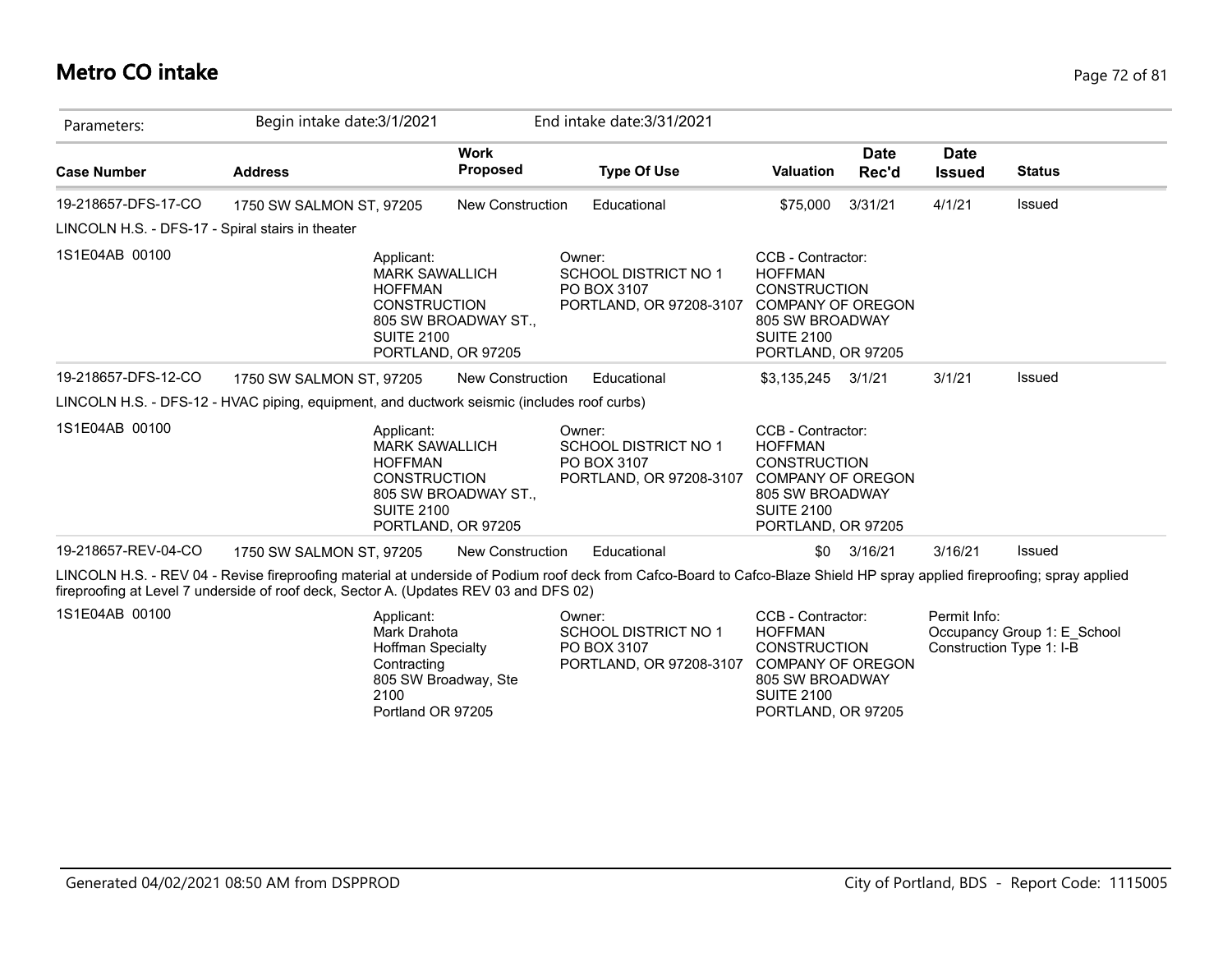# Metro CO intake

Parameters: Begin intake date:3/1/2021 End intake date:3/31/2021

| Case Number | Address | Work Proposed | Type Of Use | Valuation | Date Rec'd | Date Issued | Status |
|---|---|---|---|---|---|---|---|
| 19-218657-DFS-17-CO | 1750 SW SALMON ST, 97205 | New Construction | Educational | $75,000 | 3/31/21 | 4/1/21 | Issued |

LINCOLN H.S. - DFS-17 - Spiral stairs in theater

1S1E04AB 00100

Applicant:
MARK SAWALLICH
HOFFMAN CONSTRUCTION
805 SW BROADWAY ST., SUITE 2100
PORTLAND, OR 97205

Owner:
SCHOOL DISTRICT NO 1
PO BOX 3107
PORTLAND, OR 97208-3107

CCB - Contractor:
HOFFMAN CONSTRUCTION COMPANY OF OREGON
805 SW BROADWAY
SUITE 2100
PORTLAND, OR 97205

| Case Number | Address | Work Proposed | Type Of Use | Valuation | Date Rec'd | Date Issued | Status |
|---|---|---|---|---|---|---|---|
| 19-218657-DFS-12-CO | 1750 SW SALMON ST, 97205 | New Construction | Educational | $3,135,245 | 3/1/21 | 3/1/21 | Issued |

LINCOLN H.S. - DFS-12 - HVAC piping, equipment, and ductwork seismic (includes roof curbs)

1S1E04AB 00100

Applicant:
MARK SAWALLICH
HOFFMAN CONSTRUCTION
805 SW BROADWAY ST., SUITE 2100
PORTLAND, OR 97205

Owner:
SCHOOL DISTRICT NO 1
PO BOX 3107
PORTLAND, OR 97208-3107

CCB - Contractor:
HOFFMAN CONSTRUCTION COMPANY OF OREGON
805 SW BROADWAY
SUITE 2100
PORTLAND, OR 97205

| Case Number | Address | Work Proposed | Type Of Use | Valuation | Date Rec'd | Date Issued | Status |
|---|---|---|---|---|---|---|---|
| 19-218657-REV-04-CO | 1750 SW SALMON ST, 97205 | New Construction | Educational | $0 | 3/16/21 | 3/16/21 | Issued |

LINCOLN H.S. - REV 04 - Revise fireproofing material at underside of Podium roof deck from Cafco-Board to Cafco-Blaze Shield HP spray applied fireproofing; spray applied fireproofing at Level 7 underside of roof deck, Sector A. (Updates REV 03 and DFS 02)

1S1E04AB 00100

Applicant:
Mark Drahota
Hoffman Specialty Contracting
805 SW Broadway, Ste 2100
Portland OR 97205

Owner:
SCHOOL DISTRICT NO 1
PO BOX 3107
PORTLAND, OR 97208-3107

CCB - Contractor:
HOFFMAN CONSTRUCTION COMPANY OF OREGON
805 SW BROADWAY
SUITE 2100
PORTLAND, OR 97205

Permit Info:
Occupancy Group 1: E_School
Construction Type 1: I-B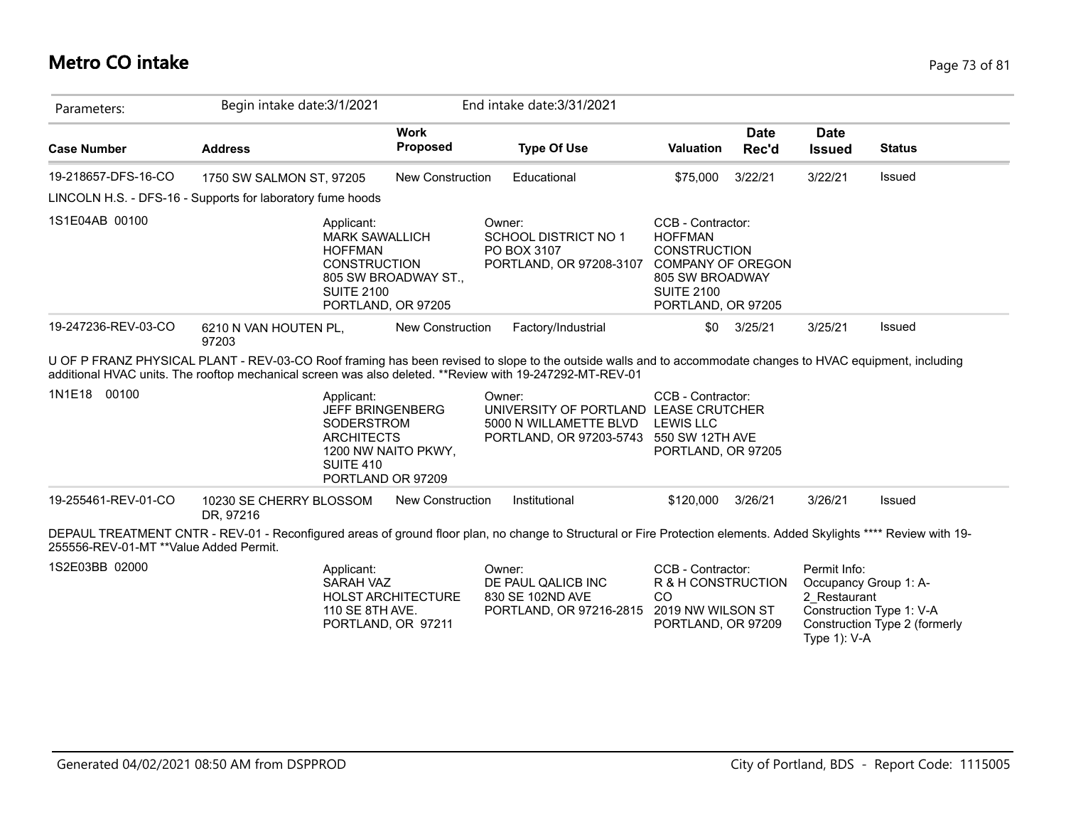# Metro CO intake

Parameters: Begin intake date:3/1/2021 End intake date:3/31/2021

| Case Number | Address | Work Proposed | Type Of Use | Valuation | Date Rec'd | Date Issued | Status |
|---|---|---|---|---|---|---|---|
| 19-218657-DFS-16-CO | 1750 SW SALMON ST, 97205 | New Construction | Educational | $75,000 | 3/22/21 | 3/22/21 | Issued |

LINCOLN H.S. - DFS-16 - Supports for laboratory fume hoods

1S1E04AB 00100

Applicant: MARK SAWALLICH, HOFFMAN CONSTRUCTION, 805 SW BROADWAY ST., SUITE 2100, PORTLAND, OR 97205

Owner: SCHOOL DISTRICT NO 1, PO BOX 3107, PORTLAND, OR 97208-3107

CCB - Contractor: HOFFMAN CONSTRUCTION COMPANY OF OREGON, 805 SW BROADWAY, SUITE 2100, PORTLAND, OR 97205

| Case Number | Address | Work Proposed | Type Of Use | Valuation | Date Rec'd | Date Issued | Status |
|---|---|---|---|---|---|---|---|
| 19-247236-REV-03-CO | 6210 N VAN HOUTEN PL, 97203 | New Construction | Factory/Industrial | $0 | 3/25/21 | 3/25/21 | Issued |

U OF P FRANZ PHYSICAL PLANT - REV-03-CO Roof framing has been revised to slope to the outside walls and to accommodate changes to HVAC equipment, including additional HVAC units. The rooftop mechanical screen was also deleted. **Review with 19-247292-MT-REV-01

1N1E18 00100

Applicant: JEFF BRINGENBERG, SODERSTROM ARCHITECTS, 1200 NW NAITO PKWY, SUITE 410, PORTLAND OR 97209

Owner: UNIVERSITY OF PORTLAND, 5000 N WILLAMETTE BLVD, PORTLAND, OR 97203-5743

CCB - Contractor: LEASE CRUTCHER LEWIS LLC, 550 SW 12TH AVE, PORTLAND, OR 97205

| Case Number | Address | Work Proposed | Type Of Use | Valuation | Date Rec'd | Date Issued | Status |
|---|---|---|---|---|---|---|---|
| 19-255461-REV-01-CO | 10230 SE CHERRY BLOSSOM DR, 97216 | New Construction | Institutional | $120,000 | 3/26/21 | 3/26/21 | Issued |

DEPAUL TREATMENT CNTR - REV-01 - Reconfigured areas of ground floor plan, no change to Structural or Fire Protection elements. Added Skylights **** Review with 19-255556-REV-01-MT **Value Added Permit.

1S2E03BB 02000

Applicant: SARAH VAZ, HOLST ARCHITECTURE, 110 SE 8TH AVE., PORTLAND, OR 97211

Owner: DE PAUL QALICB INC, 830 SE 102ND AVE, PORTLAND, OR 97216-2815

CCB - Contractor: R & H CONSTRUCTION CO, 2019 NW WILSON ST, PORTLAND, OR 97209

Permit Info: Occupancy Group 1: A-2_Restaurant, Construction Type 1: V-A, Construction Type 2 (formerly Type 1): V-A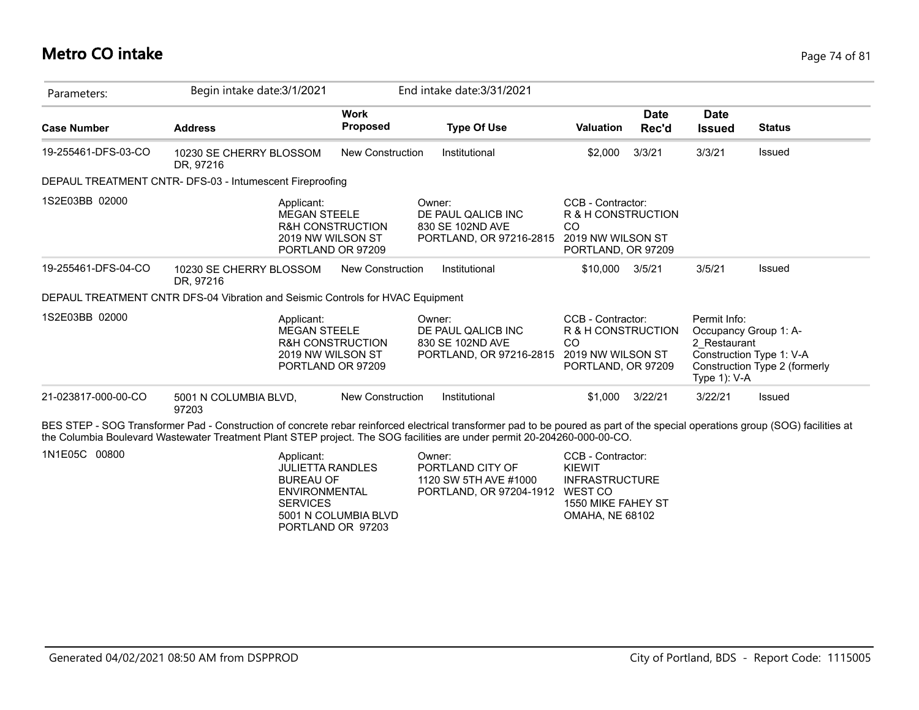# Metro CO intake

| Parameters: | Begin intake date:3/1/2021 | | End intake date:3/31/2021 | | | | |
|---|---|---|---|---|---|---|---|
| **Case Number** | **Address** | **Work Proposed** | **Type Of Use** | **Valuation** | **Date Rec'd** | **Date Issued** | **Status** |
| 19-255461-DFS-03-CO | 10230 SE CHERRY BLOSSOM DR, 97216 | New Construction | Institutional | $2,000 | 3/3/21 | 3/3/21 | Issued |
| DEPAUL TREATMENT CNTR- DFS-03 - Intumescent Fireproofing | | | | | | | |
| 1S2E03BB 02000 | Applicant: MEGAN STEELE R&H CONSTRUCTION 2019 NW WILSON ST PORTLAND OR 97209 | | Owner: DE PAUL QALICB INC 830 SE 102ND AVE PORTLAND, OR 97216-2815 | CCB - Contractor: R & H CONSTRUCTION CO 2019 NW WILSON ST PORTLAND, OR 97209 | | | |
| 19-255461-DFS-04-CO | 10230 SE CHERRY BLOSSOM DR, 97216 | New Construction | Institutional | $10,000 | 3/5/21 | 3/5/21 | Issued |
| DEPAUL TREATMENT CNTR DFS-04 Vibration and Seismic Controls for HVAC Equipment | | | | | | | |
| 1S2E03BB 02000 | Applicant: MEGAN STEELE R&H CONSTRUCTION 2019 NW WILSON ST PORTLAND OR 97209 | | Owner: DE PAUL QALICB INC 830 SE 102ND AVE PORTLAND, OR 97216-2815 | CCB - Contractor: R & H CONSTRUCTION CO 2019 NW WILSON ST PORTLAND, OR 97209 | | Permit Info: Occupancy Group 1: A-2_Restaurant Construction Type 1: V-A Construction Type 2 (formerly Type 1): V-A | |
| 21-023817-000-00-CO | 5001 N COLUMBIA BLVD, 97203 | New Construction | Institutional | $1,000 | 3/22/21 | 3/22/21 | Issued |
| BES STEP - SOG Transformer Pad - Construction of concrete rebar reinforced electrical transformer pad to be poured as part of the special operations group (SOG) facilities at the Columbia Boulevard Wastewater Treatment Plant STEP project. The SOG facilities are under permit 20-204260-000-00-CO. | | | | | | | |
| 1N1E05C 00800 | Applicant: JULIETTA RANDLES BUREAU OF ENVIRONMENTAL SERVICES 5001 N COLUMBIA BLVD PORTLAND OR 97203 | | Owner: PORTLAND CITY OF 1120 SW 5TH AVE #1000 PORTLAND, OR 97204-1912 | CCB - Contractor: KIEWIT INFRASTRUCTURE WEST CO 1550 MIKE FAHEY ST OMAHA, NE 68102 | | | |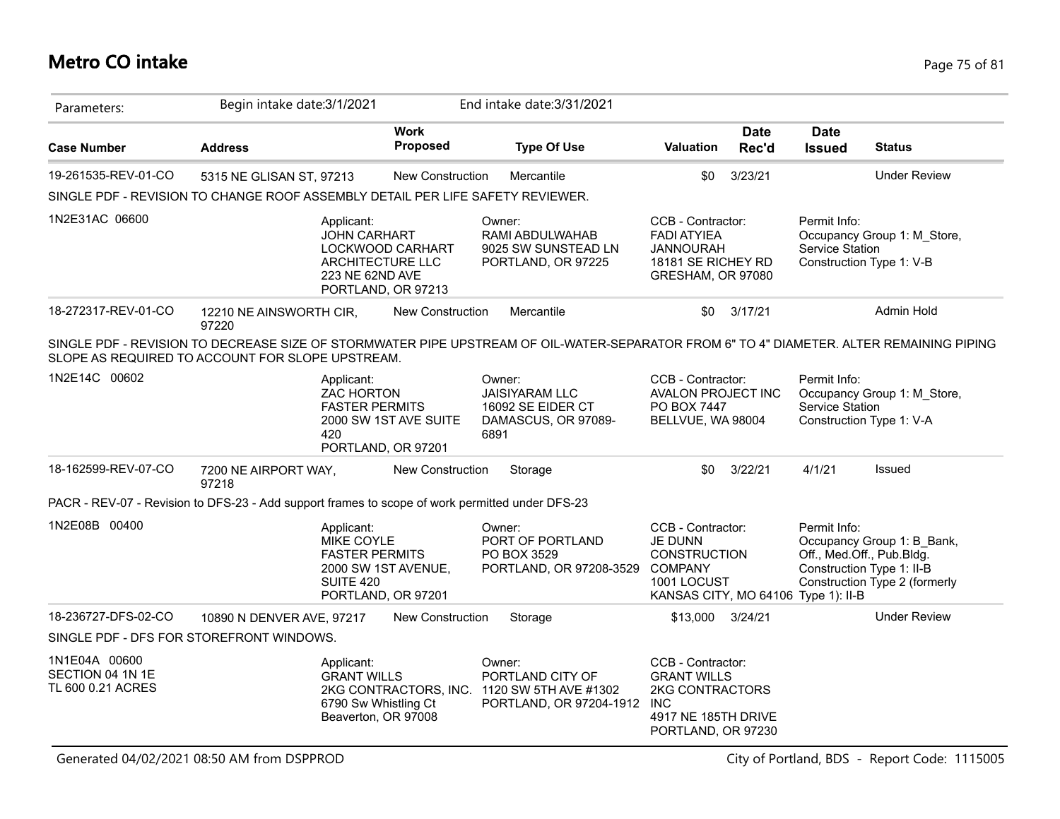# Metro CO intake

Parameters: Begin intake date:3/1/2021 End intake date:3/31/2021

| Case Number | Address | Work Proposed | Type Of Use | Valuation | Date Rec'd | Date Issued | Status |
|---|---|---|---|---|---|---|---|
| 19-261535-REV-01-CO | 5315 NE GLISAN ST, 97213 | New Construction | Mercantile | $0 | 3/23/21 | | Under Review |

SINGLE PDF - REVISION TO CHANGE ROOF ASSEMBLY DETAIL PER LIFE SAFETY REVIEWER.

1N2E31AC 06600

Applicant:
JOHN CARHART
LOCKWOOD CARHART ARCHITECTURE LLC
223 NE 62ND AVE
PORTLAND, OR 97213

Owner:
RAMI ABDULWAHAB
9025 SW SUNSTEAD LN
PORTLAND, OR 97225

CCB - Contractor:
FADI ATYIEA JANNOURAH
18181 SE RICHEY RD
GRESHAM, OR 97080

Permit Info:
Occupancy Group 1: M_Store, Service Station
Construction Type 1: V-B

| Case Number | Address | Work Proposed | Type Of Use | Valuation | Date Rec'd | Date Issued | Status |
|---|---|---|---|---|---|---|---|
| 18-272317-REV-01-CO | 12210 NE AINSWORTH CIR, 97220 | New Construction | Mercantile | $0 | 3/17/21 | | Admin Hold |

SINGLE PDF - REVISION TO DECREASE SIZE OF STORMWATER PIPE UPSTREAM OF OIL-WATER-SEPARATOR FROM 6" TO 4" DIAMETER. ALTER REMAINING PIPING SLOPE AS REQUIRED TO ACCOUNT FOR SLOPE UPSTREAM.

1N2E14C 00602

Applicant:
ZAC HORTON
FASTER PERMITS
2000 SW 1ST AVE SUITE 420
PORTLAND, OR 97201

Owner:
JAISIYARAM LLC
16092 SE EIDER CT
DAMASCUS, OR 97089-6891

CCB - Contractor:
AVALON PROJECT INC
PO BOX 7447
BELLVUE, WA 98004

Permit Info:
Occupancy Group 1: M_Store, Service Station
Construction Type 1: V-A

| Case Number | Address | Work Proposed | Type Of Use | Valuation | Date Rec'd | Date Issued | Status |
|---|---|---|---|---|---|---|---|
| 18-162599-REV-07-CO | 7200 NE AIRPORT WAY, 97218 | New Construction | Storage | $0 | 3/22/21 | 4/1/21 | Issued |

PACR - REV-07 - Revision to DFS-23 - Add support frames to scope of work permitted under DFS-23

1N2E08B 00400

Applicant:
MIKE COYLE
FASTER PERMITS
2000 SW 1ST AVENUE, SUITE 420
PORTLAND, OR 97201

Owner:
PORT OF PORTLAND
PO BOX 3529
PORTLAND, OR 97208-3529

CCB - Contractor:
JE DUNN CONSTRUCTION COMPANY
1001 LOCUST
KANSAS CITY, MO 64106

Permit Info:
Occupancy Group 1: B_Bank, Off., Med.Off., Pub.Bldg.
Construction Type 1: II-B
Construction Type 2 (formerly Type 1): II-B

| Case Number | Address | Work Proposed | Type Of Use | Valuation | Date Rec'd | Date Issued | Status |
|---|---|---|---|---|---|---|---|
| 18-236727-DFS-02-CO | 10890 N DENVER AVE, 97217 | New Construction | Storage | $13,000 | 3/24/21 | | Under Review |

SINGLE PDF - DFS FOR STOREFRONT WINDOWS.

1N1E04A 00600
SECTION 04 1N 1E
TL 600 0.21 ACRES

Applicant:
GRANT WILLS
2KG CONTRACTORS, INC.
6790 Sw Whistling Ct
Beaverton, OR 97008

Owner:
PORTLAND CITY OF
1120 SW 5TH AVE #1302
PORTLAND, OR 97204-1912

CCB - Contractor:
GRANT WILLS
2KG CONTRACTORS INC
4917 NE 185TH DRIVE
PORTLAND, OR 97230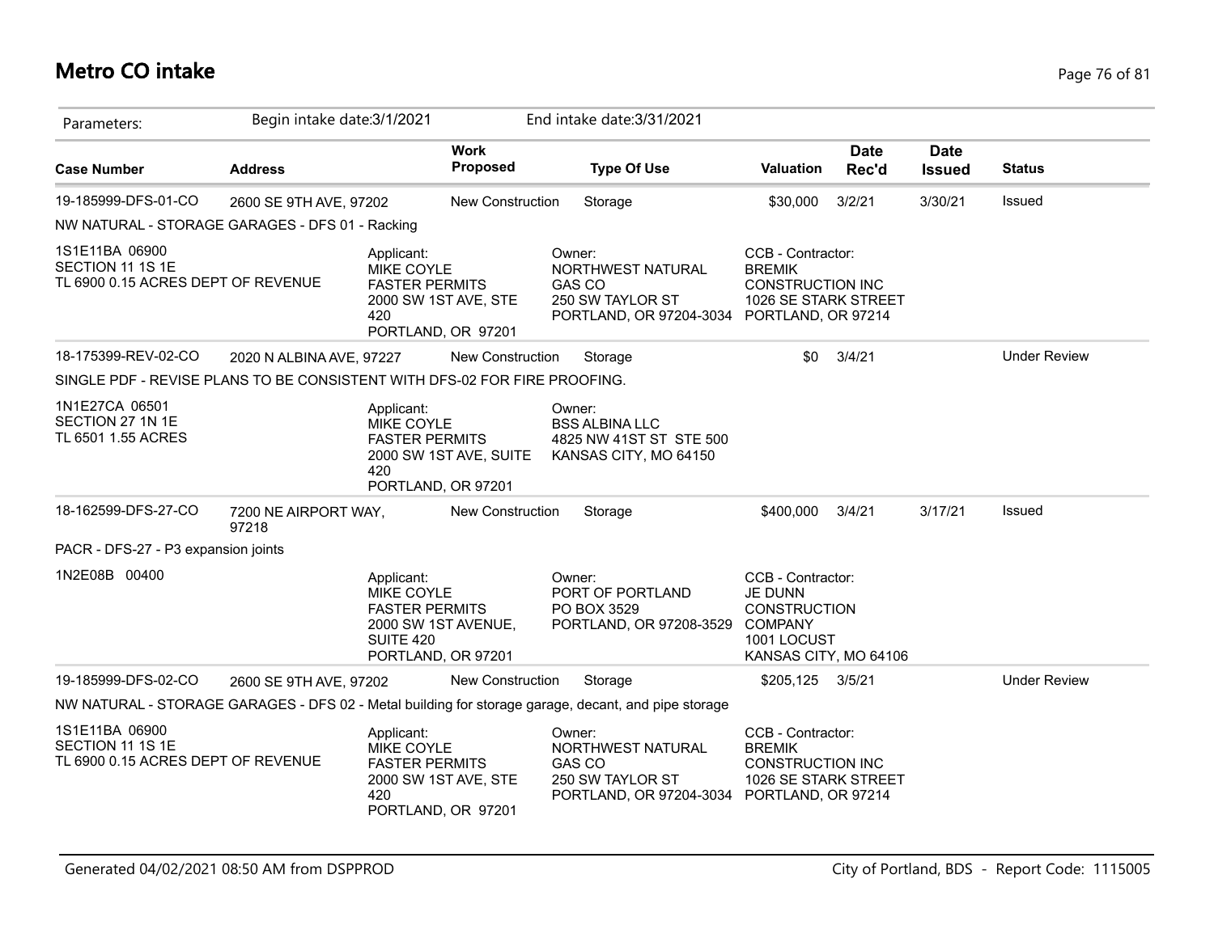# Metro CO intake

Parameters: Begin intake date:3/1/2021 End intake date:3/31/2021

| Case Number | Address | Work Proposed | Type Of Use | Valuation | Date Rec'd | Date Issued | Status |
|---|---|---|---|---|---|---|---|
| 19-185999-DFS-01-CO | 2600 SE 9TH AVE, 97202 | New Construction | Storage | $30,000 | 3/2/21 | 3/30/21 | Issued |

NW NATURAL - STORAGE GARAGES - DFS 01 - Racking

1S1E11BA 06900
SECTION 11 1S 1E
TL 6900 0.15 ACRES DEPT OF REVENUE

Applicant:
MIKE COYLE
FASTER PERMITS
2000 SW 1ST AVE, STE 420
PORTLAND, OR 97201

Owner:
NORTHWEST NATURAL GAS CO
250 SW TAYLOR ST
PORTLAND, OR 97204-3034

CCB - Contractor:
BREMIK CONSTRUCTION INC
1026 SE STARK STREET
PORTLAND, OR 97214

| Case Number | Address | Work Proposed | Type Of Use | Valuation | Date Rec'd | Date Issued | Status |
|---|---|---|---|---|---|---|---|
| 18-175399-REV-02-CO | 2020 N ALBINA AVE, 97227 | New Construction | Storage | $0 | 3/4/21 | | Under Review |

SINGLE PDF - REVISE PLANS TO BE CONSISTENT WITH DFS-02 FOR FIRE PROOFING.

1N1E27CA 06501
SECTION 27 1N 1E
TL 6501 1.55 ACRES

Applicant:
MIKE COYLE
FASTER PERMITS
2000 SW 1ST AVE, SUITE 420
PORTLAND, OR 97201

Owner:
BSS ALBINA LLC
4825 NW 41ST ST STE 500
KANSAS CITY, MO 64150

| Case Number | Address | Work Proposed | Type Of Use | Valuation | Date Rec'd | Date Issued | Status |
|---|---|---|---|---|---|---|---|
| 18-162599-DFS-27-CO | 7200 NE AIRPORT WAY, 97218 | New Construction | Storage | $400,000 | 3/4/21 | 3/17/21 | Issued |

PACR - DFS-27 - P3 expansion joints

1N2E08B 00400

Applicant:
MIKE COYLE
FASTER PERMITS
2000 SW 1ST AVENUE, SUITE 420
PORTLAND, OR 97201

Owner:
PORT OF PORTLAND
PO BOX 3529
PORTLAND, OR 97208-3529

CCB - Contractor:
JE DUNN CONSTRUCTION COMPANY
1001 LOCUST
KANSAS CITY, MO 64106

| Case Number | Address | Work Proposed | Type Of Use | Valuation | Date Rec'd | Date Issued | Status |
|---|---|---|---|---|---|---|---|
| 19-185999-DFS-02-CO | 2600 SE 9TH AVE, 97202 | New Construction | Storage | $205,125 | 3/5/21 | | Under Review |

NW NATURAL - STORAGE GARAGES - DFS 02 - Metal building for storage garage, decant, and pipe storage

1S1E11BA 06900
SECTION 11 1S 1E
TL 6900 0.15 ACRES DEPT OF REVENUE

Applicant:
MIKE COYLE
FASTER PERMITS
2000 SW 1ST AVE, STE 420
PORTLAND, OR 97201

Owner:
NORTHWEST NATURAL GAS CO
250 SW TAYLOR ST
PORTLAND, OR 97204-3034

CCB - Contractor:
BREMIK CONSTRUCTION INC
1026 SE STARK STREET
PORTLAND, OR 97214

Generated 04/02/2021 08:50 AM from DSPPROD — City of Portland, BDS - Report Code: 1115005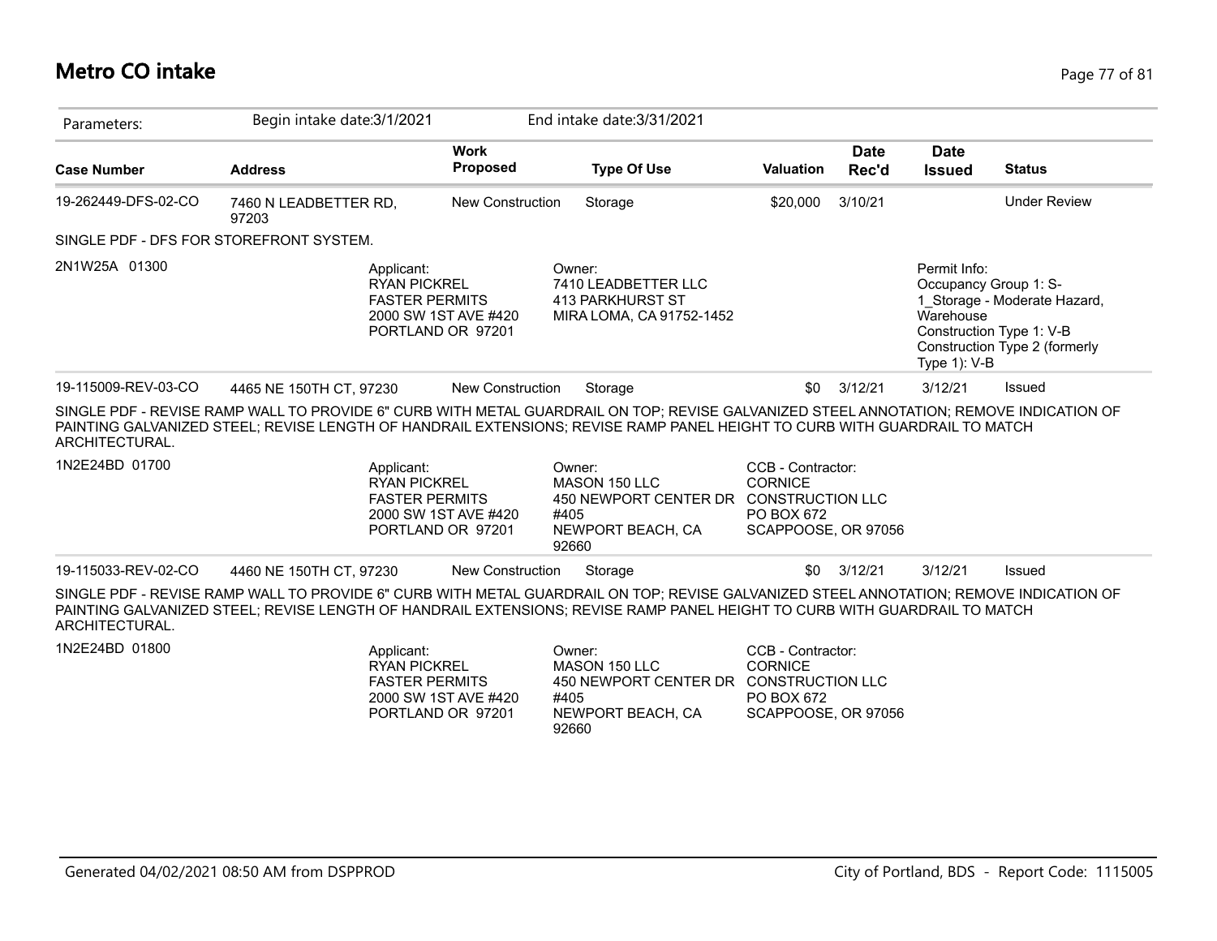# Metro CO intake

Parameters: Begin intake date:3/1/2021 End intake date:3/31/2021

| Case Number | Address | Work Proposed | Type Of Use | Valuation | Date Rec'd | Date Issued | Status |
|---|---|---|---|---|---|---|---|
| 19-262449-DFS-02-CO | 7460 N LEADBETTER RD, 97203 | New Construction | Storage | $20,000 | 3/10/21 | | Under Review |

SINGLE PDF - DFS FOR STOREFRONT SYSTEM.

2N1W25A 01300

Applicant:
RYAN PICKREL
FASTER PERMITS
2000 SW 1ST AVE #420
PORTLAND OR 97201

Owner:
7410 LEADBETTER LLC
413 PARKHURST ST
MIRA LOMA, CA 91752-1452

Permit Info:
Occupancy Group 1: S-1_Storage - Moderate Hazard, Warehouse
Construction Type 1: V-B
Construction Type 2 (formerly Type 1): V-B

| Case Number | Address | Work Proposed | Type Of Use | Valuation | Date Rec'd | Date Issued | Status |
|---|---|---|---|---|---|---|---|
| 19-115009-REV-03-CO | 4465 NE 150TH CT, 97230 | New Construction | Storage | $0 | 3/12/21 | 3/12/21 | Issued |

SINGLE PDF - REVISE RAMP WALL TO PROVIDE 6" CURB WITH METAL GUARDRAIL ON TOP; REVISE GALVANIZED STEEL ANNOTATION; REMOVE INDICATION OF PAINTING GALVANIZED STEEL; REVISE LENGTH OF HANDRAIL EXTENSIONS; REVISE RAMP PANEL HEIGHT TO CURB WITH GUARDRAIL TO MATCH ARCHITECTURAL.

1N2E24BD 01700

Applicant:
RYAN PICKREL
FASTER PERMITS
2000 SW 1ST AVE #420
PORTLAND OR 97201

Owner:
MASON 150 LLC
450 NEWPORT CENTER DR #405
NEWPORT BEACH, CA 92660

CCB - Contractor:
CORNICE CONSTRUCTION LLC
PO BOX 672
SCAPPOOSE, OR 97056

| Case Number | Address | Work Proposed | Type Of Use | Valuation | Date Rec'd | Date Issued | Status |
|---|---|---|---|---|---|---|---|
| 19-115033-REV-02-CO | 4460 NE 150TH CT, 97230 | New Construction | Storage | $0 | 3/12/21 | 3/12/21 | Issued |

SINGLE PDF - REVISE RAMP WALL TO PROVIDE 6" CURB WITH METAL GUARDRAIL ON TOP; REVISE GALVANIZED STEEL ANNOTATION; REMOVE INDICATION OF PAINTING GALVANIZED STEEL; REVISE LENGTH OF HANDRAIL EXTENSIONS; REVISE RAMP PANEL HEIGHT TO CURB WITH GUARDRAIL TO MATCH ARCHITECTURAL.

1N2E24BD 01800

Applicant:
RYAN PICKREL
FASTER PERMITS
2000 SW 1ST AVE #420
PORTLAND OR 97201

Owner:
MASON 150 LLC
450 NEWPORT CENTER DR #405
NEWPORT BEACH, CA 92660

CCB - Contractor:
CORNICE CONSTRUCTION LLC
PO BOX 672
SCAPPOOSE, OR 97056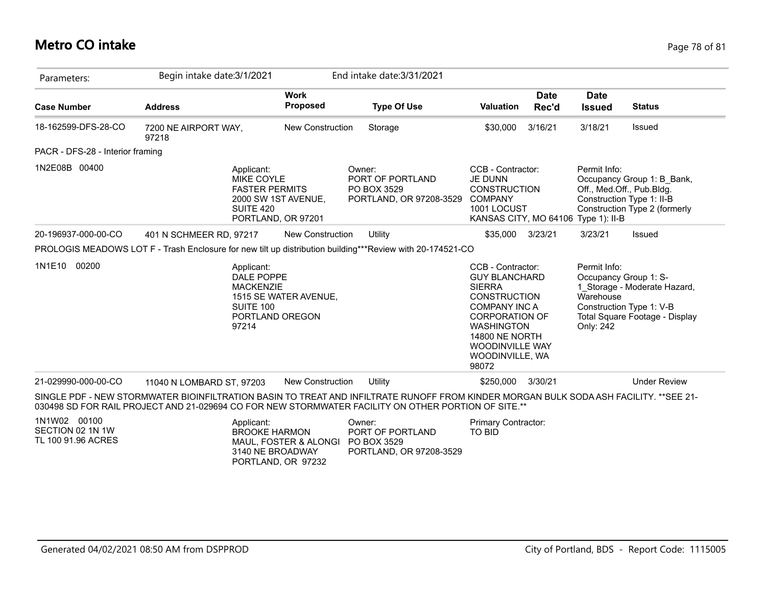# Metro CO intake

Parameters: Begin intake date:3/1/2021 End intake date:3/31/2021

| Case Number | Address | Work Proposed | Type Of Use | Valuation | Date Rec'd | Date Issued | Status |
|---|---|---|---|---|---|---|---|
| 18-162599-DFS-28-CO | 7200 NE AIRPORT WAY, 97218 | New Construction | Storage | $30,000 | 3/16/21 | 3/18/21 | Issued |

PACR - DFS-28 - Interior framing

1N2E08B 00400

Applicant: MIKE COYLE, FASTER PERMITS, 2000 SW 1ST AVENUE, SUITE 420, PORTLAND, OR 97201

Owner: PORT OF PORTLAND, PO BOX 3529, PORTLAND, OR 97208-3529

CCB - Contractor: JE DUNN CONSTRUCTION COMPANY, 1001 LOCUST, KANSAS CITY, MO 64106

Permit Info: Occupancy Group 1: B_Bank, Off., Med.Off., Pub.Bldg. Construction Type 1: II-B Construction Type 2 (formerly Type 1): II-B

| Case Number | Address | Work Proposed | Type Of Use | Valuation | Date Rec'd | Date Issued | Status |
|---|---|---|---|---|---|---|---|
| 20-196937-000-00-CO | 401 N SCHMEER RD, 97217 | New Construction | Utility | $35,000 | 3/23/21 | 3/23/21 | Issued |

PROLOGIS MEADOWS LOT F - Trash Enclosure for new tilt up distribution building***Review with 20-174521-CO

1N1E10 00200

Applicant: DALE POPPE, MACKENZIE, 1515 SE WATER AVENUE, SUITE 100, PORTLAND OREGON 97214

CCB - Contractor: GUY BLANCHARD, SIERRA CONSTRUCTION COMPANY INC A CORPORATION OF WASHINGTON, 14800 NE NORTH WOODINVILLE WAY, WOODINVILLE, WA 98072

Permit Info: Occupancy Group 1: S-1_Storage - Moderate Hazard, Warehouse Construction Type 1: V-B Total Square Footage - Display Only: 242

| Case Number | Address | Work Proposed | Type Of Use | Valuation | Date Rec'd | Date Issued | Status |
|---|---|---|---|---|---|---|---|
| 21-029990-000-00-CO | 11040 N LOMBARD ST, 97203 | New Construction | Utility | $250,000 | 3/30/21 | | Under Review |

SINGLE PDF - NEW STORMWATER BIOINFILTRATION BASIN TO TREAT AND INFILTRATE RUNOFF FROM KINDER MORGAN BULK SODA ASH FACILITY. **SEE 21-030498 SD FOR RAIL PROJECT AND 21-029694 CO FOR NEW STORMWATER FACILITY ON OTHER PORTION OF SITE.**

1N1W02 00100
SECTION 02 1N 1W
TL 100 91.96 ACRES

Applicant: BROOKE HARMON, MAUL, FOSTER & ALONGI, 3140 NE BROADWAY, PORTLAND, OR 97232

Owner: PORT OF PORTLAND, PO BOX 3529, PORTLAND, OR 97208-3529

Primary Contractor: TO BID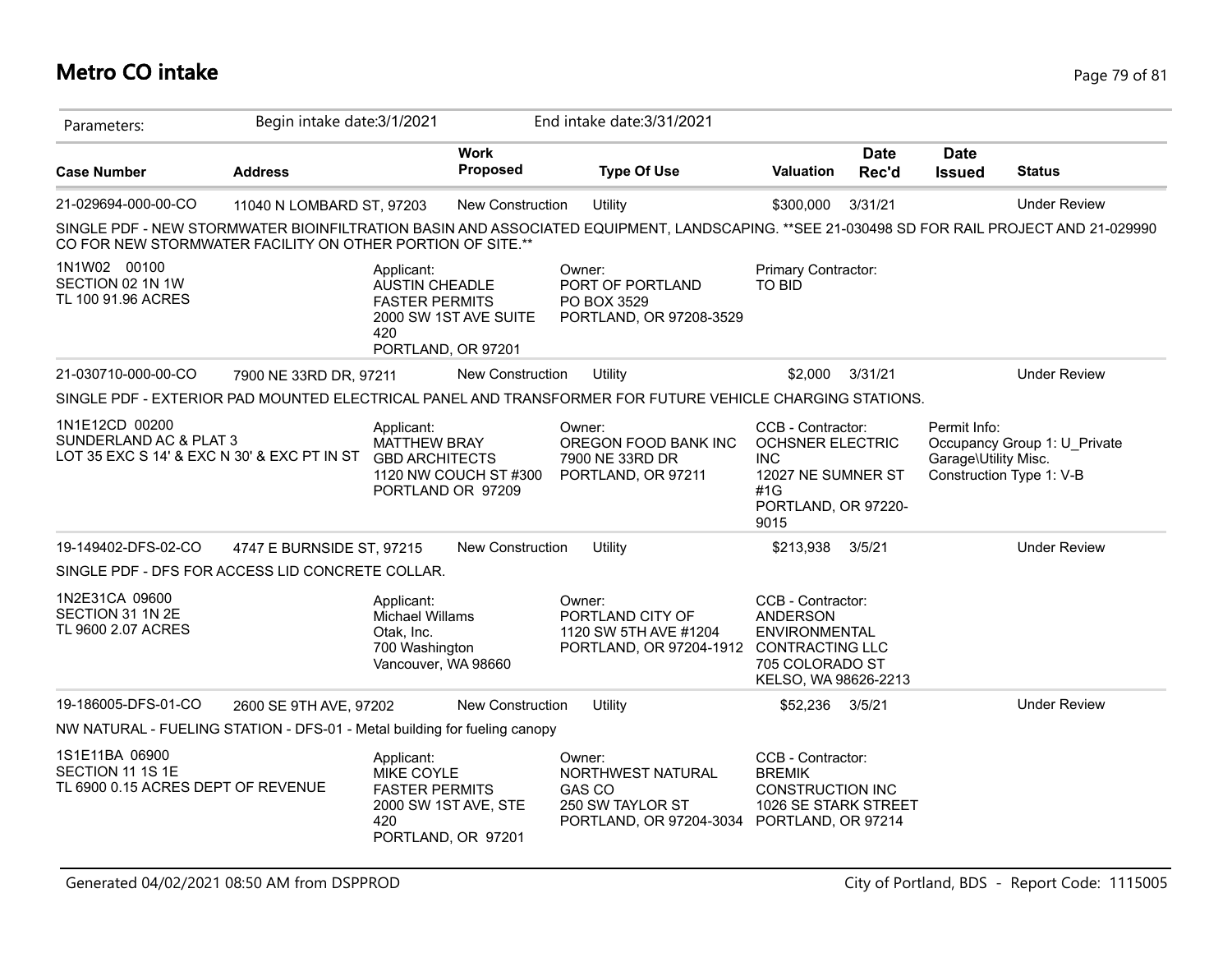# Metro CO intake

| Parameters: | Begin intake date:3/1/2021 | | End intake date:3/31/2021 | | | | |
|---|---|---|---|---|---|---|---|
| **Case Number** | **Address** | **Work Proposed** | **Type Of Use** | **Valuation** | **Date Rec'd** | **Date Issued** | **Status** |
| 21-029694-000-00-CO | 11040 N LOMBARD ST, 97203 | New Construction | Utility | $300,000 | 3/31/21 | | Under Review |

SINGLE PDF - NEW STORMWATER BIOINFILTRATION BASIN AND ASSOCIATED EQUIPMENT, LANDSCAPING. **SEE 21-030498 SD FOR RAIL PROJECT AND 21-029990 CO FOR NEW STORMWATER FACILITY ON OTHER PORTION OF SITE.**

1N1W02 00100
SECTION 02 1N 1W
TL 100 91.96 ACRES

Applicant:
AUSTIN CHEADLE
FASTER PERMITS
2000 SW 1ST AVE SUITE 420
PORTLAND, OR 97201

Owner:
PORT OF PORTLAND
PO BOX 3529
PORTLAND, OR 97208-3529

Primary Contractor:
TO BID

| Case Number | Address | Work Proposed | Type Of Use | Valuation | Date Rec'd | Date Issued | Status |
|---|---|---|---|---|---|---|---|
| 21-030710-000-00-CO | 7900 NE 33RD DR, 97211 | New Construction | Utility | $2,000 | 3/31/21 | | Under Review |

SINGLE PDF - EXTERIOR PAD MOUNTED ELECTRICAL PANEL AND TRANSFORMER FOR FUTURE VEHICLE CHARGING STATIONS.

1N1E12CD 00200
SUNDERLAND AC & PLAT 3
LOT 35 EXC S 14' & EXC N 30' & EXC PT IN ST

Applicant:
MATTHEW BRAY
GBD ARCHITECTS
1120 NW COUCH ST #300
PORTLAND OR 97209

Owner:
OREGON FOOD BANK INC
7900 NE 33RD DR
PORTLAND, OR 97211

CCB - Contractor:
OCHSNER ELECTRIC INC
12027 NE SUMNER ST #1G
PORTLAND, OR 97220-9015

Permit Info:
Occupancy Group 1: U_Private Garage\Utility Misc.
Construction Type 1: V-B

| Case Number | Address | Work Proposed | Type Of Use | Valuation | Date Rec'd | Date Issued | Status |
|---|---|---|---|---|---|---|---|
| 19-149402-DFS-02-CO | 4747 E BURNSIDE ST, 97215 | New Construction | Utility | $213,938 | 3/5/21 | | Under Review |

SINGLE PDF - DFS FOR ACCESS LID CONCRETE COLLAR.

1N2E31CA 09600
SECTION 31 1N 2E
TL 9600 2.07 ACRES

Applicant:
Michael Willams
Otak, Inc.
700 Washington
Vancouver, WA 98660

Owner:
PORTLAND CITY OF
1120 SW 5TH AVE #1204
PORTLAND, OR 97204-1912

CCB - Contractor:
ANDERSON ENVIRONMENTAL CONTRACTING LLC
705 COLORADO ST
KELSO, WA 98626-2213

| Case Number | Address | Work Proposed | Type Of Use | Valuation | Date Rec'd | Date Issued | Status |
|---|---|---|---|---|---|---|---|
| 19-186005-DFS-01-CO | 2600 SE 9TH AVE, 97202 | New Construction | Utility | $52,236 | 3/5/21 | | Under Review |

NW NATURAL - FUELING STATION - DFS-01 - Metal building for fueling canopy

1S1E11BA 06900
SECTION 11 1S 1E
TL 6900 0.15 ACRES DEPT OF REVENUE

Applicant:
MIKE COYLE
FASTER PERMITS
2000 SW 1ST AVE, STE 420
PORTLAND, OR 97201

Owner:
NORTHWEST NATURAL GAS CO
250 SW TAYLOR ST
PORTLAND, OR 97204-3034

CCB - Contractor:
BREMIK CONSTRUCTION INC
1026 SE STARK STREET
PORTLAND, OR 97214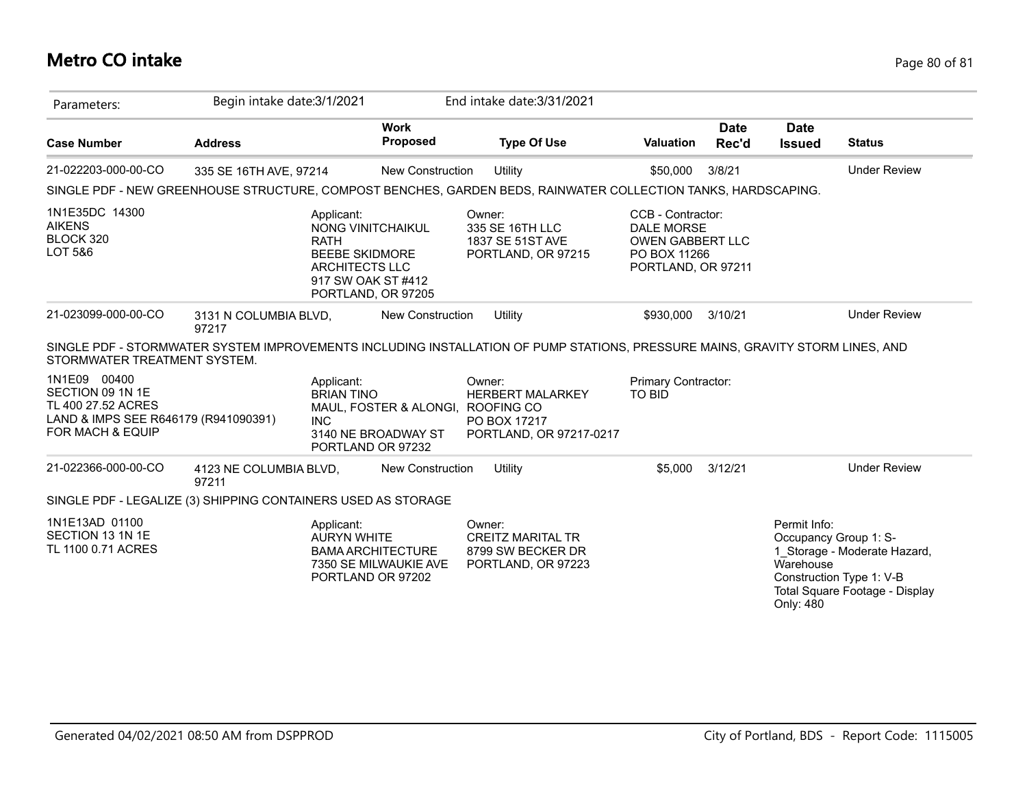# Metro CO intake

| Parameters: | Begin intake date:3/1/2021 | | End intake date:3/31/2021 | | | | |
|---|---|---|---|---|---|---|---|
| **Case Number** | **Address** | **Work Proposed** | **Type Of Use** | **Valuation** | **Date Rec'd** | **Date Issued** | **Status** |
| 21-022203-000-00-CO | 335 SE 16TH AVE, 97214 | New Construction | Utility | $50,000 | 3/8/21 | | Under Review |

SINGLE PDF - NEW GREENHOUSE STRUCTURE, COMPOST BENCHES, GARDEN BEDS, RAINWATER COLLECTION TANKS, HARDSCAPING.

1N1E35DC 14300
AIKENS
BLOCK 320
LOT 5&6

Applicant:
NONG VINITCHAIKUL RATH
BEEBE SKIDMORE ARCHITECTS LLC
917 SW OAK ST #412
PORTLAND, OR 97205

Owner:
335 SE 16TH LLC
1837 SE 51ST AVE
PORTLAND, OR 97215

CCB - Contractor:
DALE MORSE
OWEN GABBERT LLC
PO BOX 11266
PORTLAND, OR 97211

| Case Number | Address | Work Proposed | Type Of Use | Valuation | Date Rec'd | Date Issued | Status |
|---|---|---|---|---|---|---|---|
| 21-023099-000-00-CO | 3131 N COLUMBIA BLVD, 97217 | New Construction | Utility | $930,000 | 3/10/21 | | Under Review |

SINGLE PDF - STORMWATER SYSTEM IMPROVEMENTS INCLUDING INSTALLATION OF PUMP STATIONS, PRESSURE MAINS, GRAVITY STORM LINES, AND STORMWATER TREATMENT SYSTEM.

1N1E09 00400
SECTION 09 1N 1E
TL 400 27.52 ACRES
LAND & IMPS SEE R646179 (R941090391) FOR MACH & EQUIP

Applicant:
BRIAN TINO
MAUL, FOSTER & ALONGI, INC
3140 NE BROADWAY ST
PORTLAND OR 97232

Owner:
HERBERT MALARKEY ROOFING CO
PO BOX 17217
PORTLAND, OR 97217-0217

Primary Contractor:
TO BID

| Case Number | Address | Work Proposed | Type Of Use | Valuation | Date Rec'd | Date Issued | Status |
|---|---|---|---|---|---|---|---|
| 21-022366-000-00-CO | 4123 NE COLUMBIA BLVD, 97211 | New Construction | Utility | $5,000 | 3/12/21 | | Under Review |

SINGLE PDF - LEGALIZE (3) SHIPPING CONTAINERS USED AS STORAGE

1N1E13AD 01100
SECTION 13 1N 1E
TL 1100 0.71 ACRES

Applicant:
AURYN WHITE
BAMA ARCHITECTURE
7350 SE MILWAUKIE AVE
PORTLAND OR 97202

Owner:
CREITZ MARITAL TR
8799 SW BECKER DR
PORTLAND, OR 97223

Permit Info:
Occupancy Group 1: S-1_Storage - Moderate Hazard, Warehouse
Construction Type 1: V-B
Total Square Footage - Display Only: 480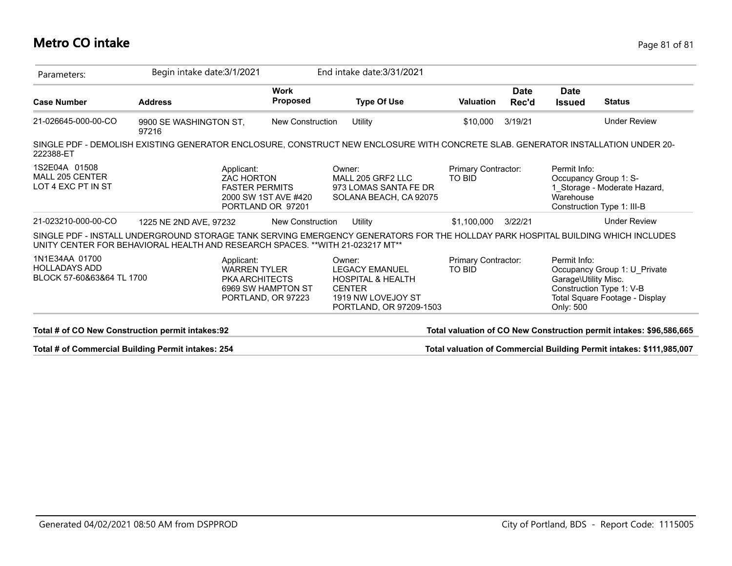# Metro CO intake

| Parameters: | Begin intake date:3/1/2021 | | End intake date:3/31/2021 | | | | |
|---|---|---|---|---|---|---|---|
| **Case Number** | **Address** | **Work Proposed** | **Type Of Use** | **Valuation** | **Date Rec'd** | **Date Issued** | **Status** |
| 21-026645-000-00-CO | 9900 SE WASHINGTON ST, 97216 | New Construction | Utility | $10,000 | 3/19/21 | | Under Review |

SINGLE PDF - DEMOLISH EXISTING GENERATOR ENCLOSURE, CONSTRUCT NEW ENCLOSURE WITH CONCRETE SLAB. GENERATOR INSTALLATION UNDER 20-222388-ET

| | | | | |
|---|---|---|---|---|
| 1S2E04A 01508<br>MALL 205 CENTER<br>LOT 4 EXC PT IN ST | Applicant:<br>ZAC HORTON<br>FASTER PERMITS<br>2000 SW 1ST AVE #420<br>PORTLAND OR 97201 | Owner:<br>MALL 205 GRF2 LLC<br>973 LOMAS SANTA FE DR<br>SOLANA BEACH, CA 92075 | Primary Contractor:<br>TO BID | Permit Info:<br>Occupancy Group 1: S-1_Storage - Moderate Hazard, Warehouse<br>Construction Type 1: III-B |

| Case Number | Address | Work Proposed | Type Of Use | Valuation | Date Rec'd | Date Issued | Status |
|---|---|---|---|---|---|---|---|
| 21-023210-000-00-CO | 1225 NE 2ND AVE, 97232 | New Construction | Utility | $1,100,000 | 3/22/21 | | Under Review |

SINGLE PDF - INSTALL UNDERGROUND STORAGE TANK SERVING EMERGENCY GENERATORS FOR THE HOLLDAY PARK HOSPITAL BUILDING WHICH INCLUDES UNITY CENTER FOR BEHAVIORAL HEALTH AND RESEARCH SPACES. **WITH 21-023217 MT**

| | | | | |
|---|---|---|---|---|
| 1N1E34AA 01700<br>HOLLADAYS ADD<br>BLOCK 57-60&63&64 TL 1700 | Applicant:<br>WARREN TYLER<br>PKA ARCHITECTS<br>6969 SW HAMPTON ST<br>PORTLAND, OR 97223 | Owner:<br>LEGACY EMANUEL<br>HOSPITAL & HEALTH<br>CENTER<br>1919 NW LOVEJOY ST<br>PORTLAND, OR 97209-1503 | Primary Contractor:<br>TO BID | Permit Info:<br>Occupancy Group 1: U_Private Garage\Utility Misc.<br>Construction Type 1: V-B<br>Total Square Footage - Display Only: 500 |

**Total # of CO New Construction permit intakes:92**

**Total valuation of CO New Construction permit intakes: $96,586,665**

**Total # of Commercial Building Permit intakes: 254**

**Total valuation of Commercial Building Permit intakes: $111,985,007**